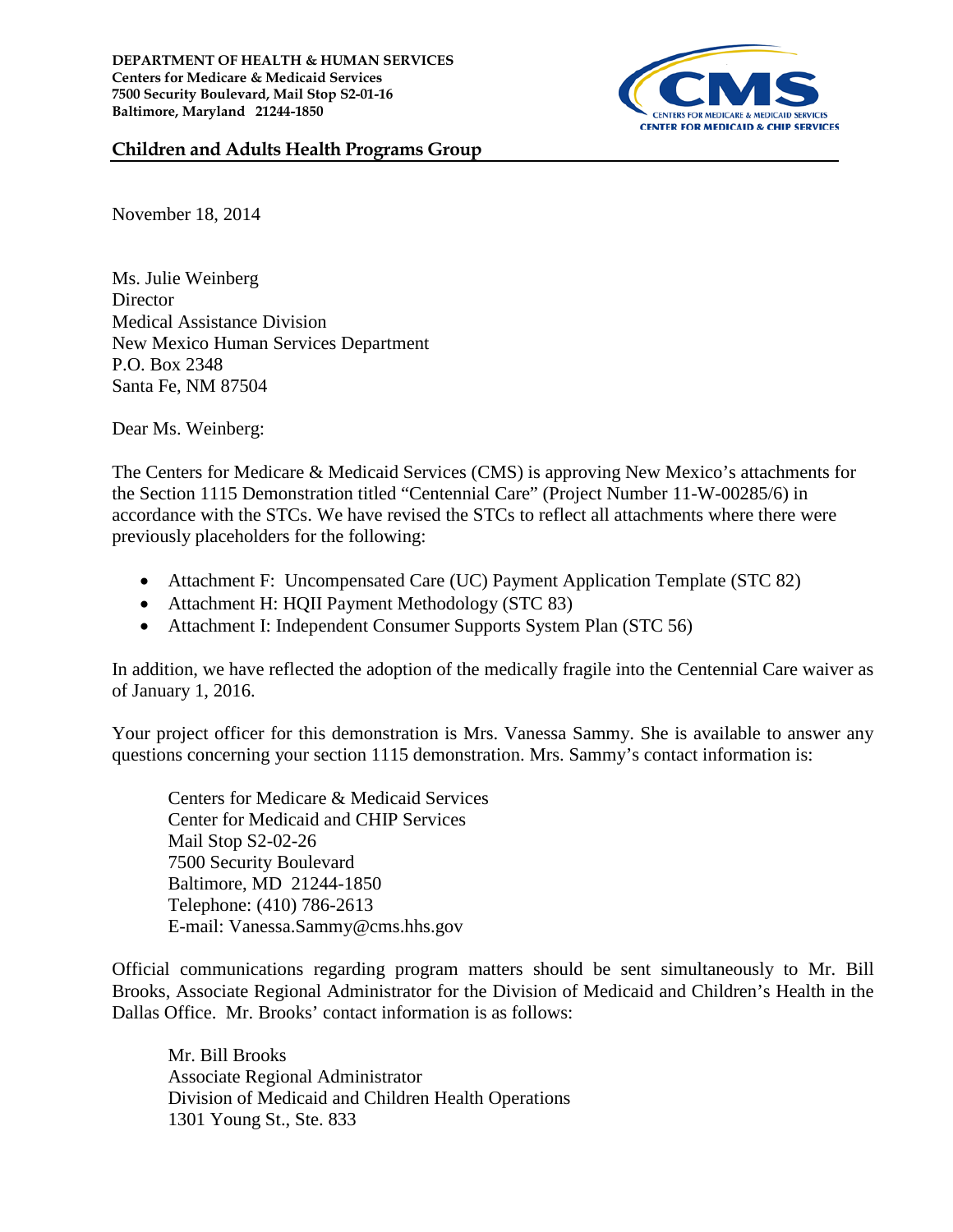DEPARTMENT OF HEALTH & HUMAN SERVICES
Centers for Medicare & Medicaid Services
7500 Security Boulevard, Mail Stop S2-01-16
Baltimore, Maryland 21244-1850

CMS
CENTERS FOR MEDICARE & MEDICAID SERVICES
CENTER FOR MEDICAID & CHIP SERVICES

**Children and Adults Health Programs Group**

November 18, 2014

Ms. Julie Weinberg
Director
Medical Assistance Division
New Mexico Human Services Department
P.O. Box 2348
Santa Fe, NM 87504

Dear Ms. Weinberg:

The Centers for Medicare & Medicaid Services (CMS) is approving New Mexico's attachments for the Section 1115 Demonstration titled "Centennial Care" (Project Number 11-W-00285/6) in accordance with the STCs. We have revised the STCs to reflect all attachments where there were previously placeholders for the following:

- Attachment F: Uncompensated Care (UC) Payment Application Template (STC 82)
- Attachment H: HQII Payment Methodology (STC 83)
- Attachment I: Independent Consumer Supports System Plan (STC 56)

In addition, we have reflected the adoption of the medically fragile into the Centennial Care waiver as of January 1, 2016.

Your project officer for this demonstration is Mrs. Vanessa Sammy. She is available to answer any questions concerning your section 1115 demonstration. Mrs. Sammy's contact information is:

Centers for Medicare & Medicaid Services
Center for Medicaid and CHIP Services
Mail Stop S2-02-26
7500 Security Boulevard
Baltimore, MD 21244-1850
Telephone: (410) 786-2613
E-mail: Vanessa.Sammy@cms.hhs.gov

Official communications regarding program matters should be sent simultaneously to Mr. Bill Brooks, Associate Regional Administrator for the Division of Medicaid and Children's Health in the Dallas Office. Mr. Brooks' contact information is as follows:

Mr. Bill Brooks
Associate Regional Administrator
Division of Medicaid and Children Health Operations
1301 Young St., Ste. 833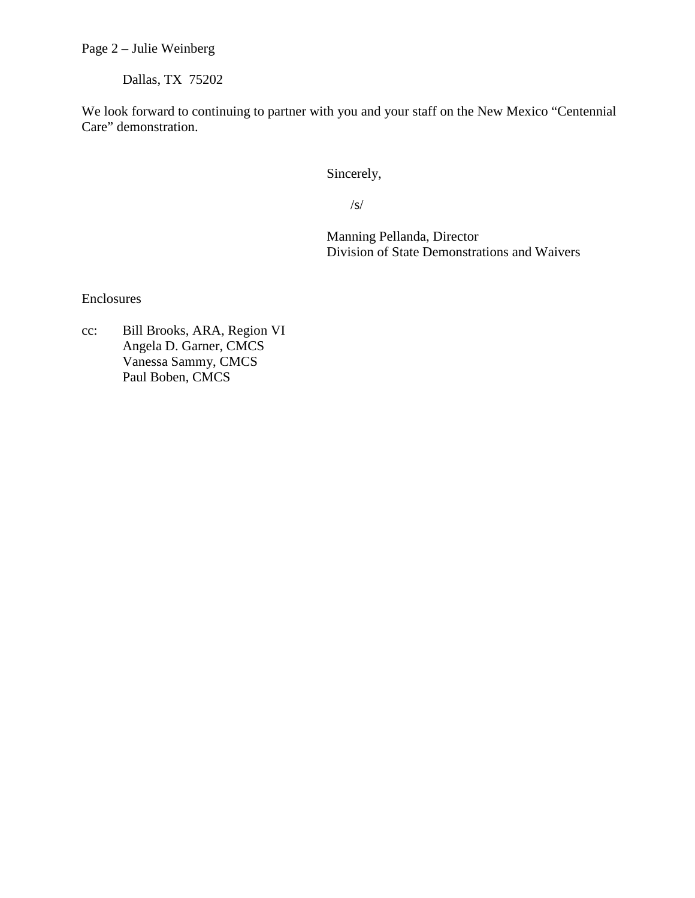Dallas, TX 75202

We look forward to continuing to partner with you and your staff on the New Mexico "Centennial Care" demonstration.

Sincerely,

/s/

Manning Pellanda, Director
Division of State Demonstrations and Waivers

Enclosures

cc: Bill Brooks, ARA, Region VI
Angela D. Garner, CMCS
Vanessa Sammy, CMCS
Paul Boben, CMCS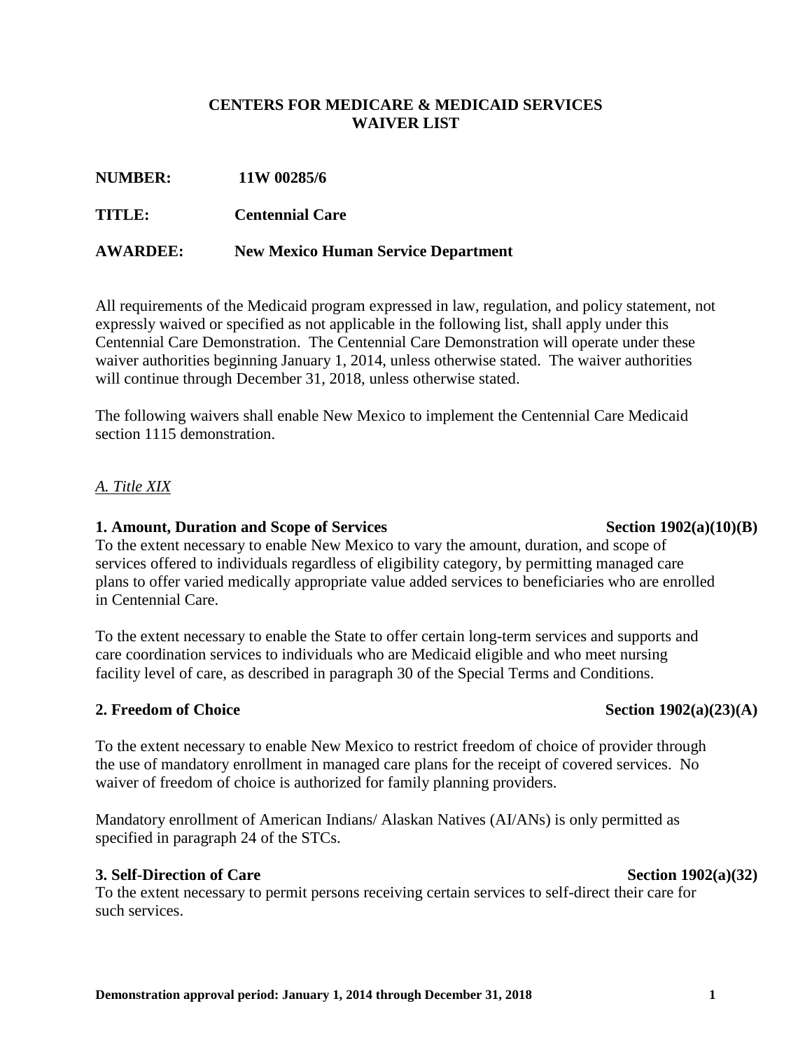**CENTERS FOR MEDICARE & MEDICAID SERVICES**
**WAIVER LIST**

**NUMBER:** **11W 00285/6**

**TITLE:** **Centennial Care**

**AWARDEE:** **New Mexico Human Service Department**

All requirements of the Medicaid program expressed in law, regulation, and policy statement, not expressly waived or specified as not applicable in the following list, shall apply under this Centennial Care Demonstration. The Centennial Care Demonstration will operate under these waiver authorities beginning January 1, 2014, unless otherwise stated. The waiver authorities will continue through December 31, 2018, unless otherwise stated.

The following waivers shall enable New Mexico to implement the Centennial Care Medicaid section 1115 demonstration.

*A. Title XIX*

**1. Amount, Duration and Scope of Services** **Section 1902(a)(10)(B)**

To the extent necessary to enable New Mexico to vary the amount, duration, and scope of services offered to individuals regardless of eligibility category, by permitting managed care plans to offer varied medically appropriate value added services to beneficiaries who are enrolled in Centennial Care.

To the extent necessary to enable the State to offer certain long-term services and supports and care coordination services to individuals who are Medicaid eligible and who meet nursing facility level of care, as described in paragraph 30 of the Special Terms and Conditions.

**2. Freedom of Choice** **Section 1902(a)(23)(A)**

To the extent necessary to enable New Mexico to restrict freedom of choice of provider through the use of mandatory enrollment in managed care plans for the receipt of covered services. No waiver of freedom of choice is authorized for family planning providers.

Mandatory enrollment of American Indians/ Alaskan Natives (AI/ANs) is only permitted as specified in paragraph 24 of the STCs.

**3. Self-Direction of Care** **Section 1902(a)(32)**

To the extent necessary to permit persons receiving certain services to self-direct their care for such services.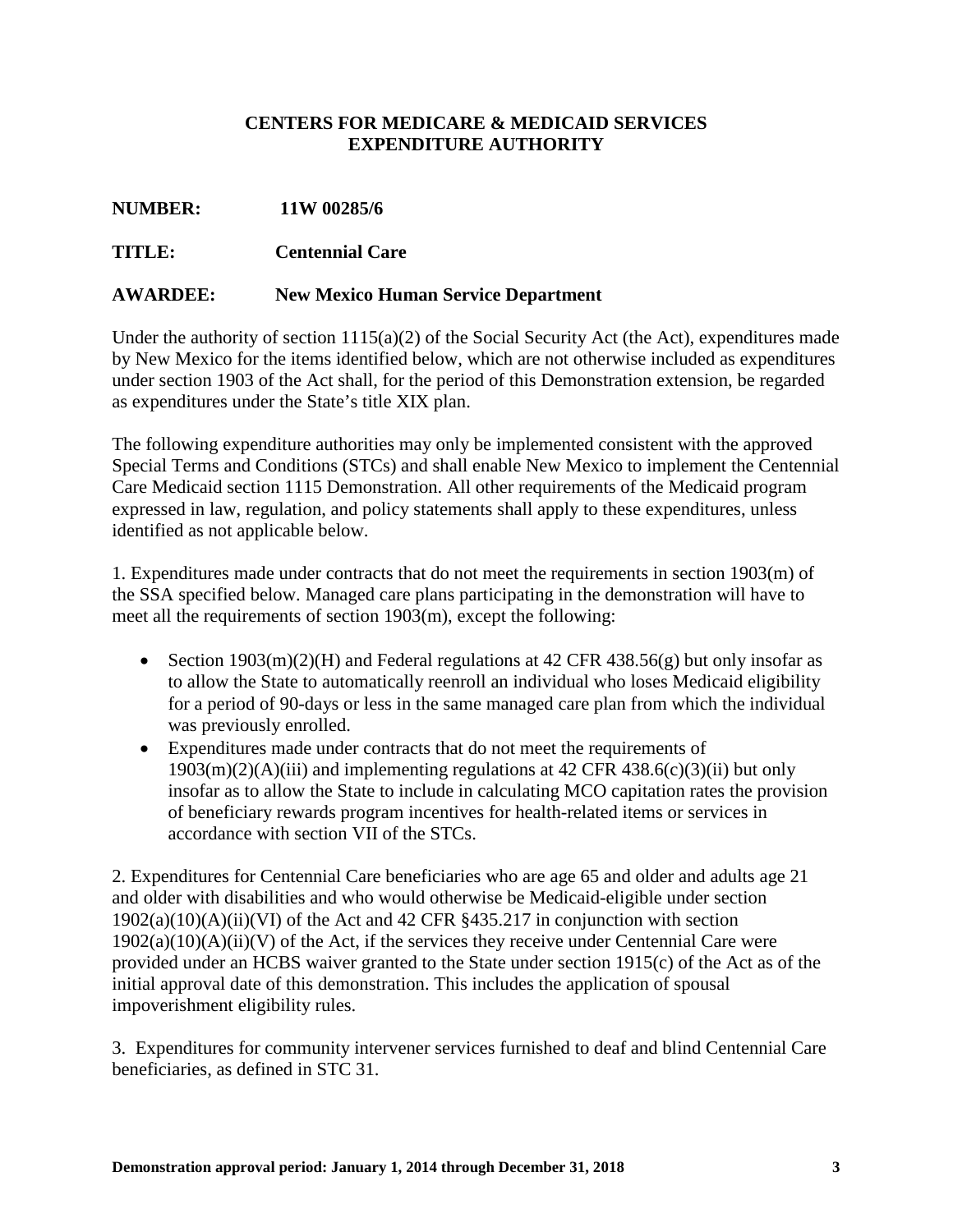**CENTERS FOR MEDICARE & MEDICAID SERVICES**
**EXPENDITURE AUTHORITY**

**NUMBER:** **11W 00285/6**

**TITLE:** **Centennial Care**

**AWARDEE:** **New Mexico Human Service Department**

Under the authority of section 1115(a)(2) of the Social Security Act (the Act), expenditures made by New Mexico for the items identified below, which are not otherwise included as expenditures under section 1903 of the Act shall, for the period of this Demonstration extension, be regarded as expenditures under the State's title XIX plan.

The following expenditure authorities may only be implemented consistent with the approved Special Terms and Conditions (STCs) and shall enable New Mexico to implement the Centennial Care Medicaid section 1115 Demonstration. All other requirements of the Medicaid program expressed in law, regulation, and policy statements shall apply to these expenditures, unless identified as not applicable below.

1. Expenditures made under contracts that do not meet the requirements in section 1903(m) of the SSA specified below. Managed care plans participating in the demonstration will have to meet all the requirements of section 1903(m), except the following:

- Section 1903(m)(2)(H) and Federal regulations at 42 CFR 438.56(g) but only insofar as to allow the State to automatically reenroll an individual who loses Medicaid eligibility for a period of 90-days or less in the same managed care plan from which the individual was previously enrolled.
- Expenditures made under contracts that do not meet the requirements of 1903(m)(2)(A)(iii) and implementing regulations at 42 CFR 438.6(c)(3)(ii) but only insofar as to allow the State to include in calculating MCO capitation rates the provision of beneficiary rewards program incentives for health-related items or services in accordance with section VII of the STCs.

2. Expenditures for Centennial Care beneficiaries who are age 65 and older and adults age 21 and older with disabilities and who would otherwise be Medicaid-eligible under section 1902(a)(10)(A)(ii)(VI) of the Act and 42 CFR §435.217 in conjunction with section 1902(a)(10)(A)(ii)(V) of the Act, if the services they receive under Centennial Care were provided under an HCBS waiver granted to the State under section 1915(c) of the Act as of the initial approval date of this demonstration. This includes the application of spousal impoverishment eligibility rules.

3. Expenditures for community intervener services furnished to deaf and blind Centennial Care beneficiaries, as defined in STC 31.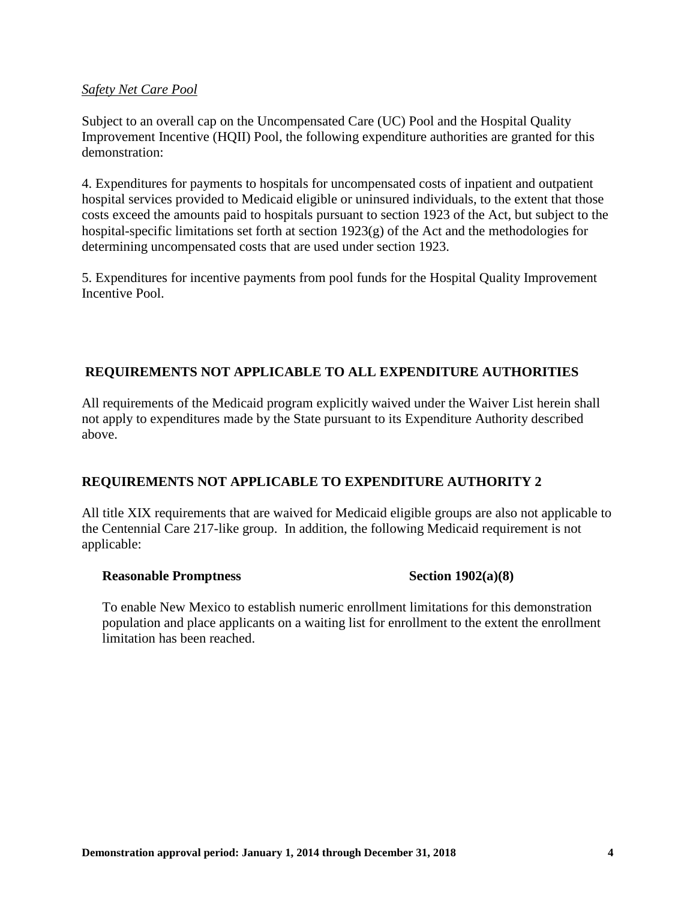*<u>Safety Net Care Pool</u>*

Subject to an overall cap on the Uncompensated Care (UC) Pool and the Hospital Quality Improvement Incentive (HQII) Pool, the following expenditure authorities are granted for this demonstration:

4. Expenditures for payments to hospitals for uncompensated costs of inpatient and outpatient hospital services provided to Medicaid eligible or uninsured individuals, to the extent that those costs exceed the amounts paid to hospitals pursuant to section 1923 of the Act, but subject to the hospital-specific limitations set forth at section 1923(g) of the Act and the methodologies for determining uncompensated costs that are used under section 1923.

5. Expenditures for incentive payments from pool funds for the Hospital Quality Improvement Incentive Pool.

## REQUIREMENTS NOT APPLICABLE TO ALL EXPENDITURE AUTHORITIES

All requirements of the Medicaid program explicitly waived under the Waiver List herein shall not apply to expenditures made by the State pursuant to its Expenditure Authority described above.

## REQUIREMENTS NOT APPLICABLE TO EXPENDITURE AUTHORITY 2

All title XIX requirements that are waived for Medicaid eligible groups are also not applicable to the Centennial Care 217-like group. In addition, the following Medicaid requirement is not applicable:

**Reasonable Promptness** **Section 1902(a)(8)**

To enable New Mexico to establish numeric enrollment limitations for this demonstration population and place applicants on a waiting list for enrollment to the extent the enrollment limitation has been reached.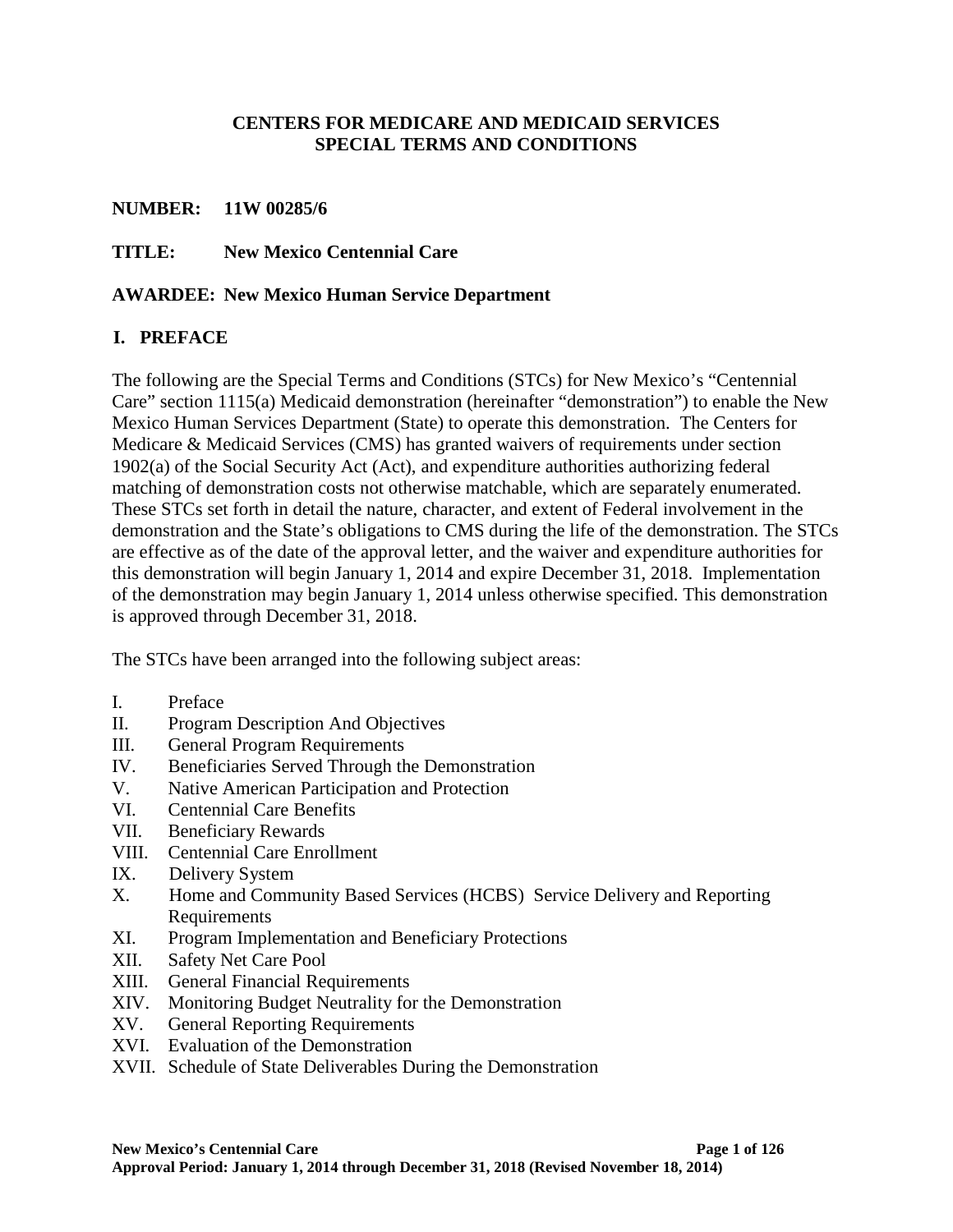**CENTERS FOR MEDICARE AND MEDICAID SERVICES**
**SPECIAL TERMS AND CONDITIONS**

**NUMBER: 11W 00285/6**

**TITLE: New Mexico Centennial Care**

**AWARDEE: New Mexico Human Service Department**

## I. PREFACE

The following are the Special Terms and Conditions (STCs) for New Mexico's "Centennial Care" section 1115(a) Medicaid demonstration (hereinafter "demonstration") to enable the New Mexico Human Services Department (State) to operate this demonstration. The Centers for Medicare & Medicaid Services (CMS) has granted waivers of requirements under section 1902(a) of the Social Security Act (Act), and expenditure authorities authorizing federal matching of demonstration costs not otherwise matchable, which are separately enumerated. These STCs set forth in detail the nature, character, and extent of Federal involvement in the demonstration and the State's obligations to CMS during the life of the demonstration. The STCs are effective as of the date of the approval letter, and the waiver and expenditure authorities for this demonstration will begin January 1, 2014 and expire December 31, 2018. Implementation of the demonstration may begin January 1, 2014 unless otherwise specified. This demonstration is approved through December 31, 2018.

The STCs have been arranged into the following subject areas:

- I. Preface
- II. Program Description And Objectives
- III. General Program Requirements
- IV. Beneficiaries Served Through the Demonstration
- V. Native American Participation and Protection
- VI. Centennial Care Benefits
- VII. Beneficiary Rewards
- VIII. Centennial Care Enrollment
- IX. Delivery System
- X. Home and Community Based Services (HCBS) Service Delivery and Reporting Requirements
- XI. Program Implementation and Beneficiary Protections
- XII. Safety Net Care Pool
- XIII. General Financial Requirements
- XIV. Monitoring Budget Neutrality for the Demonstration
- XV. General Reporting Requirements
- XVI. Evaluation of the Demonstration
- XVII. Schedule of State Deliverables During the Demonstration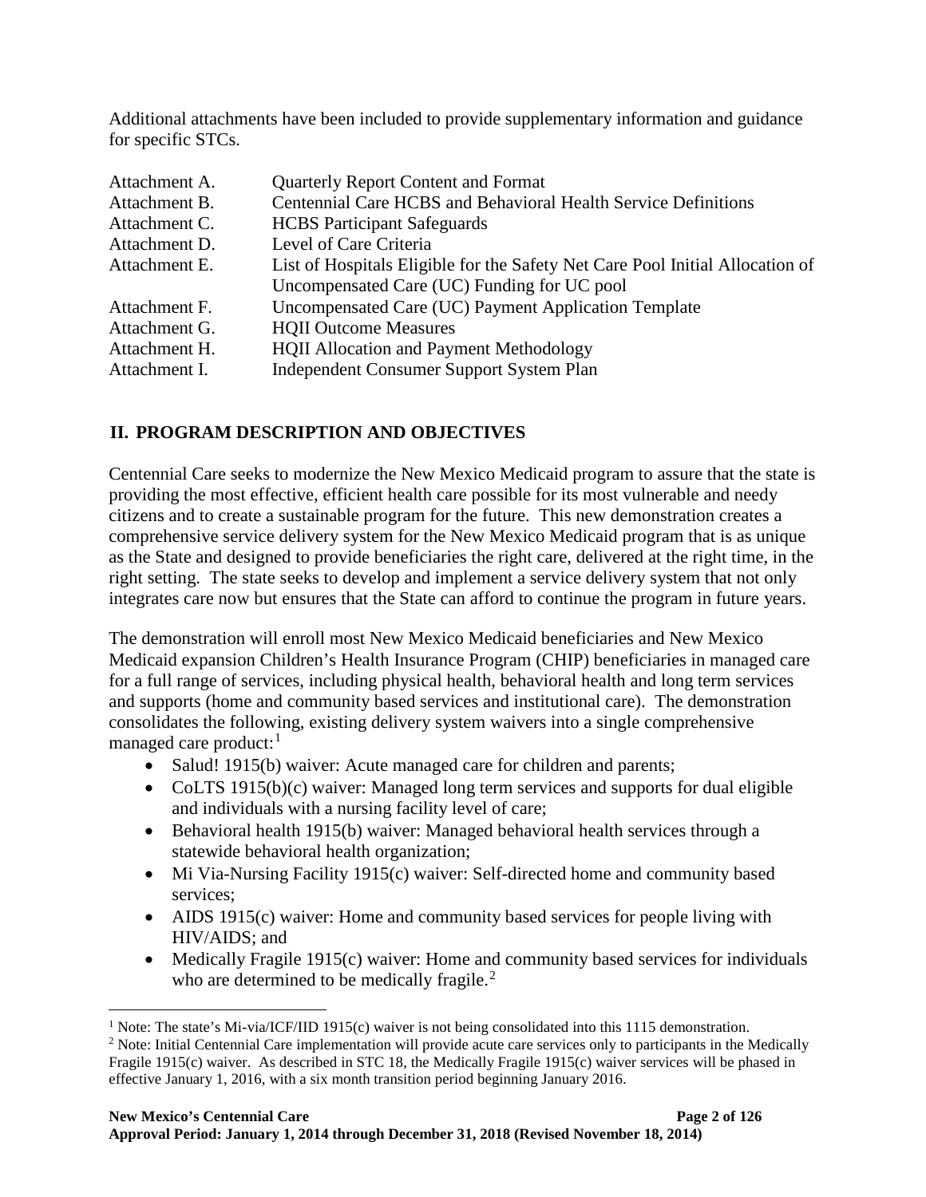Additional attachments have been included to provide supplementary information and guidance for specific STCs.

| | |
|---|---|
| Attachment A. | Quarterly Report Content and Format |
| Attachment B. | Centennial Care HCBS and Behavioral Health Service Definitions |
| Attachment C. | HCBS Participant Safeguards |
| Attachment D. | Level of Care Criteria |
| Attachment E. | List of Hospitals Eligible for the Safety Net Care Pool Initial Allocation of Uncompensated Care (UC) Funding for UC pool |
| Attachment F. | Uncompensated Care (UC) Payment Application Template |
| Attachment G. | HQII Outcome Measures |
| Attachment H. | HQII Allocation and Payment Methodology |
| Attachment I. | Independent Consumer Support System Plan |

## II. PROGRAM DESCRIPTION AND OBJECTIVES

Centennial Care seeks to modernize the New Mexico Medicaid program to assure that the state is providing the most effective, efficient health care possible for its most vulnerable and needy citizens and to create a sustainable program for the future. This new demonstration creates a comprehensive service delivery system for the New Mexico Medicaid program that is as unique as the State and designed to provide beneficiaries the right care, delivered at the right time, in the right setting. The state seeks to develop and implement a service delivery system that not only integrates care now but ensures that the State can afford to continue the program in future years.

The demonstration will enroll most New Mexico Medicaid beneficiaries and New Mexico Medicaid expansion Children's Health Insurance Program (CHIP) beneficiaries in managed care for a full range of services, including physical health, behavioral health and long term services and supports (home and community based services and institutional care). The demonstration consolidates the following, existing delivery system waivers into a single comprehensive managed care product:[1]

- Salud! 1915(b) waiver: Acute managed care for children and parents;
- CoLTS 1915(b)(c) waiver: Managed long term services and supports for dual eligible and individuals with a nursing facility level of care;
- Behavioral health 1915(b) waiver: Managed behavioral health services through a statewide behavioral health organization;
- Mi Via-Nursing Facility 1915(c) waiver: Self-directed home and community based services;
- AIDS 1915(c) waiver: Home and community based services for people living with HIV/AIDS; and
- Medically Fragile 1915(c) waiver: Home and community based services for individuals who are determined to be medically fragile.[2]

[1] Note: The state's Mi-via/ICF/IID 1915(c) waiver is not being consolidated into this 1115 demonstration.

[2] Note: Initial Centennial Care implementation will provide acute care services only to participants in the Medically Fragile 1915(c) waiver. As described in STC 18, the Medically Fragile 1915(c) waiver services will be phased in effective January 1, 2016, with a six month transition period beginning January 2016.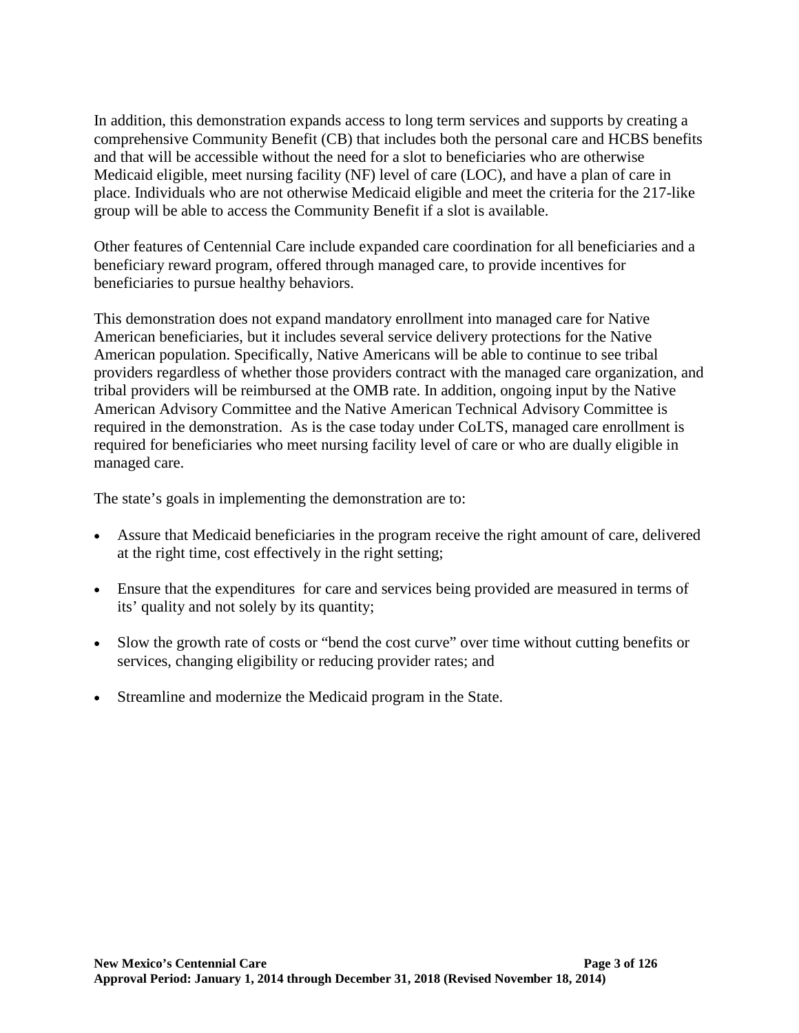In addition, this demonstration expands access to long term services and supports by creating a comprehensive Community Benefit (CB) that includes both the personal care and HCBS benefits and that will be accessible without the need for a slot to beneficiaries who are otherwise Medicaid eligible, meet nursing facility (NF) level of care (LOC), and have a plan of care in place. Individuals who are not otherwise Medicaid eligible and meet the criteria for the 217-like group will be able to access the Community Benefit if a slot is available.

Other features of Centennial Care include expanded care coordination for all beneficiaries and a beneficiary reward program, offered through managed care, to provide incentives for beneficiaries to pursue healthy behaviors.

This demonstration does not expand mandatory enrollment into managed care for Native American beneficiaries, but it includes several service delivery protections for the Native American population. Specifically, Native Americans will be able to continue to see tribal providers regardless of whether those providers contract with the managed care organization, and tribal providers will be reimbursed at the OMB rate. In addition, ongoing input by the Native American Advisory Committee and the Native American Technical Advisory Committee is required in the demonstration. As is the case today under CoLTS, managed care enrollment is required for beneficiaries who meet nursing facility level of care or who are dually eligible in managed care.

The state's goals in implementing the demonstration are to:

- Assure that Medicaid beneficiaries in the program receive the right amount of care, delivered at the right time, cost effectively in the right setting;
- Ensure that the expenditures for care and services being provided are measured in terms of its' quality and not solely by its quantity;
- Slow the growth rate of costs or "bend the cost curve" over time without cutting benefits or services, changing eligibility or reducing provider rates; and
- Streamline and modernize the Medicaid program in the State.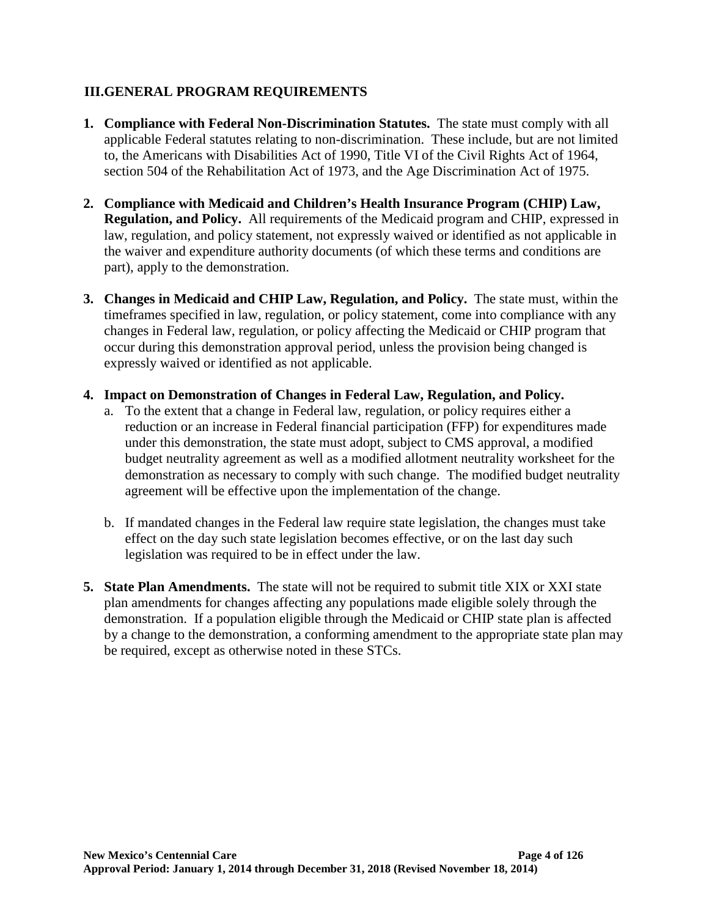## III. GENERAL PROGRAM REQUIREMENTS

1. **Compliance with Federal Non-Discrimination Statutes.** The state must comply with all applicable Federal statutes relating to non-discrimination. These include, but are not limited to, the Americans with Disabilities Act of 1990, Title VI of the Civil Rights Act of 1964, section 504 of the Rehabilitation Act of 1973, and the Age Discrimination Act of 1975.

2. **Compliance with Medicaid and Children's Health Insurance Program (CHIP) Law, Regulation, and Policy.** All requirements of the Medicaid program and CHIP, expressed in law, regulation, and policy statement, not expressly waived or identified as not applicable in the waiver and expenditure authority documents (of which these terms and conditions are part), apply to the demonstration.

3. **Changes in Medicaid and CHIP Law, Regulation, and Policy.** The state must, within the timeframes specified in law, regulation, or policy statement, come into compliance with any changes in Federal law, regulation, or policy affecting the Medicaid or CHIP program that occur during this demonstration approval period, unless the provision being changed is expressly waived or identified as not applicable.

4. **Impact on Demonstration of Changes in Federal Law, Regulation, and Policy.**
   a. To the extent that a change in Federal law, regulation, or policy requires either a reduction or an increase in Federal financial participation (FFP) for expenditures made under this demonstration, the state must adopt, subject to CMS approval, a modified budget neutrality agreement as well as a modified allotment neutrality worksheet for the demonstration as necessary to comply with such change. The modified budget neutrality agreement will be effective upon the implementation of the change.

   b. If mandated changes in the Federal law require state legislation, the changes must take effect on the day such state legislation becomes effective, or on the last day such legislation was required to be in effect under the law.

5. **State Plan Amendments.** The state will not be required to submit title XIX or XXI state plan amendments for changes affecting any populations made eligible solely through the demonstration. If a population eligible through the Medicaid or CHIP state plan is affected by a change to the demonstration, a conforming amendment to the appropriate state plan may be required, except as otherwise noted in these STCs.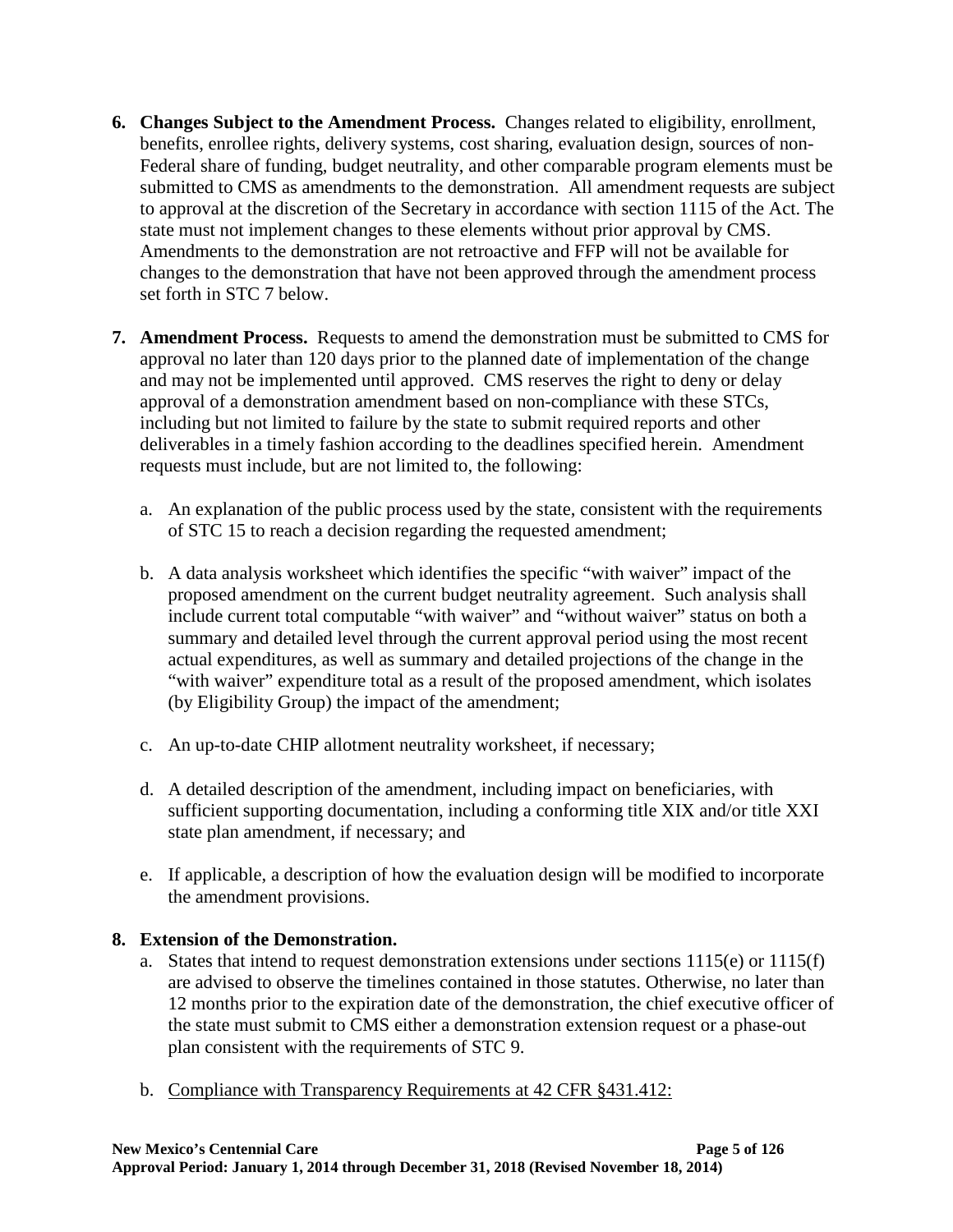6. **Changes Subject to the Amendment Process.** Changes related to eligibility, enrollment, benefits, enrollee rights, delivery systems, cost sharing, evaluation design, sources of non-Federal share of funding, budget neutrality, and other comparable program elements must be submitted to CMS as amendments to the demonstration. All amendment requests are subject to approval at the discretion of the Secretary in accordance with section 1115 of the Act. The state must not implement changes to these elements without prior approval by CMS. Amendments to the demonstration are not retroactive and FFP will not be available for changes to the demonstration that have not been approved through the amendment process set forth in STC 7 below.

7. **Amendment Process.** Requests to amend the demonstration must be submitted to CMS for approval no later than 120 days prior to the planned date of implementation of the change and may not be implemented until approved. CMS reserves the right to deny or delay approval of a demonstration amendment based on non-compliance with these STCs, including but not limited to failure by the state to submit required reports and other deliverables in a timely fashion according to the deadlines specified herein. Amendment requests must include, but are not limited to, the following:

   a. An explanation of the public process used by the state, consistent with the requirements of STC 15 to reach a decision regarding the requested amendment;

   b. A data analysis worksheet which identifies the specific "with waiver" impact of the proposed amendment on the current budget neutrality agreement. Such analysis shall include current total computable "with waiver" and "without waiver" status on both a summary and detailed level through the current approval period using the most recent actual expenditures, as well as summary and detailed projections of the change in the "with waiver" expenditure total as a result of the proposed amendment, which isolates (by Eligibility Group) the impact of the amendment;

   c. An up-to-date CHIP allotment neutrality worksheet, if necessary;

   d. A detailed description of the amendment, including impact on beneficiaries, with sufficient supporting documentation, including a conforming title XIX and/or title XXI state plan amendment, if necessary; and

   e. If applicable, a description of how the evaluation design will be modified to incorporate the amendment provisions.

8. **Extension of the Demonstration.**

   a. States that intend to request demonstration extensions under sections 1115(e) or 1115(f) are advised to observe the timelines contained in those statutes. Otherwise, no later than 12 months prior to the expiration date of the demonstration, the chief executive officer of the state must submit to CMS either a demonstration extension request or a phase-out plan consistent with the requirements of STC 9.

   b. <u>Compliance with Transparency Requirements at 42 CFR §431.412:</u>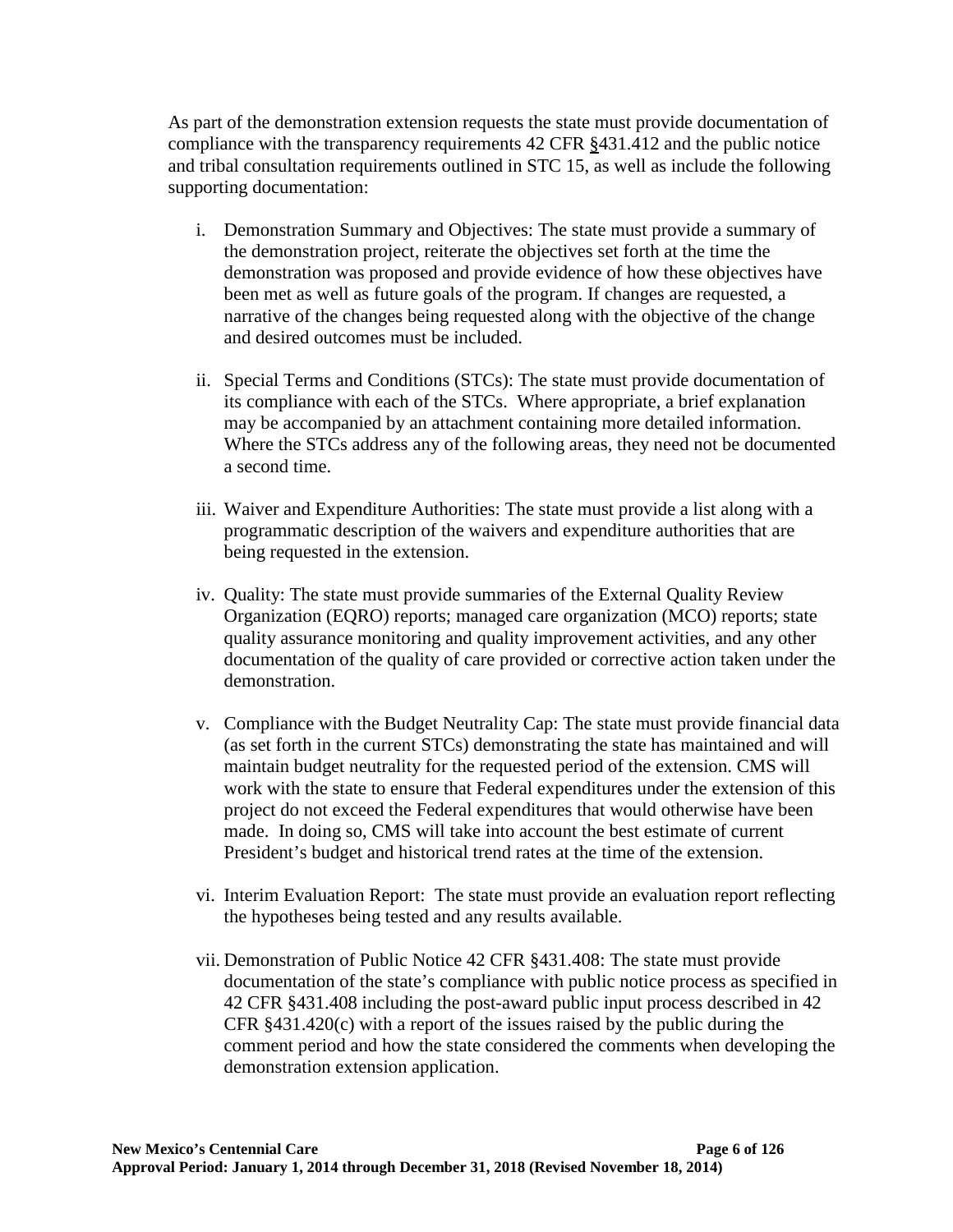As part of the demonstration extension requests the state must provide documentation of compliance with the transparency requirements 42 CFR §431.412 and the public notice and tribal consultation requirements outlined in STC 15, as well as include the following supporting documentation:

i. Demonstration Summary and Objectives: The state must provide a summary of the demonstration project, reiterate the objectives set forth at the time the demonstration was proposed and provide evidence of how these objectives have been met as well as future goals of the program. If changes are requested, a narrative of the changes being requested along with the objective of the change and desired outcomes must be included.

ii. Special Terms and Conditions (STCs): The state must provide documentation of its compliance with each of the STCs. Where appropriate, a brief explanation may be accompanied by an attachment containing more detailed information. Where the STCs address any of the following areas, they need not be documented a second time.

iii. Waiver and Expenditure Authorities: The state must provide a list along with a programmatic description of the waivers and expenditure authorities that are being requested in the extension.

iv. Quality: The state must provide summaries of the External Quality Review Organization (EQRO) reports; managed care organization (MCO) reports; state quality assurance monitoring and quality improvement activities, and any other documentation of the quality of care provided or corrective action taken under the demonstration.

v. Compliance with the Budget Neutrality Cap: The state must provide financial data (as set forth in the current STCs) demonstrating the state has maintained and will maintain budget neutrality for the requested period of the extension. CMS will work with the state to ensure that Federal expenditures under the extension of this project do not exceed the Federal expenditures that would otherwise have been made. In doing so, CMS will take into account the best estimate of current President's budget and historical trend rates at the time of the extension.

vi. Interim Evaluation Report: The state must provide an evaluation report reflecting the hypotheses being tested and any results available.

vii. Demonstration of Public Notice 42 CFR §431.408: The state must provide documentation of the state's compliance with public notice process as specified in 42 CFR §431.408 including the post-award public input process described in 42 CFR §431.420(c) with a report of the issues raised by the public during the comment period and how the state considered the comments when developing the demonstration extension application.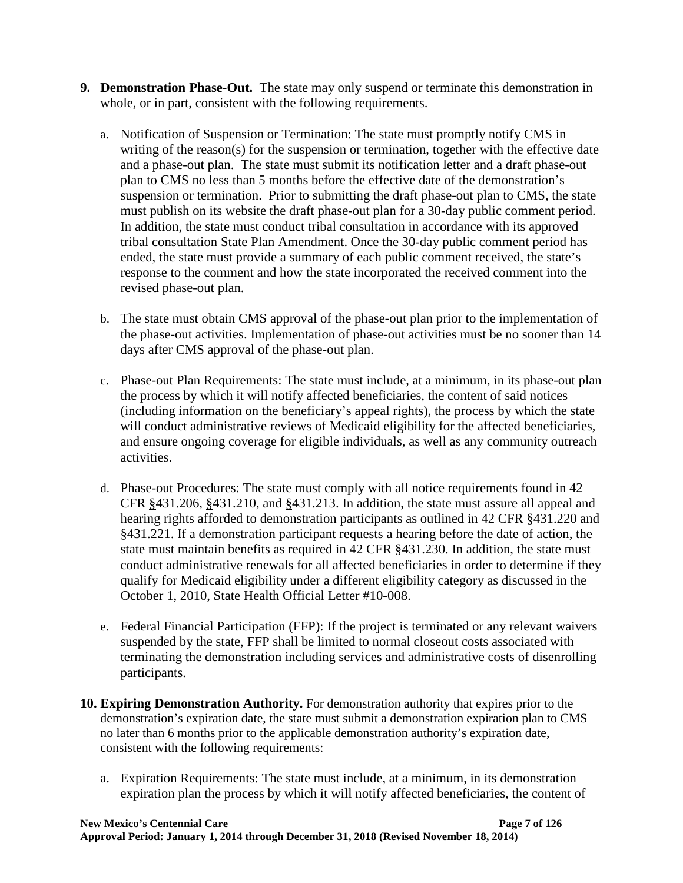9. **Demonstration Phase-Out.** The state may only suspend or terminate this demonstration in whole, or in part, consistent with the following requirements.

   a. Notification of Suspension or Termination: The state must promptly notify CMS in writing of the reason(s) for the suspension or termination, together with the effective date and a phase-out plan. The state must submit its notification letter and a draft phase-out plan to CMS no less than 5 months before the effective date of the demonstration's suspension or termination. Prior to submitting the draft phase-out plan to CMS, the state must publish on its website the draft phase-out plan for a 30-day public comment period. In addition, the state must conduct tribal consultation in accordance with its approved tribal consultation State Plan Amendment. Once the 30-day public comment period has ended, the state must provide a summary of each public comment received, the state's response to the comment and how the state incorporated the received comment into the revised phase-out plan.

   b. The state must obtain CMS approval of the phase-out plan prior to the implementation of the phase-out activities. Implementation of phase-out activities must be no sooner than 14 days after CMS approval of the phase-out plan.

   c. Phase-out Plan Requirements: The state must include, at a minimum, in its phase-out plan the process by which it will notify affected beneficiaries, the content of said notices (including information on the beneficiary's appeal rights), the process by which the state will conduct administrative reviews of Medicaid eligibility for the affected beneficiaries, and ensure ongoing coverage for eligible individuals, as well as any community outreach activities.

   d. Phase-out Procedures: The state must comply with all notice requirements found in 42 CFR §431.206, §431.210, and §431.213. In addition, the state must assure all appeal and hearing rights afforded to demonstration participants as outlined in 42 CFR §431.220 and §431.221. If a demonstration participant requests a hearing before the date of action, the state must maintain benefits as required in 42 CFR §431.230. In addition, the state must conduct administrative renewals for all affected beneficiaries in order to determine if they qualify for Medicaid eligibility under a different eligibility category as discussed in the October 1, 2010, State Health Official Letter #10-008.

   e. Federal Financial Participation (FFP): If the project is terminated or any relevant waivers suspended by the state, FFP shall be limited to normal closeout costs associated with terminating the demonstration including services and administrative costs of disenrolling participants.

10. **Expiring Demonstration Authority.** For demonstration authority that expires prior to the demonstration's expiration date, the state must submit a demonstration expiration plan to CMS no later than 6 months prior to the applicable demonstration authority's expiration date, consistent with the following requirements:

    a. Expiration Requirements: The state must include, at a minimum, in its demonstration expiration plan the process by which it will notify affected beneficiaries, the content of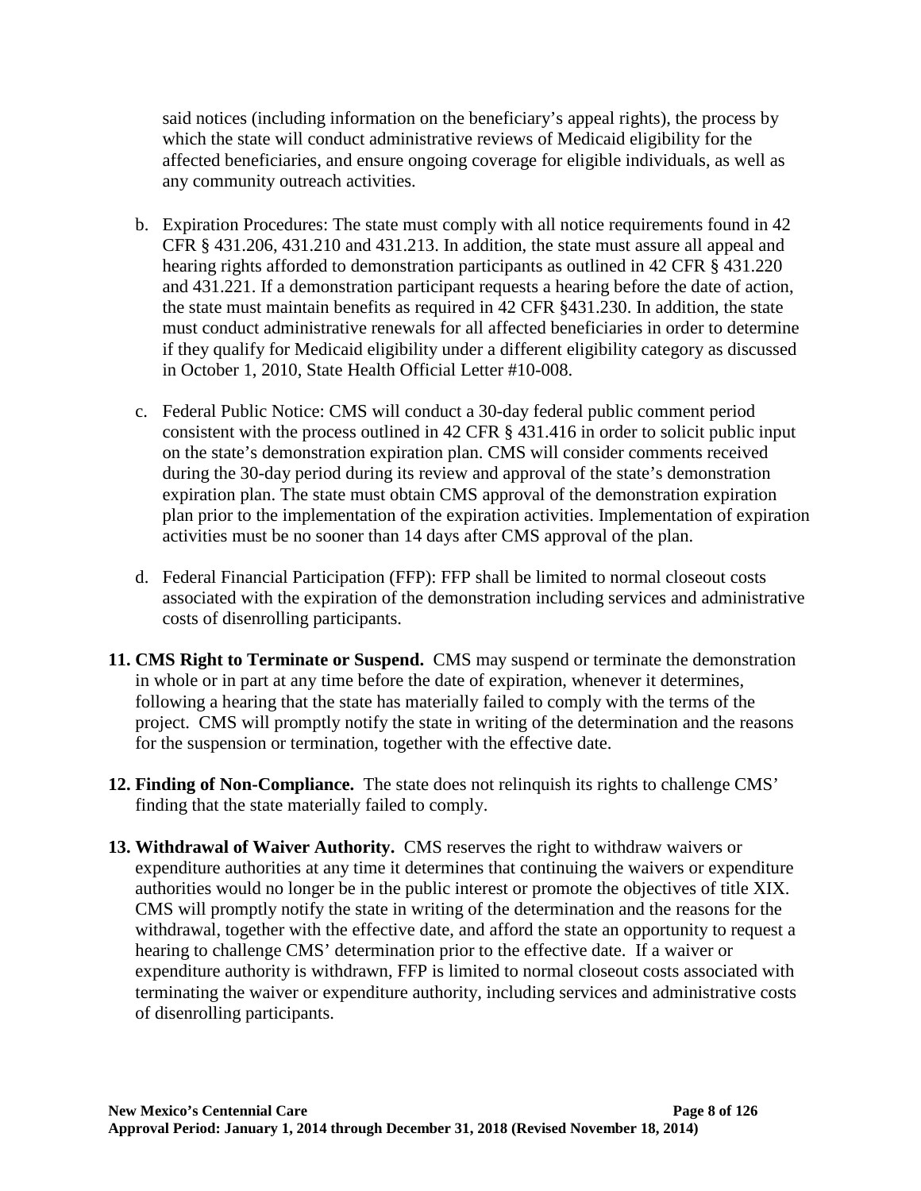said notices (including information on the beneficiary's appeal rights), the process by which the state will conduct administrative reviews of Medicaid eligibility for the affected beneficiaries, and ensure ongoing coverage for eligible individuals, as well as any community outreach activities.

b. Expiration Procedures: The state must comply with all notice requirements found in 42 CFR § 431.206, 431.210 and 431.213. In addition, the state must assure all appeal and hearing rights afforded to demonstration participants as outlined in 42 CFR § 431.220 and 431.221. If a demonstration participant requests a hearing before the date of action, the state must maintain benefits as required in 42 CFR §431.230. In addition, the state must conduct administrative renewals for all affected beneficiaries in order to determine if they qualify for Medicaid eligibility under a different eligibility category as discussed in October 1, 2010, State Health Official Letter #10-008.

c. Federal Public Notice: CMS will conduct a 30-day federal public comment period consistent with the process outlined in 42 CFR § 431.416 in order to solicit public input on the state's demonstration expiration plan. CMS will consider comments received during the 30-day period during its review and approval of the state's demonstration expiration plan. The state must obtain CMS approval of the demonstration expiration plan prior to the implementation of the expiration activities. Implementation of expiration activities must be no sooner than 14 days after CMS approval of the plan.

d. Federal Financial Participation (FFP): FFP shall be limited to normal closeout costs associated with the expiration of the demonstration including services and administrative costs of disenrolling participants.

11. **CMS Right to Terminate or Suspend.** CMS may suspend or terminate the demonstration in whole or in part at any time before the date of expiration, whenever it determines, following a hearing that the state has materially failed to comply with the terms of the project. CMS will promptly notify the state in writing of the determination and the reasons for the suspension or termination, together with the effective date.

12. **Finding of Non-Compliance.** The state does not relinquish its rights to challenge CMS' finding that the state materially failed to comply.

13. **Withdrawal of Waiver Authority.** CMS reserves the right to withdraw waivers or expenditure authorities at any time it determines that continuing the waivers or expenditure authorities would no longer be in the public interest or promote the objectives of title XIX. CMS will promptly notify the state in writing of the determination and the reasons for the withdrawal, together with the effective date, and afford the state an opportunity to request a hearing to challenge CMS' determination prior to the effective date. If a waiver or expenditure authority is withdrawn, FFP is limited to normal closeout costs associated with terminating the waiver or expenditure authority, including services and administrative costs of disenrolling participants.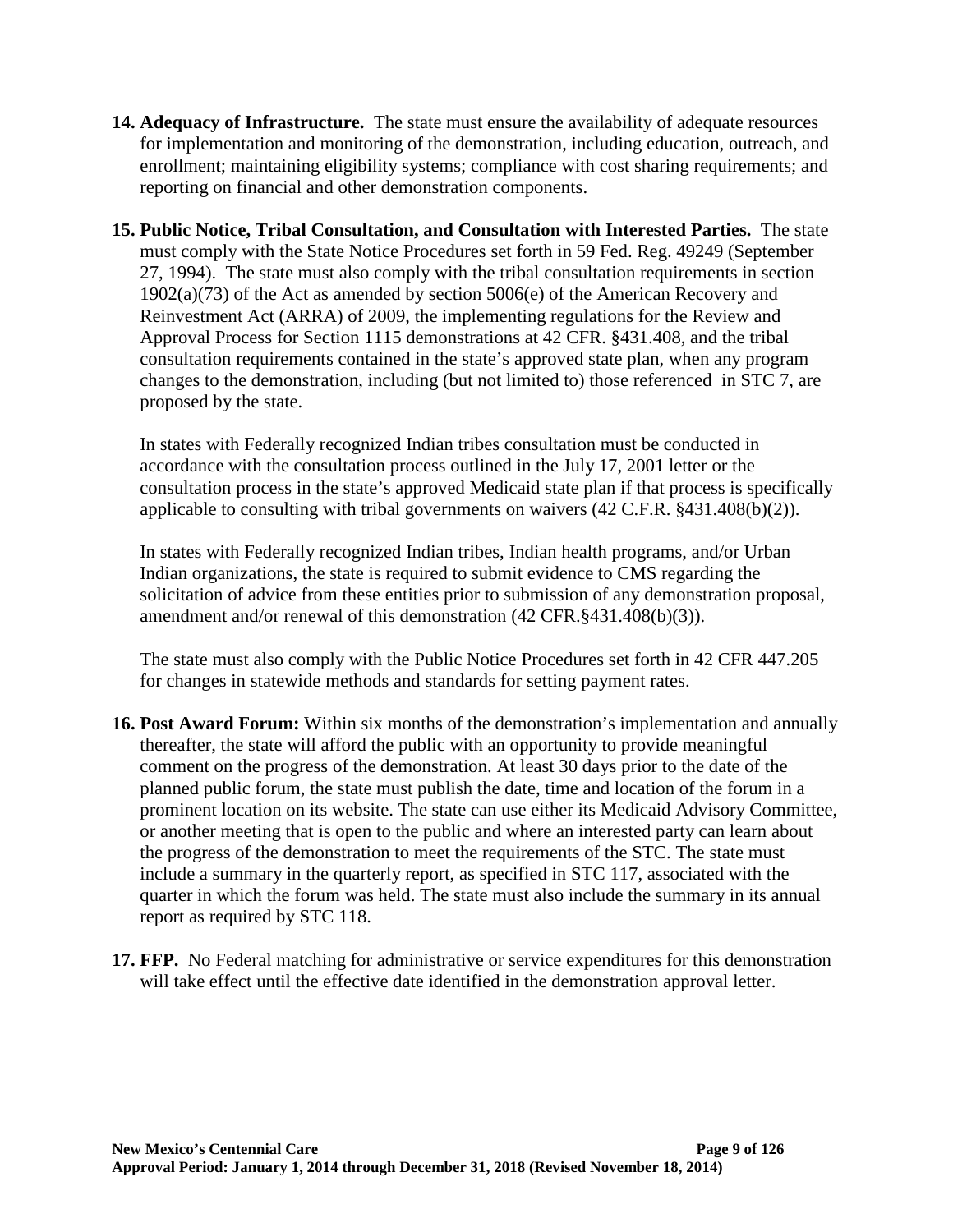14. **Adequacy of Infrastructure.** The state must ensure the availability of adequate resources for implementation and monitoring of the demonstration, including education, outreach, and enrollment; maintaining eligibility systems; compliance with cost sharing requirements; and reporting on financial and other demonstration components.

15. **Public Notice, Tribal Consultation, and Consultation with Interested Parties.** The state must comply with the State Notice Procedures set forth in 59 Fed. Reg. 49249 (September 27, 1994). The state must also comply with the tribal consultation requirements in section 1902(a)(73) of the Act as amended by section 5006(e) of the American Recovery and Reinvestment Act (ARRA) of 2009, the implementing regulations for the Review and Approval Process for Section 1115 demonstrations at 42 CFR. §431.408, and the tribal consultation requirements contained in the state's approved state plan, when any program changes to the demonstration, including (but not limited to) those referenced in STC 7, are proposed by the state.

    In states with Federally recognized Indian tribes consultation must be conducted in accordance with the consultation process outlined in the July 17, 2001 letter or the consultation process in the state's approved Medicaid state plan if that process is specifically applicable to consulting with tribal governments on waivers (42 C.F.R. §431.408(b)(2)).

    In states with Federally recognized Indian tribes, Indian health programs, and/or Urban Indian organizations, the state is required to submit evidence to CMS regarding the solicitation of advice from these entities prior to submission of any demonstration proposal, amendment and/or renewal of this demonstration (42 CFR.§431.408(b)(3)).

    The state must also comply with the Public Notice Procedures set forth in 42 CFR 447.205 for changes in statewide methods and standards for setting payment rates.

16. **Post Award Forum:** Within six months of the demonstration's implementation and annually thereafter, the state will afford the public with an opportunity to provide meaningful comment on the progress of the demonstration. At least 30 days prior to the date of the planned public forum, the state must publish the date, time and location of the forum in a prominent location on its website. The state can use either its Medicaid Advisory Committee, or another meeting that is open to the public and where an interested party can learn about the progress of the demonstration to meet the requirements of the STC. The state must include a summary in the quarterly report, as specified in STC 117, associated with the quarter in which the forum was held. The state must also include the summary in its annual report as required by STC 118.

17. **FFP.** No Federal matching for administrative or service expenditures for this demonstration will take effect until the effective date identified in the demonstration approval letter.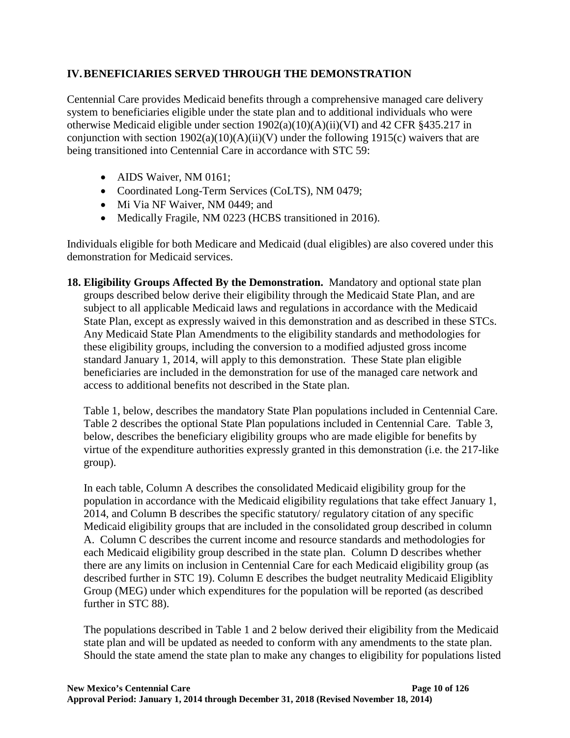## IV. BENEFICIARIES SERVED THROUGH THE DEMONSTRATION

Centennial Care provides Medicaid benefits through a comprehensive managed care delivery system to beneficiaries eligible under the state plan and to additional individuals who were otherwise Medicaid eligible under section 1902(a)(10)(A)(ii)(VI) and 42 CFR §435.217 in conjunction with section 1902(a)(10)(A)(ii)(V) under the following 1915(c) waivers that are being transitioned into Centennial Care in accordance with STC 59:

- AIDS Waiver, NM 0161;
- Coordinated Long-Term Services (CoLTS), NM 0479;
- Mi Via NF Waiver, NM 0449; and
- Medically Fragile, NM 0223 (HCBS transitioned in 2016).

Individuals eligible for both Medicare and Medicaid (dual eligibles) are also covered under this demonstration for Medicaid services.

**18. Eligibility Groups Affected By the Demonstration.** Mandatory and optional state plan groups described below derive their eligibility through the Medicaid State Plan, and are subject to all applicable Medicaid laws and regulations in accordance with the Medicaid State Plan, except as expressly waived in this demonstration and as described in these STCs. Any Medicaid State Plan Amendments to the eligibility standards and methodologies for these eligibility groups, including the conversion to a modified adjusted gross income standard January 1, 2014, will apply to this demonstration. These State plan eligible beneficiaries are included in the demonstration for use of the managed care network and access to additional benefits not described in the State plan.

Table 1, below, describes the mandatory State Plan populations included in Centennial Care. Table 2 describes the optional State Plan populations included in Centennial Care. Table 3, below, describes the beneficiary eligibility groups who are made eligible for benefits by virtue of the expenditure authorities expressly granted in this demonstration (i.e. the 217-like group).

In each table, Column A describes the consolidated Medicaid eligibility group for the population in accordance with the Medicaid eligibility regulations that take effect January 1, 2014, and Column B describes the specific statutory/ regulatory citation of any specific Medicaid eligibility groups that are included in the consolidated group described in column A. Column C describes the current income and resource standards and methodologies for each Medicaid eligibility group described in the state plan. Column D describes whether there are any limits on inclusion in Centennial Care for each Medicaid eligibility group (as described further in STC 19). Column E describes the budget neutrality Medicaid Eligiblity Group (MEG) under which expenditures for the population will be reported (as described further in STC 88).

The populations described in Table 1 and 2 below derived their eligibility from the Medicaid state plan and will be updated as needed to conform with any amendments to the state plan. Should the state amend the state plan to make any changes to eligibility for populations listed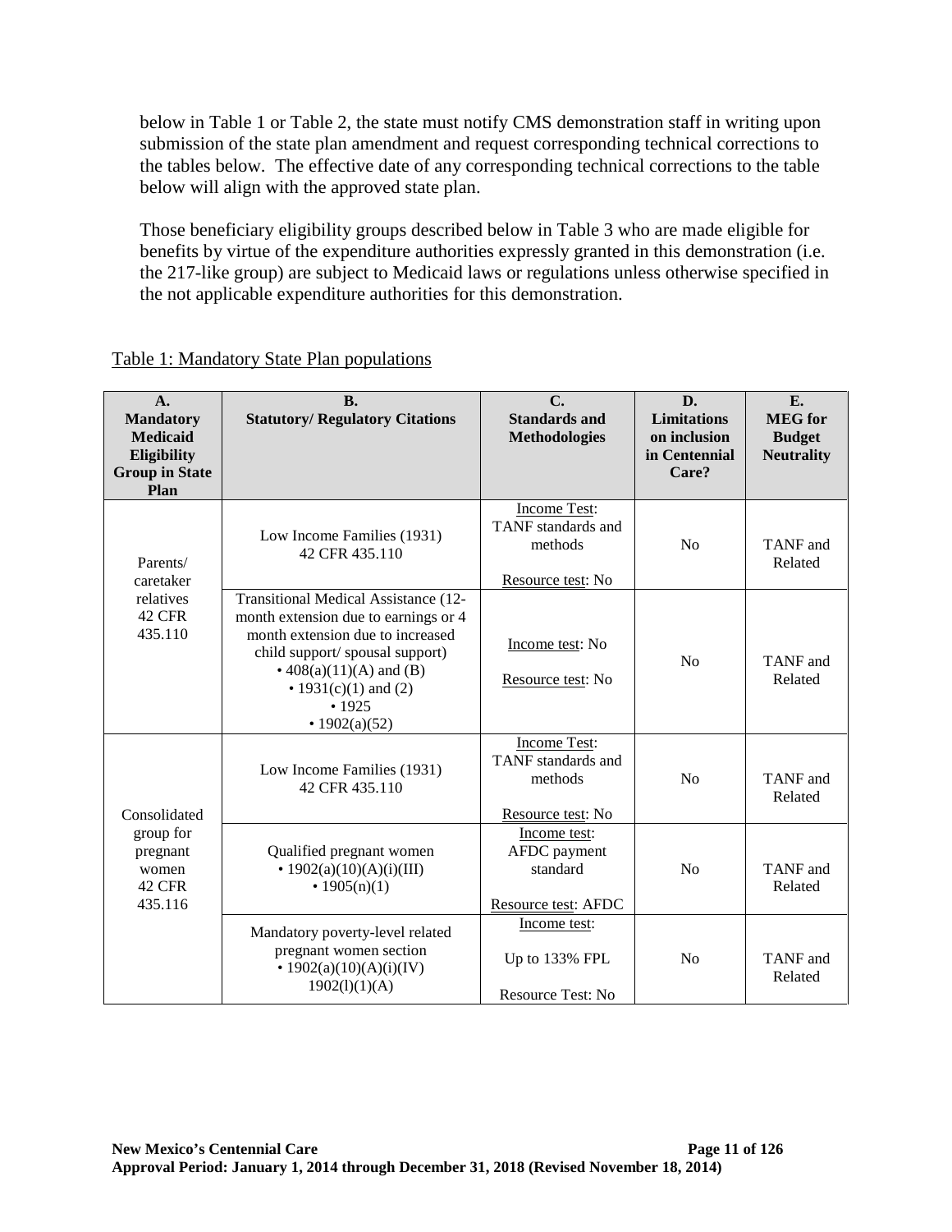below in Table 1 or Table 2, the state must notify CMS demonstration staff in writing upon submission of the state plan amendment and request corresponding technical corrections to the tables below. The effective date of any corresponding technical corrections to the table below will align with the approved state plan.

Those beneficiary eligibility groups described below in Table 3 who are made eligible for benefits by virtue of the expenditure authorities expressly granted in this demonstration (i.e. the 217-like group) are subject to Medicaid laws or regulations unless otherwise specified in the not applicable expenditure authorities for this demonstration.

Table 1: Mandatory State Plan populations

| A. Mandatory Medicaid Eligibility Group in State Plan | B. Statutory/ Regulatory Citations | C. Standards and Methodologies | D. Limitations on inclusion in Centennial Care? | E. MEG for Budget Neutrality |
|---|---|---|---|---|
| Parents/ caretaker relatives 42 CFR 435.110 | Low Income Families (1931) 42 CFR 435.110 | Income Test: TANF standards and methods<br><br>Resource test: No | No | TANF and Related |
| | Transitional Medical Assistance (12-month extension due to earnings or 4 month extension due to increased child support/ spousal support)<br>• 408(a)(11)(A) and (B)<br>• 1931(c)(1) and (2)<br>• 1925<br>• 1902(a)(52) | Income test: No<br><br>Resource test: No | No | TANF and Related |
| Consolidated group for pregnant women 42 CFR 435.116 | Low Income Families (1931) 42 CFR 435.110 | Income Test: TANF standards and methods<br><br>Resource test: No | No | TANF and Related |
| | Qualified pregnant women<br>• 1902(a)(10)(A)(i)(III)<br>• 1905(n)(1) | Income test: AFDC payment standard<br><br>Resource test: AFDC | No | TANF and Related |
| | Mandatory poverty-level related pregnant women section<br>• 1902(a)(10)(A)(i)(IV) 1902(l)(1)(A) | Income test:<br><br>Up to 133% FPL<br><br>Resource Test: No | No | TANF and Related |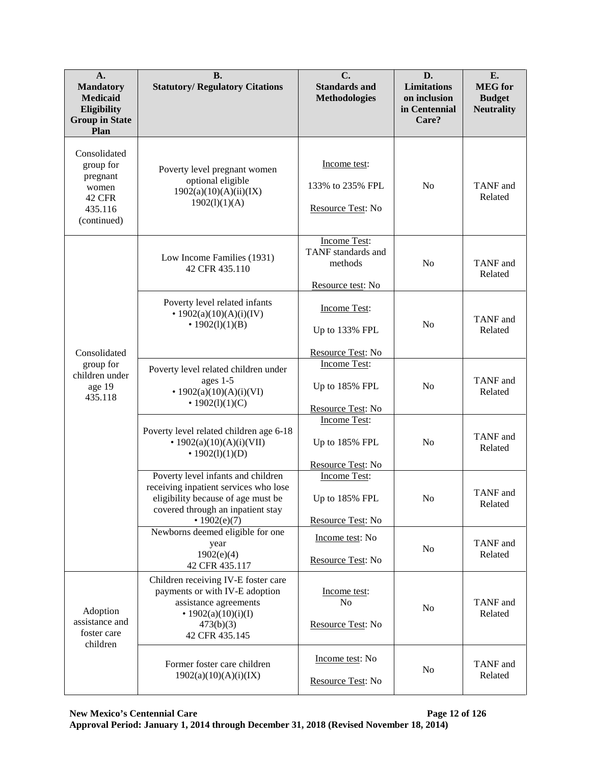| A. Mandatory Medicaid Eligibility Group in State Plan | B. Statutory/ Regulatory Citations | C. Standards and Methodologies | D. Limitations on inclusion in Centennial Care? | E. MEG for Budget Neutrality |
|---|---|---|---|---|
| Consolidated group for pregnant women 42 CFR 435.116 (continued) | Poverty level pregnant women optional eligible 1902(a)(10)(A)(ii)(IX) 1902(l)(1)(A) | Income test: 133% to 235% FPL Resource Test: No | No | TANF and Related |
| Consolidated group for children under age 19 435.118 | Low Income Families (1931) 42 CFR 435.110 | Income Test: TANF standards and methods Resource test: No | No | TANF and Related |
| | Poverty level related infants • 1902(a)(10)(A)(i)(IV) • 1902(l)(1)(B) | Income Test: Up to 133% FPL Resource Test: No | No | TANF and Related |
| | Poverty level related children under ages 1-5 • 1902(a)(10)(A)(i)(VI) • 1902(l)(1)(C) | Income Test: Up to 185% FPL Resource Test: No | No | TANF and Related |
| | Poverty level related children age 6-18 • 1902(a)(10)(A)(i)(VII) • 1902(l)(1)(D) | Income Test: Up to 185% FPL Resource Test: No | No | TANF and Related |
| | Poverty level infants and children receiving inpatient services who lose eligibility because of age must be covered through an inpatient stay • 1902(e)(7) | Income Test: Up to 185% FPL Resource Test: No | No | TANF and Related |
| | Newborns deemed eligible for one year 1902(e)(4) 42 CFR 435.117 | Income test: No Resource Test: No | No | TANF and Related |
| Adoption assistance and foster care children | Children receiving IV-E foster care payments or with IV-E adoption assistance agreements • 1902(a)(10)(i)(I) 473(b)(3) 42 CFR 435.145 | Income test: No Resource Test: No | No | TANF and Related |
| | Former foster care children 1902(a)(10)(A)(i)(IX) | Income test: No Resource Test: No | No | TANF and Related |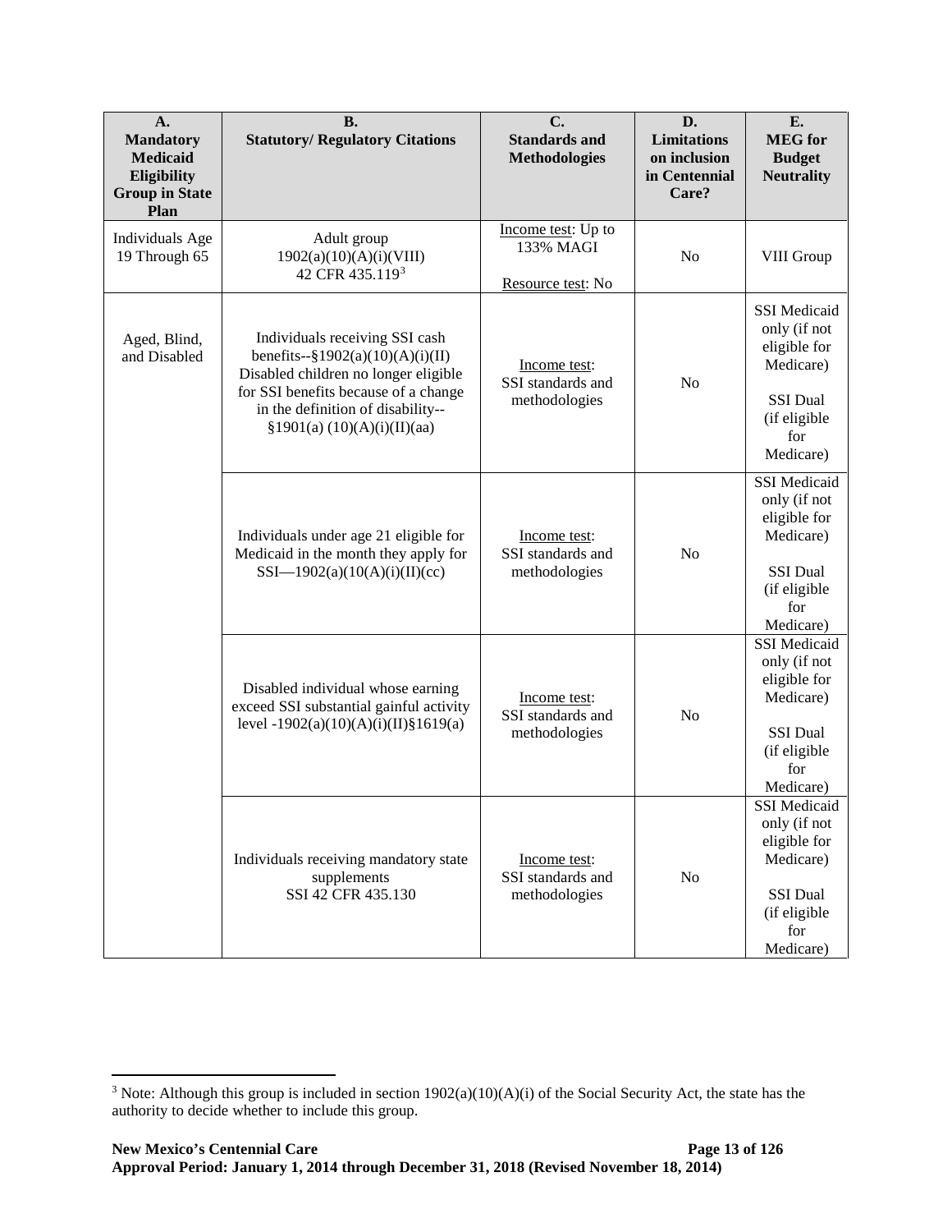| A. Mandatory Medicaid Eligibility Group in State Plan | B. Statutory/ Regulatory Citations | C. Standards and Methodologies | D. Limitations on inclusion in Centennial Care? | E. MEG for Budget Neutrality |
|---|---|---|---|---|
| Individuals Age 19 Through 65 | Adult group 1902(a)(10)(A)(i)(VIII) 42 CFR 435.119[3] | Income test: Up to 133% MAGI<br><br>Resource test: No | No | VIII Group |
| Aged, Blind, and Disabled | Individuals receiving SSI cash benefits--§1902(a)(10)(A)(i)(II) Disabled children no longer eligible for SSI benefits because of a change in the definition of disability--§1901(a) (10)(A)(i)(II)(aa) | Income test: SSI standards and methodologies | No | SSI Medicaid only (if not eligible for Medicare)<br><br>SSI Dual (if eligible for Medicare) |
| | Individuals under age 21 eligible for Medicaid in the month they apply for SSI—1902(a)(10(A)(i)(II)(cc) | Income test: SSI standards and methodologies | No | SSI Medicaid only (if not eligible for Medicare)<br><br>SSI Dual (if eligible for Medicare) |
| | Disabled individual whose earning exceed SSI substantial gainful activity level -1902(a)(10)(A)(i)(II)§1619(a) | Income test: SSI standards and methodologies | No | SSI Medicaid only (if not eligible for Medicare)<br><br>SSI Dual (if eligible for Medicare) |
| | Individuals receiving mandatory state supplements SSI 42 CFR 435.130 | Income test: SSI standards and methodologies | No | SSI Medicaid only (if not eligible for Medicare)<br><br>SSI Dual (if eligible for Medicare) |

[3] Note: Although this group is included in section 1902(a)(10)(A)(i) of the Social Security Act, the state has the authority to decide whether to include this group.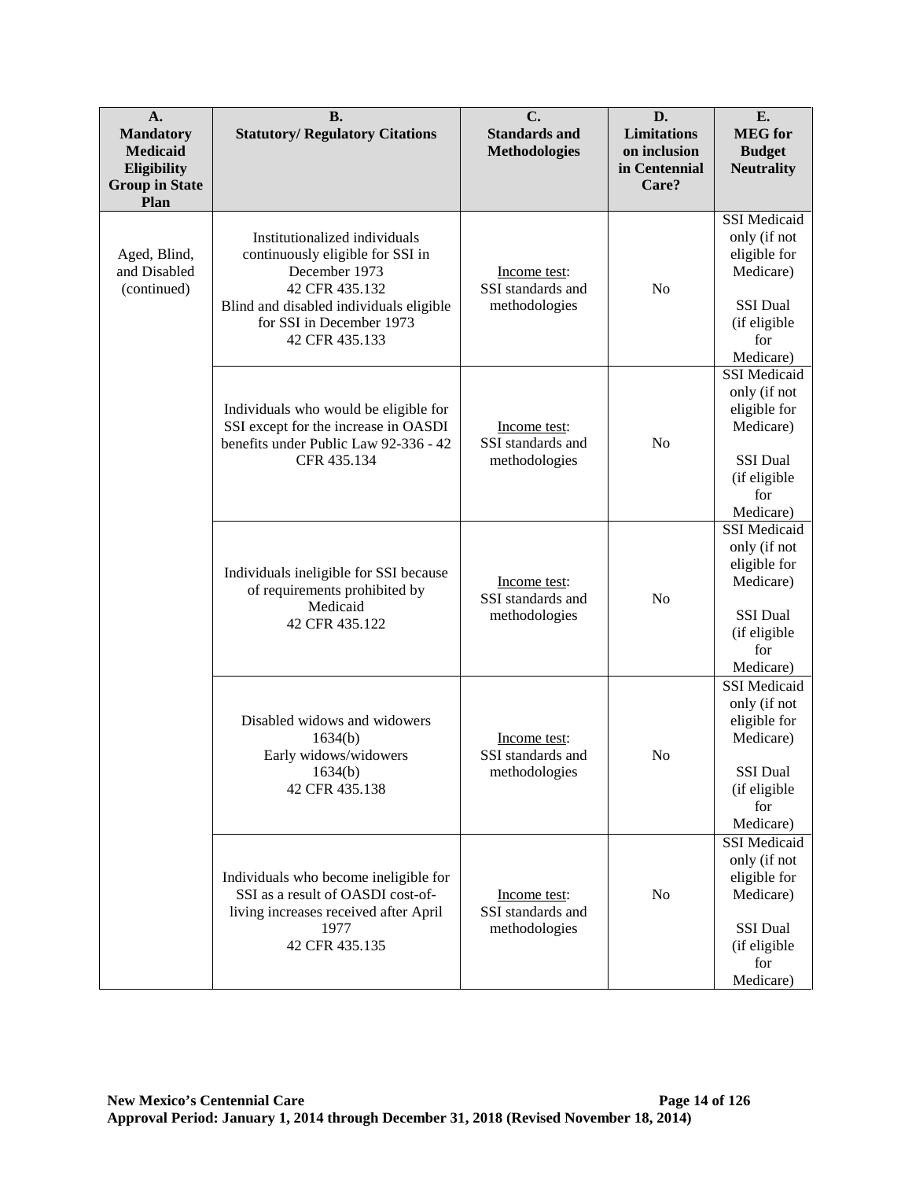| A. Mandatory Medicaid Eligibility Group in State Plan | B. Statutory/ Regulatory Citations | C. Standards and Methodologies | D. Limitations on inclusion in Centennial Care? | E. MEG for Budget Neutrality |
|---|---|---|---|---|
| Aged, Blind, and Disabled (continued) | Institutionalized individuals continuously eligible for SSI in December 1973 42 CFR 435.132 Blind and disabled individuals eligible for SSI in December 1973 42 CFR 435.133 | Income test: SSI standards and methodologies | No | SSI Medicaid only (if not eligible for Medicare) SSI Dual (if eligible for Medicare) |
| | Individuals who would be eligible for SSI except for the increase in OASDI benefits under Public Law 92-336 - 42 CFR 435.134 | Income test: SSI standards and methodologies | No | SSI Medicaid only (if not eligible for Medicare) SSI Dual (if eligible for Medicare) |
| | Individuals ineligible for SSI because of requirements prohibited by Medicaid 42 CFR 435.122 | Income test: SSI standards and methodologies | No | SSI Medicaid only (if not eligible for Medicare) SSI Dual (if eligible for Medicare) |
| | Disabled widows and widowers 1634(b) Early widows/widowers 1634(b) 42 CFR 435.138 | Income test: SSI standards and methodologies | No | SSI Medicaid only (if not eligible for Medicare) SSI Dual (if eligible for Medicare) |
| | Individuals who become ineligible for SSI as a result of OASDI cost-of-living increases received after April 1977 42 CFR 435.135 | Income test: SSI standards and methodologies | No | SSI Medicaid only (if not eligible for Medicare) SSI Dual (if eligible for Medicare) |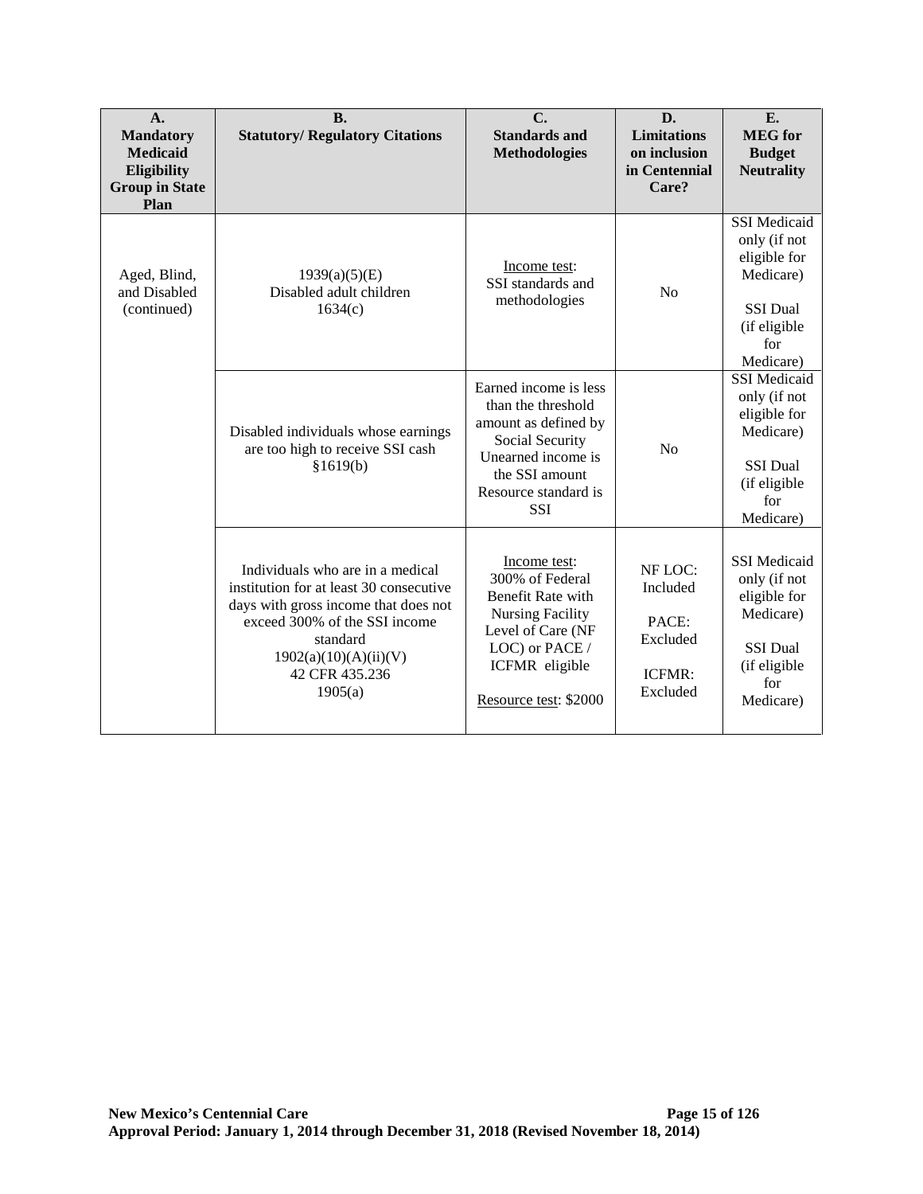| A. Mandatory Medicaid Eligibility Group in State Plan | B. Statutory/ Regulatory Citations | C. Standards and Methodologies | D. Limitations on inclusion in Centennial Care? | E. MEG for Budget Neutrality |
|---|---|---|---|---|
| Aged, Blind, and Disabled (continued) | 1939(a)(5)(E) Disabled adult children 1634(c) | Income test: SSI standards and methodologies | No | SSI Medicaid only (if not eligible for Medicare) SSI Dual (if eligible for Medicare) |
| | Disabled individuals whose earnings are too high to receive SSI cash §1619(b) | Earned income is less than the threshold amount as defined by Social Security Unearned income is the SSI amount Resource standard is SSI | No | SSI Medicaid only (if not eligible for Medicare) SSI Dual (if eligible for Medicare) |
| | Individuals who are in a medical institution for at least 30 consecutive days with gross income that does not exceed 300% of the SSI income standard 1902(a)(10)(A)(ii)(V) 42 CFR 435.236 1905(a) | Income test: 300% of Federal Benefit Rate with Nursing Facility Level of Care (NF LOC) or PACE / ICFMR eligible Resource test: $2000 | NF LOC: Included PACE: Excluded ICFMR: Excluded | SSI Medicaid only (if not eligible for Medicare) SSI Dual (if eligible for Medicare) |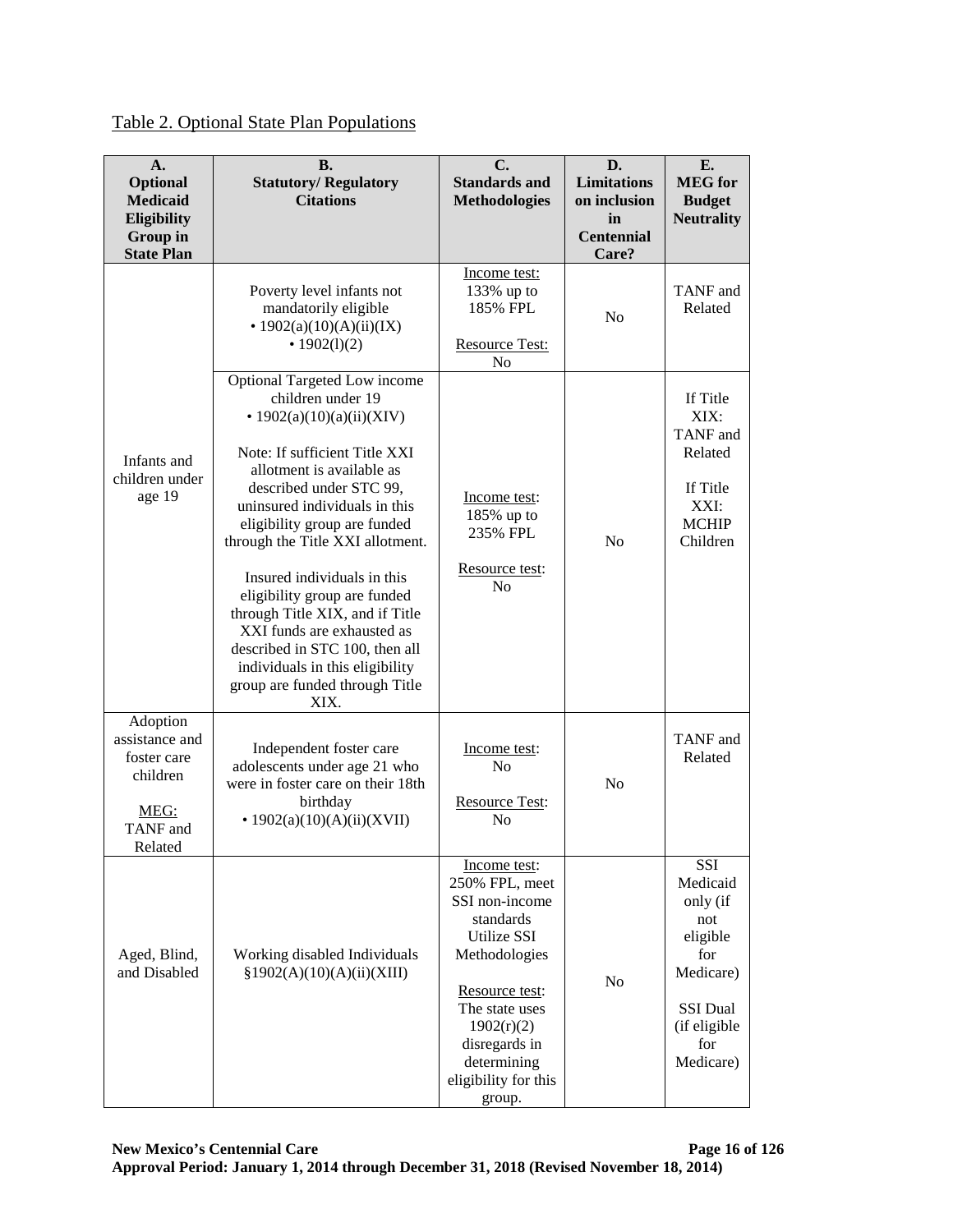Table 2. Optional State Plan Populations

| A. Optional Medicaid Eligibility Group in State Plan | B. Statutory/ Regulatory Citations | C. Standards and Methodologies | D. Limitations on inclusion in Centennial Care? | E. MEG for Budget Neutrality |
|---|---|---|---|---|
| Infants and children under age 19 | Poverty level infants not mandatorily eligible<br>• 1902(a)(10)(A)(ii)(IX)<br>• 1902(l)(2) | Income test: 133% up to 185% FPL<br><br>Resource Test: No | No | TANF and Related |
| | Optional Targeted Low income children under 19<br>• 1902(a)(10)(a)(ii)(XIV)<br><br>Note: If sufficient Title XXI allotment is available as described under STC 99, uninsured individuals in this eligibility group are funded through the Title XXI allotment.<br><br>Insured individuals in this eligibility group are funded through Title XIX, and if Title XXI funds are exhausted as described in STC 100, then all individuals in this eligibility group are funded through Title XIX. | Income test: 185% up to 235% FPL<br><br>Resource test: No | No | If Title XIX: TANF and Related<br><br>If Title XXI: MCHIP Children |
| Adoption assistance and foster care children<br><br>MEG: TANF and Related | Independent foster care adolescents under age 21 who were in foster care on their 18th birthday<br>• 1902(a)(10)(A)(ii)(XVII) | Income test: No<br><br>Resource Test: No | No | TANF and Related |
| Aged, Blind, and Disabled | Working disabled Individuals §1902(A)(10)(A)(ii)(XIII) | Income test: 250% FPL, meet SSI non-income standards Utilize SSI Methodologies<br><br>Resource test: The state uses 1902(r)(2) disregards in determining eligibility for this group. | No | SSI Medicaid only (if not eligible for Medicare)<br><br>SSI Dual (if eligible for Medicare) |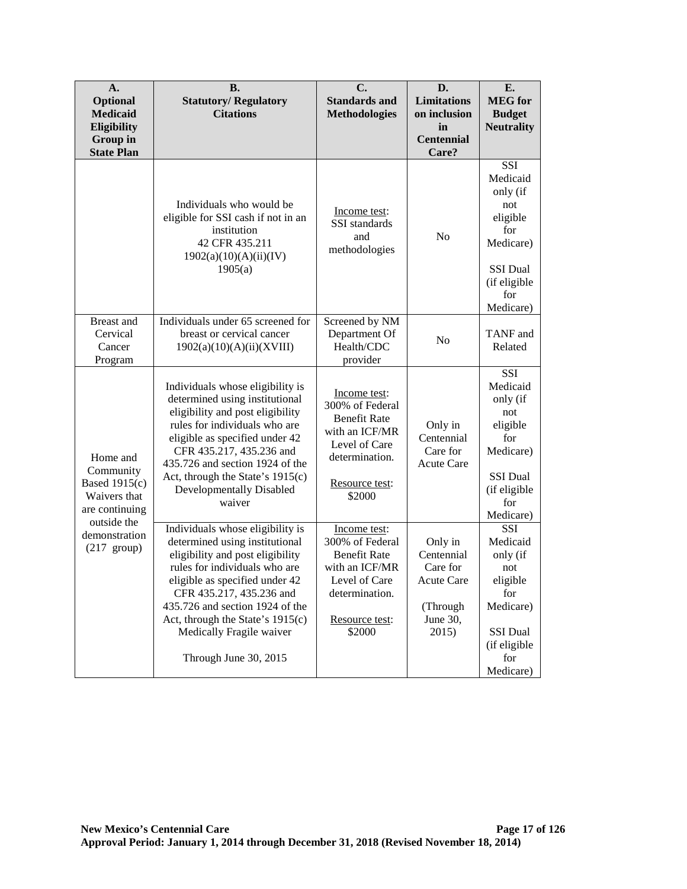| A. Optional Medicaid Eligibility Group in State Plan | B. Statutory/ Regulatory Citations | C. Standards and Methodologies | D. Limitations on inclusion in Centennial Care? | E. MEG for Budget Neutrality |
|---|---|---|---|---|
| | Individuals who would be eligible for SSI cash if not in an institution 42 CFR 435.211 1902(a)(10)(A)(ii)(IV) 1905(a) | Income test: SSI standards and methodologies | No | SSI Medicaid only (if not eligible for Medicare)<br><br>SSI Dual (if eligible for Medicare) |
| Breast and Cervical Cancer Program | Individuals under 65 screened for breast or cervical cancer 1902(a)(10)(A)(ii)(XVIII) | Screened by NM Department Of Health/CDC provider | No | TANF and Related |
| Home and Community Based 1915(c) Waivers that are continuing outside the demonstration (217 group) | Individuals whose eligibility is determined using institutional eligibility and post eligibility rules for individuals who are eligible as specified under 42 CFR 435.217, 435.236 and 435.726 and section 1924 of the Act, through the State's 1915(c) Developmentally Disabled waiver | Income test: 300% of Federal Benefit Rate with an ICF/MR Level of Care determination.<br><br>Resource test: $2000 | Only in Centennial Care for Acute Care | SSI Medicaid only (if not eligible for Medicare)<br><br>SSI Dual (if eligible for Medicare) |
| | Individuals whose eligibility is determined using institutional eligibility and post eligibility rules for individuals who are eligible as specified under 42 CFR 435.217, 435.236 and 435.726 and section 1924 of the Act, through the State's 1915(c) Medically Fragile waiver<br><br>Through June 30, 2015 | Income test: 300% of Federal Benefit Rate with an ICF/MR Level of Care determination.<br><br>Resource test: $2000 | Only in Centennial Care for Acute Care<br><br>(Through June 30, 2015) | SSI Medicaid only (if not eligible for Medicare)<br><br>SSI Dual (if eligible for Medicare) |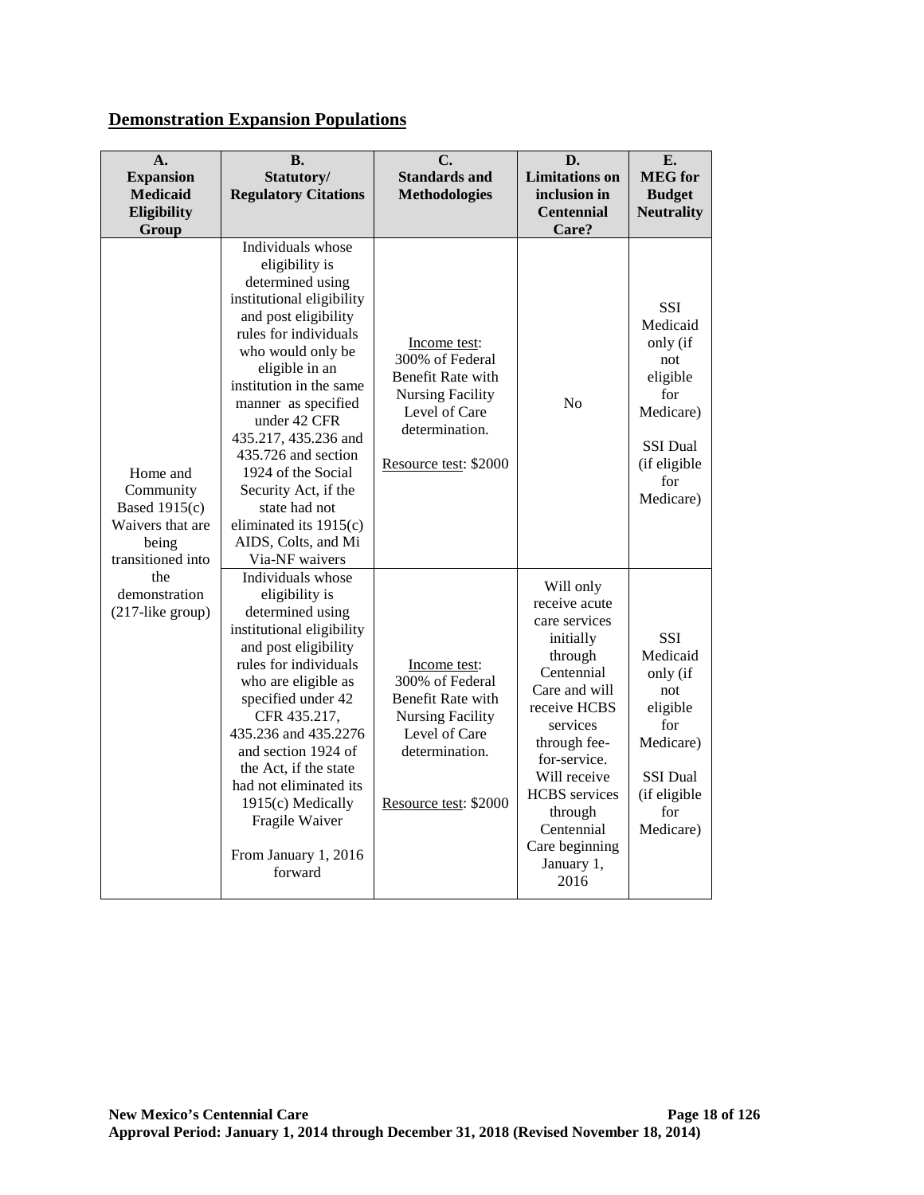## Demonstration Expansion Populations

| A. Expansion Medicaid Eligibility Group | B. Statutory/ Regulatory Citations | C. Standards and Methodologies | D. Limitations on inclusion in Centennial Care? | E. MEG for Budget Neutrality |
|---|---|---|---|---|
| Home and Community Based 1915(c) Waivers that are being transitioned into the demonstration (217-like group) | Individuals whose eligibility is determined using institutional eligibility and post eligibility rules for individuals who would only be eligible in an institution in the same manner as specified under 42 CFR 435.217, 435.236 and 435.726 and section 1924 of the Social Security Act, if the state had not eliminated its 1915(c) AIDS, Colts, and Mi Via-NF waivers | Income test: 300% of Federal Benefit Rate with Nursing Facility Level of Care determination.<br><br>Resource test: $2000 | No | SSI Medicaid only (if not eligible for Medicare)<br><br>SSI Dual (if eligible for Medicare) |
| | Individuals whose eligibility is determined using institutional eligibility and post eligibility rules for individuals who are eligible as specified under 42 CFR 435.217, 435.236 and 435.2276 and section 1924 of the Act, if the state had not eliminated its 1915(c) Medically Fragile Waiver<br><br>From January 1, 2016 forward | Income test: 300% of Federal Benefit Rate with Nursing Facility Level of Care determination.<br><br>Resource test: $2000 | Will only receive acute care services initially through Centennial Care and will receive HCBS services through fee-for-service. Will receive HCBS services through Centennial Care beginning January 1, 2016 | SSI Medicaid only (if not eligible for Medicare)<br><br>SSI Dual (if eligible for Medicare) |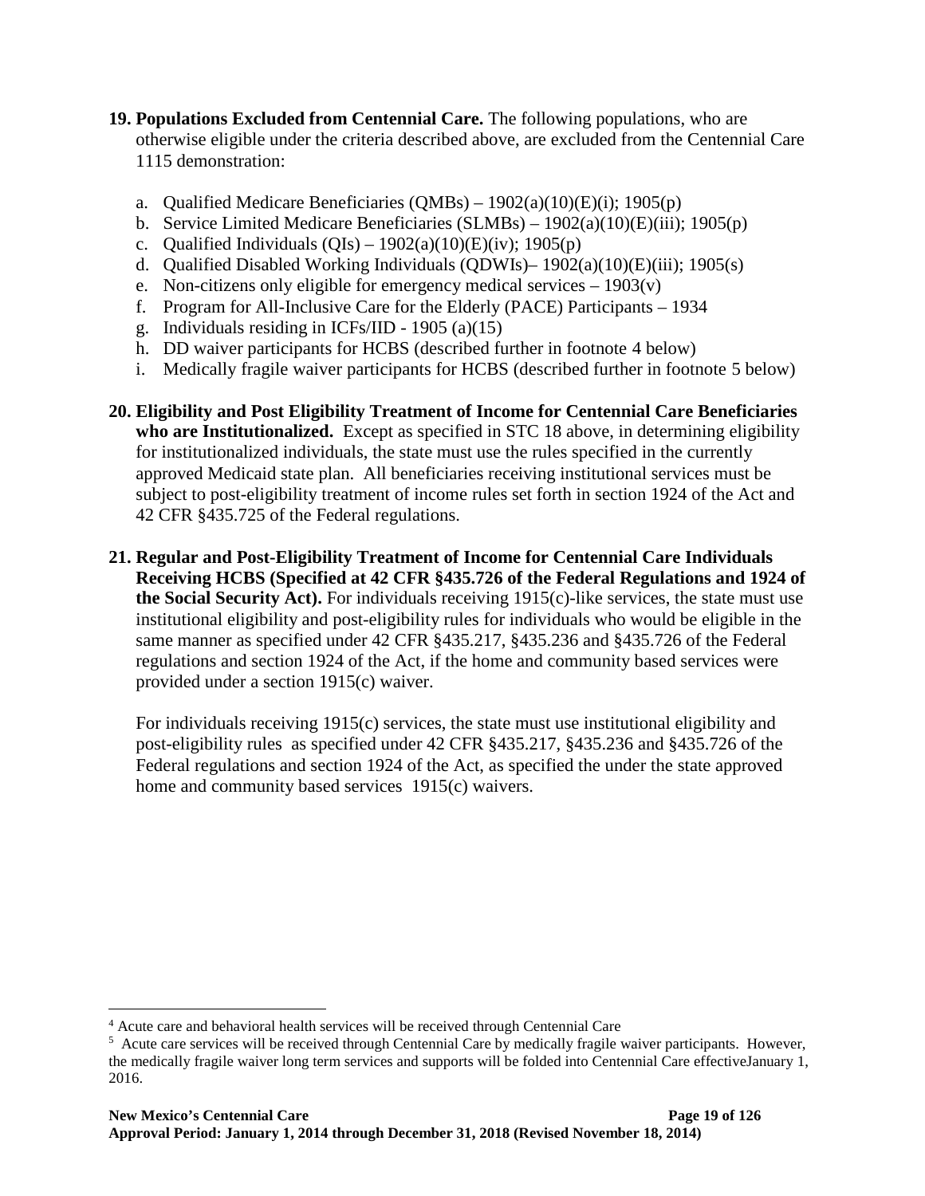**19. Populations Excluded from Centennial Care.** The following populations, who are otherwise eligible under the criteria described above, are excluded from the Centennial Care 1115 demonstration:

a. Qualified Medicare Beneficiaries (QMBs) – 1902(a)(10)(E)(i); 1905(p)
b. Service Limited Medicare Beneficiaries (SLMBs) – 1902(a)(10)(E)(iii); 1905(p)
c. Qualified Individuals (QIs) – 1902(a)(10)(E)(iv); 1905(p)
d. Qualified Disabled Working Individuals (QDWIs)– 1902(a)(10)(E)(iii); 1905(s)
e. Non-citizens only eligible for emergency medical services – 1903(v)
f. Program for All-Inclusive Care for the Elderly (PACE) Participants – 1934
g. Individuals residing in ICFs/IID - 1905 (a)(15)
h. DD waiver participants for HCBS (described further in footnote 4 below)
i. Medically fragile waiver participants for HCBS (described further in footnote 5 below)

**20. Eligibility and Post Eligibility Treatment of Income for Centennial Care Beneficiaries who are Institutionalized.** Except as specified in STC 18 above, in determining eligibility for institutionalized individuals, the state must use the rules specified in the currently approved Medicaid state plan. All beneficiaries receiving institutional services must be subject to post-eligibility treatment of income rules set forth in section 1924 of the Act and 42 CFR §435.725 of the Federal regulations.

**21. Regular and Post-Eligibility Treatment of Income for Centennial Care Individuals Receiving HCBS (Specified at 42 CFR §435.726 of the Federal Regulations and 1924 of the Social Security Act).** For individuals receiving 1915(c)-like services, the state must use institutional eligibility and post-eligibility rules for individuals who would be eligible in the same manner as specified under 42 CFR §435.217, §435.236 and §435.726 of the Federal regulations and section 1924 of the Act, if the home and community based services were provided under a section 1915(c) waiver.

For individuals receiving 1915(c) services, the state must use institutional eligibility and post-eligibility rules as specified under 42 CFR §435.217, §435.236 and §435.726 of the Federal regulations and section 1924 of the Act, as specified the under the state approved home and community based services 1915(c) waivers.

---

[4] Acute care and behavioral health services will be received through Centennial Care

[5] Acute care services will be received through Centennial Care by medically fragile waiver participants. However, the medically fragile waiver long term services and supports will be folded into Centennial Care effectiveJanuary 1, 2016.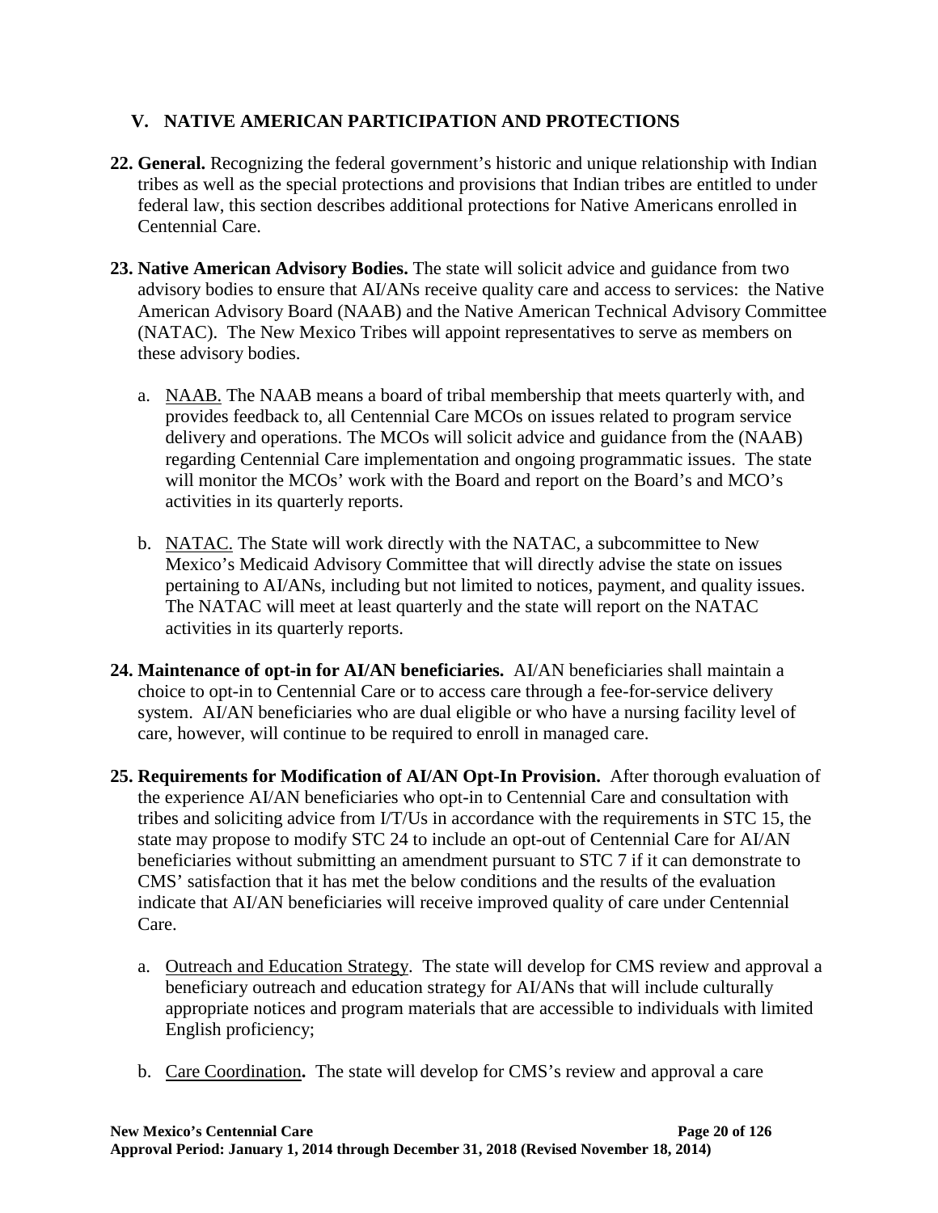## V. NATIVE AMERICAN PARTICIPATION AND PROTECTIONS

**22. General.** Recognizing the federal government's historic and unique relationship with Indian tribes as well as the special protections and provisions that Indian tribes are entitled to under federal law, this section describes additional protections for Native Americans enrolled in Centennial Care.

**23. Native American Advisory Bodies.** The state will solicit advice and guidance from two advisory bodies to ensure that AI/ANs receive quality care and access to services: the Native American Advisory Board (NAAB) and the Native American Technical Advisory Committee (NATAC). The New Mexico Tribes will appoint representatives to serve as members on these advisory bodies.

a. NAAB. The NAAB means a board of tribal membership that meets quarterly with, and provides feedback to, all Centennial Care MCOs on issues related to program service delivery and operations. The MCOs will solicit advice and guidance from the (NAAB) regarding Centennial Care implementation and ongoing programmatic issues. The state will monitor the MCOs' work with the Board and report on the Board's and MCO's activities in its quarterly reports.

b. NATAC. The State will work directly with the NATAC, a subcommittee to New Mexico's Medicaid Advisory Committee that will directly advise the state on issues pertaining to AI/ANs, including but not limited to notices, payment, and quality issues. The NATAC will meet at least quarterly and the state will report on the NATAC activities in its quarterly reports.

**24. Maintenance of opt-in for AI/AN beneficiaries.** AI/AN beneficiaries shall maintain a choice to opt-in to Centennial Care or to access care through a fee-for-service delivery system. AI/AN beneficiaries who are dual eligible or who have a nursing facility level of care, however, will continue to be required to enroll in managed care.

**25. Requirements for Modification of AI/AN Opt-In Provision.** After thorough evaluation of the experience AI/AN beneficiaries who opt-in to Centennial Care and consultation with tribes and soliciting advice from I/T/Us in accordance with the requirements in STC 15, the state may propose to modify STC 24 to include an opt-out of Centennial Care for AI/AN beneficiaries without submitting an amendment pursuant to STC 7 if it can demonstrate to CMS' satisfaction that it has met the below conditions and the results of the evaluation indicate that AI/AN beneficiaries will receive improved quality of care under Centennial Care.

a. Outreach and Education Strategy. The state will develop for CMS review and approval a beneficiary outreach and education strategy for AI/ANs that will include culturally appropriate notices and program materials that are accessible to individuals with limited English proficiency;

b. Care Coordination**.** The state will develop for CMS's review and approval a care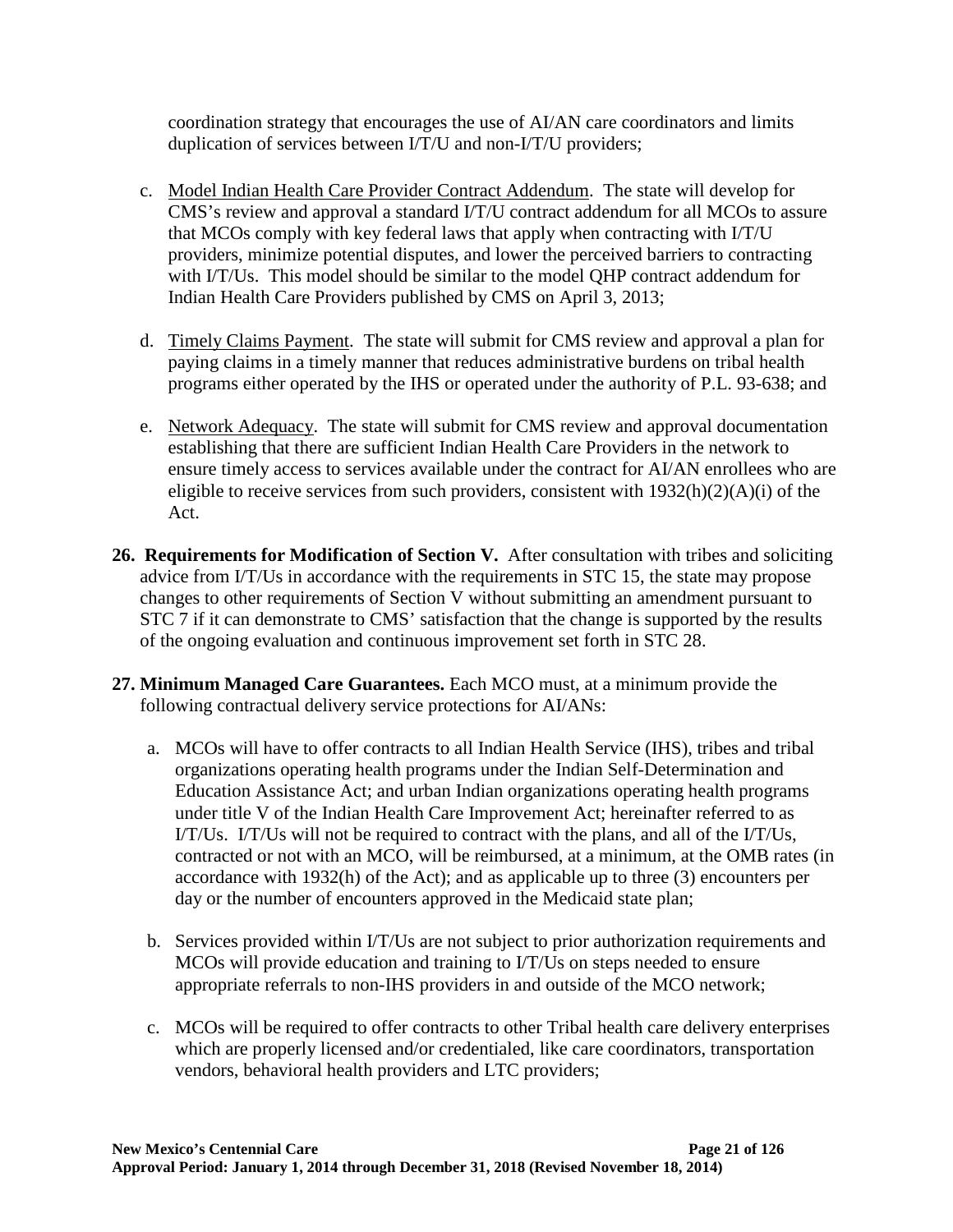coordination strategy that encourages the use of AI/AN care coordinators and limits duplication of services between I/T/U and non-I/T/U providers;

c. Model Indian Health Care Provider Contract Addendum. The state will develop for CMS's review and approval a standard I/T/U contract addendum for all MCOs to assure that MCOs comply with key federal laws that apply when contracting with I/T/U providers, minimize potential disputes, and lower the perceived barriers to contracting with I/T/Us. This model should be similar to the model QHP contract addendum for Indian Health Care Providers published by CMS on April 3, 2013;

d. Timely Claims Payment. The state will submit for CMS review and approval a plan for paying claims in a timely manner that reduces administrative burdens on tribal health programs either operated by the IHS or operated under the authority of P.L. 93-638; and

e. Network Adequacy. The state will submit for CMS review and approval documentation establishing that there are sufficient Indian Health Care Providers in the network to ensure timely access to services available under the contract for AI/AN enrollees who are eligible to receive services from such providers, consistent with 1932(h)(2)(A)(i) of the Act.

**26. Requirements for Modification of Section V.** After consultation with tribes and soliciting advice from I/T/Us in accordance with the requirements in STC 15, the state may propose changes to other requirements of Section V without submitting an amendment pursuant to STC 7 if it can demonstrate to CMS' satisfaction that the change is supported by the results of the ongoing evaluation and continuous improvement set forth in STC 28.

**27. Minimum Managed Care Guarantees.** Each MCO must, at a minimum provide the following contractual delivery service protections for AI/ANs:

a. MCOs will have to offer contracts to all Indian Health Service (IHS), tribes and tribal organizations operating health programs under the Indian Self-Determination and Education Assistance Act; and urban Indian organizations operating health programs under title V of the Indian Health Care Improvement Act; hereinafter referred to as I/T/Us. I/T/Us will not be required to contract with the plans, and all of the I/T/Us, contracted or not with an MCO, will be reimbursed, at a minimum, at the OMB rates (in accordance with 1932(h) of the Act); and as applicable up to three (3) encounters per day or the number of encounters approved in the Medicaid state plan;

b. Services provided within I/T/Us are not subject to prior authorization requirements and MCOs will provide education and training to I/T/Us on steps needed to ensure appropriate referrals to non-IHS providers in and outside of the MCO network;

c. MCOs will be required to offer contracts to other Tribal health care delivery enterprises which are properly licensed and/or credentialed, like care coordinators, transportation vendors, behavioral health providers and LTC providers;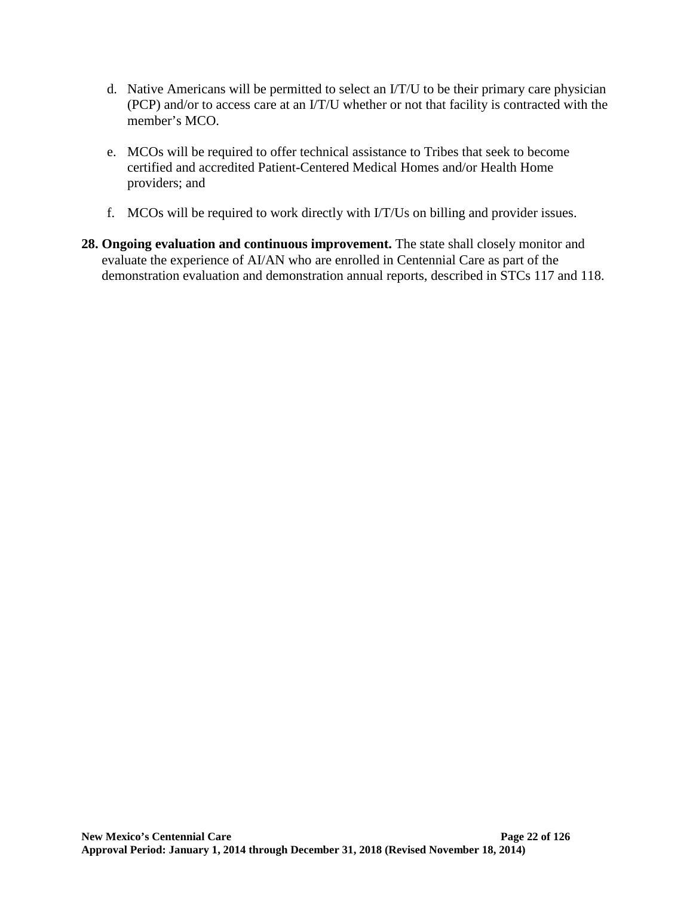d. Native Americans will be permitted to select an I/T/U to be their primary care physician (PCP) and/or to access care at an I/T/U whether or not that facility is contracted with the member's MCO.

e. MCOs will be required to offer technical assistance to Tribes that seek to become certified and accredited Patient-Centered Medical Homes and/or Health Home providers; and

f. MCOs will be required to work directly with I/T/Us on billing and provider issues.

**28. Ongoing evaluation and continuous improvement.** The state shall closely monitor and evaluate the experience of AI/AN who are enrolled in Centennial Care as part of the demonstration evaluation and demonstration annual reports, described in STCs 117 and 118.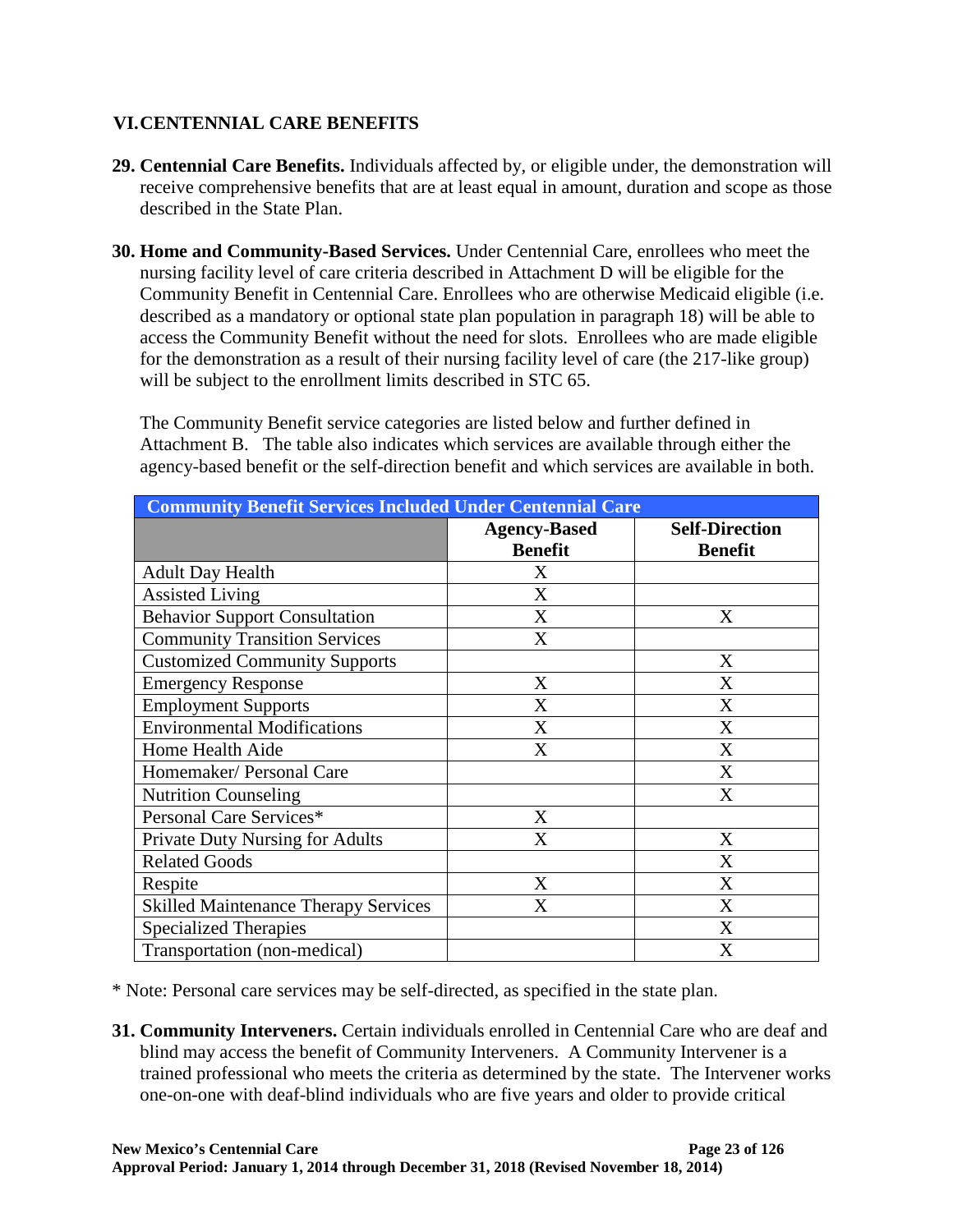## VI. CENTENNIAL CARE BENEFITS

**29. Centennial Care Benefits.** Individuals affected by, or eligible under, the demonstration will receive comprehensive benefits that are at least equal in amount, duration and scope as those described in the State Plan.

**30. Home and Community-Based Services.** Under Centennial Care, enrollees who meet the nursing facility level of care criteria described in Attachment D will be eligible for the Community Benefit in Centennial Care. Enrollees who are otherwise Medicaid eligible (i.e. described as a mandatory or optional state plan population in paragraph 18) will be able to access the Community Benefit without the need for slots. Enrollees who are made eligible for the demonstration as a result of their nursing facility level of care (the 217-like group) will be subject to the enrollment limits described in STC 65.

The Community Benefit service categories are listed below and further defined in Attachment B. The table also indicates which services are available through either the agency-based benefit or the self-direction benefit and which services are available in both.

| Community Benefit Services Included Under Centennial Care | Agency-Based Benefit | Self-Direction Benefit |
|---|---|---|
| Adult Day Health | X | |
| Assisted Living | X | |
| Behavior Support Consultation | X | X |
| Community Transition Services | X | |
| Customized Community Supports | | X |
| Emergency Response | X | X |
| Employment Supports | X | X |
| Environmental Modifications | X | X |
| Home Health Aide | X | X |
| Homemaker/ Personal Care | | X |
| Nutrition Counseling | | X |
| Personal Care Services* | X | |
| Private Duty Nursing for Adults | X | X |
| Related Goods | | X |
| Respite | X | X |
| Skilled Maintenance Therapy Services | X | X |
| Specialized Therapies | | X |
| Transportation (non-medical) | | X |

* Note: Personal care services may be self-directed, as specified in the state plan.

**31. Community Interveners.** Certain individuals enrolled in Centennial Care who are deaf and blind may access the benefit of Community Interveners. A Community Intervener is a trained professional who meets the criteria as determined by the state. The Intervener works one-on-one with deaf-blind individuals who are five years and older to provide critical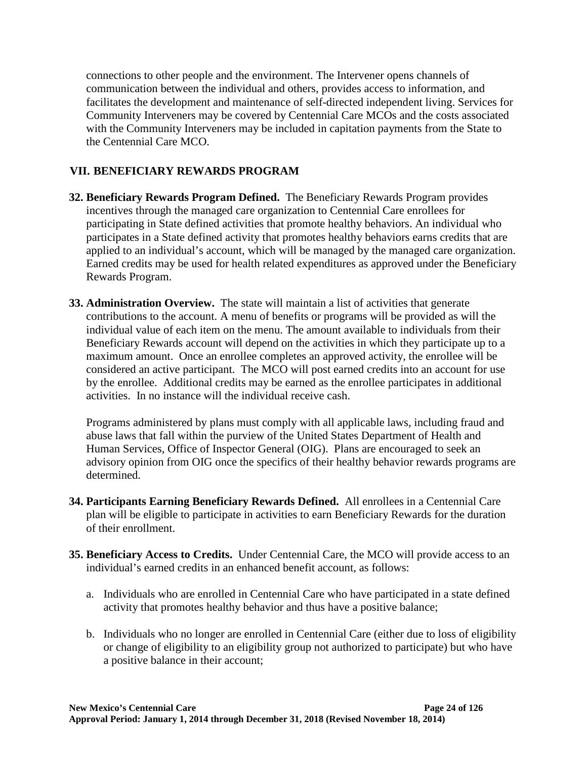connections to other people and the environment. The Intervener opens channels of communication between the individual and others, provides access to information, and facilitates the development and maintenance of self-directed independent living. Services for Community Interveners may be covered by Centennial Care MCOs and the costs associated with the Community Interveners may be included in capitation payments from the State to the Centennial Care MCO.

## VII. BENEFICIARY REWARDS PROGRAM

**32. Beneficiary Rewards Program Defined.** The Beneficiary Rewards Program provides incentives through the managed care organization to Centennial Care enrollees for participating in State defined activities that promote healthy behaviors. An individual who participates in a State defined activity that promotes healthy behaviors earns credits that are applied to an individual's account, which will be managed by the managed care organization. Earned credits may be used for health related expenditures as approved under the Beneficiary Rewards Program.

**33. Administration Overview.** The state will maintain a list of activities that generate contributions to the account. A menu of benefits or programs will be provided as will the individual value of each item on the menu. The amount available to individuals from their Beneficiary Rewards account will depend on the activities in which they participate up to a maximum amount. Once an enrollee completes an approved activity, the enrollee will be considered an active participant. The MCO will post earned credits into an account for use by the enrollee. Additional credits may be earned as the enrollee participates in additional activities. In no instance will the individual receive cash.

Programs administered by plans must comply with all applicable laws, including fraud and abuse laws that fall within the purview of the United States Department of Health and Human Services, Office of Inspector General (OIG). Plans are encouraged to seek an advisory opinion from OIG once the specifics of their healthy behavior rewards programs are determined.

**34. Participants Earning Beneficiary Rewards Defined.** All enrollees in a Centennial Care plan will be eligible to participate in activities to earn Beneficiary Rewards for the duration of their enrollment.

**35. Beneficiary Access to Credits.** Under Centennial Care, the MCO will provide access to an individual's earned credits in an enhanced benefit account, as follows:

a. Individuals who are enrolled in Centennial Care who have participated in a state defined activity that promotes healthy behavior and thus have a positive balance;

b. Individuals who no longer are enrolled in Centennial Care (either due to loss of eligibility or change of eligibility to an eligibility group not authorized to participate) but who have a positive balance in their account;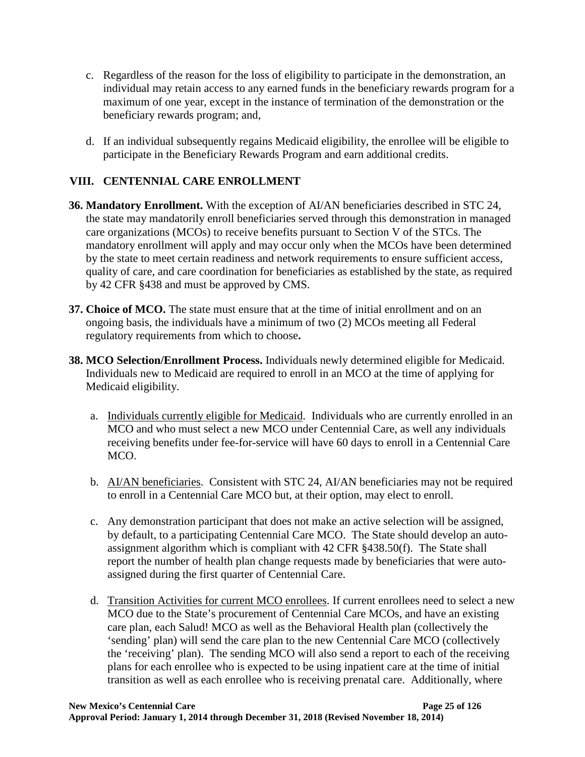c. Regardless of the reason for the loss of eligibility to participate in the demonstration, an individual may retain access to any earned funds in the beneficiary rewards program for a maximum of one year, except in the instance of termination of the demonstration or the beneficiary rewards program; and,

d. If an individual subsequently regains Medicaid eligibility, the enrollee will be eligible to participate in the Beneficiary Rewards Program and earn additional credits.

## VIII. CENTENNIAL CARE ENROLLMENT

**36. Mandatory Enrollment.** With the exception of AI/AN beneficiaries described in STC 24, the state may mandatorily enroll beneficiaries served through this demonstration in managed care organizations (MCOs) to receive benefits pursuant to Section V of the STCs. The mandatory enrollment will apply and may occur only when the MCOs have been determined by the state to meet certain readiness and network requirements to ensure sufficient access, quality of care, and care coordination for beneficiaries as established by the state, as required by 42 CFR §438 and must be approved by CMS.

**37. Choice of MCO.** The state must ensure that at the time of initial enrollment and on an ongoing basis, the individuals have a minimum of two (2) MCOs meeting all Federal regulatory requirements from which to choose**.**

**38. MCO Selection/Enrollment Process.** Individuals newly determined eligible for Medicaid. Individuals new to Medicaid are required to enroll in an MCO at the time of applying for Medicaid eligibility.

a. Individuals currently eligible for Medicaid. Individuals who are currently enrolled in an MCO and who must select a new MCO under Centennial Care, as well any individuals receiving benefits under fee-for-service will have 60 days to enroll in a Centennial Care MCO.

b. AI/AN beneficiaries. Consistent with STC 24, AI/AN beneficiaries may not be required to enroll in a Centennial Care MCO but, at their option, may elect to enroll.

c. Any demonstration participant that does not make an active selection will be assigned, by default, to a participating Centennial Care MCO. The State should develop an auto-assignment algorithm which is compliant with 42 CFR §438.50(f). The State shall report the number of health plan change requests made by beneficiaries that were auto-assigned during the first quarter of Centennial Care.

d. Transition Activities for current MCO enrollees. If current enrollees need to select a new MCO due to the State's procurement of Centennial Care MCOs, and have an existing care plan, each Salud! MCO as well as the Behavioral Health plan (collectively the 'sending' plan) will send the care plan to the new Centennial Care MCO (collectively the 'receiving' plan). The sending MCO will also send a report to each of the receiving plans for each enrollee who is expected to be using inpatient care at the time of initial transition as well as each enrollee who is receiving prenatal care. Additionally, where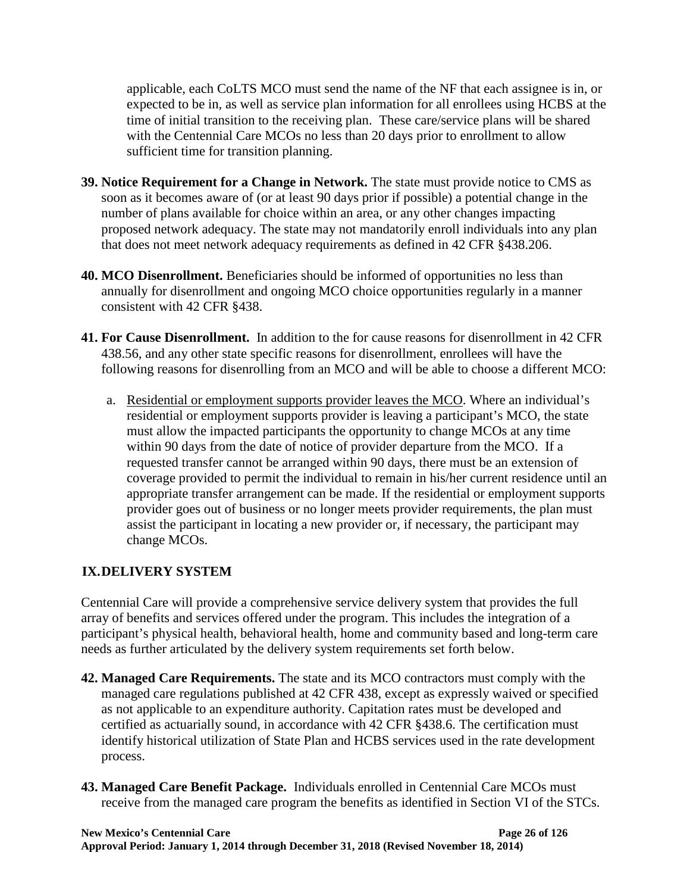applicable, each CoLTS MCO must send the name of the NF that each assignee is in, or expected to be in, as well as service plan information for all enrollees using HCBS at the time of initial transition to the receiving plan. These care/service plans will be shared with the Centennial Care MCOs no less than 20 days prior to enrollment to allow sufficient time for transition planning.

**39. Notice Requirement for a Change in Network.** The state must provide notice to CMS as soon as it becomes aware of (or at least 90 days prior if possible) a potential change in the number of plans available for choice within an area, or any other changes impacting proposed network adequacy. The state may not mandatorily enroll individuals into any plan that does not meet network adequacy requirements as defined in 42 CFR §438.206.

**40. MCO Disenrollment.** Beneficiaries should be informed of opportunities no less than annually for disenrollment and ongoing MCO choice opportunities regularly in a manner consistent with 42 CFR §438.

**41. For Cause Disenrollment.** In addition to the for cause reasons for disenrollment in 42 CFR 438.56, and any other state specific reasons for disenrollment, enrollees will have the following reasons for disenrolling from an MCO and will be able to choose a different MCO:

a. Residential or employment supports provider leaves the MCO. Where an individual's residential or employment supports provider is leaving a participant's MCO, the state must allow the impacted participants the opportunity to change MCOs at any time within 90 days from the date of notice of provider departure from the MCO. If a requested transfer cannot be arranged within 90 days, there must be an extension of coverage provided to permit the individual to remain in his/her current residence until an appropriate transfer arrangement can be made. If the residential or employment supports provider goes out of business or no longer meets provider requirements, the plan must assist the participant in locating a new provider or, if necessary, the participant may change MCOs.

## IX. DELIVERY SYSTEM

Centennial Care will provide a comprehensive service delivery system that provides the full array of benefits and services offered under the program. This includes the integration of a participant's physical health, behavioral health, home and community based and long-term care needs as further articulated by the delivery system requirements set forth below.

**42. Managed Care Requirements.** The state and its MCO contractors must comply with the managed care regulations published at 42 CFR 438, except as expressly waived or specified as not applicable to an expenditure authority. Capitation rates must be developed and certified as actuarially sound, in accordance with 42 CFR §438.6. The certification must identify historical utilization of State Plan and HCBS services used in the rate development process.

**43. Managed Care Benefit Package.** Individuals enrolled in Centennial Care MCOs must receive from the managed care program the benefits as identified in Section VI of the STCs.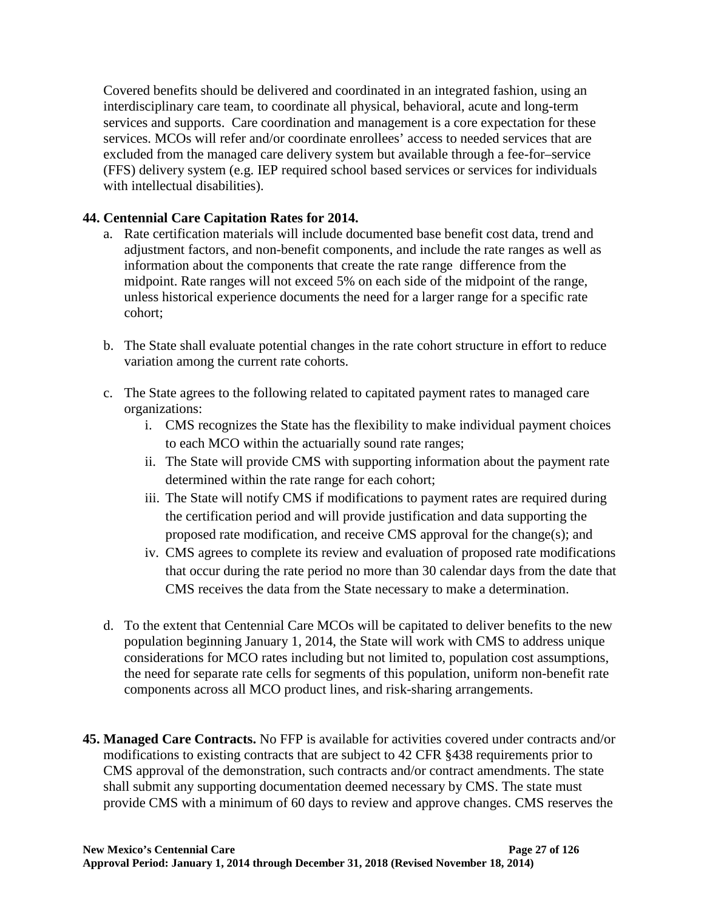Covered benefits should be delivered and coordinated in an integrated fashion, using an interdisciplinary care team, to coordinate all physical, behavioral, acute and long-term services and supports. Care coordination and management is a core expectation for these services. MCOs will refer and/or coordinate enrollees' access to needed services that are excluded from the managed care delivery system but available through a fee-for–service (FFS) delivery system (e.g. IEP required school based services or services for individuals with intellectual disabilities).

**44. Centennial Care Capitation Rates for 2014.**

a. Rate certification materials will include documented base benefit cost data, trend and adjustment factors, and non-benefit components, and include the rate ranges as well as information about the components that create the rate range difference from the midpoint. Rate ranges will not exceed 5% on each side of the midpoint of the range, unless historical experience documents the need for a larger range for a specific rate cohort;

b. The State shall evaluate potential changes in the rate cohort structure in effort to reduce variation among the current rate cohorts.

c. The State agrees to the following related to capitated payment rates to managed care organizations:

   i. CMS recognizes the State has the flexibility to make individual payment choices to each MCO within the actuarially sound rate ranges;

   ii. The State will provide CMS with supporting information about the payment rate determined within the rate range for each cohort;

   iii. The State will notify CMS if modifications to payment rates are required during the certification period and will provide justification and data supporting the proposed rate modification, and receive CMS approval for the change(s); and

   iv. CMS agrees to complete its review and evaluation of proposed rate modifications that occur during the rate period no more than 30 calendar days from the date that CMS receives the data from the State necessary to make a determination.

d. To the extent that Centennial Care MCOs will be capitated to deliver benefits to the new population beginning January 1, 2014, the State will work with CMS to address unique considerations for MCO rates including but not limited to, population cost assumptions, the need for separate rate cells for segments of this population, uniform non-benefit rate components across all MCO product lines, and risk-sharing arrangements.

**45. Managed Care Contracts.** No FFP is available for activities covered under contracts and/or modifications to existing contracts that are subject to 42 CFR §438 requirements prior to CMS approval of the demonstration, such contracts and/or contract amendments. The state shall submit any supporting documentation deemed necessary by CMS. The state must provide CMS with a minimum of 60 days to review and approve changes. CMS reserves the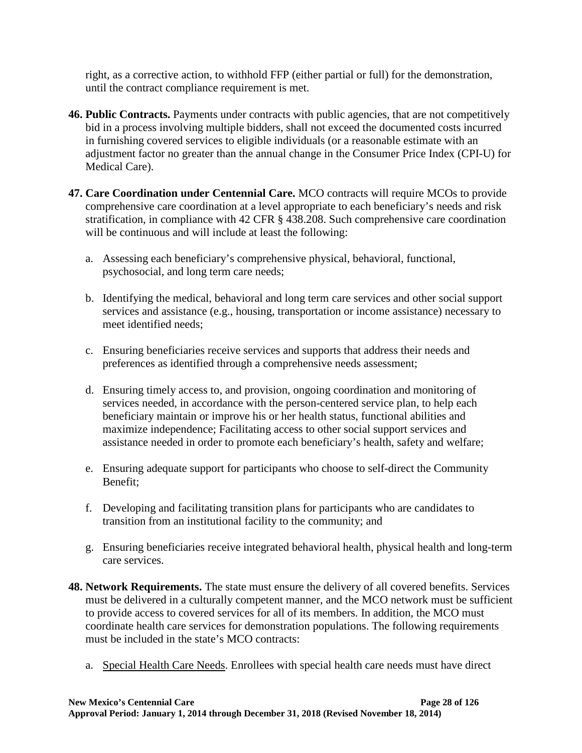right, as a corrective action, to withhold FFP (either partial or full) for the demonstration, until the contract compliance requirement is met.

**46. Public Contracts.** Payments under contracts with public agencies, that are not competitively bid in a process involving multiple bidders, shall not exceed the documented costs incurred in furnishing covered services to eligible individuals (or a reasonable estimate with an adjustment factor no greater than the annual change in the Consumer Price Index (CPI-U) for Medical Care).

**47. Care Coordination under Centennial Care.** MCO contracts will require MCOs to provide comprehensive care coordination at a level appropriate to each beneficiary's needs and risk stratification, in compliance with 42 CFR § 438.208. Such comprehensive care coordination will be continuous and will include at least the following:

a. Assessing each beneficiary's comprehensive physical, behavioral, functional, psychosocial, and long term care needs;

b. Identifying the medical, behavioral and long term care services and other social support services and assistance (e.g., housing, transportation or income assistance) necessary to meet identified needs;

c. Ensuring beneficiaries receive services and supports that address their needs and preferences as identified through a comprehensive needs assessment;

d. Ensuring timely access to, and provision, ongoing coordination and monitoring of services needed, in accordance with the person-centered service plan, to help each beneficiary maintain or improve his or her health status, functional abilities and maximize independence; Facilitating access to other social support services and assistance needed in order to promote each beneficiary's health, safety and welfare;

e. Ensuring adequate support for participants who choose to self-direct the Community Benefit;

f. Developing and facilitating transition plans for participants who are candidates to transition from an institutional facility to the community; and

g. Ensuring beneficiaries receive integrated behavioral health, physical health and long-term care services.

**48. Network Requirements.** The state must ensure the delivery of all covered benefits. Services must be delivered in a culturally competent manner, and the MCO network must be sufficient to provide access to covered services for all of its members. In addition, the MCO must coordinate health care services for demonstration populations. The following requirements must be included in the state's MCO contracts:

a. Special Health Care Needs. Enrollees with special health care needs must have direct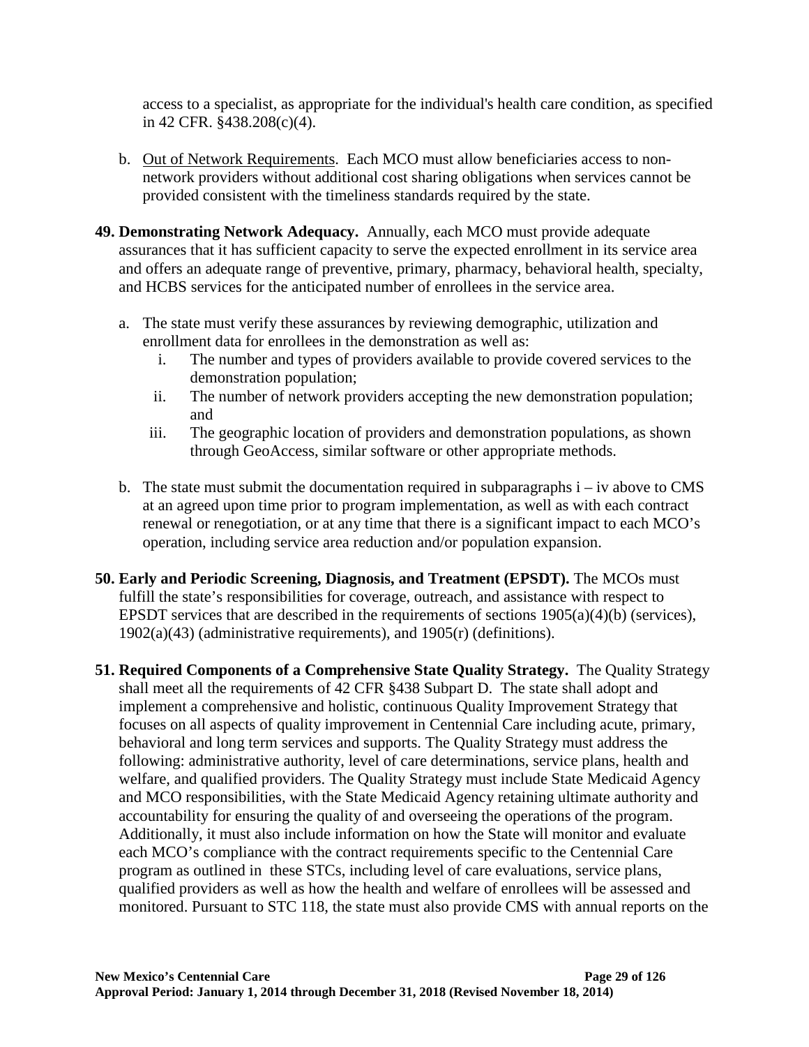access to a specialist, as appropriate for the individual's health care condition, as specified in 42 CFR. §438.208(c)(4).

b. Out of Network Requirements. Each MCO must allow beneficiaries access to non-network providers without additional cost sharing obligations when services cannot be provided consistent with the timeliness standards required by the state.

**49. Demonstrating Network Adequacy.** Annually, each MCO must provide adequate assurances that it has sufficient capacity to serve the expected enrollment in its service area and offers an adequate range of preventive, primary, pharmacy, behavioral health, specialty, and HCBS services for the anticipated number of enrollees in the service area.

a. The state must verify these assurances by reviewing demographic, utilization and enrollment data for enrollees in the demonstration as well as:

   i. The number and types of providers available to provide covered services to the demonstration population;
   
   ii. The number of network providers accepting the new demonstration population; and
   
   iii. The geographic location of providers and demonstration populations, as shown through GeoAccess, similar software or other appropriate methods.

b. The state must submit the documentation required in subparagraphs i – iv above to CMS at an agreed upon time prior to program implementation, as well as with each contract renewal or renegotiation, or at any time that there is a significant impact to each MCO's operation, including service area reduction and/or population expansion.

**50. Early and Periodic Screening, Diagnosis, and Treatment (EPSDT).** The MCOs must fulfill the state's responsibilities for coverage, outreach, and assistance with respect to EPSDT services that are described in the requirements of sections 1905(a)(4)(b) (services), 1902(a)(43) (administrative requirements), and 1905(r) (definitions).

**51. Required Components of a Comprehensive State Quality Strategy.** The Quality Strategy shall meet all the requirements of 42 CFR §438 Subpart D. The state shall adopt and implement a comprehensive and holistic, continuous Quality Improvement Strategy that focuses on all aspects of quality improvement in Centennial Care including acute, primary, behavioral and long term services and supports. The Quality Strategy must address the following: administrative authority, level of care determinations, service plans, health and welfare, and qualified providers. The Quality Strategy must include State Medicaid Agency and MCO responsibilities, with the State Medicaid Agency retaining ultimate authority and accountability for ensuring the quality of and overseeing the operations of the program. Additionally, it must also include information on how the State will monitor and evaluate each MCO's compliance with the contract requirements specific to the Centennial Care program as outlined in these STCs, including level of care evaluations, service plans, qualified providers as well as how the health and welfare of enrollees will be assessed and monitored. Pursuant to STC 118, the state must also provide CMS with annual reports on the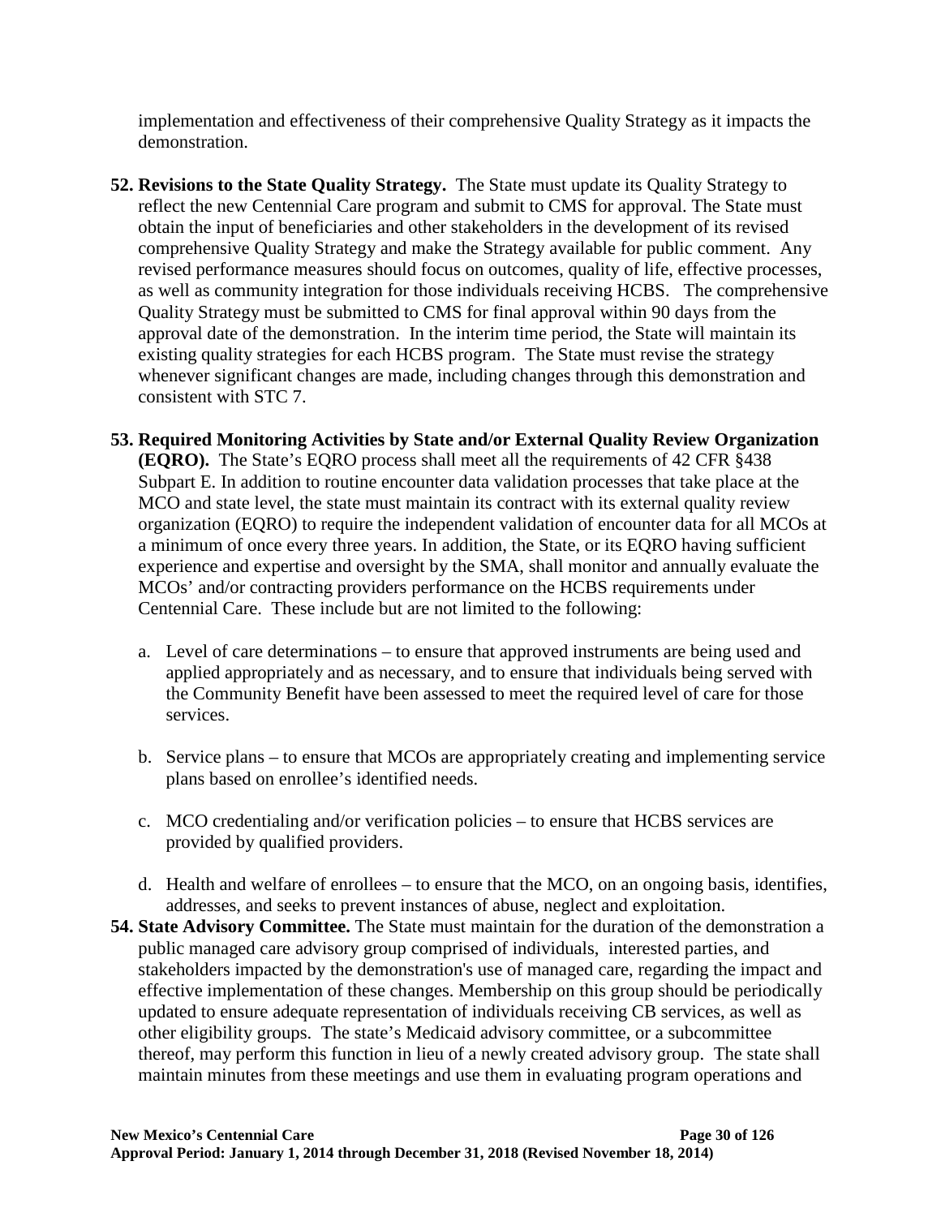implementation and effectiveness of their comprehensive Quality Strategy as it impacts the demonstration.

**52. Revisions to the State Quality Strategy.** The State must update its Quality Strategy to reflect the new Centennial Care program and submit to CMS for approval. The State must obtain the input of beneficiaries and other stakeholders in the development of its revised comprehensive Quality Strategy and make the Strategy available for public comment. Any revised performance measures should focus on outcomes, quality of life, effective processes, as well as community integration for those individuals receiving HCBS. The comprehensive Quality Strategy must be submitted to CMS for final approval within 90 days from the approval date of the demonstration. In the interim time period, the State will maintain its existing quality strategies for each HCBS program. The State must revise the strategy whenever significant changes are made, including changes through this demonstration and consistent with STC 7.

**53. Required Monitoring Activities by State and/or External Quality Review Organization (EQRO).** The State's EQRO process shall meet all the requirements of 42 CFR §438 Subpart E. In addition to routine encounter data validation processes that take place at the MCO and state level, the state must maintain its contract with its external quality review organization (EQRO) to require the independent validation of encounter data for all MCOs at a minimum of once every three years. In addition, the State, or its EQRO having sufficient experience and expertise and oversight by the SMA, shall monitor and annually evaluate the MCOs' and/or contracting providers performance on the HCBS requirements under Centennial Care. These include but are not limited to the following:

a. Level of care determinations – to ensure that approved instruments are being used and applied appropriately and as necessary, and to ensure that individuals being served with the Community Benefit have been assessed to meet the required level of care for those services.

b. Service plans – to ensure that MCOs are appropriately creating and implementing service plans based on enrollee's identified needs.

c. MCO credentialing and/or verification policies – to ensure that HCBS services are provided by qualified providers.

d. Health and welfare of enrollees – to ensure that the MCO, on an ongoing basis, identifies, addresses, and seeks to prevent instances of abuse, neglect and exploitation.

**54. State Advisory Committee.** The State must maintain for the duration of the demonstration a public managed care advisory group comprised of individuals, interested parties, and stakeholders impacted by the demonstration's use of managed care, regarding the impact and effective implementation of these changes. Membership on this group should be periodically updated to ensure adequate representation of individuals receiving CB services, as well as other eligibility groups. The state's Medicaid advisory committee, or a subcommittee thereof, may perform this function in lieu of a newly created advisory group. The state shall maintain minutes from these meetings and use them in evaluating program operations and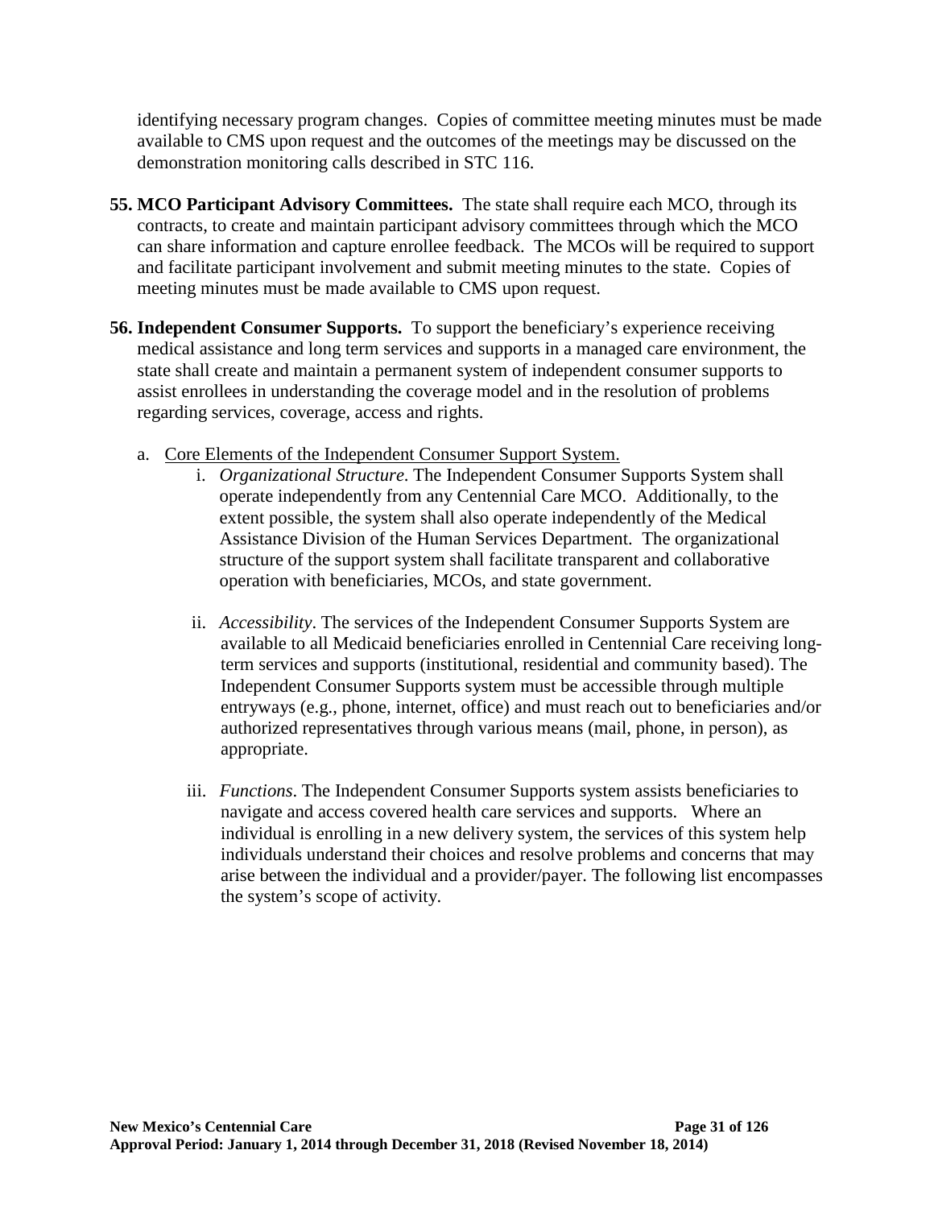identifying necessary program changes. Copies of committee meeting minutes must be made available to CMS upon request and the outcomes of the meetings may be discussed on the demonstration monitoring calls described in STC 116.

**55. MCO Participant Advisory Committees.** The state shall require each MCO, through its contracts, to create and maintain participant advisory committees through which the MCO can share information and capture enrollee feedback. The MCOs will be required to support and facilitate participant involvement and submit meeting minutes to the state. Copies of meeting minutes must be made available to CMS upon request.

**56. Independent Consumer Supports.** To support the beneficiary's experience receiving medical assistance and long term services and supports in a managed care environment, the state shall create and maintain a permanent system of independent consumer supports to assist enrollees in understanding the coverage model and in the resolution of problems regarding services, coverage, access and rights.

a. Core Elements of the Independent Consumer Support System.

i. *Organizational Structure*. The Independent Consumer Supports System shall operate independently from any Centennial Care MCO. Additionally, to the extent possible, the system shall also operate independently of the Medical Assistance Division of the Human Services Department. The organizational structure of the support system shall facilitate transparent and collaborative operation with beneficiaries, MCOs, and state government.

ii. *Accessibility*. The services of the Independent Consumer Supports System are available to all Medicaid beneficiaries enrolled in Centennial Care receiving long-term services and supports (institutional, residential and community based). The Independent Consumer Supports system must be accessible through multiple entryways (e.g., phone, internet, office) and must reach out to beneficiaries and/or authorized representatives through various means (mail, phone, in person), as appropriate.

iii. *Functions*. The Independent Consumer Supports system assists beneficiaries to navigate and access covered health care services and supports. Where an individual is enrolling in a new delivery system, the services of this system help individuals understand their choices and resolve problems and concerns that may arise between the individual and a provider/payer. The following list encompasses the system's scope of activity.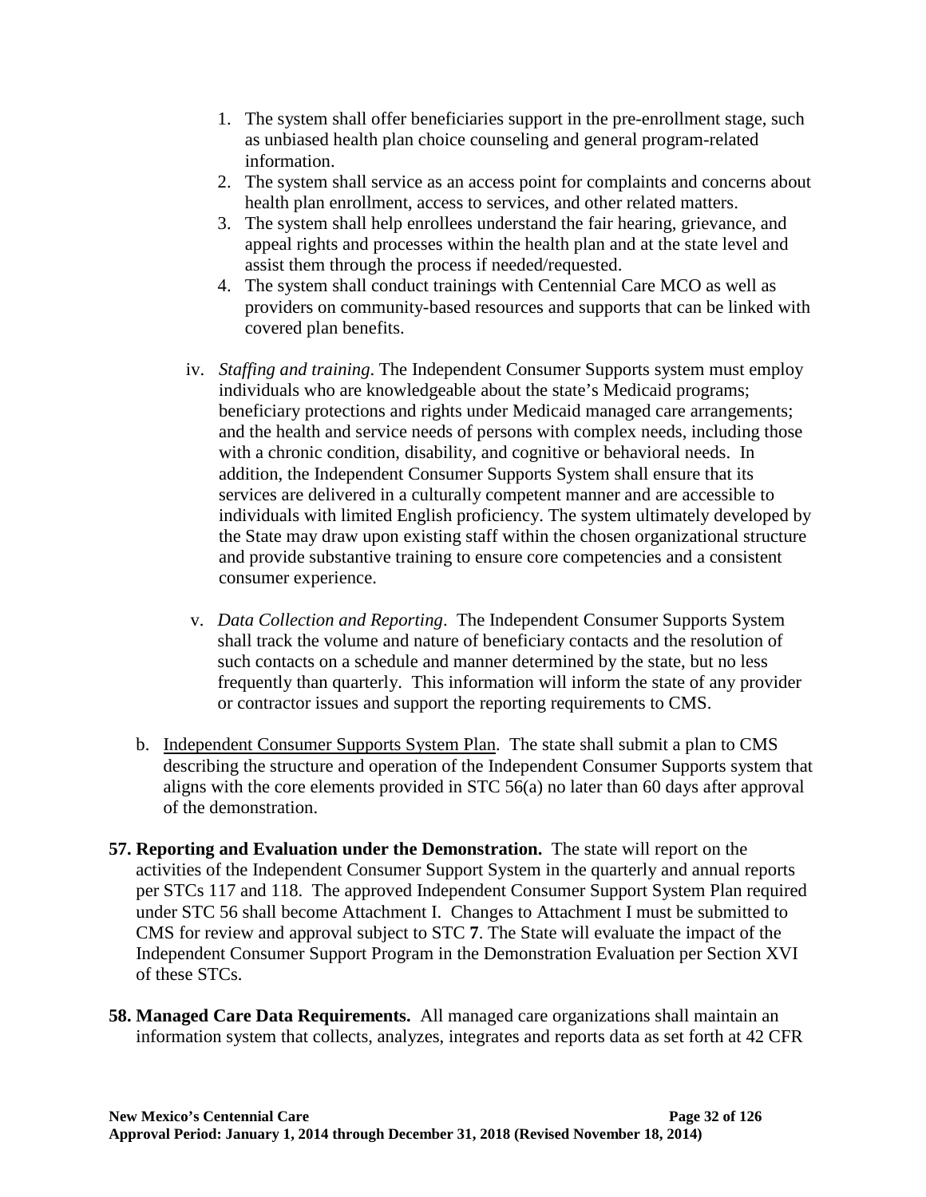1. The system shall offer beneficiaries support in the pre-enrollment stage, such as unbiased health plan choice counseling and general program-related information.
2. The system shall service as an access point for complaints and concerns about health plan enrollment, access to services, and other related matters.
3. The system shall help enrollees understand the fair hearing, grievance, and appeal rights and processes within the health plan and at the state level and assist them through the process if needed/requested.
4. The system shall conduct trainings with Centennial Care MCO as well as providers on community-based resources and supports that can be linked with covered plan benefits.

iv. *Staffing and training*. The Independent Consumer Supports system must employ individuals who are knowledgeable about the state's Medicaid programs; beneficiary protections and rights under Medicaid managed care arrangements; and the health and service needs of persons with complex needs, including those with a chronic condition, disability, and cognitive or behavioral needs. In addition, the Independent Consumer Supports System shall ensure that its services are delivered in a culturally competent manner and are accessible to individuals with limited English proficiency. The system ultimately developed by the State may draw upon existing staff within the chosen organizational structure and provide substantive training to ensure core competencies and a consistent consumer experience.

v. *Data Collection and Reporting*. The Independent Consumer Supports System shall track the volume and nature of beneficiary contacts and the resolution of such contacts on a schedule and manner determined by the state, but no less frequently than quarterly. This information will inform the state of any provider or contractor issues and support the reporting requirements to CMS.

b. Independent Consumer Supports System Plan. The state shall submit a plan to CMS describing the structure and operation of the Independent Consumer Supports system that aligns with the core elements provided in STC 56(a) no later than 60 days after approval of the demonstration.

**57. Reporting and Evaluation under the Demonstration.** The state will report on the activities of the Independent Consumer Support System in the quarterly and annual reports per STCs 117 and 118. The approved Independent Consumer Support System Plan required under STC 56 shall become Attachment I. Changes to Attachment I must be submitted to CMS for review and approval subject to STC **7**. The State will evaluate the impact of the Independent Consumer Support Program in the Demonstration Evaluation per Section XVI of these STCs.

**58. Managed Care Data Requirements.** All managed care organizations shall maintain an information system that collects, analyzes, integrates and reports data as set forth at 42 CFR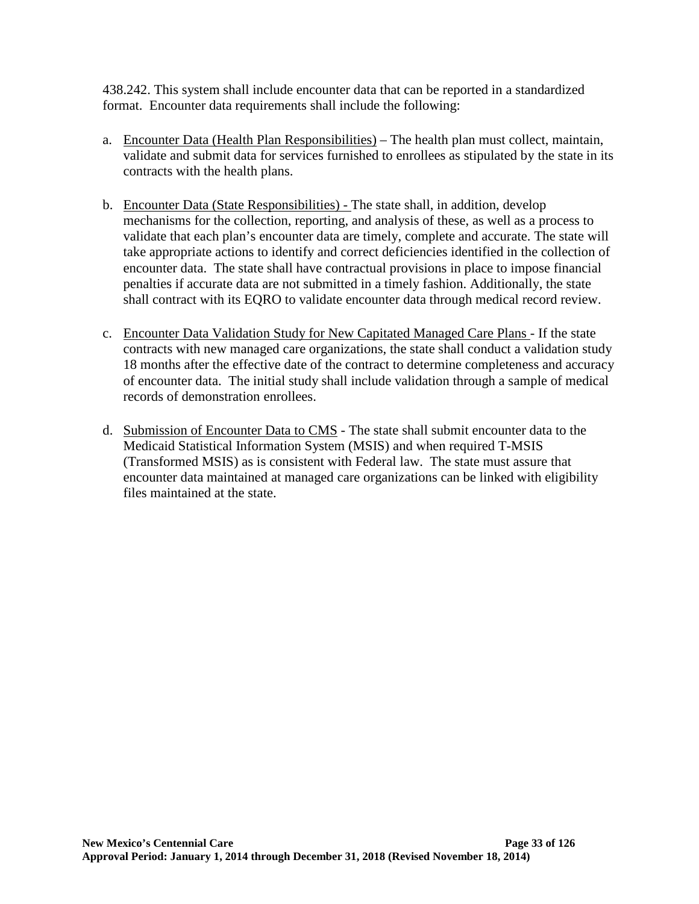438.242. This system shall include encounter data that can be reported in a standardized format. Encounter data requirements shall include the following:

a. <u>Encounter Data (Health Plan Responsibilities)</u> – The health plan must collect, maintain, validate and submit data for services furnished to enrollees as stipulated by the state in its contracts with the health plans.

b. <u>Encounter Data (State Responsibilities) -</u> The state shall, in addition, develop mechanisms for the collection, reporting, and analysis of these, as well as a process to validate that each plan's encounter data are timely, complete and accurate. The state will take appropriate actions to identify and correct deficiencies identified in the collection of encounter data. The state shall have contractual provisions in place to impose financial penalties if accurate data are not submitted in a timely fashion. Additionally, the state shall contract with its EQRO to validate encounter data through medical record review.

c. <u>Encounter Data Validation Study for New Capitated Managed Care Plans -</u> If the state contracts with new managed care organizations, the state shall conduct a validation study 18 months after the effective date of the contract to determine completeness and accuracy of encounter data. The initial study shall include validation through a sample of medical records of demonstration enrollees.

d. <u>Submission of Encounter Data to CMS</u> - The state shall submit encounter data to the Medicaid Statistical Information System (MSIS) and when required T-MSIS (Transformed MSIS) as is consistent with Federal law. The state must assure that encounter data maintained at managed care organizations can be linked with eligibility files maintained at the state.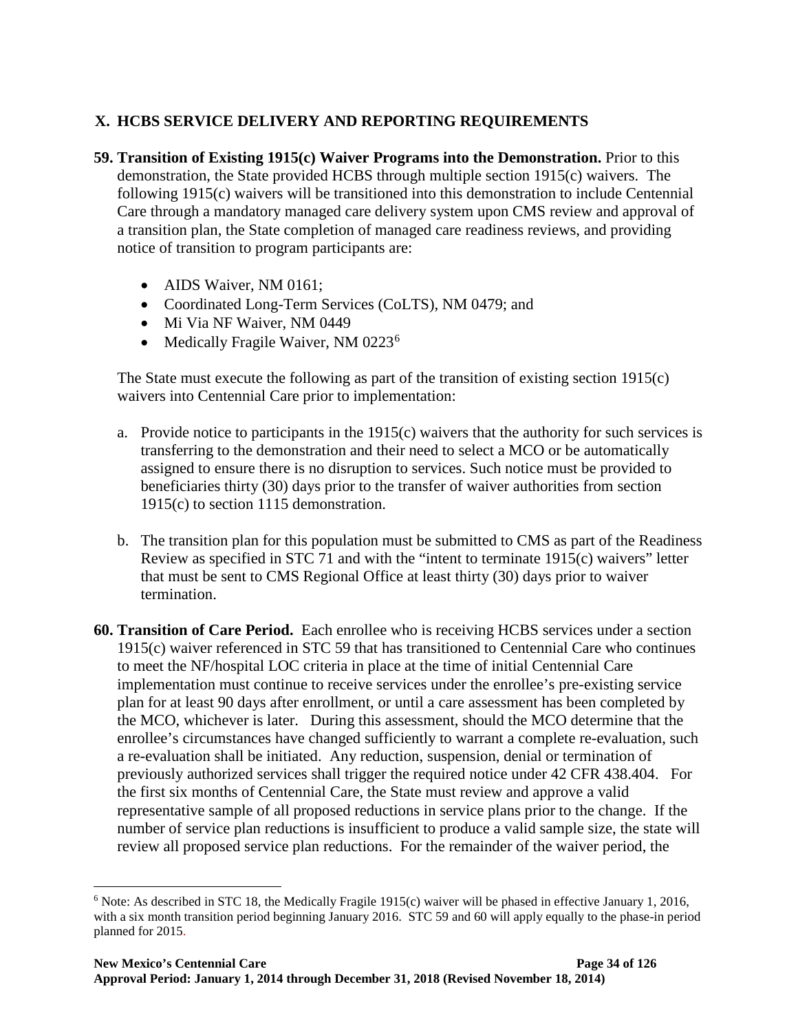## X. HCBS SERVICE DELIVERY AND REPORTING REQUIREMENTS

**59. Transition of Existing 1915(c) Waiver Programs into the Demonstration.** Prior to this demonstration, the State provided HCBS through multiple section 1915(c) waivers. The following 1915(c) waivers will be transitioned into this demonstration to include Centennial Care through a mandatory managed care delivery system upon CMS review and approval of a transition plan, the State completion of managed care readiness reviews, and providing notice of transition to program participants are:

- AIDS Waiver, NM 0161;
- Coordinated Long-Term Services (CoLTS), NM 0479; and
- Mi Via NF Waiver, NM 0449
- Medically Fragile Waiver, NM 0223[6]

The State must execute the following as part of the transition of existing section 1915(c) waivers into Centennial Care prior to implementation:

a. Provide notice to participants in the 1915(c) waivers that the authority for such services is transferring to the demonstration and their need to select a MCO or be automatically assigned to ensure there is no disruption to services. Such notice must be provided to beneficiaries thirty (30) days prior to the transfer of waiver authorities from section 1915(c) to section 1115 demonstration.

b. The transition plan for this population must be submitted to CMS as part of the Readiness Review as specified in STC 71 and with the "intent to terminate 1915(c) waivers" letter that must be sent to CMS Regional Office at least thirty (30) days prior to waiver termination.

**60. Transition of Care Period.** Each enrollee who is receiving HCBS services under a section 1915(c) waiver referenced in STC 59 that has transitioned to Centennial Care who continues to meet the NF/hospital LOC criteria in place at the time of initial Centennial Care implementation must continue to receive services under the enrollee's pre-existing service plan for at least 90 days after enrollment, or until a care assessment has been completed by the MCO, whichever is later. During this assessment, should the MCO determine that the enrollee's circumstances have changed sufficiently to warrant a complete re-evaluation, such a re-evaluation shall be initiated. Any reduction, suspension, denial or termination of previously authorized services shall trigger the required notice under 42 CFR 438.404. For the first six months of Centennial Care, the State must review and approve a valid representative sample of all proposed reductions in service plans prior to the change. If the number of service plan reductions is insufficient to produce a valid sample size, the state will review all proposed service plan reductions. For the remainder of the waiver period, the

[6] Note: As described in STC 18, the Medically Fragile 1915(c) waiver will be phased in effective January 1, 2016, with a six month transition period beginning January 2016. STC 59 and 60 will apply equally to the phase-in period planned for 2015.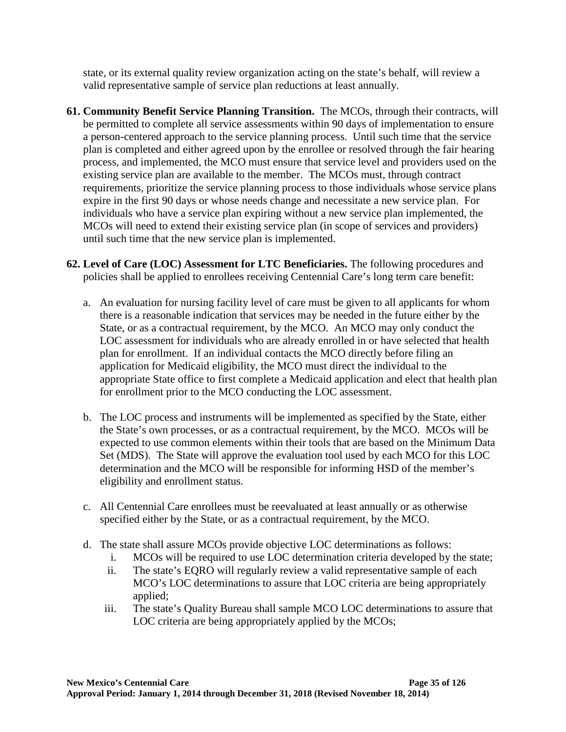state, or its external quality review organization acting on the state's behalf, will review a valid representative sample of service plan reductions at least annually.

**61. Community Benefit Service Planning Transition.** The MCOs, through their contracts, will be permitted to complete all service assessments within 90 days of implementation to ensure a person-centered approach to the service planning process. Until such time that the service plan is completed and either agreed upon by the enrollee or resolved through the fair hearing process, and implemented, the MCO must ensure that service level and providers used on the existing service plan are available to the member. The MCOs must, through contract requirements, prioritize the service planning process to those individuals whose service plans expire in the first 90 days or whose needs change and necessitate a new service plan. For individuals who have a service plan expiring without a new service plan implemented, the MCOs will need to extend their existing service plan (in scope of services and providers) until such time that the new service plan is implemented.

**62. Level of Care (LOC) Assessment for LTC Beneficiaries.** The following procedures and policies shall be applied to enrollees receiving Centennial Care's long term care benefit:

a. An evaluation for nursing facility level of care must be given to all applicants for whom there is a reasonable indication that services may be needed in the future either by the State, or as a contractual requirement, by the MCO. An MCO may only conduct the LOC assessment for individuals who are already enrolled in or have selected that health plan for enrollment. If an individual contacts the MCO directly before filing an application for Medicaid eligibility, the MCO must direct the individual to the appropriate State office to first complete a Medicaid application and elect that health plan for enrollment prior to the MCO conducting the LOC assessment.

b. The LOC process and instruments will be implemented as specified by the State, either the State's own processes, or as a contractual requirement, by the MCO. MCOs will be expected to use common elements within their tools that are based on the Minimum Data Set (MDS). The State will approve the evaluation tool used by each MCO for this LOC determination and the MCO will be responsible for informing HSD of the member's eligibility and enrollment status.

c. All Centennial Care enrollees must be reevaluated at least annually or as otherwise specified either by the State, or as a contractual requirement, by the MCO.

d. The state shall assure MCOs provide objective LOC determinations as follows:
   i. MCOs will be required to use LOC determination criteria developed by the state;
   ii. The state's EQRO will regularly review a valid representative sample of each MCO's LOC determinations to assure that LOC criteria are being appropriately applied;
   iii. The state's Quality Bureau shall sample MCO LOC determinations to assure that LOC criteria are being appropriately applied by the MCOs;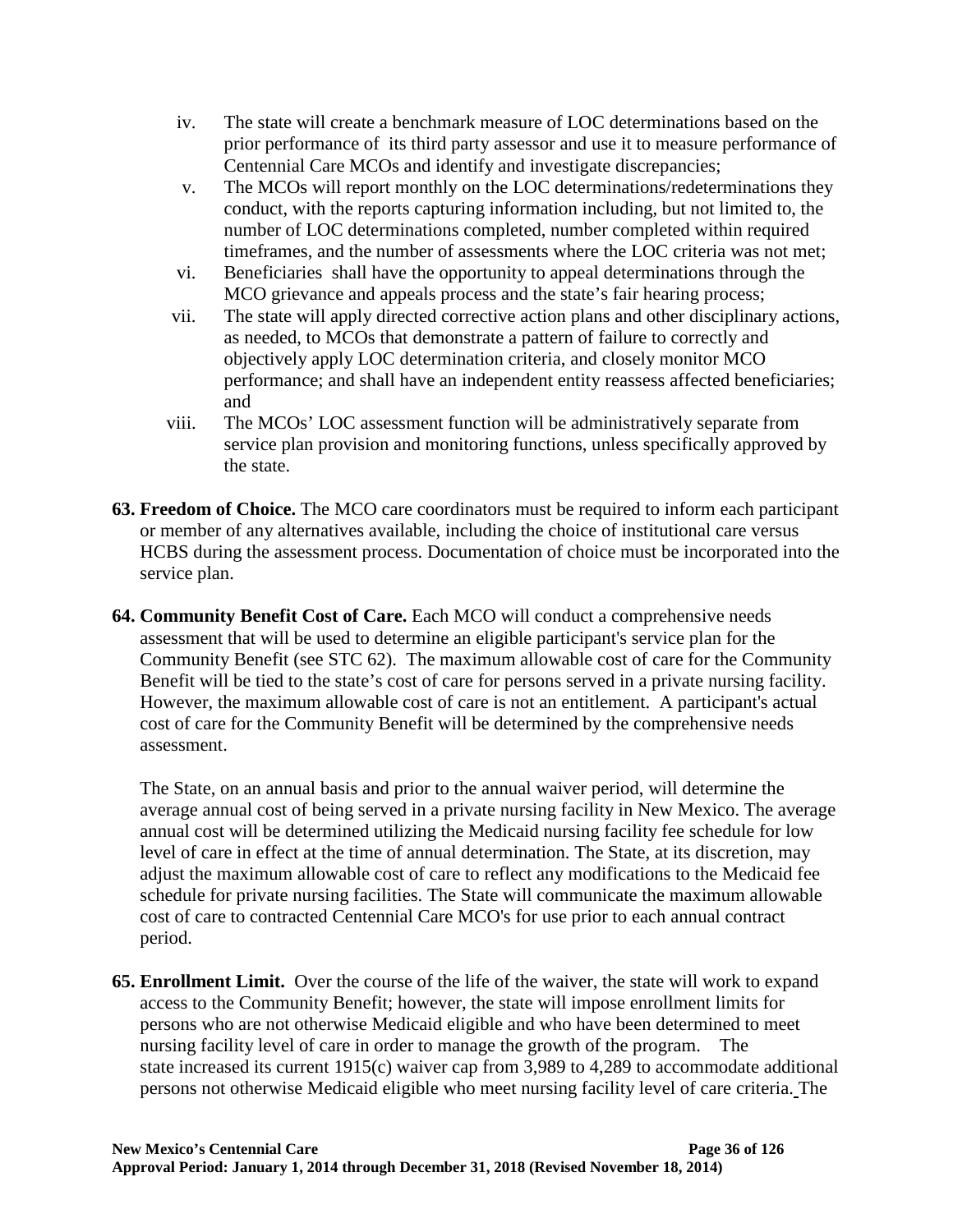- iv. The state will create a benchmark measure of LOC determinations based on the prior performance of its third party assessor and use it to measure performance of Centennial Care MCOs and identify and investigate discrepancies;
- v. The MCOs will report monthly on the LOC determinations/redeterminations they conduct, with the reports capturing information including, but not limited to, the number of LOC determinations completed, number completed within required timeframes, and the number of assessments where the LOC criteria was not met;
- vi. Beneficiaries shall have the opportunity to appeal determinations through the MCO grievance and appeals process and the state's fair hearing process;
- vii. The state will apply directed corrective action plans and other disciplinary actions, as needed, to MCOs that demonstrate a pattern of failure to correctly and objectively apply LOC determination criteria, and closely monitor MCO performance; and shall have an independent entity reassess affected beneficiaries; and
- viii. The MCOs' LOC assessment function will be administratively separate from service plan provision and monitoring functions, unless specifically approved by the state.

**63. Freedom of Choice.** The MCO care coordinators must be required to inform each participant or member of any alternatives available, including the choice of institutional care versus HCBS during the assessment process. Documentation of choice must be incorporated into the service plan.

**64. Community Benefit Cost of Care.** Each MCO will conduct a comprehensive needs assessment that will be used to determine an eligible participant's service plan for the Community Benefit (see STC 62). The maximum allowable cost of care for the Community Benefit will be tied to the state's cost of care for persons served in a private nursing facility. However, the maximum allowable cost of care is not an entitlement. A participant's actual cost of care for the Community Benefit will be determined by the comprehensive needs assessment.

The State, on an annual basis and prior to the annual waiver period, will determine the average annual cost of being served in a private nursing facility in New Mexico. The average annual cost will be determined utilizing the Medicaid nursing facility fee schedule for low level of care in effect at the time of annual determination. The State, at its discretion, may adjust the maximum allowable cost of care to reflect any modifications to the Medicaid fee schedule for private nursing facilities. The State will communicate the maximum allowable cost of care to contracted Centennial Care MCO's for use prior to each annual contract period.

**65. Enrollment Limit.** Over the course of the life of the waiver, the state will work to expand access to the Community Benefit; however, the state will impose enrollment limits for persons who are not otherwise Medicaid eligible and who have been determined to meet nursing facility level of care in order to manage the growth of the program. The state increased its current 1915(c) waiver cap from 3,989 to 4,289 to accommodate additional persons not otherwise Medicaid eligible who meet nursing facility level of care criteria. The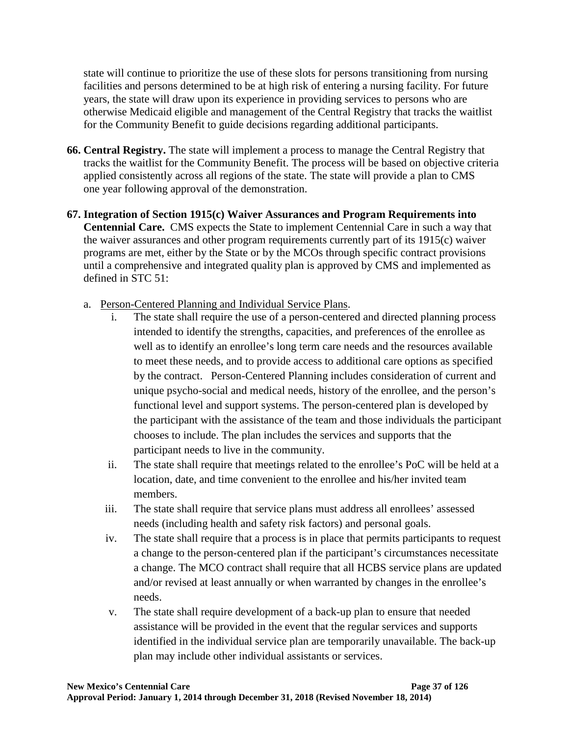state will continue to prioritize the use of these slots for persons transitioning from nursing facilities and persons determined to be at high risk of entering a nursing facility. For future years, the state will draw upon its experience in providing services to persons who are otherwise Medicaid eligible and management of the Central Registry that tracks the waitlist for the Community Benefit to guide decisions regarding additional participants.

**66. Central Registry.** The state will implement a process to manage the Central Registry that tracks the waitlist for the Community Benefit. The process will be based on objective criteria applied consistently across all regions of the state. The state will provide a plan to CMS one year following approval of the demonstration.

**67. Integration of Section 1915(c) Waiver Assurances and Program Requirements into Centennial Care.** CMS expects the State to implement Centennial Care in such a way that the waiver assurances and other program requirements currently part of its 1915(c) waiver programs are met, either by the State or by the MCOs through specific contract provisions until a comprehensive and integrated quality plan is approved by CMS and implemented as defined in STC 51:

a. Person-Centered Planning and Individual Service Plans.

   i. The state shall require the use of a person-centered and directed planning process intended to identify the strengths, capacities, and preferences of the enrollee as well as to identify an enrollee's long term care needs and the resources available to meet these needs, and to provide access to additional care options as specified by the contract. Person-Centered Planning includes consideration of current and unique psycho-social and medical needs, history of the enrollee, and the person's functional level and support systems. The person-centered plan is developed by the participant with the assistance of the team and those individuals the participant chooses to include. The plan includes the services and supports that the participant needs to live in the community.

   ii. The state shall require that meetings related to the enrollee's PoC will be held at a location, date, and time convenient to the enrollee and his/her invited team members.

   iii. The state shall require that service plans must address all enrollees' assessed needs (including health and safety risk factors) and personal goals.

   iv. The state shall require that a process is in place that permits participants to request a change to the person-centered plan if the participant's circumstances necessitate a change. The MCO contract shall require that all HCBS service plans are updated and/or revised at least annually or when warranted by changes in the enrollee's needs.

   v. The state shall require development of a back-up plan to ensure that needed assistance will be provided in the event that the regular services and supports identified in the individual service plan are temporarily unavailable. The back-up plan may include other individual assistants or services.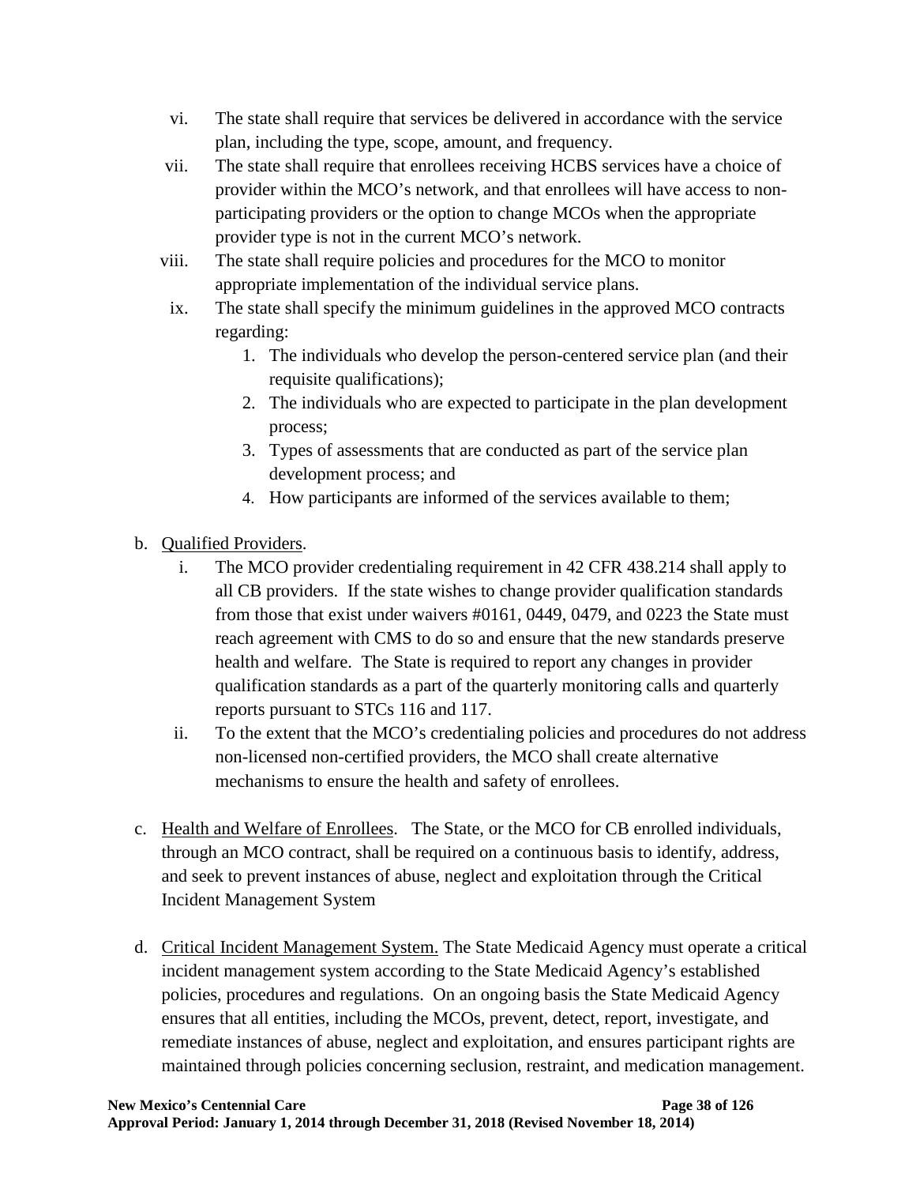vi. The state shall require that services be delivered in accordance with the service plan, including the type, scope, amount, and frequency.

vii. The state shall require that enrollees receiving HCBS services have a choice of provider within the MCO's network, and that enrollees will have access to non-participating providers or the option to change MCOs when the appropriate provider type is not in the current MCO's network.

viii. The state shall require policies and procedures for the MCO to monitor appropriate implementation of the individual service plans.

ix. The state shall specify the minimum guidelines in the approved MCO contracts regarding:

1. The individuals who develop the person-centered service plan (and their requisite qualifications);
2. The individuals who are expected to participate in the plan development process;
3. Types of assessments that are conducted as part of the service plan development process; and
4. How participants are informed of the services available to them;

b. Qualified Providers.

i. The MCO provider credentialing requirement in 42 CFR 438.214 shall apply to all CB providers. If the state wishes to change provider qualification standards from those that exist under waivers #0161, 0449, 0479, and 0223 the State must reach agreement with CMS to do so and ensure that the new standards preserve health and welfare. The State is required to report any changes in provider qualification standards as a part of the quarterly monitoring calls and quarterly reports pursuant to STCs 116 and 117.

ii. To the extent that the MCO's credentialing policies and procedures do not address non-licensed non-certified providers, the MCO shall create alternative mechanisms to ensure the health and safety of enrollees.

c. Health and Welfare of Enrollees. The State, or the MCO for CB enrolled individuals, through an MCO contract, shall be required on a continuous basis to identify, address, and seek to prevent instances of abuse, neglect and exploitation through the Critical Incident Management System

d. Critical Incident Management System. The State Medicaid Agency must operate a critical incident management system according to the State Medicaid Agency's established policies, procedures and regulations. On an ongoing basis the State Medicaid Agency ensures that all entities, including the MCOs, prevent, detect, report, investigate, and remediate instances of abuse, neglect and exploitation, and ensures participant rights are maintained through policies concerning seclusion, restraint, and medication management.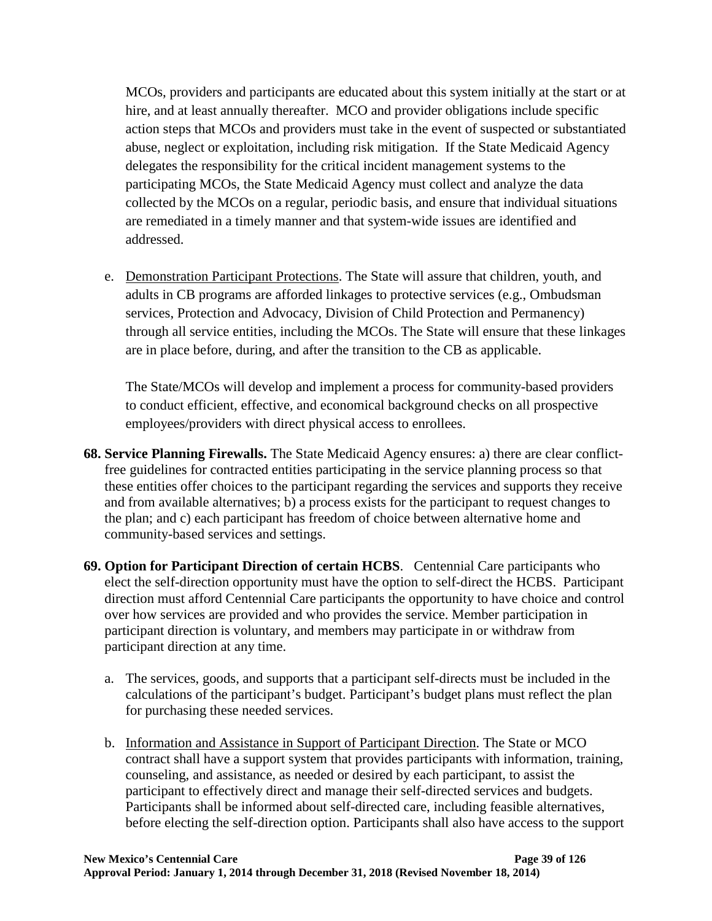MCOs, providers and participants are educated about this system initially at the start or at hire, and at least annually thereafter. MCO and provider obligations include specific action steps that MCOs and providers must take in the event of suspected or substantiated abuse, neglect or exploitation, including risk mitigation. If the State Medicaid Agency delegates the responsibility for the critical incident management systems to the participating MCOs, the State Medicaid Agency must collect and analyze the data collected by the MCOs on a regular, periodic basis, and ensure that individual situations are remediated in a timely manner and that system-wide issues are identified and addressed.

e. Demonstration Participant Protections. The State will assure that children, youth, and adults in CB programs are afforded linkages to protective services (e.g., Ombudsman services, Protection and Advocacy, Division of Child Protection and Permanency) through all service entities, including the MCOs. The State will ensure that these linkages are in place before, during, and after the transition to the CB as applicable.

   The State/MCOs will develop and implement a process for community-based providers to conduct efficient, effective, and economical background checks on all prospective employees/providers with direct physical access to enrollees.

**68. Service Planning Firewalls.** The State Medicaid Agency ensures: a) there are clear conflict-free guidelines for contracted entities participating in the service planning process so that these entities offer choices to the participant regarding the services and supports they receive and from available alternatives; b) a process exists for the participant to request changes to the plan; and c) each participant has freedom of choice between alternative home and community-based services and settings.

**69. Option for Participant Direction of certain HCBS**. Centennial Care participants who elect the self-direction opportunity must have the option to self-direct the HCBS. Participant direction must afford Centennial Care participants the opportunity to have choice and control over how services are provided and who provides the service. Member participation in participant direction is voluntary, and members may participate in or withdraw from participant direction at any time.

a. The services, goods, and supports that a participant self-directs must be included in the calculations of the participant's budget. Participant's budget plans must reflect the plan for purchasing these needed services.

b. Information and Assistance in Support of Participant Direction. The State or MCO contract shall have a support system that provides participants with information, training, counseling, and assistance, as needed or desired by each participant, to assist the participant to effectively direct and manage their self-directed services and budgets. Participants shall be informed about self-directed care, including feasible alternatives, before electing the self-direction option. Participants shall also have access to the support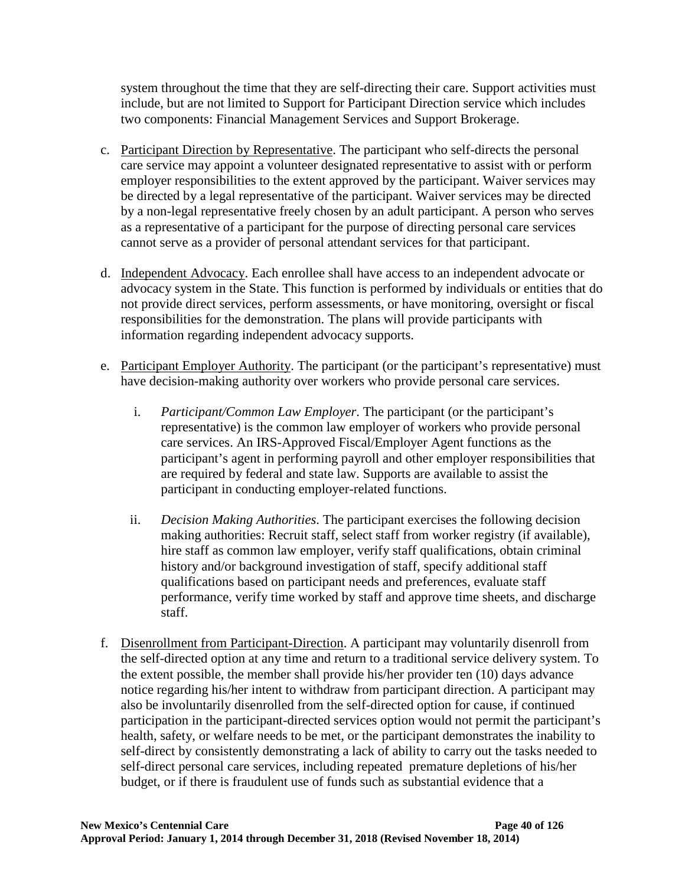system throughout the time that they are self-directing their care. Support activities must include, but are not limited to Support for Participant Direction service which includes two components: Financial Management Services and Support Brokerage.

c. Participant Direction by Representative. The participant who self-directs the personal care service may appoint a volunteer designated representative to assist with or perform employer responsibilities to the extent approved by the participant. Waiver services may be directed by a legal representative of the participant. Waiver services may be directed by a non-legal representative freely chosen by an adult participant. A person who serves as a representative of a participant for the purpose of directing personal care services cannot serve as a provider of personal attendant services for that participant.

d. Independent Advocacy. Each enrollee shall have access to an independent advocate or advocacy system in the State. This function is performed by individuals or entities that do not provide direct services, perform assessments, or have monitoring, oversight or fiscal responsibilities for the demonstration. The plans will provide participants with information regarding independent advocacy supports.

e. Participant Employer Authority. The participant (or the participant's representative) must have decision-making authority over workers who provide personal care services.

   i. *Participant/Common Law Employer*. The participant (or the participant's representative) is the common law employer of workers who provide personal care services. An IRS-Approved Fiscal/Employer Agent functions as the participant's agent in performing payroll and other employer responsibilities that are required by federal and state law. Supports are available to assist the participant in conducting employer-related functions.

   ii. *Decision Making Authorities*. The participant exercises the following decision making authorities: Recruit staff, select staff from worker registry (if available), hire staff as common law employer, verify staff qualifications, obtain criminal history and/or background investigation of staff, specify additional staff qualifications based on participant needs and preferences, evaluate staff performance, verify time worked by staff and approve time sheets, and discharge staff.

f. Disenrollment from Participant-Direction. A participant may voluntarily disenroll from the self-directed option at any time and return to a traditional service delivery system. To the extent possible, the member shall provide his/her provider ten (10) days advance notice regarding his/her intent to withdraw from participant direction. A participant may also be involuntarily disenrolled from the self-directed option for cause, if continued participation in the participant-directed services option would not permit the participant's health, safety, or welfare needs to be met, or the participant demonstrates the inability to self-direct by consistently demonstrating a lack of ability to carry out the tasks needed to self-direct personal care services, including repeated premature depletions of his/her budget, or if there is fraudulent use of funds such as substantial evidence that a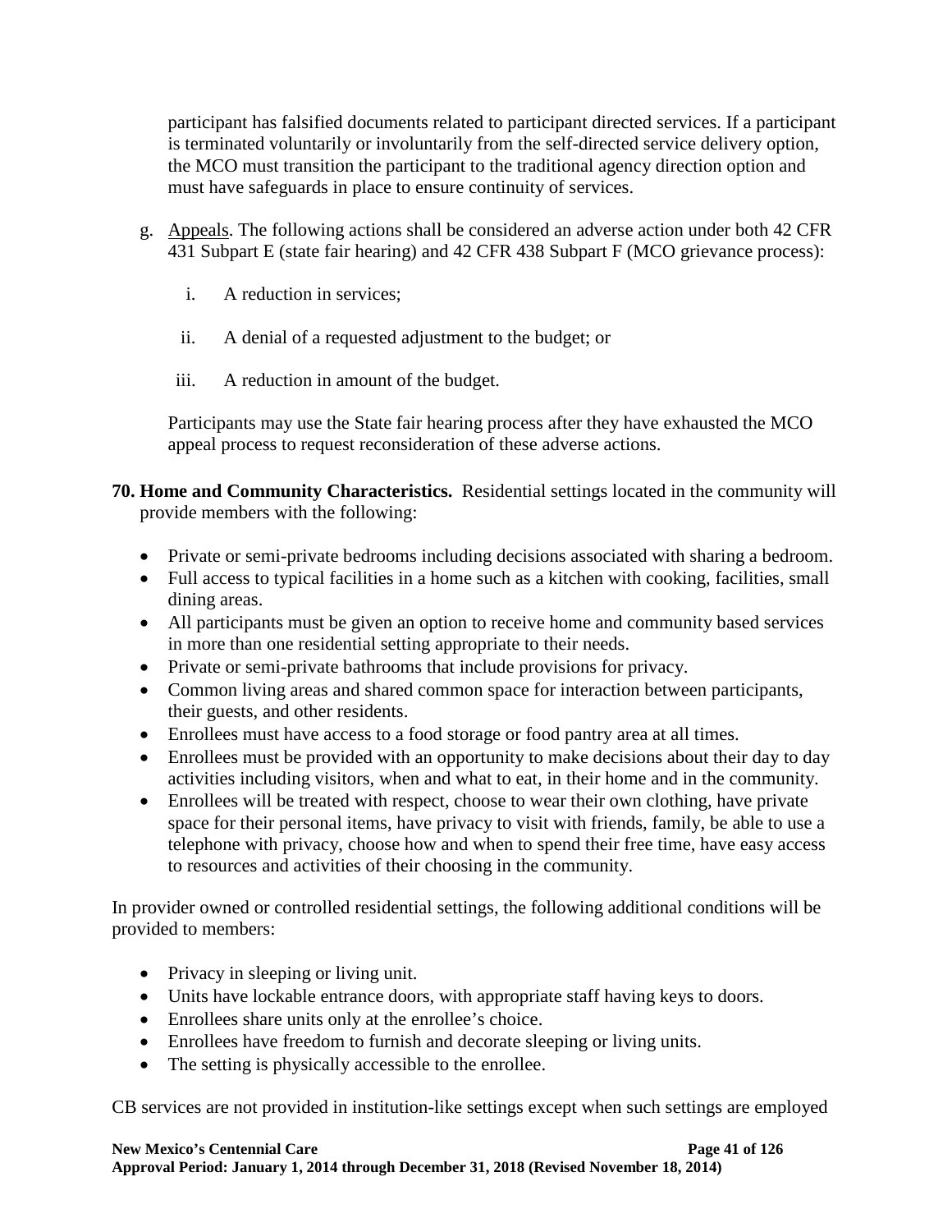participant has falsified documents related to participant directed services. If a participant is terminated voluntarily or involuntarily from the self-directed service delivery option, the MCO must transition the participant to the traditional agency direction option and must have safeguards in place to ensure continuity of services.

g. Appeals. The following actions shall be considered an adverse action under both 42 CFR 431 Subpart E (state fair hearing) and 42 CFR 438 Subpart F (MCO grievance process):

   i. A reduction in services;

   ii. A denial of a requested adjustment to the budget; or

   iii. A reduction in amount of the budget.

   Participants may use the State fair hearing process after they have exhausted the MCO appeal process to request reconsideration of these adverse actions.

**70. Home and Community Characteristics.** Residential settings located in the community will provide members with the following:

- Private or semi-private bedrooms including decisions associated with sharing a bedroom.
- Full access to typical facilities in a home such as a kitchen with cooking, facilities, small dining areas.
- All participants must be given an option to receive home and community based services in more than one residential setting appropriate to their needs.
- Private or semi-private bathrooms that include provisions for privacy.
- Common living areas and shared common space for interaction between participants, their guests, and other residents.
- Enrollees must have access to a food storage or food pantry area at all times.
- Enrollees must be provided with an opportunity to make decisions about their day to day activities including visitors, when and what to eat, in their home and in the community.
- Enrollees will be treated with respect, choose to wear their own clothing, have private space for their personal items, have privacy to visit with friends, family, be able to use a telephone with privacy, choose how and when to spend their free time, have easy access to resources and activities of their choosing in the community.

In provider owned or controlled residential settings, the following additional conditions will be provided to members:

- Privacy in sleeping or living unit.
- Units have lockable entrance doors, with appropriate staff having keys to doors.
- Enrollees share units only at the enrollee's choice.
- Enrollees have freedom to furnish and decorate sleeping or living units.
- The setting is physically accessible to the enrollee.

CB services are not provided in institution-like settings except when such settings are employed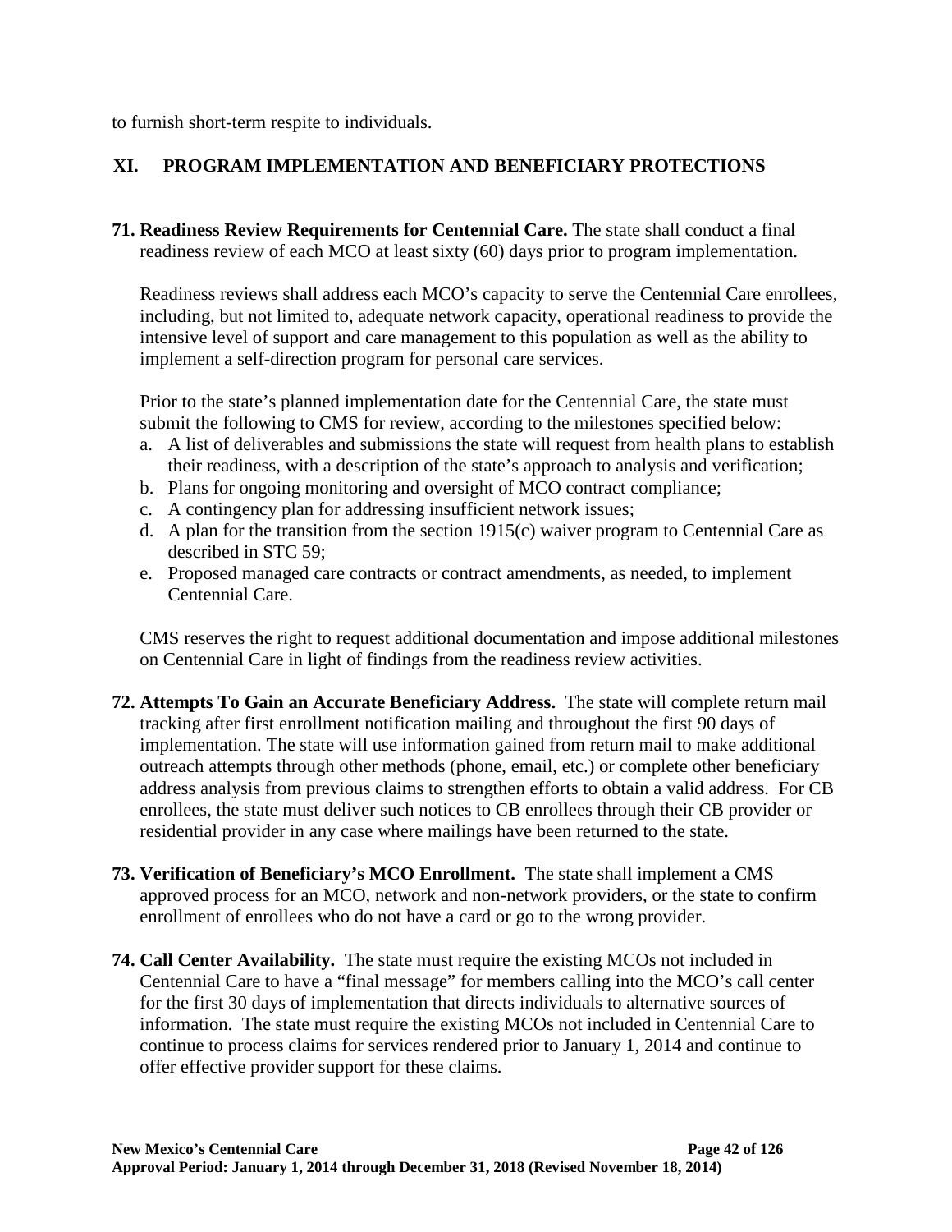to furnish short-term respite to individuals.

## XI. PROGRAM IMPLEMENTATION AND BENEFICIARY PROTECTIONS

**71. Readiness Review Requirements for Centennial Care.** The state shall conduct a final readiness review of each MCO at least sixty (60) days prior to program implementation.

Readiness reviews shall address each MCO's capacity to serve the Centennial Care enrollees, including, but not limited to, adequate network capacity, operational readiness to provide the intensive level of support and care management to this population as well as the ability to implement a self-direction program for personal care services.

Prior to the state's planned implementation date for the Centennial Care, the state must submit the following to CMS for review, according to the milestones specified below:

a. A list of deliverables and submissions the state will request from health plans to establish their readiness, with a description of the state's approach to analysis and verification;
b. Plans for ongoing monitoring and oversight of MCO contract compliance;
c. A contingency plan for addressing insufficient network issues;
d. A plan for the transition from the section 1915(c) waiver program to Centennial Care as described in STC 59;
e. Proposed managed care contracts or contract amendments, as needed, to implement Centennial Care.

CMS reserves the right to request additional documentation and impose additional milestones on Centennial Care in light of findings from the readiness review activities.

**72. Attempts To Gain an Accurate Beneficiary Address.** The state will complete return mail tracking after first enrollment notification mailing and throughout the first 90 days of implementation. The state will use information gained from return mail to make additional outreach attempts through other methods (phone, email, etc.) or complete other beneficiary address analysis from previous claims to strengthen efforts to obtain a valid address. For CB enrollees, the state must deliver such notices to CB enrollees through their CB provider or residential provider in any case where mailings have been returned to the state.

**73. Verification of Beneficiary's MCO Enrollment.** The state shall implement a CMS approved process for an MCO, network and non-network providers, or the state to confirm enrollment of enrollees who do not have a card or go to the wrong provider.

**74. Call Center Availability.** The state must require the existing MCOs not included in Centennial Care to have a "final message" for members calling into the MCO's call center for the first 30 days of implementation that directs individuals to alternative sources of information. The state must require the existing MCOs not included in Centennial Care to continue to process claims for services rendered prior to January 1, 2014 and continue to offer effective provider support for these claims.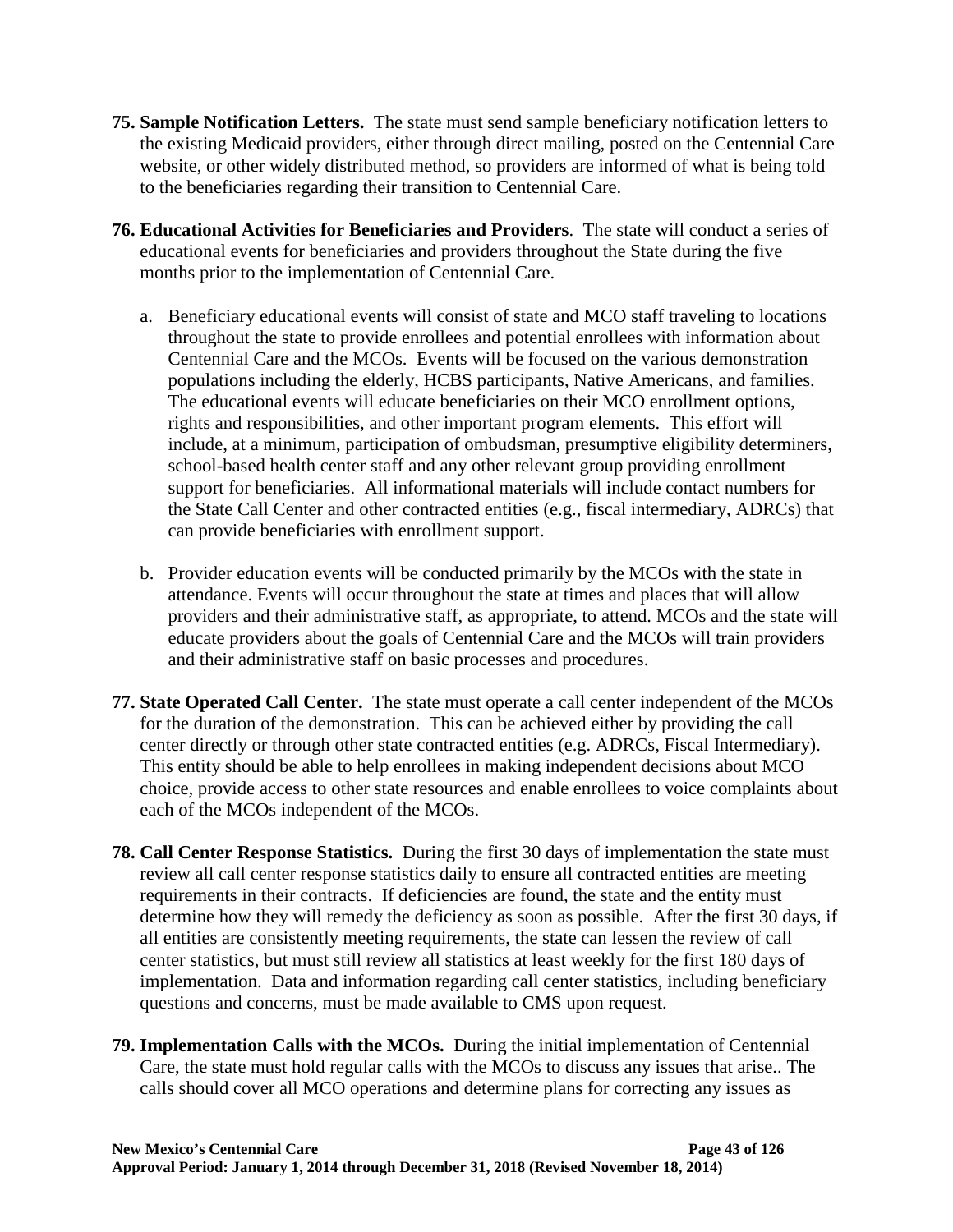75. **Sample Notification Letters.** The state must send sample beneficiary notification letters to the existing Medicaid providers, either through direct mailing, posted on the Centennial Care website, or other widely distributed method, so providers are informed of what is being told to the beneficiaries regarding their transition to Centennial Care.

76. **Educational Activities for Beneficiaries and Providers**. The state will conduct a series of educational events for beneficiaries and providers throughout the State during the five months prior to the implementation of Centennial Care.

    a. Beneficiary educational events will consist of state and MCO staff traveling to locations throughout the state to provide enrollees and potential enrollees with information about Centennial Care and the MCOs. Events will be focused on the various demonstration populations including the elderly, HCBS participants, Native Americans, and families. The educational events will educate beneficiaries on their MCO enrollment options, rights and responsibilities, and other important program elements. This effort will include, at a minimum, participation of ombudsman, presumptive eligibility determiners, school-based health center staff and any other relevant group providing enrollment support for beneficiaries. All informational materials will include contact numbers for the State Call Center and other contracted entities (e.g., fiscal intermediary, ADRCs) that can provide beneficiaries with enrollment support.

    b. Provider education events will be conducted primarily by the MCOs with the state in attendance. Events will occur throughout the state at times and places that will allow providers and their administrative staff, as appropriate, to attend. MCOs and the state will educate providers about the goals of Centennial Care and the MCOs will train providers and their administrative staff on basic processes and procedures.

77. **State Operated Call Center.** The state must operate a call center independent of the MCOs for the duration of the demonstration. This can be achieved either by providing the call center directly or through other state contracted entities (e.g. ADRCs, Fiscal Intermediary). This entity should be able to help enrollees in making independent decisions about MCO choice, provide access to other state resources and enable enrollees to voice complaints about each of the MCOs independent of the MCOs.

78. **Call Center Response Statistics.** During the first 30 days of implementation the state must review all call center response statistics daily to ensure all contracted entities are meeting requirements in their contracts. If deficiencies are found, the state and the entity must determine how they will remedy the deficiency as soon as possible. After the first 30 days, if all entities are consistently meeting requirements, the state can lessen the review of call center statistics, but must still review all statistics at least weekly for the first 180 days of implementation. Data and information regarding call center statistics, including beneficiary questions and concerns, must be made available to CMS upon request.

79. **Implementation Calls with the MCOs.** During the initial implementation of Centennial Care, the state must hold regular calls with the MCOs to discuss any issues that arise.. The calls should cover all MCO operations and determine plans for correcting any issues as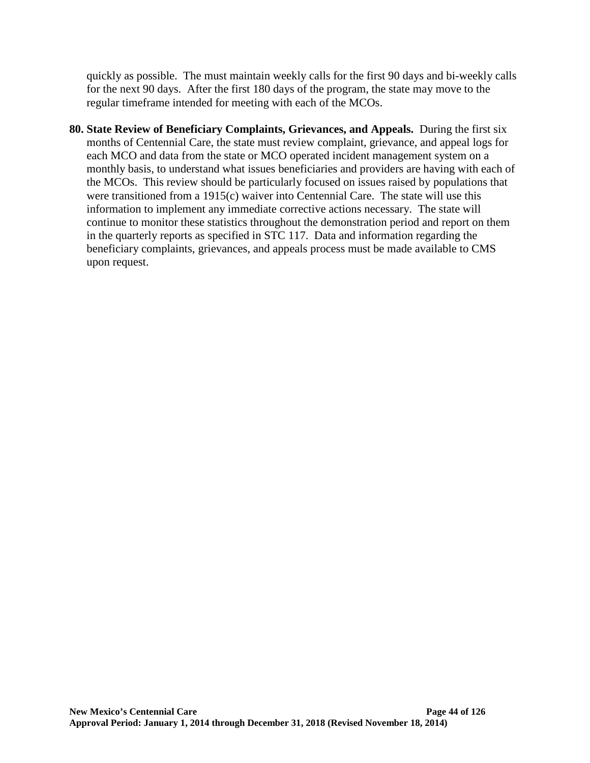quickly as possible. The must maintain weekly calls for the first 90 days and bi-weekly calls for the next 90 days. After the first 180 days of the program, the state may move to the regular timeframe intended for meeting with each of the MCOs.

**80. State Review of Beneficiary Complaints, Grievances, and Appeals.** During the first six months of Centennial Care, the state must review complaint, grievance, and appeal logs for each MCO and data from the state or MCO operated incident management system on a monthly basis, to understand what issues beneficiaries and providers are having with each of the MCOs. This review should be particularly focused on issues raised by populations that were transitioned from a 1915(c) waiver into Centennial Care. The state will use this information to implement any immediate corrective actions necessary. The state will continue to monitor these statistics throughout the demonstration period and report on them in the quarterly reports as specified in STC 117. Data and information regarding the beneficiary complaints, grievances, and appeals process must be made available to CMS upon request.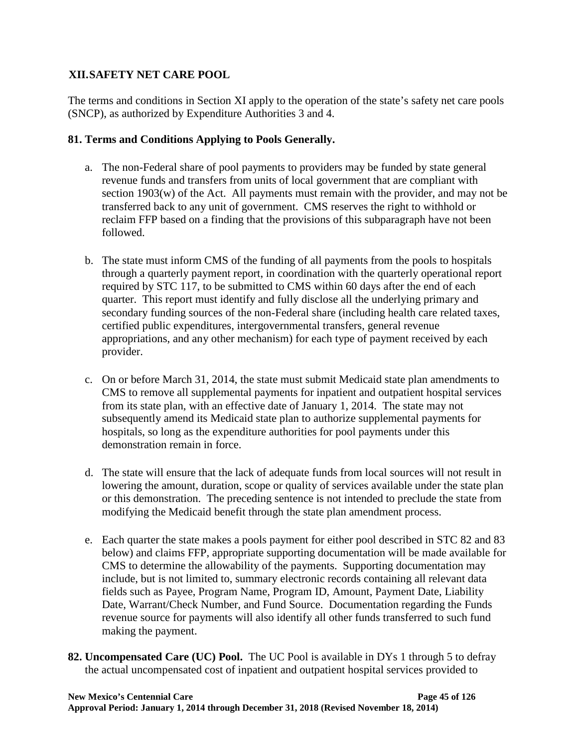## XII. SAFETY NET CARE POOL

The terms and conditions in Section XI apply to the operation of the state's safety net care pools (SNCP), as authorized by Expenditure Authorities 3 and 4.

### 81. Terms and Conditions Applying to Pools Generally.

a. The non-Federal share of pool payments to providers may be funded by state general revenue funds and transfers from units of local government that are compliant with section 1903(w) of the Act. All payments must remain with the provider, and may not be transferred back to any unit of government. CMS reserves the right to withhold or reclaim FFP based on a finding that the provisions of this subparagraph have not been followed.

b. The state must inform CMS of the funding of all payments from the pools to hospitals through a quarterly payment report, in coordination with the quarterly operational report required by STC 117, to be submitted to CMS within 60 days after the end of each quarter. This report must identify and fully disclose all the underlying primary and secondary funding sources of the non-Federal share (including health care related taxes, certified public expenditures, intergovernmental transfers, general revenue appropriations, and any other mechanism) for each type of payment received by each provider.

c. On or before March 31, 2014, the state must submit Medicaid state plan amendments to CMS to remove all supplemental payments for inpatient and outpatient hospital services from its state plan, with an effective date of January 1, 2014. The state may not subsequently amend its Medicaid state plan to authorize supplemental payments for hospitals, so long as the expenditure authorities for pool payments under this demonstration remain in force.

d. The state will ensure that the lack of adequate funds from local sources will not result in lowering the amount, duration, scope or quality of services available under the state plan or this demonstration. The preceding sentence is not intended to preclude the state from modifying the Medicaid benefit through the state plan amendment process.

e. Each quarter the state makes a pools payment for either pool described in STC 82 and 83 below) and claims FFP, appropriate supporting documentation will be made available for CMS to determine the allowability of the payments. Supporting documentation may include, but is not limited to, summary electronic records containing all relevant data fields such as Payee, Program Name, Program ID, Amount, Payment Date, Liability Date, Warrant/Check Number, and Fund Source. Documentation regarding the Funds revenue source for payments will also identify all other funds transferred to such fund making the payment.

**82. Uncompensated Care (UC) Pool.** The UC Pool is available in DYs 1 through 5 to defray the actual uncompensated cost of inpatient and outpatient hospital services provided to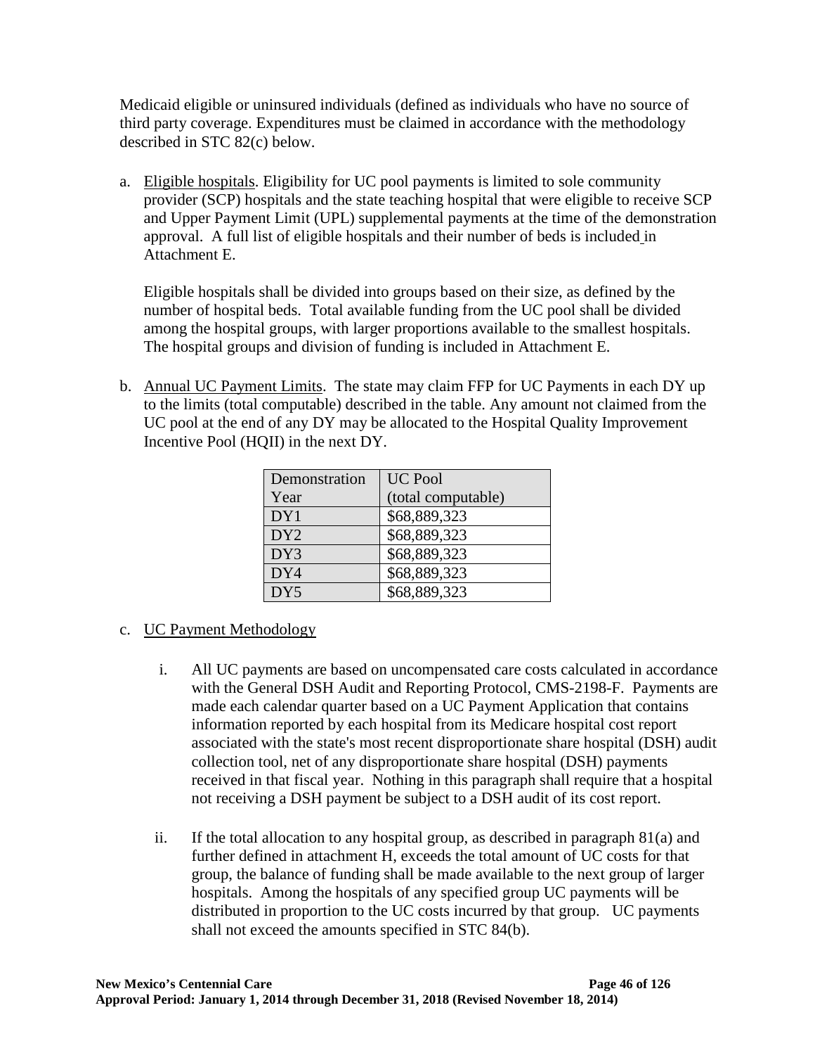Medicaid eligible or uninsured individuals (defined as individuals who have no source of third party coverage. Expenditures must be claimed in accordance with the methodology described in STC 82(c) below.

a. Eligible hospitals. Eligibility for UC pool payments is limited to sole community provider (SCP) hospitals and the state teaching hospital that were eligible to receive SCP and Upper Payment Limit (UPL) supplemental payments at the time of the demonstration approval. A full list of eligible hospitals and their number of beds is included in Attachment E.

   Eligible hospitals shall be divided into groups based on their size, as defined by the number of hospital beds. Total available funding from the UC pool shall be divided among the hospital groups, with larger proportions available to the smallest hospitals. The hospital groups and division of funding is included in Attachment E.

b. Annual UC Payment Limits. The state may claim FFP for UC Payments in each DY up to the limits (total computable) described in the table. Any amount not claimed from the UC pool at the end of any DY may be allocated to the Hospital Quality Improvement Incentive Pool (HQII) in the next DY.

| Demonstration Year | UC Pool (total computable) |
|---|---|
| DY1 | $68,889,323 |
| DY2 | $68,889,323 |
| DY3 | $68,889,323 |
| DY4 | $68,889,323 |
| DY5 | $68,889,323 |

c. UC Payment Methodology

   i. All UC payments are based on uncompensated care costs calculated in accordance with the General DSH Audit and Reporting Protocol, CMS-2198-F. Payments are made each calendar quarter based on a UC Payment Application that contains information reported by each hospital from its Medicare hospital cost report associated with the state's most recent disproportionate share hospital (DSH) audit collection tool, net of any disproportionate share hospital (DSH) payments received in that fiscal year. Nothing in this paragraph shall require that a hospital not receiving a DSH payment be subject to a DSH audit of its cost report.

   ii. If the total allocation to any hospital group, as described in paragraph 81(a) and further defined in attachment H, exceeds the total amount of UC costs for that group, the balance of funding shall be made available to the next group of larger hospitals. Among the hospitals of any specified group UC payments will be distributed in proportion to the UC costs incurred by that group. UC payments shall not exceed the amounts specified in STC 84(b).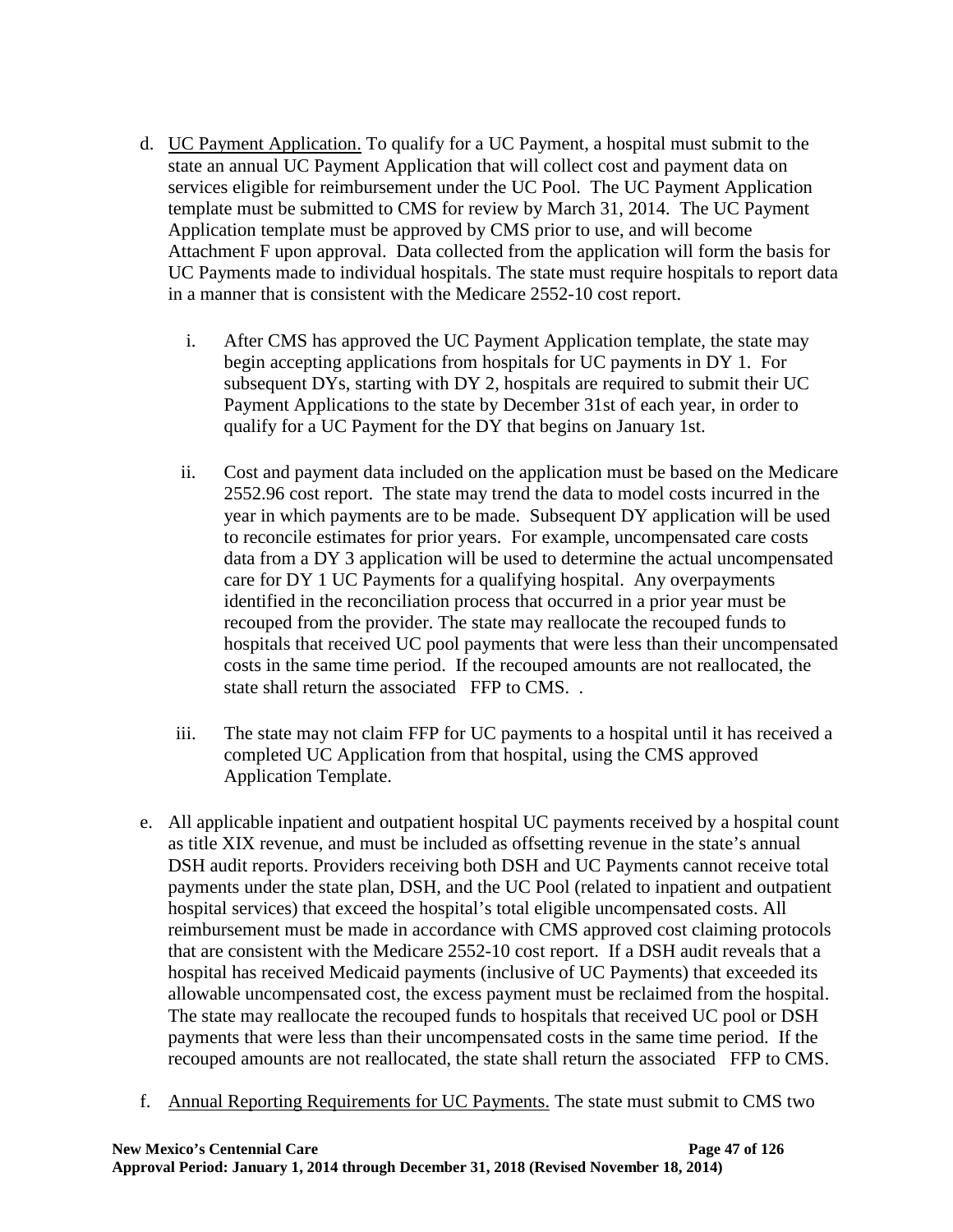d. UC Payment Application. To qualify for a UC Payment, a hospital must submit to the state an annual UC Payment Application that will collect cost and payment data on services eligible for reimbursement under the UC Pool. The UC Payment Application template must be submitted to CMS for review by March 31, 2014. The UC Payment Application template must be approved by CMS prior to use, and will become Attachment F upon approval. Data collected from the application will form the basis for UC Payments made to individual hospitals. The state must require hospitals to report data in a manner that is consistent with the Medicare 2552-10 cost report.

   i. After CMS has approved the UC Payment Application template, the state may begin accepting applications from hospitals for UC payments in DY 1. For subsequent DYs, starting with DY 2, hospitals are required to submit their UC Payment Applications to the state by December 31st of each year, in order to qualify for a UC Payment for the DY that begins on January 1st.

   ii. Cost and payment data included on the application must be based on the Medicare 2552.96 cost report. The state may trend the data to model costs incurred in the year in which payments are to be made. Subsequent DY application will be used to reconcile estimates for prior years. For example, uncompensated care costs data from a DY 3 application will be used to determine the actual uncompensated care for DY 1 UC Payments for a qualifying hospital. Any overpayments identified in the reconciliation process that occurred in a prior year must be recouped from the provider. The state may reallocate the recouped funds to hospitals that received UC pool payments that were less than their uncompensated costs in the same time period. If the recouped amounts are not reallocated, the state shall return the associated FFP to CMS. .

   iii. The state may not claim FFP for UC payments to a hospital until it has received a completed UC Application from that hospital, using the CMS approved Application Template.

e. All applicable inpatient and outpatient hospital UC payments received by a hospital count as title XIX revenue, and must be included as offsetting revenue in the state's annual DSH audit reports. Providers receiving both DSH and UC Payments cannot receive total payments under the state plan, DSH, and the UC Pool (related to inpatient and outpatient hospital services) that exceed the hospital's total eligible uncompensated costs. All reimbursement must be made in accordance with CMS approved cost claiming protocols that are consistent with the Medicare 2552-10 cost report. If a DSH audit reveals that a hospital has received Medicaid payments (inclusive of UC Payments) that exceeded its allowable uncompensated cost, the excess payment must be reclaimed from the hospital. The state may reallocate the recouped funds to hospitals that received UC pool or DSH payments that were less than their uncompensated costs in the same time period. If the recouped amounts are not reallocated, the state shall return the associated FFP to CMS.

f. Annual Reporting Requirements for UC Payments. The state must submit to CMS two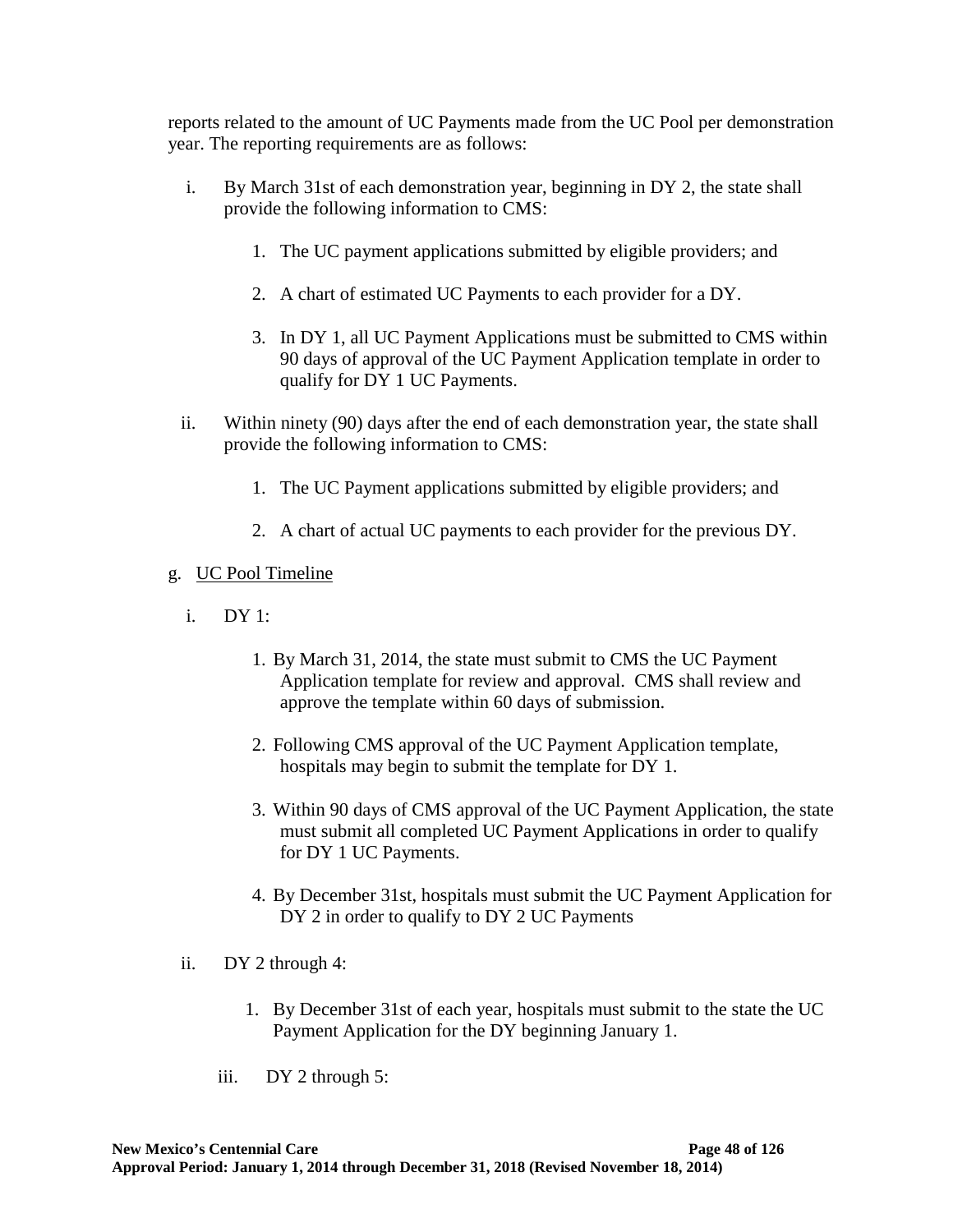reports related to the amount of UC Payments made from the UC Pool per demonstration year. The reporting requirements are as follows:

i. By March 31st of each demonstration year, beginning in DY 2, the state shall provide the following information to CMS:

   1. The UC payment applications submitted by eligible providers; and

   2. A chart of estimated UC Payments to each provider for a DY.

   3. In DY 1, all UC Payment Applications must be submitted to CMS within 90 days of approval of the UC Payment Application template in order to qualify for DY 1 UC Payments.

ii. Within ninety (90) days after the end of each demonstration year, the state shall provide the following information to CMS:

   1. The UC Payment applications submitted by eligible providers; and

   2. A chart of actual UC payments to each provider for the previous DY.

g. UC Pool Timeline

i. DY 1:

   1. By March 31, 2014, the state must submit to CMS the UC Payment Application template for review and approval. CMS shall review and approve the template within 60 days of submission.

   2. Following CMS approval of the UC Payment Application template, hospitals may begin to submit the template for DY 1.

   3. Within 90 days of CMS approval of the UC Payment Application, the state must submit all completed UC Payment Applications in order to qualify for DY 1 UC Payments.

   4. By December 31st, hospitals must submit the UC Payment Application for DY 2 in order to qualify to DY 2 UC Payments

ii. DY 2 through 4:

   1. By December 31st of each year, hospitals must submit to the state the UC Payment Application for the DY beginning January 1.

iii. DY 2 through 5: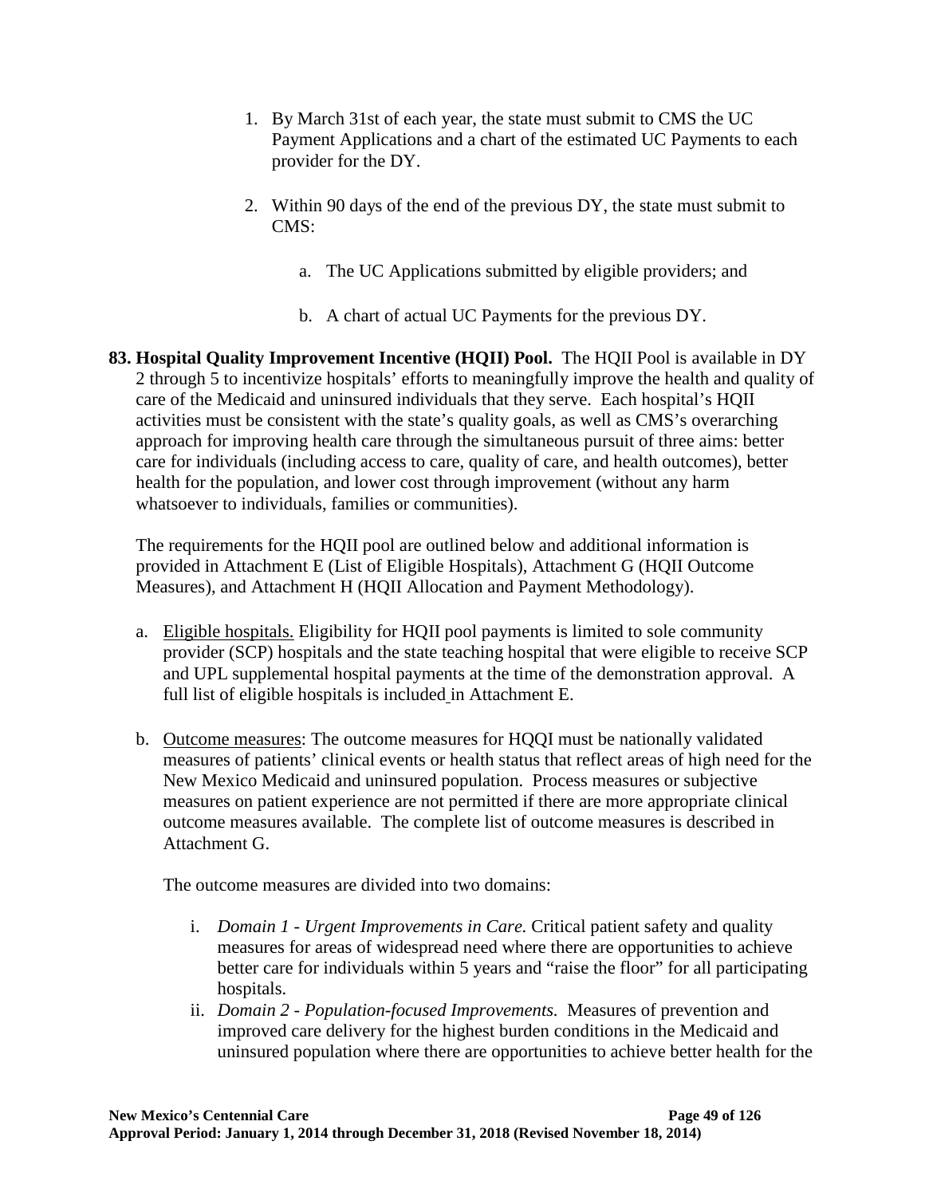1. By March 31st of each year, the state must submit to CMS the UC Payment Applications and a chart of the estimated UC Payments to each provider for the DY.

2. Within 90 days of the end of the previous DY, the state must submit to CMS:

   a. The UC Applications submitted by eligible providers; and

   b. A chart of actual UC Payments for the previous DY.

**83. Hospital Quality Improvement Incentive (HQII) Pool.** The HQII Pool is available in DY 2 through 5 to incentivize hospitals' efforts to meaningfully improve the health and quality of care of the Medicaid and uninsured individuals that they serve. Each hospital's HQII activities must be consistent with the state's quality goals, as well as CMS's overarching approach for improving health care through the simultaneous pursuit of three aims: better care for individuals (including access to care, quality of care, and health outcomes), better health for the population, and lower cost through improvement (without any harm whatsoever to individuals, families or communities).

The requirements for the HQII pool are outlined below and additional information is provided in Attachment E (List of Eligible Hospitals), Attachment G (HQII Outcome Measures), and Attachment H (HQII Allocation and Payment Methodology).

a. Eligible hospitals. Eligibility for HQII pool payments is limited to sole community provider (SCP) hospitals and the state teaching hospital that were eligible to receive SCP and UPL supplemental hospital payments at the time of the demonstration approval. A full list of eligible hospitals is included in Attachment E.

b. Outcome measures: The outcome measures for HQQI must be nationally validated measures of patients' clinical events or health status that reflect areas of high need for the New Mexico Medicaid and uninsured population. Process measures or subjective measures on patient experience are not permitted if there are more appropriate clinical outcome measures available. The complete list of outcome measures is described in Attachment G.

   The outcome measures are divided into two domains:

   i. *Domain 1 - Urgent Improvements in Care.* Critical patient safety and quality measures for areas of widespread need where there are opportunities to achieve better care for individuals within 5 years and "raise the floor" for all participating hospitals.
   ii. *Domain 2 - Population-focused Improvements.* Measures of prevention and improved care delivery for the highest burden conditions in the Medicaid and uninsured population where there are opportunities to achieve better health for the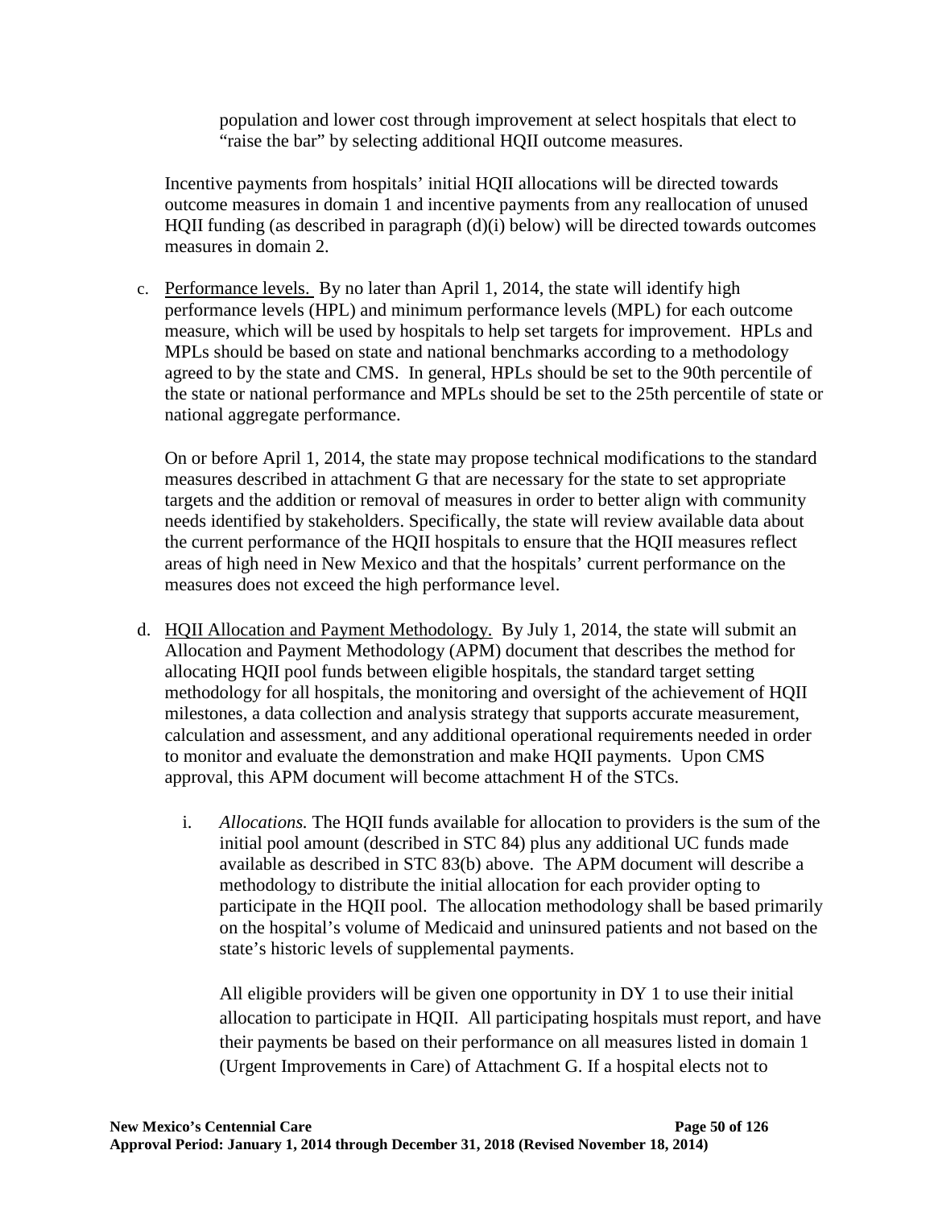population and lower cost through improvement at select hospitals that elect to "raise the bar" by selecting additional HQII outcome measures.

Incentive payments from hospitals' initial HQII allocations will be directed towards outcome measures in domain 1 and incentive payments from any reallocation of unused HQII funding (as described in paragraph (d)(i) below) will be directed towards outcomes measures in domain 2.

c. Performance levels. By no later than April 1, 2014, the state will identify high performance levels (HPL) and minimum performance levels (MPL) for each outcome measure, which will be used by hospitals to help set targets for improvement. HPLs and MPLs should be based on state and national benchmarks according to a methodology agreed to by the state and CMS. In general, HPLs should be set to the 90th percentile of the state or national performance and MPLs should be set to the 25th percentile of state or national aggregate performance.

   On or before April 1, 2014, the state may propose technical modifications to the standard measures described in attachment G that are necessary for the state to set appropriate targets and the addition or removal of measures in order to better align with community needs identified by stakeholders. Specifically, the state will review available data about the current performance of the HQII hospitals to ensure that the HQII measures reflect areas of high need in New Mexico and that the hospitals' current performance on the measures does not exceed the high performance level.

d. HQII Allocation and Payment Methodology. By July 1, 2014, the state will submit an Allocation and Payment Methodology (APM) document that describes the method for allocating HQII pool funds between eligible hospitals, the standard target setting methodology for all hospitals, the monitoring and oversight of the achievement of HQII milestones, a data collection and analysis strategy that supports accurate measurement, calculation and assessment, and any additional operational requirements needed in order to monitor and evaluate the demonstration and make HQII payments. Upon CMS approval, this APM document will become attachment H of the STCs.

   i. *Allocations.* The HQII funds available for allocation to providers is the sum of the initial pool amount (described in STC 84) plus any additional UC funds made available as described in STC 83(b) above. The APM document will describe a methodology to distribute the initial allocation for each provider opting to participate in the HQII pool. The allocation methodology shall be based primarily on the hospital's volume of Medicaid and uninsured patients and not based on the state's historic levels of supplemental payments.

      All eligible providers will be given one opportunity in DY 1 to use their initial allocation to participate in HQII. All participating hospitals must report, and have their payments be based on their performance on all measures listed in domain 1 (Urgent Improvements in Care) of Attachment G. If a hospital elects not to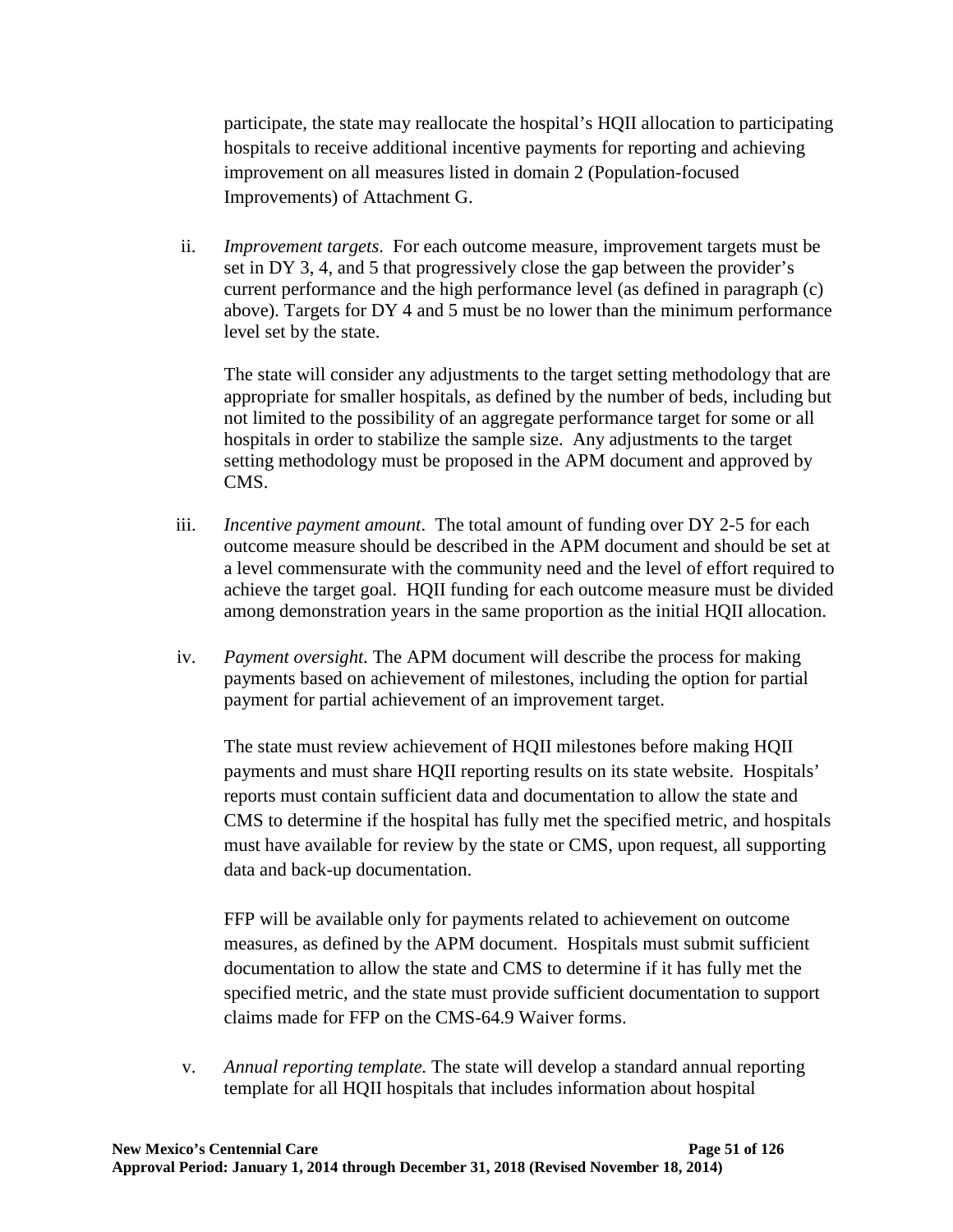participate, the state may reallocate the hospital's HQII allocation to participating hospitals to receive additional incentive payments for reporting and achieving improvement on all measures listed in domain 2 (Population-focused Improvements) of Attachment G.

ii. *Improvement targets*. For each outcome measure, improvement targets must be set in DY 3, 4, and 5 that progressively close the gap between the provider's current performance and the high performance level (as defined in paragraph (c) above). Targets for DY 4 and 5 must be no lower than the minimum performance level set by the state.

   The state will consider any adjustments to the target setting methodology that are appropriate for smaller hospitals, as defined by the number of beds, including but not limited to the possibility of an aggregate performance target for some or all hospitals in order to stabilize the sample size. Any adjustments to the target setting methodology must be proposed in the APM document and approved by CMS.

iii. *Incentive payment amount*. The total amount of funding over DY 2-5 for each outcome measure should be described in the APM document and should be set at a level commensurate with the community need and the level of effort required to achieve the target goal. HQII funding for each outcome measure must be divided among demonstration years in the same proportion as the initial HQII allocation.

iv. *Payment oversight.* The APM document will describe the process for making payments based on achievement of milestones, including the option for partial payment for partial achievement of an improvement target.

   The state must review achievement of HQII milestones before making HQII payments and must share HQII reporting results on its state website. Hospitals' reports must contain sufficient data and documentation to allow the state and CMS to determine if the hospital has fully met the specified metric, and hospitals must have available for review by the state or CMS, upon request, all supporting data and back-up documentation.

   FFP will be available only for payments related to achievement on outcome measures, as defined by the APM document. Hospitals must submit sufficient documentation to allow the state and CMS to determine if it has fully met the specified metric, and the state must provide sufficient documentation to support claims made for FFP on the CMS-64.9 Waiver forms.

v. *Annual reporting template.* The state will develop a standard annual reporting template for all HQII hospitals that includes information about hospital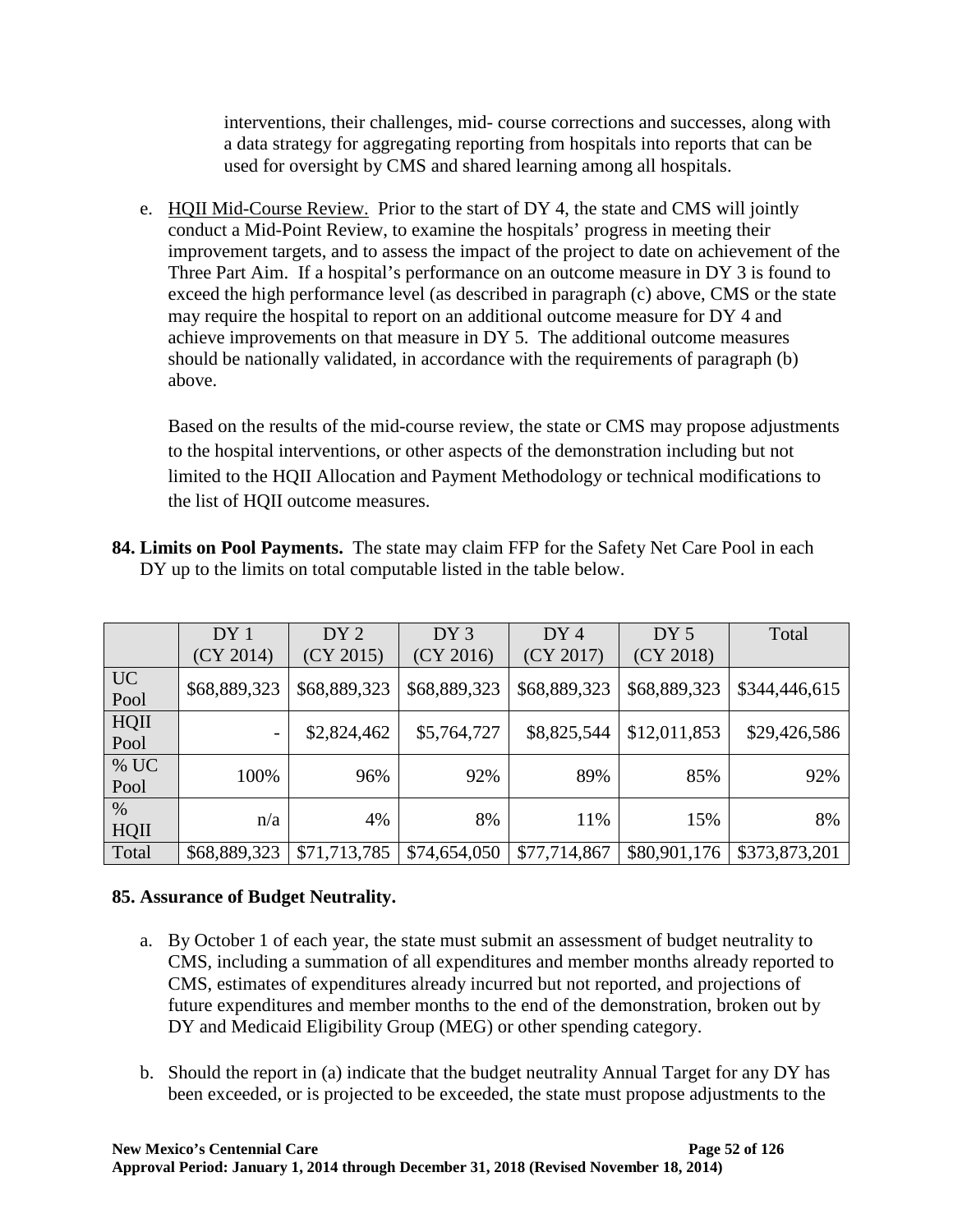interventions, their challenges, mid- course corrections and successes, along with a data strategy for aggregating reporting from hospitals into reports that can be used for oversight by CMS and shared learning among all hospitals.

e. HQII Mid-Course Review. Prior to the start of DY 4, the state and CMS will jointly conduct a Mid-Point Review, to examine the hospitals' progress in meeting their improvement targets, and to assess the impact of the project to date on achievement of the Three Part Aim. If a hospital's performance on an outcome measure in DY 3 is found to exceed the high performance level (as described in paragraph (c) above, CMS or the state may require the hospital to report on an additional outcome measure for DY 4 and achieve improvements on that measure in DY 5. The additional outcome measures should be nationally validated, in accordance with the requirements of paragraph (b) above.

   Based on the results of the mid-course review, the state or CMS may propose adjustments to the hospital interventions, or other aspects of the demonstration including but not limited to the HQII Allocation and Payment Methodology or technical modifications to the list of HQII outcome measures.

**84. Limits on Pool Payments.** The state may claim FFP for the Safety Net Care Pool in each DY up to the limits on total computable listed in the table below.

| | DY 1 (CY 2014) | DY 2 (CY 2015) | DY 3 (CY 2016) | DY 4 (CY 2017) | DY 5 (CY 2018) | Total |
|---|---|---|---|---|---|---|
| UC Pool | $68,889,323 | $68,889,323 | $68,889,323 | $68,889,323 | $68,889,323 | $344,446,615 |
| HQII Pool | - | $2,824,462 | $5,764,727 | $8,825,544 | $12,011,853 | $29,426,586 |
| % UC Pool | 100% | 96% | 92% | 89% | 85% | 92% |
| % HQII | n/a | 4% | 8% | 11% | 15% | 8% |
| Total | $68,889,323 | $71,713,785 | $74,654,050 | $77,714,867 | $80,901,176 | $373,873,201 |

**85. Assurance of Budget Neutrality.**

a. By October 1 of each year, the state must submit an assessment of budget neutrality to CMS, including a summation of all expenditures and member months already reported to CMS, estimates of expenditures already incurred but not reported, and projections of future expenditures and member months to the end of the demonstration, broken out by DY and Medicaid Eligibility Group (MEG) or other spending category.

b. Should the report in (a) indicate that the budget neutrality Annual Target for any DY has been exceeded, or is projected to be exceeded, the state must propose adjustments to the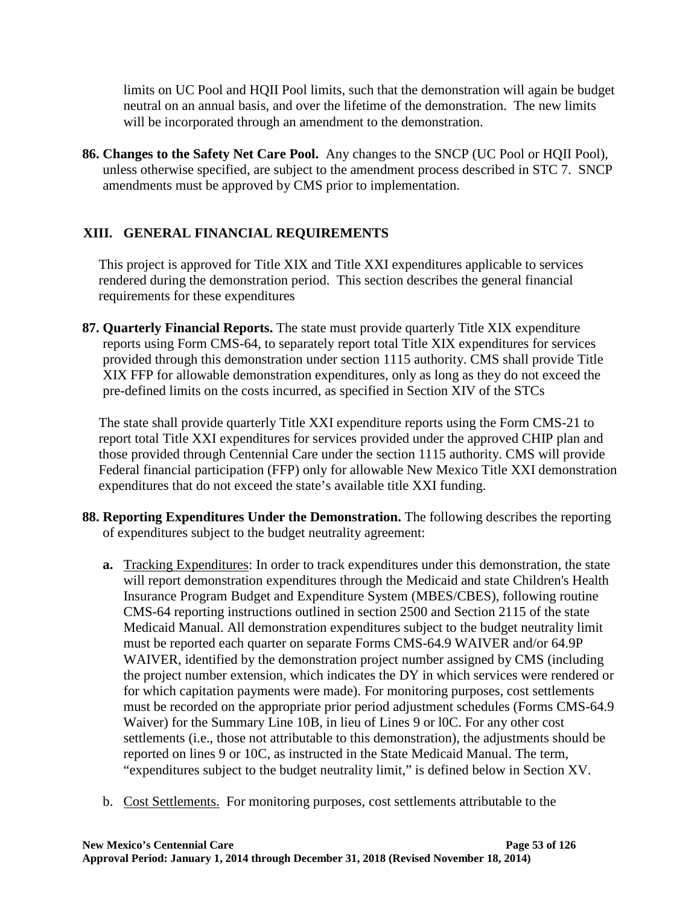limits on UC Pool and HQII Pool limits, such that the demonstration will again be budget neutral on an annual basis, and over the lifetime of the demonstration. The new limits will be incorporated through an amendment to the demonstration.

**86. Changes to the Safety Net Care Pool.** Any changes to the SNCP (UC Pool or HQII Pool), unless otherwise specified, are subject to the amendment process described in STC 7. SNCP amendments must be approved by CMS prior to implementation.

## XIII. GENERAL FINANCIAL REQUIREMENTS

This project is approved for Title XIX and Title XXI expenditures applicable to services rendered during the demonstration period. This section describes the general financial requirements for these expenditures

**87. Quarterly Financial Reports.** The state must provide quarterly Title XIX expenditure reports using Form CMS-64, to separately report total Title XIX expenditures for services provided through this demonstration under section 1115 authority. CMS shall provide Title XIX FFP for allowable demonstration expenditures, only as long as they do not exceed the pre-defined limits on the costs incurred, as specified in Section XIV of the STCs

The state shall provide quarterly Title XXI expenditure reports using the Form CMS-21 to report total Title XXI expenditures for services provided under the approved CHIP plan and those provided through Centennial Care under the section 1115 authority. CMS will provide Federal financial participation (FFP) only for allowable New Mexico Title XXI demonstration expenditures that do not exceed the state's available title XXI funding.

**88. Reporting Expenditures Under the Demonstration.** The following describes the reporting of expenditures subject to the budget neutrality agreement:

**a.** Tracking Expenditures: In order to track expenditures under this demonstration, the state will report demonstration expenditures through the Medicaid and state Children's Health Insurance Program Budget and Expenditure System (MBES/CBES), following routine CMS-64 reporting instructions outlined in section 2500 and Section 2115 of the state Medicaid Manual. All demonstration expenditures subject to the budget neutrality limit must be reported each quarter on separate Forms CMS-64.9 WAIVER and/or 64.9P WAIVER, identified by the demonstration project number assigned by CMS (including the project number extension, which indicates the DY in which services were rendered or for which capitation payments were made). For monitoring purposes, cost settlements must be recorded on the appropriate prior period adjustment schedules (Forms CMS-64.9 Waiver) for the Summary Line 10B, in lieu of Lines 9 or l0C. For any other cost settlements (i.e., those not attributable to this demonstration), the adjustments should be reported on lines 9 or 10C, as instructed in the State Medicaid Manual. The term, "expenditures subject to the budget neutrality limit," is defined below in Section XV.

b. Cost Settlements. For monitoring purposes, cost settlements attributable to the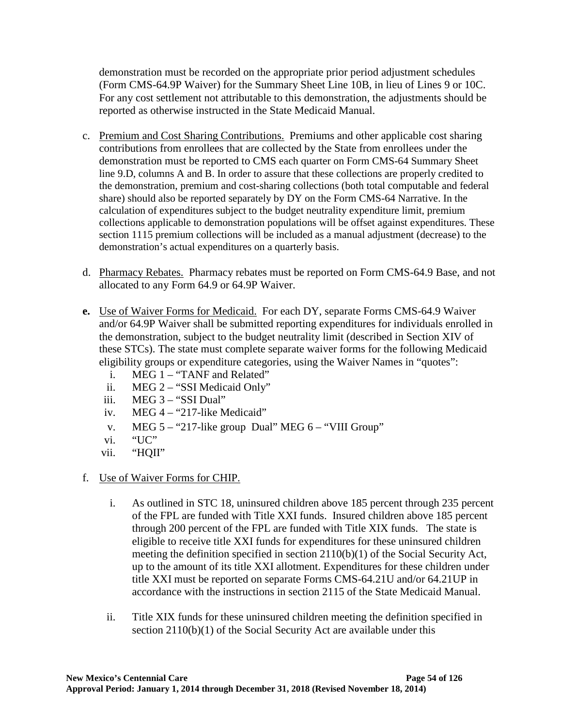demonstration must be recorded on the appropriate prior period adjustment schedules (Form CMS-64.9P Waiver) for the Summary Sheet Line 10B, in lieu of Lines 9 or 10C. For any cost settlement not attributable to this demonstration, the adjustments should be reported as otherwise instructed in the State Medicaid Manual.

c. Premium and Cost Sharing Contributions. Premiums and other applicable cost sharing contributions from enrollees that are collected by the State from enrollees under the demonstration must be reported to CMS each quarter on Form CMS-64 Summary Sheet line 9.D, columns A and B. In order to assure that these collections are properly credited to the demonstration, premium and cost-sharing collections (both total computable and federal share) should also be reported separately by DY on the Form CMS-64 Narrative. In the calculation of expenditures subject to the budget neutrality expenditure limit, premium collections applicable to demonstration populations will be offset against expenditures. These section 1115 premium collections will be included as a manual adjustment (decrease) to the demonstration's actual expenditures on a quarterly basis.

d. Pharmacy Rebates. Pharmacy rebates must be reported on Form CMS-64.9 Base, and not allocated to any Form 64.9 or 64.9P Waiver.

**e.** Use of Waiver Forms for Medicaid. For each DY, separate Forms CMS-64.9 Waiver and/or 64.9P Waiver shall be submitted reporting expenditures for individuals enrolled in the demonstration, subject to the budget neutrality limit (described in Section XIV of these STCs). The state must complete separate waiver forms for the following Medicaid eligibility groups or expenditure categories, using the Waiver Names in "quotes":

   i. MEG 1 – "TANF and Related"
   ii. MEG 2 – "SSI Medicaid Only"
   iii. MEG 3 – "SSI Dual"
   iv. MEG 4 – "217-like Medicaid"
   v. MEG 5 – "217-like group Dual" MEG 6 – "VIII Group"
   vi. "UC"
   vii. "HQII"

f. Use of Waiver Forms for CHIP.

   i. As outlined in STC 18, uninsured children above 185 percent through 235 percent of the FPL are funded with Title XXI funds. Insured children above 185 percent through 200 percent of the FPL are funded with Title XIX funds. The state is eligible to receive title XXI funds for expenditures for these uninsured children meeting the definition specified in section 2110(b)(1) of the Social Security Act, up to the amount of its title XXI allotment. Expenditures for these children under title XXI must be reported on separate Forms CMS-64.21U and/or 64.21UP in accordance with the instructions in section 2115 of the State Medicaid Manual.

   ii. Title XIX funds for these uninsured children meeting the definition specified in section 2110(b)(1) of the Social Security Act are available under this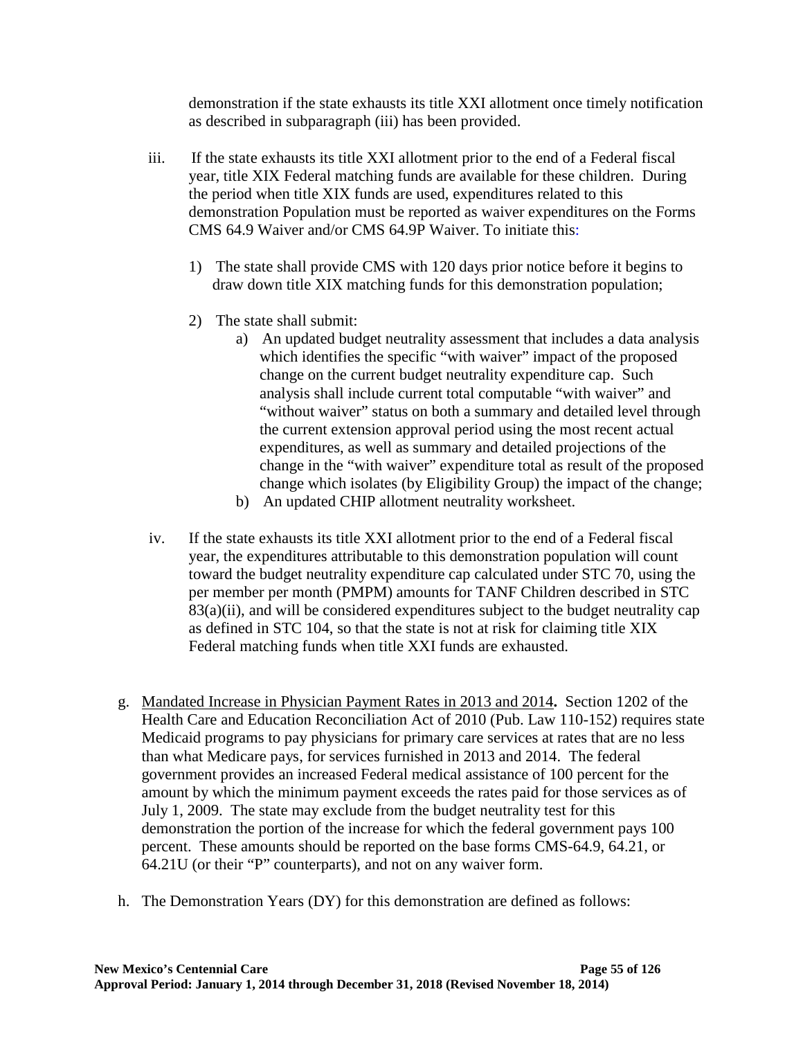demonstration if the state exhausts its title XXI allotment once timely notification as described in subparagraph (iii) has been provided.

iii. If the state exhausts its title XXI allotment prior to the end of a Federal fiscal year, title XIX Federal matching funds are available for these children. During the period when title XIX funds are used, expenditures related to this demonstration Population must be reported as waiver expenditures on the Forms CMS 64.9 Waiver and/or CMS 64.9P Waiver. To initiate this:

   1) The state shall provide CMS with 120 days prior notice before it begins to draw down title XIX matching funds for this demonstration population;

   2) The state shall submit:
      a) An updated budget neutrality assessment that includes a data analysis which identifies the specific "with waiver" impact of the proposed change on the current budget neutrality expenditure cap. Such analysis shall include current total computable "with waiver" and "without waiver" status on both a summary and detailed level through the current extension approval period using the most recent actual expenditures, as well as summary and detailed projections of the change in the "with waiver" expenditure total as result of the proposed change which isolates (by Eligibility Group) the impact of the change;
      b) An updated CHIP allotment neutrality worksheet.

iv. If the state exhausts its title XXI allotment prior to the end of a Federal fiscal year, the expenditures attributable to this demonstration population will count toward the budget neutrality expenditure cap calculated under STC 70, using the per member per month (PMPM) amounts for TANF Children described in STC 83(a)(ii), and will be considered expenditures subject to the budget neutrality cap as defined in STC 104, so that the state is not at risk for claiming title XIX Federal matching funds when title XXI funds are exhausted.

g. Mandated Increase in Physician Payment Rates in 2013 and 2014**.** Section 1202 of the Health Care and Education Reconciliation Act of 2010 (Pub. Law 110-152) requires state Medicaid programs to pay physicians for primary care services at rates that are no less than what Medicare pays, for services furnished in 2013 and 2014. The federal government provides an increased Federal medical assistance of 100 percent for the amount by which the minimum payment exceeds the rates paid for those services as of July 1, 2009. The state may exclude from the budget neutrality test for this demonstration the portion of the increase for which the federal government pays 100 percent. These amounts should be reported on the base forms CMS-64.9, 64.21, or 64.21U (or their "P" counterparts), and not on any waiver form.

h. The Demonstration Years (DY) for this demonstration are defined as follows: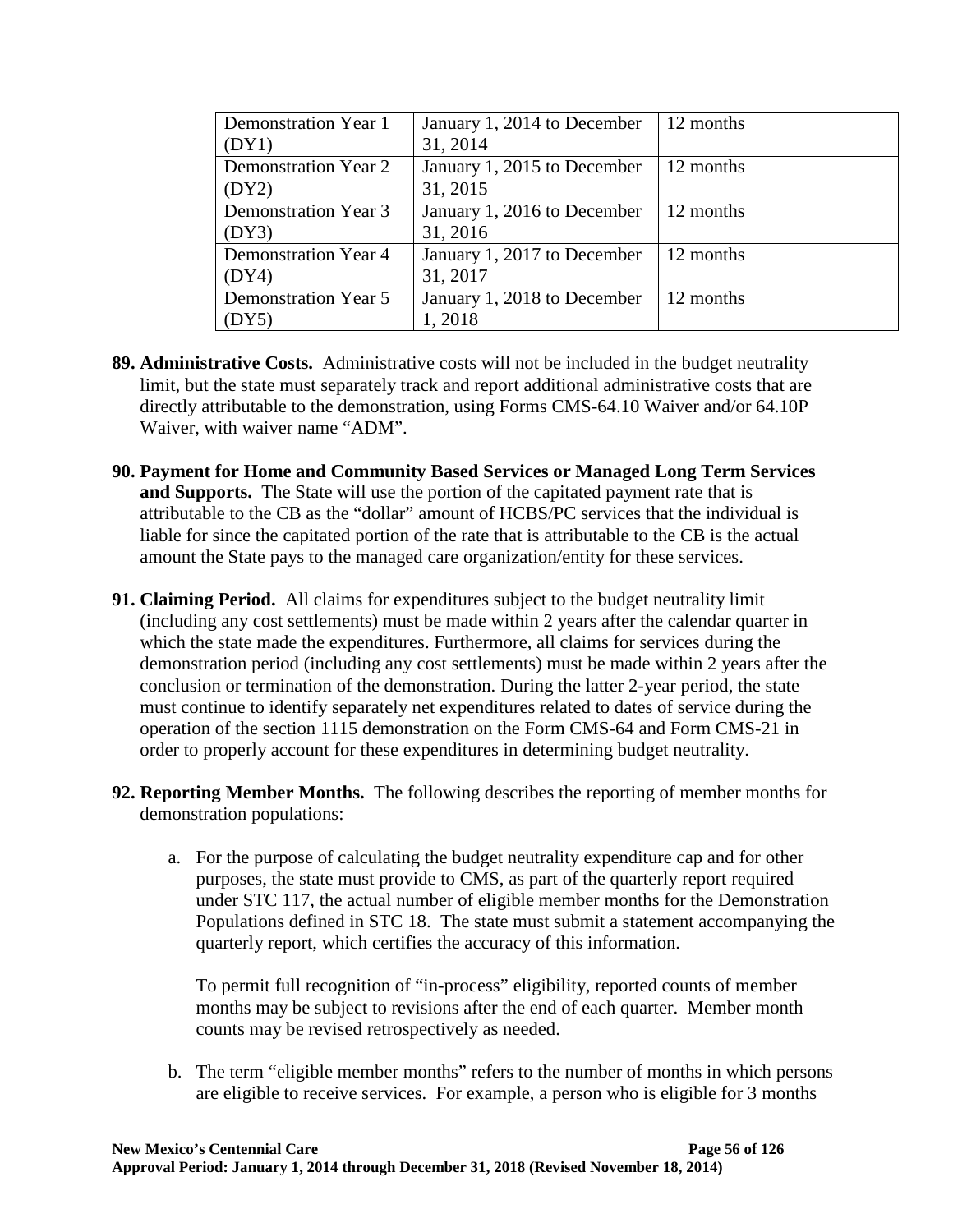| Demonstration Year 1 (DY1) | January 1, 2014 to December 31, 2014 | 12 months |
|---|---|---|
| Demonstration Year 2 (DY2) | January 1, 2015 to December 31, 2015 | 12 months |
| Demonstration Year 3 (DY3) | January 1, 2016 to December 31, 2016 | 12 months |
| Demonstration Year 4 (DY4) | January 1, 2017 to December 31, 2017 | 12 months |
| Demonstration Year 5 (DY5) | January 1, 2018 to December 1, 2018 | 12 months |

**89. Administrative Costs.** Administrative costs will not be included in the budget neutrality limit, but the state must separately track and report additional administrative costs that are directly attributable to the demonstration, using Forms CMS-64.10 Waiver and/or 64.10P Waiver, with waiver name "ADM".

**90. Payment for Home and Community Based Services or Managed Long Term Services and Supports.** The State will use the portion of the capitated payment rate that is attributable to the CB as the "dollar" amount of HCBS/PC services that the individual is liable for since the capitated portion of the rate that is attributable to the CB is the actual amount the State pays to the managed care organization/entity for these services.

**91. Claiming Period.** All claims for expenditures subject to the budget neutrality limit (including any cost settlements) must be made within 2 years after the calendar quarter in which the state made the expenditures. Furthermore, all claims for services during the demonstration period (including any cost settlements) must be made within 2 years after the conclusion or termination of the demonstration. During the latter 2-year period, the state must continue to identify separately net expenditures related to dates of service during the operation of the section 1115 demonstration on the Form CMS-64 and Form CMS-21 in order to properly account for these expenditures in determining budget neutrality.

**92. Reporting Member Months.** The following describes the reporting of member months for demonstration populations:

a. For the purpose of calculating the budget neutrality expenditure cap and for other purposes, the state must provide to CMS, as part of the quarterly report required under STC 117, the actual number of eligible member months for the Demonstration Populations defined in STC 18. The state must submit a statement accompanying the quarterly report, which certifies the accuracy of this information.

   To permit full recognition of "in-process" eligibility, reported counts of member months may be subject to revisions after the end of each quarter. Member month counts may be revised retrospectively as needed.

b. The term "eligible member months" refers to the number of months in which persons are eligible to receive services. For example, a person who is eligible for 3 months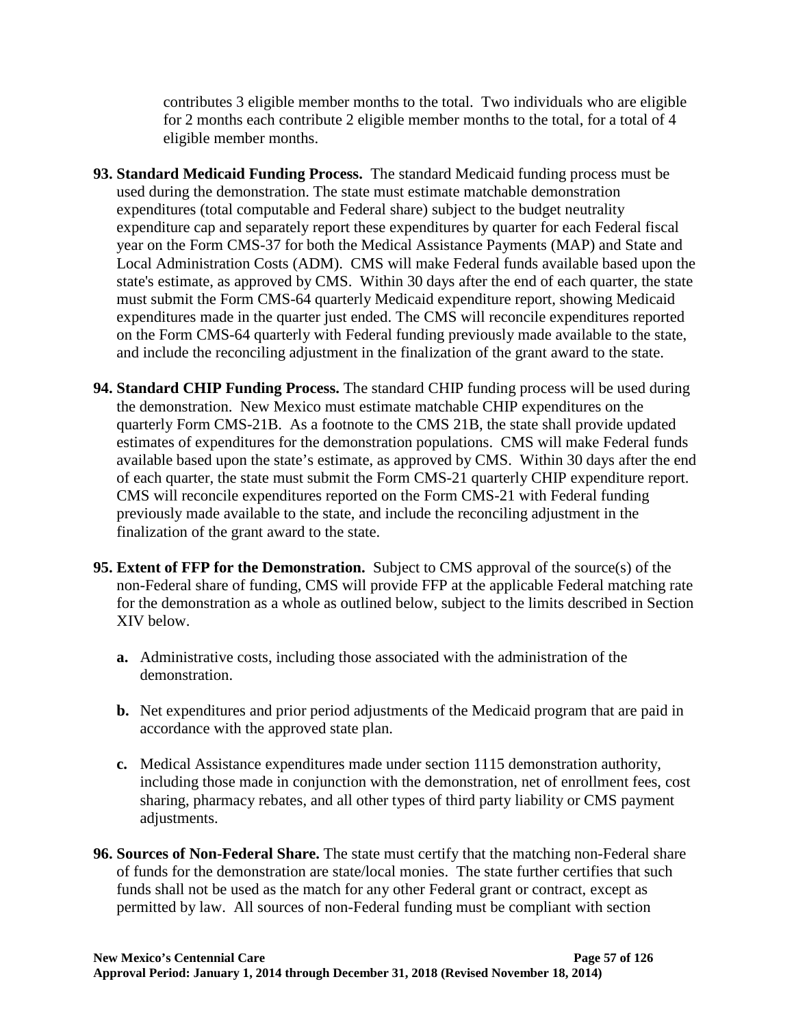contributes 3 eligible member months to the total. Two individuals who are eligible for 2 months each contribute 2 eligible member months to the total, for a total of 4 eligible member months.

**93. Standard Medicaid Funding Process.** The standard Medicaid funding process must be used during the demonstration. The state must estimate matchable demonstration expenditures (total computable and Federal share) subject to the budget neutrality expenditure cap and separately report these expenditures by quarter for each Federal fiscal year on the Form CMS-37 for both the Medical Assistance Payments (MAP) and State and Local Administration Costs (ADM). CMS will make Federal funds available based upon the state's estimate, as approved by CMS. Within 30 days after the end of each quarter, the state must submit the Form CMS-64 quarterly Medicaid expenditure report, showing Medicaid expenditures made in the quarter just ended. The CMS will reconcile expenditures reported on the Form CMS-64 quarterly with Federal funding previously made available to the state, and include the reconciling adjustment in the finalization of the grant award to the state.

**94. Standard CHIP Funding Process.** The standard CHIP funding process will be used during the demonstration. New Mexico must estimate matchable CHIP expenditures on the quarterly Form CMS-21B. As a footnote to the CMS 21B, the state shall provide updated estimates of expenditures for the demonstration populations. CMS will make Federal funds available based upon the state's estimate, as approved by CMS. Within 30 days after the end of each quarter, the state must submit the Form CMS-21 quarterly CHIP expenditure report. CMS will reconcile expenditures reported on the Form CMS-21 with Federal funding previously made available to the state, and include the reconciling adjustment in the finalization of the grant award to the state.

**95. Extent of FFP for the Demonstration.** Subject to CMS approval of the source(s) of the non-Federal share of funding, CMS will provide FFP at the applicable Federal matching rate for the demonstration as a whole as outlined below, subject to the limits described in Section XIV below.

**a.** Administrative costs, including those associated with the administration of the demonstration.

**b.** Net expenditures and prior period adjustments of the Medicaid program that are paid in accordance with the approved state plan.

**c.** Medical Assistance expenditures made under section 1115 demonstration authority, including those made in conjunction with the demonstration, net of enrollment fees, cost sharing, pharmacy rebates, and all other types of third party liability or CMS payment adjustments.

**96. Sources of Non-Federal Share.** The state must certify that the matching non-Federal share of funds for the demonstration are state/local monies. The state further certifies that such funds shall not be used as the match for any other Federal grant or contract, except as permitted by law. All sources of non-Federal funding must be compliant with section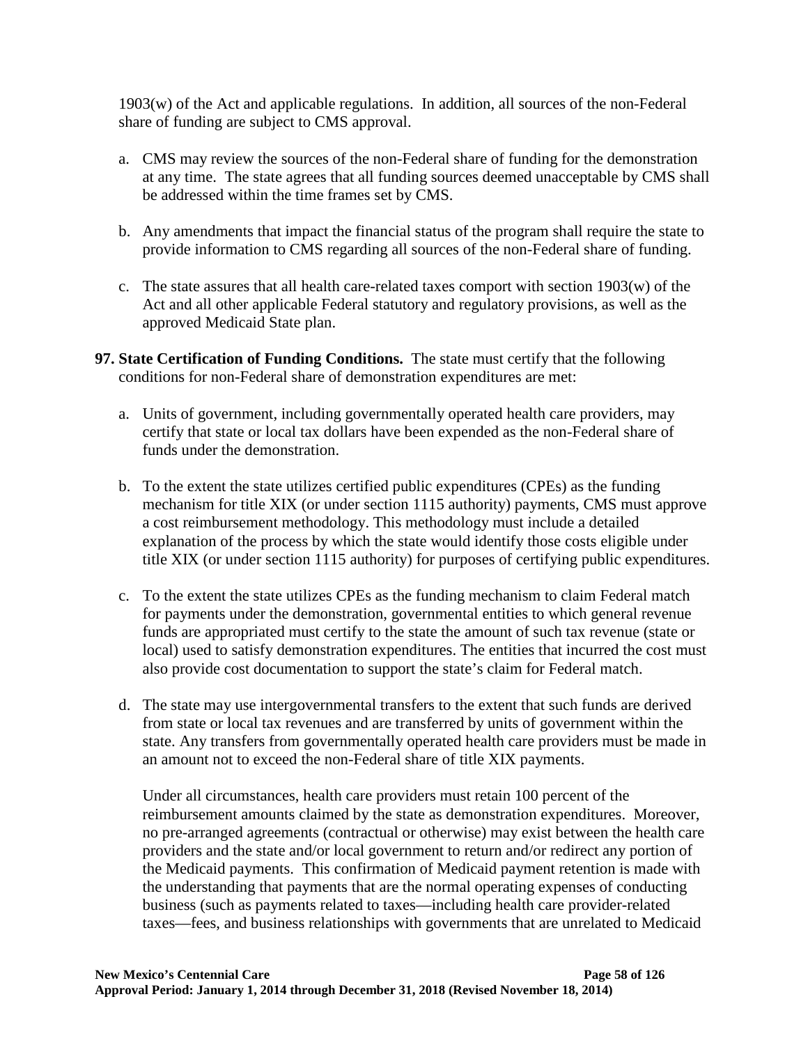1903(w) of the Act and applicable regulations. In addition, all sources of the non-Federal share of funding are subject to CMS approval.

a. CMS may review the sources of the non-Federal share of funding for the demonstration at any time. The state agrees that all funding sources deemed unacceptable by CMS shall be addressed within the time frames set by CMS.

b. Any amendments that impact the financial status of the program shall require the state to provide information to CMS regarding all sources of the non-Federal share of funding.

c. The state assures that all health care-related taxes comport with section 1903(w) of the Act and all other applicable Federal statutory and regulatory provisions, as well as the approved Medicaid State plan.

**97. State Certification of Funding Conditions.** The state must certify that the following conditions for non-Federal share of demonstration expenditures are met:

a. Units of government, including governmentally operated health care providers, may certify that state or local tax dollars have been expended as the non-Federal share of funds under the demonstration.

b. To the extent the state utilizes certified public expenditures (CPEs) as the funding mechanism for title XIX (or under section 1115 authority) payments, CMS must approve a cost reimbursement methodology. This methodology must include a detailed explanation of the process by which the state would identify those costs eligible under title XIX (or under section 1115 authority) for purposes of certifying public expenditures.

c. To the extent the state utilizes CPEs as the funding mechanism to claim Federal match for payments under the demonstration, governmental entities to which general revenue funds are appropriated must certify to the state the amount of such tax revenue (state or local) used to satisfy demonstration expenditures. The entities that incurred the cost must also provide cost documentation to support the state's claim for Federal match.

d. The state may use intergovernmental transfers to the extent that such funds are derived from state or local tax revenues and are transferred by units of government within the state. Any transfers from governmentally operated health care providers must be made in an amount not to exceed the non-Federal share of title XIX payments.

Under all circumstances, health care providers must retain 100 percent of the reimbursement amounts claimed by the state as demonstration expenditures. Moreover, no pre-arranged agreements (contractual or otherwise) may exist between the health care providers and the state and/or local government to return and/or redirect any portion of the Medicaid payments. This confirmation of Medicaid payment retention is made with the understanding that payments that are the normal operating expenses of conducting business (such as payments related to taxes—including health care provider-related taxes—fees, and business relationships with governments that are unrelated to Medicaid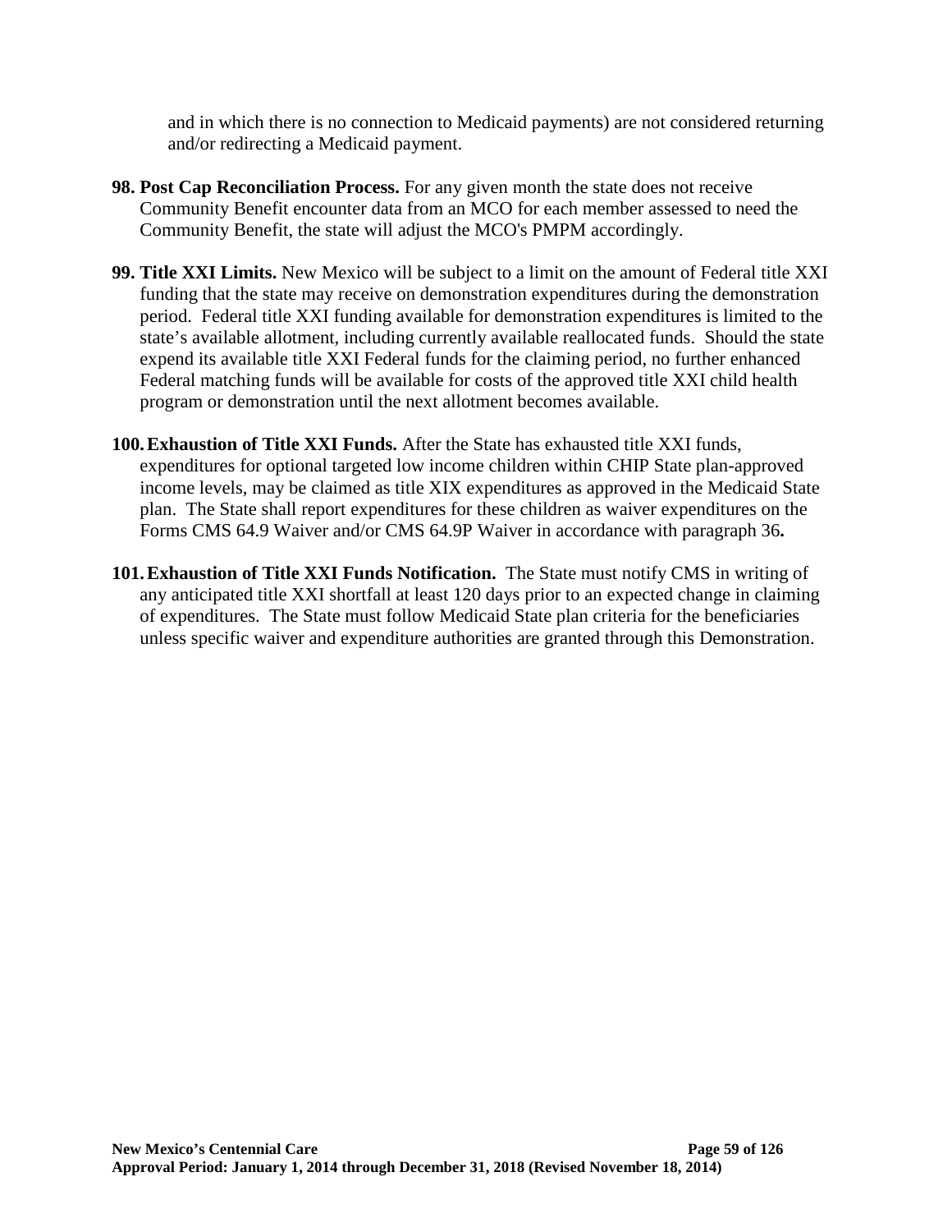and in which there is no connection to Medicaid payments) are not considered returning and/or redirecting a Medicaid payment.

98. **Post Cap Reconciliation Process.** For any given month the state does not receive Community Benefit encounter data from an MCO for each member assessed to need the Community Benefit, the state will adjust the MCO's PMPM accordingly.

99. **Title XXI Limits.** New Mexico will be subject to a limit on the amount of Federal title XXI funding that the state may receive on demonstration expenditures during the demonstration period. Federal title XXI funding available for demonstration expenditures is limited to the state's available allotment, including currently available reallocated funds. Should the state expend its available title XXI Federal funds for the claiming period, no further enhanced Federal matching funds will be available for costs of the approved title XXI child health program or demonstration until the next allotment becomes available.

100. **Exhaustion of Title XXI Funds.** After the State has exhausted title XXI funds, expenditures for optional targeted low income children within CHIP State plan-approved income levels, may be claimed as title XIX expenditures as approved in the Medicaid State plan. The State shall report expenditures for these children as waiver expenditures on the Forms CMS 64.9 Waiver and/or CMS 64.9P Waiver in accordance with paragraph 36**.**

101. **Exhaustion of Title XXI Funds Notification.** The State must notify CMS in writing of any anticipated title XXI shortfall at least 120 days prior to an expected change in claiming of expenditures. The State must follow Medicaid State plan criteria for the beneficiaries unless specific waiver and expenditure authorities are granted through this Demonstration.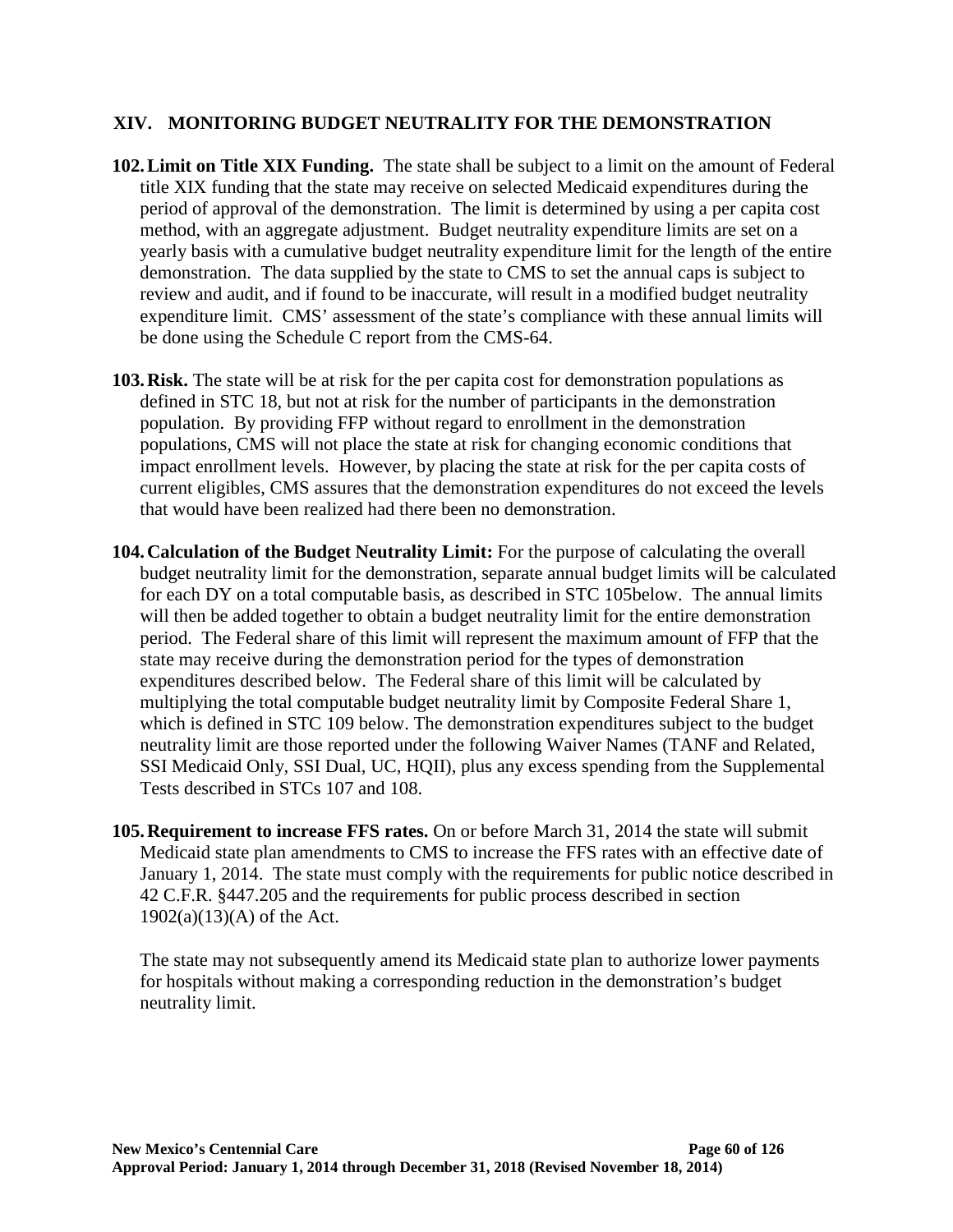## XIV. MONITORING BUDGET NEUTRALITY FOR THE DEMONSTRATION

**102. Limit on Title XIX Funding.** The state shall be subject to a limit on the amount of Federal title XIX funding that the state may receive on selected Medicaid expenditures during the period of approval of the demonstration. The limit is determined by using a per capita cost method, with an aggregate adjustment. Budget neutrality expenditure limits are set on a yearly basis with a cumulative budget neutrality expenditure limit for the length of the entire demonstration. The data supplied by the state to CMS to set the annual caps is subject to review and audit, and if found to be inaccurate, will result in a modified budget neutrality expenditure limit. CMS' assessment of the state's compliance with these annual limits will be done using the Schedule C report from the CMS-64.

**103. Risk.** The state will be at risk for the per capita cost for demonstration populations as defined in STC 18, but not at risk for the number of participants in the demonstration population. By providing FFP without regard to enrollment in the demonstration populations, CMS will not place the state at risk for changing economic conditions that impact enrollment levels. However, by placing the state at risk for the per capita costs of current eligibles, CMS assures that the demonstration expenditures do not exceed the levels that would have been realized had there been no demonstration.

**104. Calculation of the Budget Neutrality Limit:** For the purpose of calculating the overall budget neutrality limit for the demonstration, separate annual budget limits will be calculated for each DY on a total computable basis, as described in STC 105below. The annual limits will then be added together to obtain a budget neutrality limit for the entire demonstration period. The Federal share of this limit will represent the maximum amount of FFP that the state may receive during the demonstration period for the types of demonstration expenditures described below. The Federal share of this limit will be calculated by multiplying the total computable budget neutrality limit by Composite Federal Share 1, which is defined in STC 109 below. The demonstration expenditures subject to the budget neutrality limit are those reported under the following Waiver Names (TANF and Related, SSI Medicaid Only, SSI Dual, UC, HQII), plus any excess spending from the Supplemental Tests described in STCs 107 and 108.

**105. Requirement to increase FFS rates.** On or before March 31, 2014 the state will submit Medicaid state plan amendments to CMS to increase the FFS rates with an effective date of January 1, 2014. The state must comply with the requirements for public notice described in 42 C.F.R. §447.205 and the requirements for public process described in section 1902(a)(13)(A) of the Act.

The state may not subsequently amend its Medicaid state plan to authorize lower payments for hospitals without making a corresponding reduction in the demonstration's budget neutrality limit.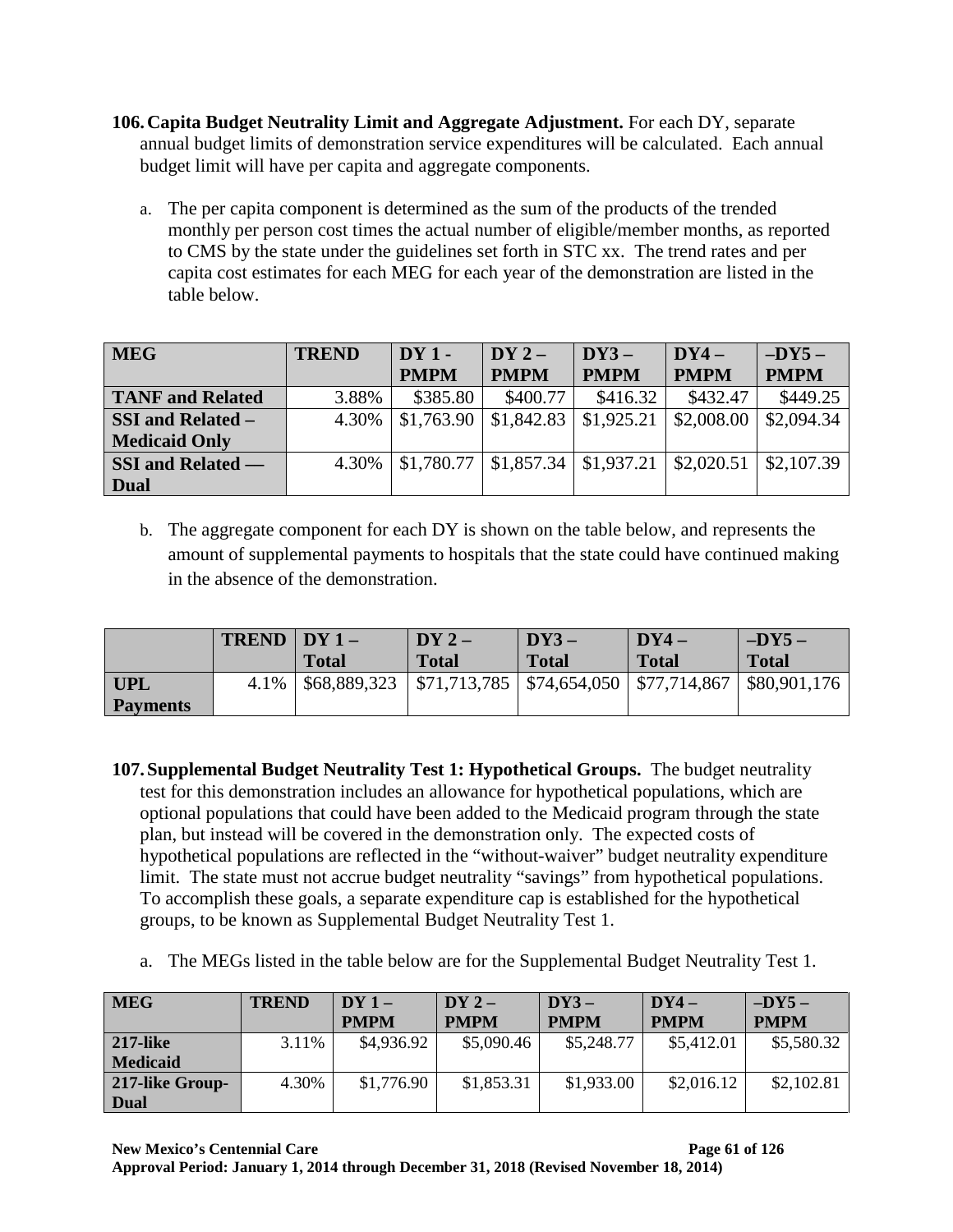**106. Capita Budget Neutrality Limit and Aggregate Adjustment.** For each DY, separate annual budget limits of demonstration service expenditures will be calculated. Each annual budget limit will have per capita and aggregate components.

a. The per capita component is determined as the sum of the products of the trended monthly per person cost times the actual number of eligible/member months, as reported to CMS by the state under the guidelines set forth in STC xx. The trend rates and per capita cost estimates for each MEG for each year of the demonstration are listed in the table below.

| MEG | TREND | DY 1 - PMPM | DY 2 – PMPM | DY3 – PMPM | DY4 – PMPM | –DY5 – PMPM |
|---|---|---|---|---|---|---|
| TANF and Related | 3.88% | $385.80 | $400.77 | $416.32 | $432.47 | $449.25 |
| SSI and Related – Medicaid Only | 4.30% | $1,763.90 | $1,842.83 | $1,925.21 | $2,008.00 | $2,094.34 |
| SSI and Related — Dual | 4.30% | $1,780.77 | $1,857.34 | $1,937.21 | $2,020.51 | $2,107.39 |

b. The aggregate component for each DY is shown on the table below, and represents the amount of supplemental payments to hospitals that the state could have continued making in the absence of the demonstration.

| | TREND | DY 1 – Total | DY 2 – Total | DY3 – Total | DY4 – Total | –DY5 – Total |
|---|---|---|---|---|---|---|
| UPL Payments | 4.1% | $68,889,323 | $71,713,785 | $74,654,050 | $77,714,867 | $80,901,176 |

**107. Supplemental Budget Neutrality Test 1: Hypothetical Groups.** The budget neutrality test for this demonstration includes an allowance for hypothetical populations, which are optional populations that could have been added to the Medicaid program through the state plan, but instead will be covered in the demonstration only. The expected costs of hypothetical populations are reflected in the "without-waiver" budget neutrality expenditure limit. The state must not accrue budget neutrality "savings" from hypothetical populations. To accomplish these goals, a separate expenditure cap is established for the hypothetical groups, to be known as Supplemental Budget Neutrality Test 1.

a. The MEGs listed in the table below are for the Supplemental Budget Neutrality Test 1.

| MEG | TREND | DY 1 – PMPM | DY 2 – PMPM | DY3 – PMPM | DY4 – PMPM | –DY5 – PMPM |
|---|---|---|---|---|---|---|
| 217-like Medicaid | 3.11% | $4,936.92 | $5,090.46 | $5,248.77 | $5,412.01 | $5,580.32 |
| 217-like Group-Dual | 4.30% | $1,776.90 | $1,853.31 | $1,933.00 | $2,016.12 | $2,102.81 |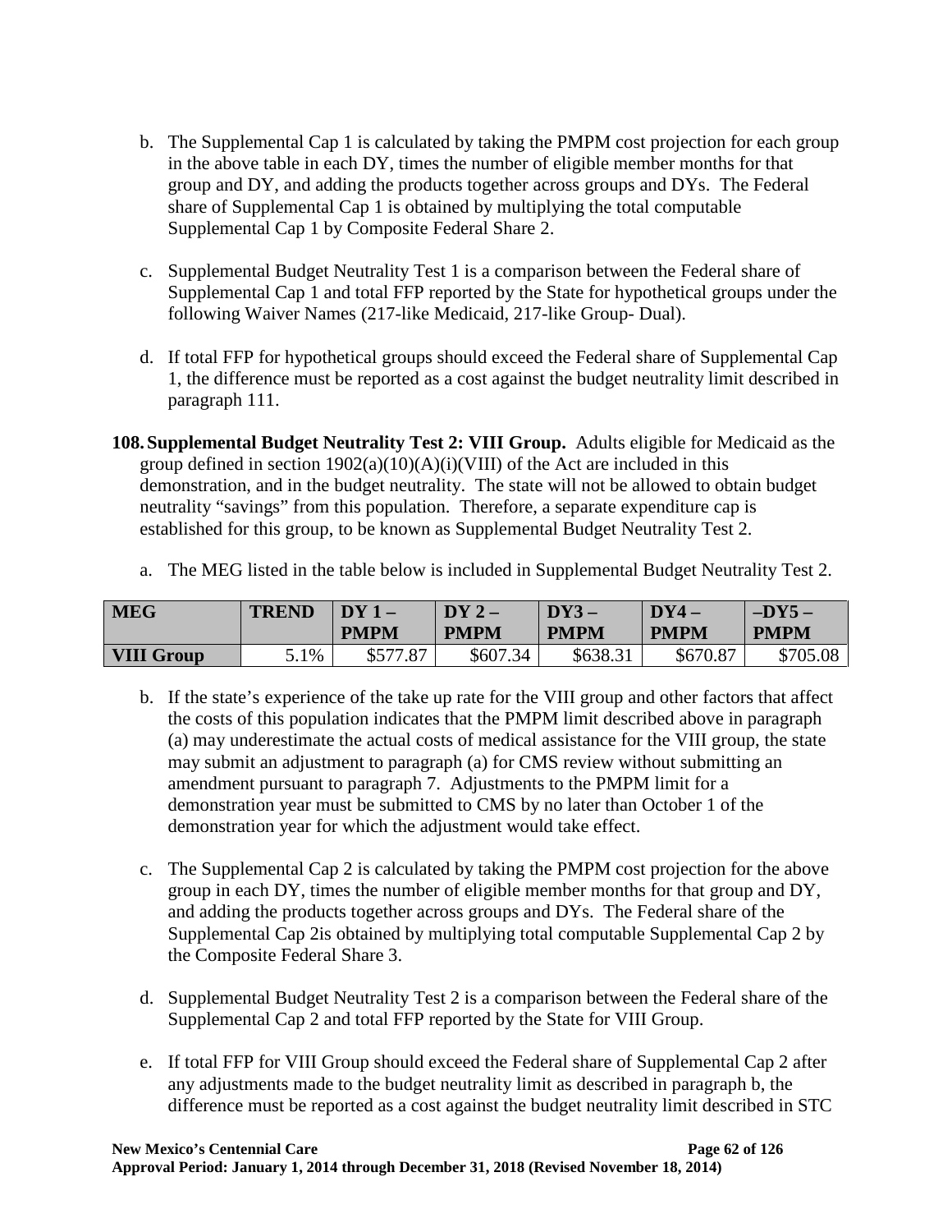b. The Supplemental Cap 1 is calculated by taking the PMPM cost projection for each group in the above table in each DY, times the number of eligible member months for that group and DY, and adding the products together across groups and DYs. The Federal share of Supplemental Cap 1 is obtained by multiplying the total computable Supplemental Cap 1 by Composite Federal Share 2.

c. Supplemental Budget Neutrality Test 1 is a comparison between the Federal share of Supplemental Cap 1 and total FFP reported by the State for hypothetical groups under the following Waiver Names (217-like Medicaid, 217-like Group- Dual).

d. If total FFP for hypothetical groups should exceed the Federal share of Supplemental Cap 1, the difference must be reported as a cost against the budget neutrality limit described in paragraph 111.

**108. Supplemental Budget Neutrality Test 2: VIII Group.** Adults eligible for Medicaid as the group defined in section 1902(a)(10)(A)(i)(VIII) of the Act are included in this demonstration, and in the budget neutrality. The state will not be allowed to obtain budget neutrality "savings" from this population. Therefore, a separate expenditure cap is established for this group, to be known as Supplemental Budget Neutrality Test 2.

a. The MEG listed in the table below is included in Supplemental Budget Neutrality Test 2.

| MEG | TREND | DY 1 – PMPM | DY 2 – PMPM | DY3 – PMPM | DY4 – PMPM | –DY5 – PMPM |
|---|---|---|---|---|---|---|
| **VIII Group** | 5.1% | $577.87 | $607.34 | $638.31 | $670.87 | $705.08 |

b. If the state's experience of the take up rate for the VIII group and other factors that affect the costs of this population indicates that the PMPM limit described above in paragraph (a) may underestimate the actual costs of medical assistance for the VIII group, the state may submit an adjustment to paragraph (a) for CMS review without submitting an amendment pursuant to paragraph 7. Adjustments to the PMPM limit for a demonstration year must be submitted to CMS by no later than October 1 of the demonstration year for which the adjustment would take effect.

c. The Supplemental Cap 2 is calculated by taking the PMPM cost projection for the above group in each DY, times the number of eligible member months for that group and DY, and adding the products together across groups and DYs. The Federal share of the Supplemental Cap 2is obtained by multiplying total computable Supplemental Cap 2 by the Composite Federal Share 3.

d. Supplemental Budget Neutrality Test 2 is a comparison between the Federal share of the Supplemental Cap 2 and total FFP reported by the State for VIII Group.

e. If total FFP for VIII Group should exceed the Federal share of Supplemental Cap 2 after any adjustments made to the budget neutrality limit as described in paragraph b, the difference must be reported as a cost against the budget neutrality limit described in STC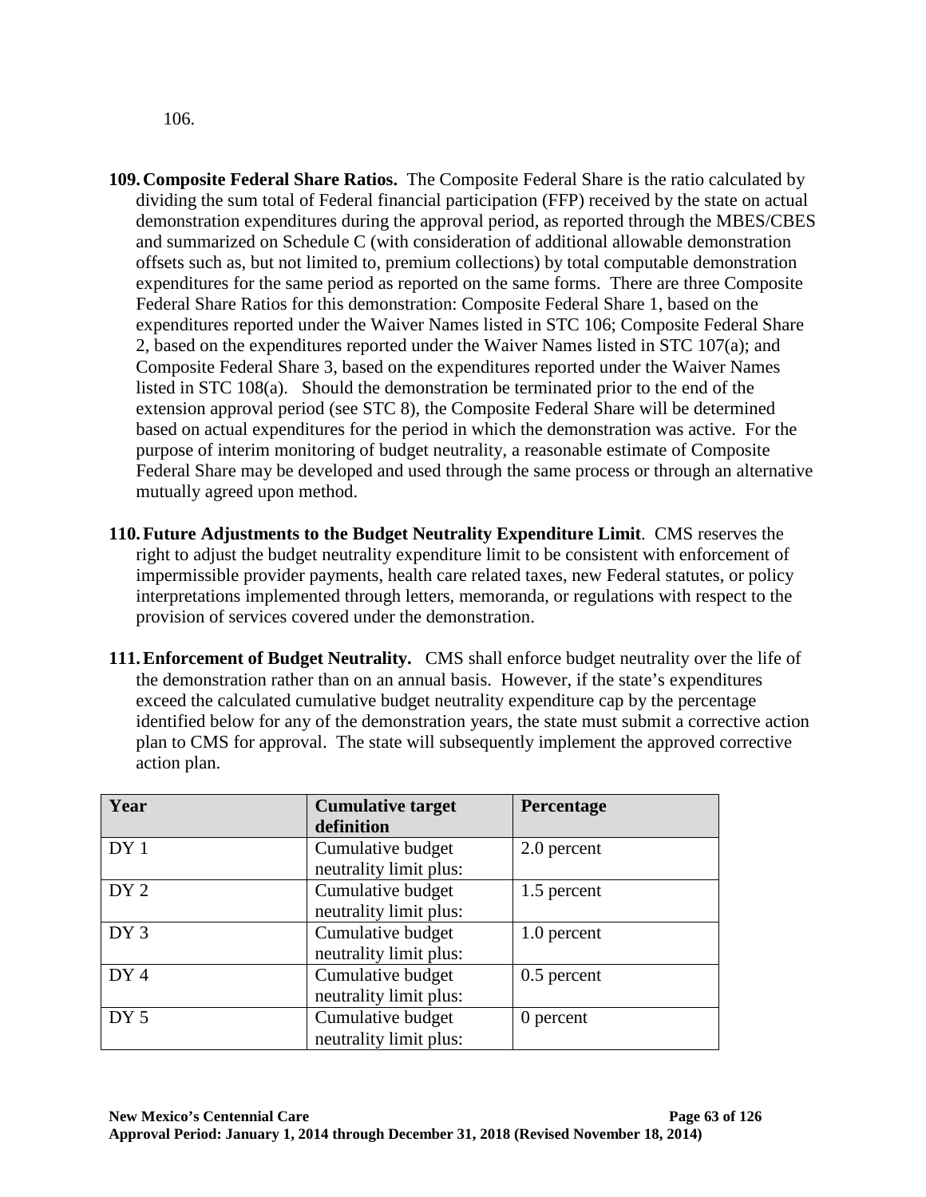106.

**109. Composite Federal Share Ratios.** The Composite Federal Share is the ratio calculated by dividing the sum total of Federal financial participation (FFP) received by the state on actual demonstration expenditures during the approval period, as reported through the MBES/CBES and summarized on Schedule C (with consideration of additional allowable demonstration offsets such as, but not limited to, premium collections) by total computable demonstration expenditures for the same period as reported on the same forms. There are three Composite Federal Share Ratios for this demonstration: Composite Federal Share 1, based on the expenditures reported under the Waiver Names listed in STC 106; Composite Federal Share 2, based on the expenditures reported under the Waiver Names listed in STC 107(a); and Composite Federal Share 3, based on the expenditures reported under the Waiver Names listed in STC 108(a). Should the demonstration be terminated prior to the end of the extension approval period (see STC 8), the Composite Federal Share will be determined based on actual expenditures for the period in which the demonstration was active. For the purpose of interim monitoring of budget neutrality, a reasonable estimate of Composite Federal Share may be developed and used through the same process or through an alternative mutually agreed upon method.

**110. Future Adjustments to the Budget Neutrality Expenditure Limit**. CMS reserves the right to adjust the budget neutrality expenditure limit to be consistent with enforcement of impermissible provider payments, health care related taxes, new Federal statutes, or policy interpretations implemented through letters, memoranda, or regulations with respect to the provision of services covered under the demonstration.

**111. Enforcement of Budget Neutrality.** CMS shall enforce budget neutrality over the life of the demonstration rather than on an annual basis. However, if the state's expenditures exceed the calculated cumulative budget neutrality expenditure cap by the percentage identified below for any of the demonstration years, the state must submit a corrective action plan to CMS for approval. The state will subsequently implement the approved corrective action plan.

| Year | Cumulative target definition | Percentage |
|---|---|---|
| DY 1 | Cumulative budget neutrality limit plus: | 2.0 percent |
| DY 2 | Cumulative budget neutrality limit plus: | 1.5 percent |
| DY 3 | Cumulative budget neutrality limit plus: | 1.0 percent |
| DY 4 | Cumulative budget neutrality limit plus: | 0.5 percent |
| DY 5 | Cumulative budget neutrality limit plus: | 0 percent |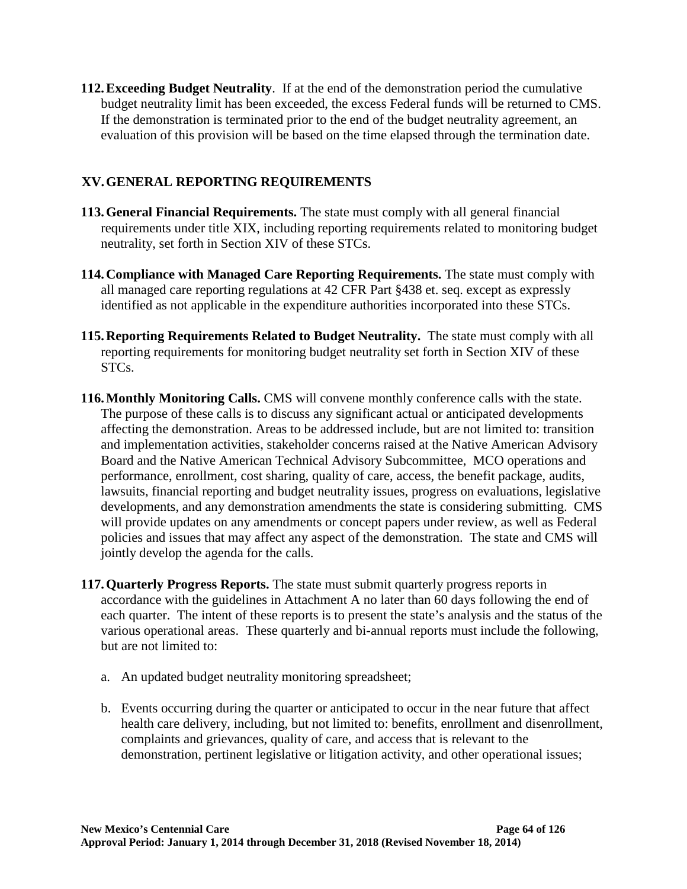**112. Exceeding Budget Neutrality**. If at the end of the demonstration period the cumulative budget neutrality limit has been exceeded, the excess Federal funds will be returned to CMS. If the demonstration is terminated prior to the end of the budget neutrality agreement, an evaluation of this provision will be based on the time elapsed through the termination date.

## XV. GENERAL REPORTING REQUIREMENTS

**113. General Financial Requirements.** The state must comply with all general financial requirements under title XIX, including reporting requirements related to monitoring budget neutrality, set forth in Section XIV of these STCs.

**114. Compliance with Managed Care Reporting Requirements.** The state must comply with all managed care reporting regulations at 42 CFR Part §438 et. seq. except as expressly identified as not applicable in the expenditure authorities incorporated into these STCs.

**115. Reporting Requirements Related to Budget Neutrality.** The state must comply with all reporting requirements for monitoring budget neutrality set forth in Section XIV of these STCs.

**116. Monthly Monitoring Calls.** CMS will convene monthly conference calls with the state. The purpose of these calls is to discuss any significant actual or anticipated developments affecting the demonstration. Areas to be addressed include, but are not limited to: transition and implementation activities, stakeholder concerns raised at the Native American Advisory Board and the Native American Technical Advisory Subcommittee, MCO operations and performance, enrollment, cost sharing, quality of care, access, the benefit package, audits, lawsuits, financial reporting and budget neutrality issues, progress on evaluations, legislative developments, and any demonstration amendments the state is considering submitting. CMS will provide updates on any amendments or concept papers under review, as well as Federal policies and issues that may affect any aspect of the demonstration. The state and CMS will jointly develop the agenda for the calls.

**117. Quarterly Progress Reports.** The state must submit quarterly progress reports in accordance with the guidelines in Attachment A no later than 60 days following the end of each quarter. The intent of these reports is to present the state's analysis and the status of the various operational areas. These quarterly and bi-annual reports must include the following, but are not limited to:

a. An updated budget neutrality monitoring spreadsheet;

b. Events occurring during the quarter or anticipated to occur in the near future that affect health care delivery, including, but not limited to: benefits, enrollment and disenrollment, complaints and grievances, quality of care, and access that is relevant to the demonstration, pertinent legislative or litigation activity, and other operational issues;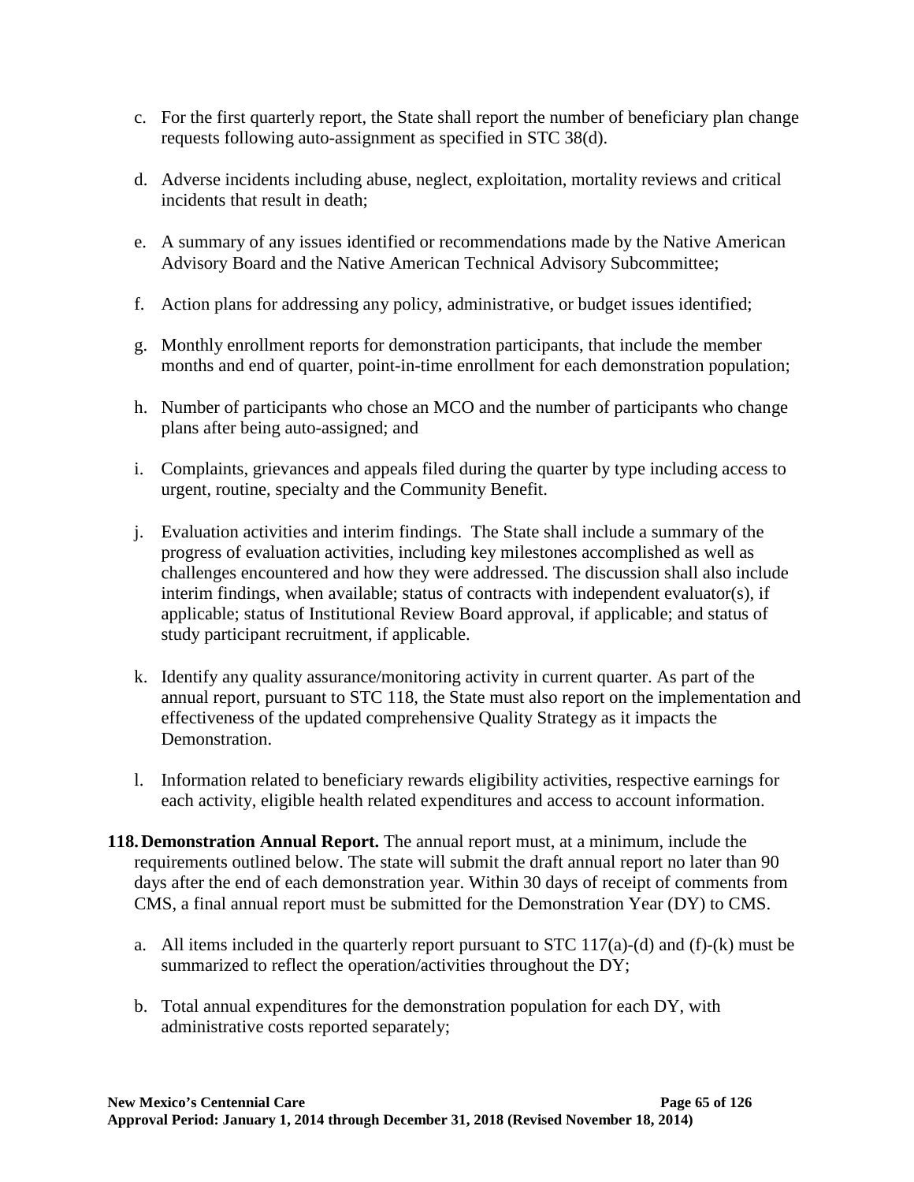c. For the first quarterly report, the State shall report the number of beneficiary plan change requests following auto-assignment as specified in STC 38(d).

d. Adverse incidents including abuse, neglect, exploitation, mortality reviews and critical incidents that result in death;

e. A summary of any issues identified or recommendations made by the Native American Advisory Board and the Native American Technical Advisory Subcommittee;

f. Action plans for addressing any policy, administrative, or budget issues identified;

g. Monthly enrollment reports for demonstration participants, that include the member months and end of quarter, point-in-time enrollment for each demonstration population;

h. Number of participants who chose an MCO and the number of participants who change plans after being auto-assigned; and

i. Complaints, grievances and appeals filed during the quarter by type including access to urgent, routine, specialty and the Community Benefit.

j. Evaluation activities and interim findings. The State shall include a summary of the progress of evaluation activities, including key milestones accomplished as well as challenges encountered and how they were addressed. The discussion shall also include interim findings, when available; status of contracts with independent evaluator(s), if applicable; status of Institutional Review Board approval, if applicable; and status of study participant recruitment, if applicable.

k. Identify any quality assurance/monitoring activity in current quarter. As part of the annual report, pursuant to STC 118, the State must also report on the implementation and effectiveness of the updated comprehensive Quality Strategy as it impacts the Demonstration.

l. Information related to beneficiary rewards eligibility activities, respective earnings for each activity, eligible health related expenditures and access to account information.

**118. Demonstration Annual Report.** The annual report must, at a minimum, include the requirements outlined below. The state will submit the draft annual report no later than 90 days after the end of each demonstration year. Within 30 days of receipt of comments from CMS, a final annual report must be submitted for the Demonstration Year (DY) to CMS.

a. All items included in the quarterly report pursuant to STC 117(a)-(d) and (f)-(k) must be summarized to reflect the operation/activities throughout the DY;

b. Total annual expenditures for the demonstration population for each DY, with administrative costs reported separately;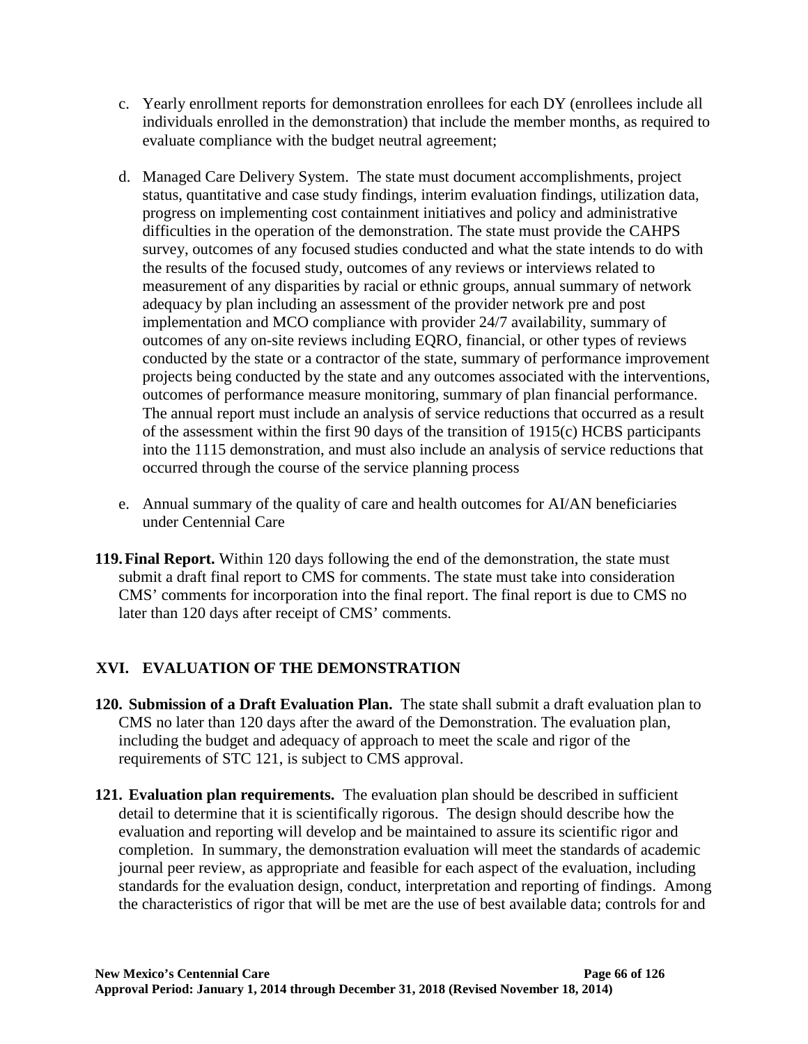c. Yearly enrollment reports for demonstration enrollees for each DY (enrollees include all individuals enrolled in the demonstration) that include the member months, as required to evaluate compliance with the budget neutral agreement;

d. Managed Care Delivery System. The state must document accomplishments, project status, quantitative and case study findings, interim evaluation findings, utilization data, progress on implementing cost containment initiatives and policy and administrative difficulties in the operation of the demonstration. The state must provide the CAHPS survey, outcomes of any focused studies conducted and what the state intends to do with the results of the focused study, outcomes of any reviews or interviews related to measurement of any disparities by racial or ethnic groups, annual summary of network adequacy by plan including an assessment of the provider network pre and post implementation and MCO compliance with provider 24/7 availability, summary of outcomes of any on-site reviews including EQRO, financial, or other types of reviews conducted by the state or a contractor of the state, summary of performance improvement projects being conducted by the state and any outcomes associated with the interventions, outcomes of performance measure monitoring, summary of plan financial performance. The annual report must include an analysis of service reductions that occurred as a result of the assessment within the first 90 days of the transition of 1915(c) HCBS participants into the 1115 demonstration, and must also include an analysis of service reductions that occurred through the course of the service planning process

e. Annual summary of the quality of care and health outcomes for AI/AN beneficiaries under Centennial Care

**119. Final Report.** Within 120 days following the end of the demonstration, the state must submit a draft final report to CMS for comments. The state must take into consideration CMS' comments for incorporation into the final report. The final report is due to CMS no later than 120 days after receipt of CMS' comments.

## XVI. EVALUATION OF THE DEMONSTRATION

**120. Submission of a Draft Evaluation Plan.** The state shall submit a draft evaluation plan to CMS no later than 120 days after the award of the Demonstration. The evaluation plan, including the budget and adequacy of approach to meet the scale and rigor of the requirements of STC 121, is subject to CMS approval.

**121. Evaluation plan requirements.** The evaluation plan should be described in sufficient detail to determine that it is scientifically rigorous. The design should describe how the evaluation and reporting will develop and be maintained to assure its scientific rigor and completion. In summary, the demonstration evaluation will meet the standards of academic journal peer review, as appropriate and feasible for each aspect of the evaluation, including standards for the evaluation design, conduct, interpretation and reporting of findings. Among the characteristics of rigor that will be met are the use of best available data; controls for and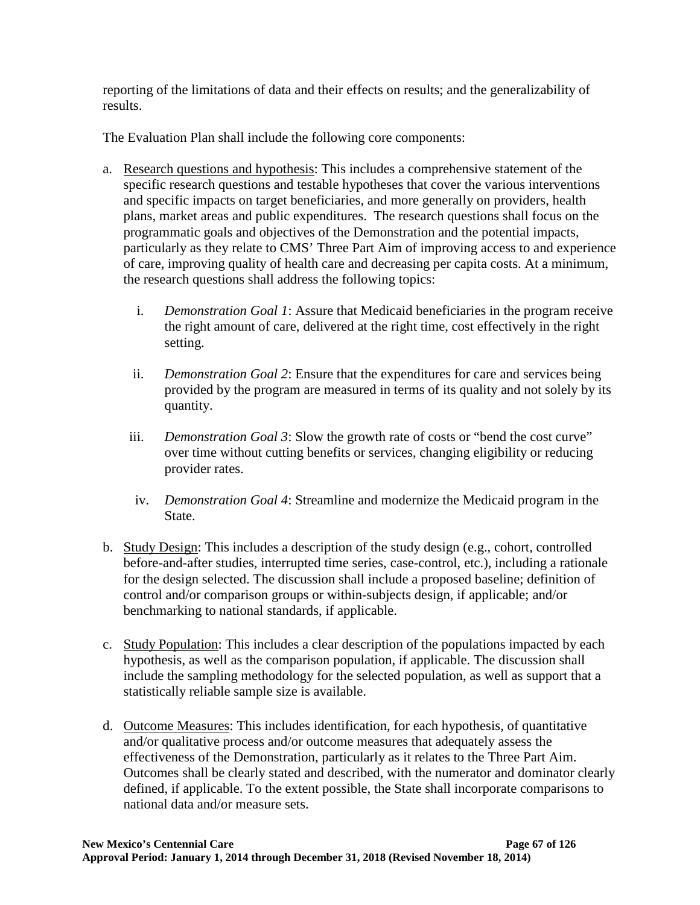reporting of the limitations of data and their effects on results; and the generalizability of results.

The Evaluation Plan shall include the following core components:

a. Research questions and hypothesis: This includes a comprehensive statement of the specific research questions and testable hypotheses that cover the various interventions and specific impacts on target beneficiaries, and more generally on providers, health plans, market areas and public expenditures. The research questions shall focus on the programmatic goals and objectives of the Demonstration and the potential impacts, particularly as they relate to CMS' Three Part Aim of improving access to and experience of care, improving quality of health care and decreasing per capita costs. At a minimum, the research questions shall address the following topics:

   i. *Demonstration Goal 1*: Assure that Medicaid beneficiaries in the program receive the right amount of care, delivered at the right time, cost effectively in the right setting.

   ii. *Demonstration Goal 2*: Ensure that the expenditures for care and services being provided by the program are measured in terms of its quality and not solely by its quantity.

   iii. *Demonstration Goal 3*: Slow the growth rate of costs or "bend the cost curve" over time without cutting benefits or services, changing eligibility or reducing provider rates.

   iv. *Demonstration Goal 4*: Streamline and modernize the Medicaid program in the State.

b. Study Design: This includes a description of the study design (e.g., cohort, controlled before-and-after studies, interrupted time series, case-control, etc.), including a rationale for the design selected. The discussion shall include a proposed baseline; definition of control and/or comparison groups or within-subjects design, if applicable; and/or benchmarking to national standards, if applicable.

c. Study Population: This includes a clear description of the populations impacted by each hypothesis, as well as the comparison population, if applicable. The discussion shall include the sampling methodology for the selected population, as well as support that a statistically reliable sample size is available.

d. Outcome Measures: This includes identification, for each hypothesis, of quantitative and/or qualitative process and/or outcome measures that adequately assess the effectiveness of the Demonstration, particularly as it relates to the Three Part Aim. Outcomes shall be clearly stated and described, with the numerator and dominator clearly defined, if applicable. To the extent possible, the State shall incorporate comparisons to national data and/or measure sets.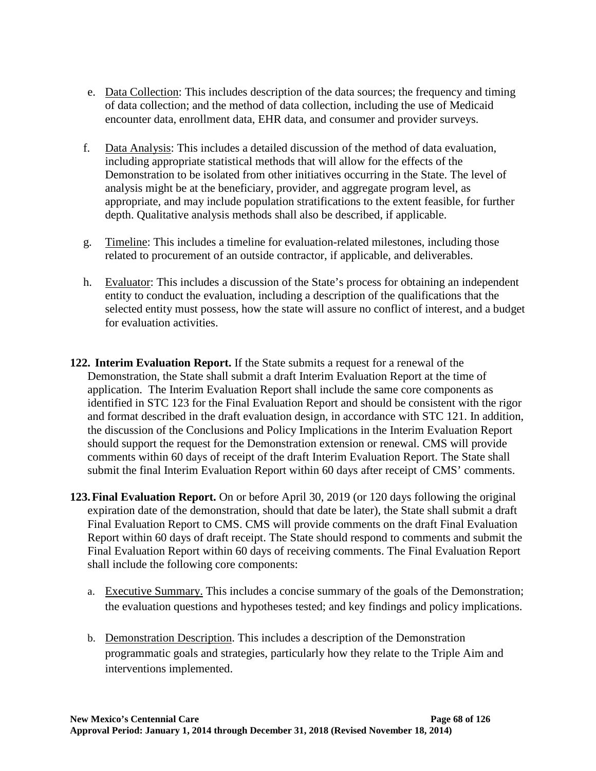e. <u>Data Collection</u>: This includes description of the data sources; the frequency and timing of data collection; and the method of data collection, including the use of Medicaid encounter data, enrollment data, EHR data, and consumer and provider surveys.

f. <u>Data Analysis</u>: This includes a detailed discussion of the method of data evaluation, including appropriate statistical methods that will allow for the effects of the Demonstration to be isolated from other initiatives occurring in the State. The level of analysis might be at the beneficiary, provider, and aggregate program level, as appropriate, and may include population stratifications to the extent feasible, for further depth. Qualitative analysis methods shall also be described, if applicable.

g. <u>Timeline</u>: This includes a timeline for evaluation-related milestones, including those related to procurement of an outside contractor, if applicable, and deliverables.

h. <u>Evaluator</u>: This includes a discussion of the State's process for obtaining an independent entity to conduct the evaluation, including a description of the qualifications that the selected entity must possess, how the state will assure no conflict of interest, and a budget for evaluation activities.

**122. Interim Evaluation Report.** If the State submits a request for a renewal of the Demonstration, the State shall submit a draft Interim Evaluation Report at the time of application. The Interim Evaluation Report shall include the same core components as identified in STC 123 for the Final Evaluation Report and should be consistent with the rigor and format described in the draft evaluation design, in accordance with STC 121. In addition, the discussion of the Conclusions and Policy Implications in the Interim Evaluation Report should support the request for the Demonstration extension or renewal. CMS will provide comments within 60 days of receipt of the draft Interim Evaluation Report. The State shall submit the final Interim Evaluation Report within 60 days after receipt of CMS' comments.

**123. Final Evaluation Report.** On or before April 30, 2019 (or 120 days following the original expiration date of the demonstration, should that date be later), the State shall submit a draft Final Evaluation Report to CMS. CMS will provide comments on the draft Final Evaluation Report within 60 days of draft receipt. The State should respond to comments and submit the Final Evaluation Report within 60 days of receiving comments. The Final Evaluation Report shall include the following core components:

a. <u>Executive Summary.</u> This includes a concise summary of the goals of the Demonstration; the evaluation questions and hypotheses tested; and key findings and policy implications.

b. <u>Demonstration Description</u>. This includes a description of the Demonstration programmatic goals and strategies, particularly how they relate to the Triple Aim and interventions implemented.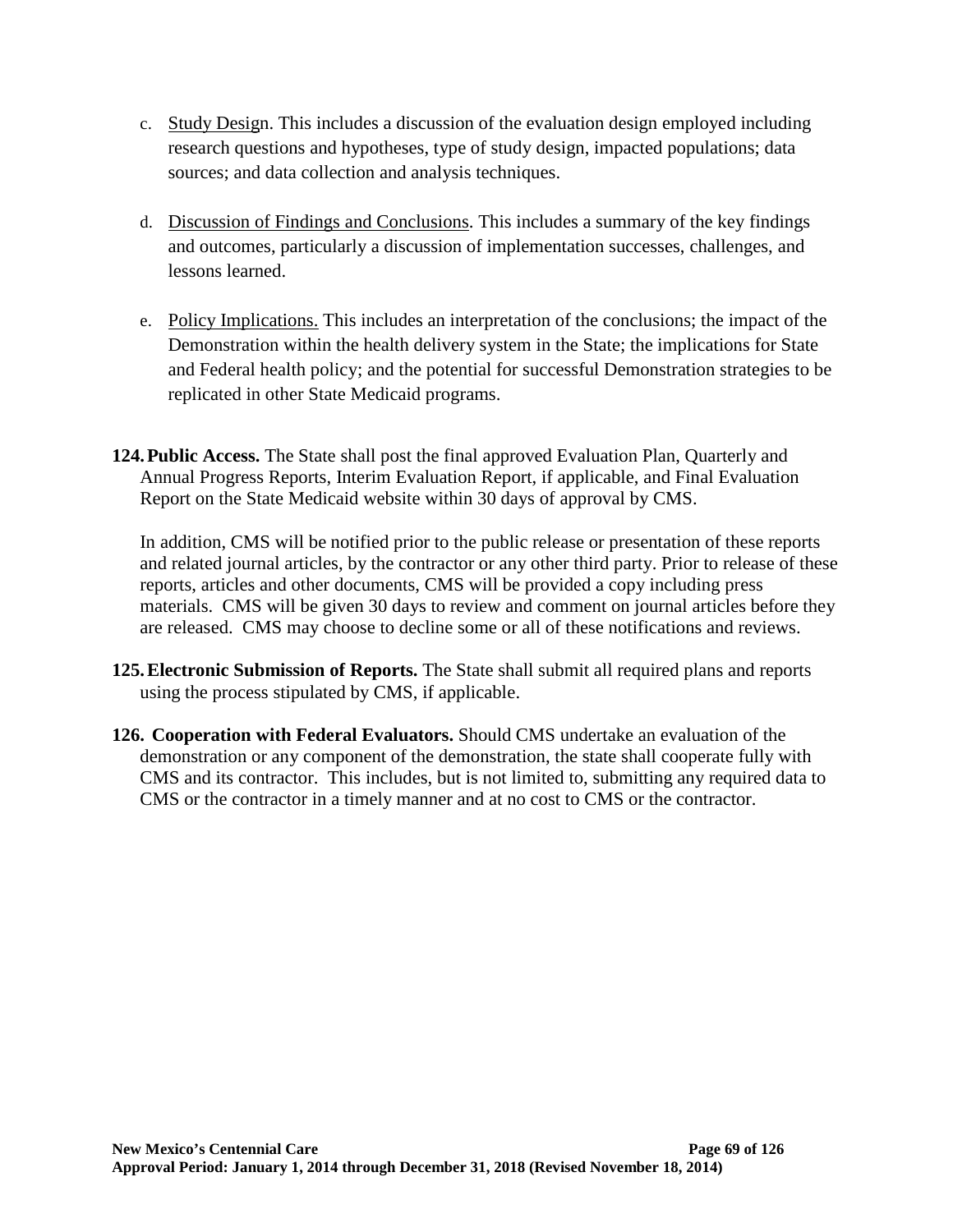c. <u>Study Design</u>. This includes a discussion of the evaluation design employed including research questions and hypotheses, type of study design, impacted populations; data sources; and data collection and analysis techniques.

d. <u>Discussion of Findings and Conclusions</u>. This includes a summary of the key findings and outcomes, particularly a discussion of implementation successes, challenges, and lessons learned.

e. <u>Policy Implications.</u> This includes an interpretation of the conclusions; the impact of the Demonstration within the health delivery system in the State; the implications for State and Federal health policy; and the potential for successful Demonstration strategies to be replicated in other State Medicaid programs.

**124. Public Access.** The State shall post the final approved Evaluation Plan, Quarterly and Annual Progress Reports, Interim Evaluation Report, if applicable, and Final Evaluation Report on the State Medicaid website within 30 days of approval by CMS.

In addition, CMS will be notified prior to the public release or presentation of these reports and related journal articles, by the contractor or any other third party. Prior to release of these reports, articles and other documents, CMS will be provided a copy including press materials. CMS will be given 30 days to review and comment on journal articles before they are released. CMS may choose to decline some or all of these notifications and reviews.

**125. Electronic Submission of Reports.** The State shall submit all required plans and reports using the process stipulated by CMS, if applicable.

**126. Cooperation with Federal Evaluators.** Should CMS undertake an evaluation of the demonstration or any component of the demonstration, the state shall cooperate fully with CMS and its contractor. This includes, but is not limited to, submitting any required data to CMS or the contractor in a timely manner and at no cost to CMS or the contractor.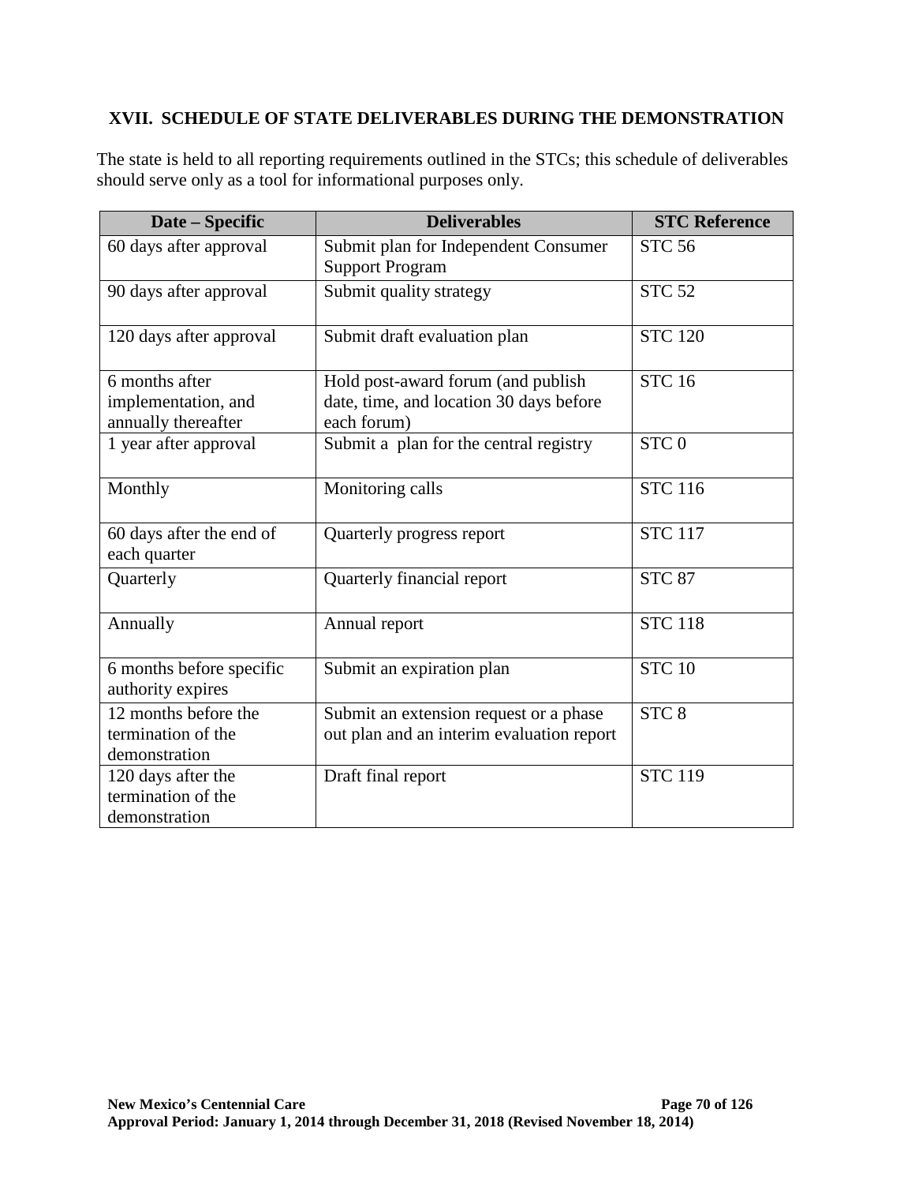## XVII. SCHEDULE OF STATE DELIVERABLES DURING THE DEMONSTRATION

The state is held to all reporting requirements outlined in the STCs; this schedule of deliverables should serve only as a tool for informational purposes only.

| Date – Specific | Deliverables | STC Reference |
|---|---|---|
| 60 days after approval | Submit plan for Independent Consumer Support Program | STC 56 |
| 90 days after approval | Submit quality strategy | STC 52 |
| 120 days after approval | Submit draft evaluation plan | STC 120 |
| 6 months after implementation, and annually thereafter | Hold post-award forum (and publish date, time, and location 30 days before each forum) | STC 16 |
| 1 year after approval | Submit a plan for the central registry | STC 0 |
| Monthly | Monitoring calls | STC 116 |
| 60 days after the end of each quarter | Quarterly progress report | STC 117 |
| Quarterly | Quarterly financial report | STC 87 |
| Annually | Annual report | STC 118 |
| 6 months before specific authority expires | Submit an expiration plan | STC 10 |
| 12 months before the termination of the demonstration | Submit an extension request or a phase out plan and an interim evaluation report | STC 8 |
| 120 days after the termination of the demonstration | Draft final report | STC 119 |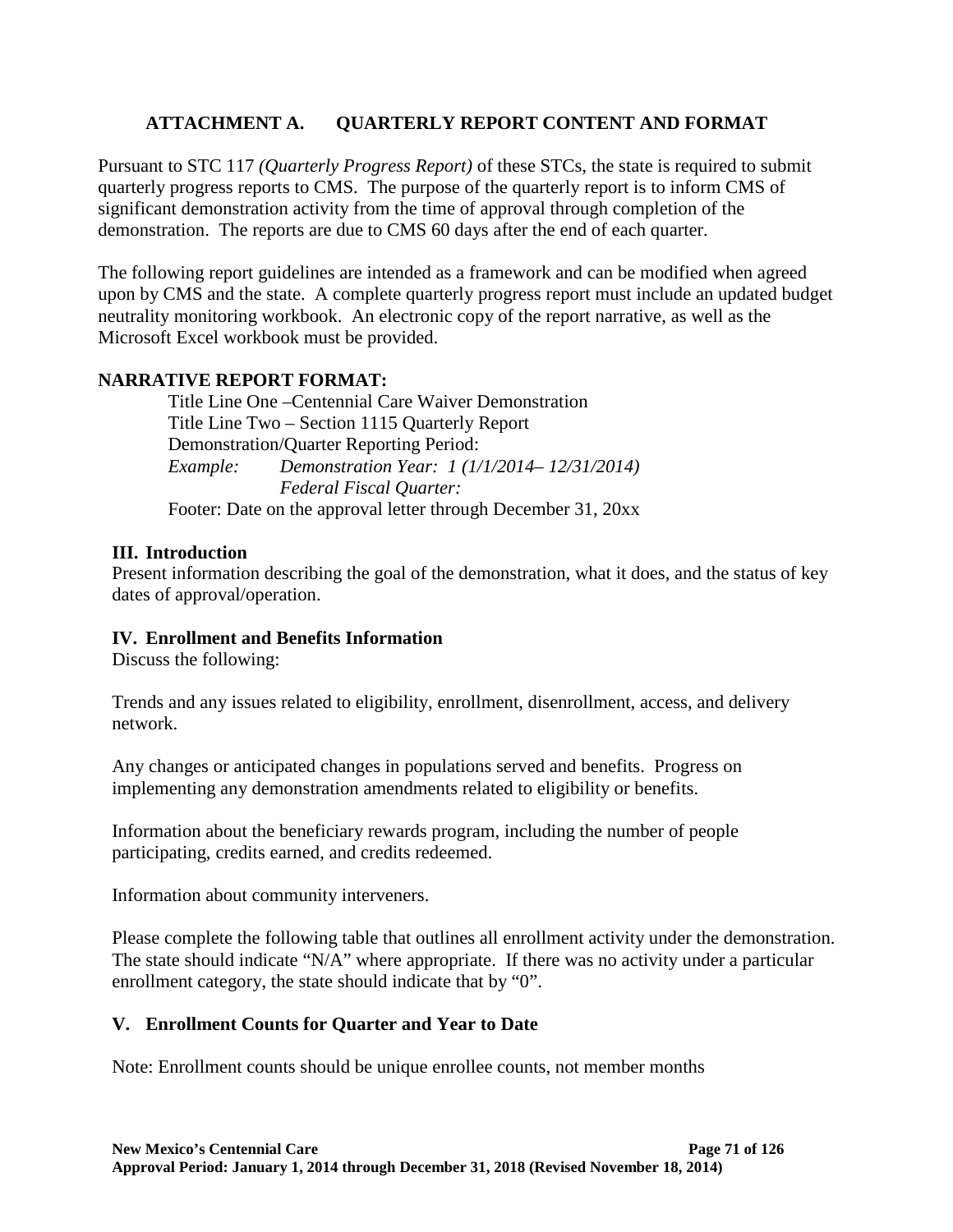## ATTACHMENT A. QUARTERLY REPORT CONTENT AND FORMAT

Pursuant to STC 117 *(Quarterly Progress Report)* of these STCs, the state is required to submit quarterly progress reports to CMS. The purpose of the quarterly report is to inform CMS of significant demonstration activity from the time of approval through completion of the demonstration. The reports are due to CMS 60 days after the end of each quarter.

The following report guidelines are intended as a framework and can be modified when agreed upon by CMS and the state. A complete quarterly progress report must include an updated budget neutrality monitoring workbook. An electronic copy of the report narrative, as well as the Microsoft Excel workbook must be provided.

**NARRATIVE REPORT FORMAT:**

Title Line One –Centennial Care Waiver Demonstration
Title Line Two – Section 1115 Quarterly Report
Demonstration/Quarter Reporting Period:
*Example:* *Demonstration Year: 1 (1/1/2014– 12/31/2014)*
*Federal Fiscal Quarter:*
Footer: Date on the approval letter through December 31, 20xx

### III. Introduction

Present information describing the goal of the demonstration, what it does, and the status of key dates of approval/operation.

### IV. Enrollment and Benefits Information

Discuss the following:

Trends and any issues related to eligibility, enrollment, disenrollment, access, and delivery network.

Any changes or anticipated changes in populations served and benefits. Progress on implementing any demonstration amendments related to eligibility or benefits.

Information about the beneficiary rewards program, including the number of people participating, credits earned, and credits redeemed.

Information about community interveners.

Please complete the following table that outlines all enrollment activity under the demonstration. The state should indicate "N/A" where appropriate. If there was no activity under a particular enrollment category, the state should indicate that by "0".

### V. Enrollment Counts for Quarter and Year to Date

Note: Enrollment counts should be unique enrollee counts, not member months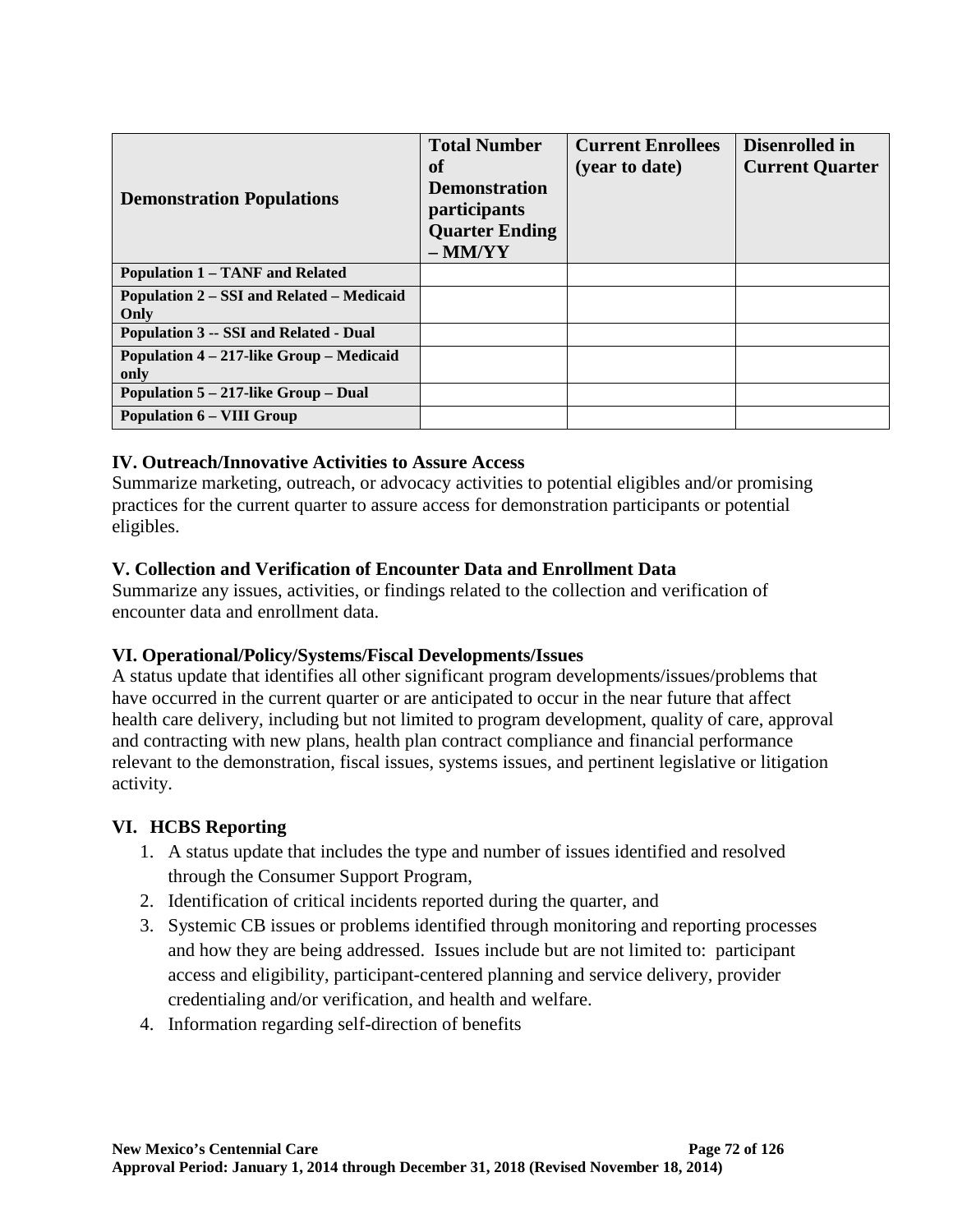| Demonstration Populations | Total Number of Demonstration participants Quarter Ending – MM/YY | Current Enrollees (year to date) | Disenrolled in Current Quarter |
|---|---|---|---|
| **Population 1 – TANF and Related** | | | |
| **Population 2 – SSI and Related – Medicaid Only** | | | |
| **Population 3 -- SSI and Related - Dual** | | | |
| **Population 4 – 217-like Group – Medicaid only** | | | |
| **Population 5 – 217-like Group – Dual** | | | |
| **Population 6 – VIII Group** | | | |

### IV. Outreach/Innovative Activities to Assure Access

Summarize marketing, outreach, or advocacy activities to potential eligibles and/or promising practices for the current quarter to assure access for demonstration participants or potential eligibles.

### V. Collection and Verification of Encounter Data and Enrollment Data

Summarize any issues, activities, or findings related to the collection and verification of encounter data and enrollment data.

### VI. Operational/Policy/Systems/Fiscal Developments/Issues

A status update that identifies all other significant program developments/issues/problems that have occurred in the current quarter or are anticipated to occur in the near future that affect health care delivery, including but not limited to program development, quality of care, approval and contracting with new plans, health plan contract compliance and financial performance relevant to the demonstration, fiscal issues, systems issues, and pertinent legislative or litigation activity.

### VI. HCBS Reporting

1. A status update that includes the type and number of issues identified and resolved through the Consumer Support Program,
2. Identification of critical incidents reported during the quarter, and
3. Systemic CB issues or problems identified through monitoring and reporting processes and how they are being addressed. Issues include but are not limited to: participant access and eligibility, participant-centered planning and service delivery, provider credentialing and/or verification, and health and welfare.
4. Information regarding self-direction of benefits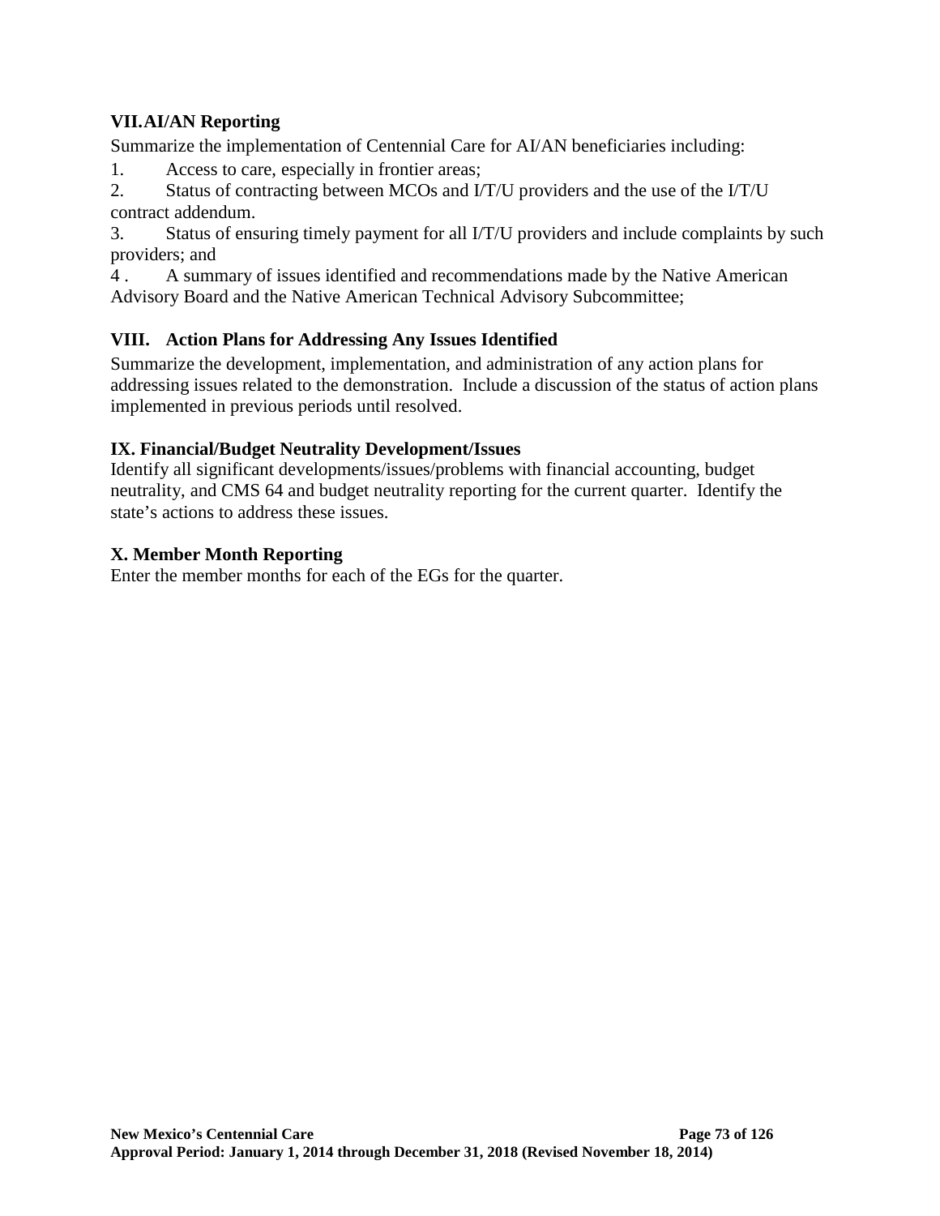### VII. AI/AN Reporting

Summarize the implementation of Centennial Care for AI/AN beneficiaries including:

1. Access to care, especially in frontier areas;
2. Status of contracting between MCOs and I/T/U providers and the use of the I/T/U contract addendum.
3. Status of ensuring timely payment for all I/T/U providers and include complaints by such providers; and
4. A summary of issues identified and recommendations made by the Native American Advisory Board and the Native American Technical Advisory Subcommittee;

### VIII. Action Plans for Addressing Any Issues Identified

Summarize the development, implementation, and administration of any action plans for addressing issues related to the demonstration. Include a discussion of the status of action plans implemented in previous periods until resolved.

### IX. Financial/Budget Neutrality Development/Issues

Identify all significant developments/issues/problems with financial accounting, budget neutrality, and CMS 64 and budget neutrality reporting for the current quarter. Identify the state's actions to address these issues.

### X. Member Month Reporting

Enter the member months for each of the EGs for the quarter.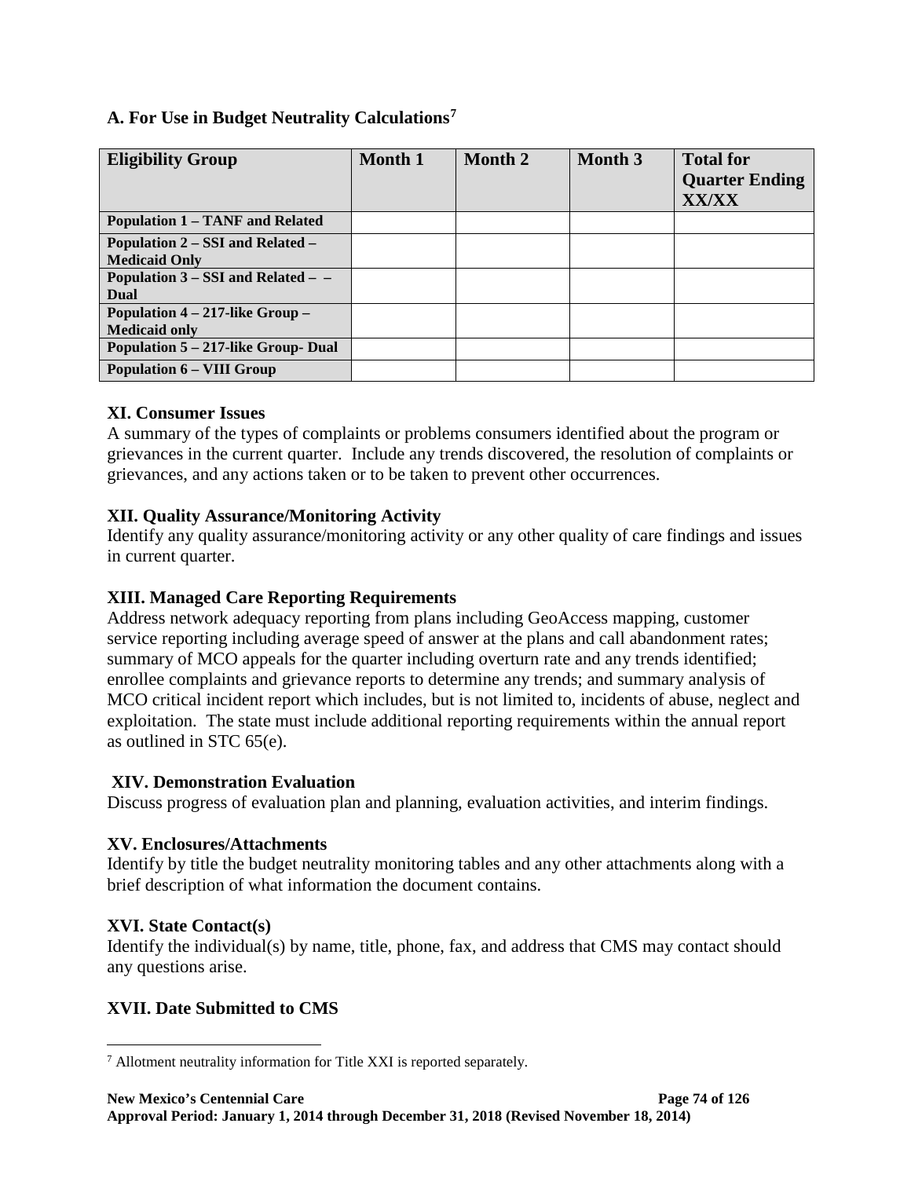### A. For Use in Budget Neutrality Calculations[7]

| Eligibility Group | Month 1 | Month 2 | Month 3 | Total for Quarter Ending XX/XX |
|---|---|---|---|---|
| Population 1 – TANF and Related | | | | |
| Population 2 – SSI and Related – Medicaid Only | | | | |
| Population 3 – SSI and Related – – Dual | | | | |
| Population 4 – 217-like Group – Medicaid only | | | | |
| Population 5 – 217-like Group- Dual | | | | |
| Population 6 – VIII Group | | | | |

**XI. Consumer Issues**

A summary of the types of complaints or problems consumers identified about the program or grievances in the current quarter. Include any trends discovered, the resolution of complaints or grievances, and any actions taken or to be taken to prevent other occurrences.

**XII. Quality Assurance/Monitoring Activity**

Identify any quality assurance/monitoring activity or any other quality of care findings and issues in current quarter.

**XIII. Managed Care Reporting Requirements**

Address network adequacy reporting from plans including GeoAccess mapping, customer service reporting including average speed of answer at the plans and call abandonment rates; summary of MCO appeals for the quarter including overturn rate and any trends identified; enrollee complaints and grievance reports to determine any trends; and summary analysis of MCO critical incident report which includes, but is not limited to, incidents of abuse, neglect and exploitation. The state must include additional reporting requirements within the annual report as outlined in STC 65(e).

**XIV. Demonstration Evaluation**

Discuss progress of evaluation plan and planning, evaluation activities, and interim findings.

**XV. Enclosures/Attachments**

Identify by title the budget neutrality monitoring tables and any other attachments along with a brief description of what information the document contains.

**XVI. State Contact(s)**

Identify the individual(s) by name, title, phone, fax, and address that CMS may contact should any questions arise.

**XVII. Date Submitted to CMS**

[7] Allotment neutrality information for Title XXI is reported separately.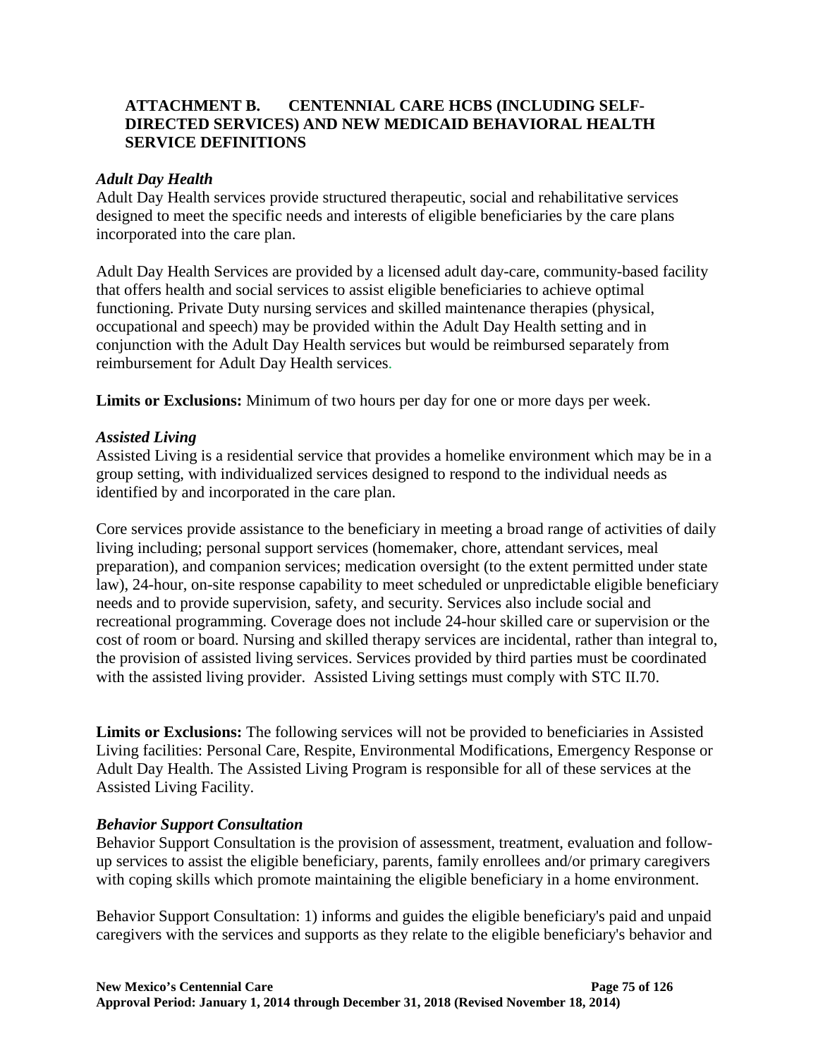## ATTACHMENT B. CENTENNIAL CARE HCBS (INCLUDING SELF-DIRECTED SERVICES) AND NEW MEDICAID BEHAVIORAL HEALTH SERVICE DEFINITIONS

### *Adult Day Health*

Adult Day Health services provide structured therapeutic, social and rehabilitative services designed to meet the specific needs and interests of eligible beneficiaries by the care plans incorporated into the care plan.

Adult Day Health Services are provided by a licensed adult day-care, community-based facility that offers health and social services to assist eligible beneficiaries to achieve optimal functioning. Private Duty nursing services and skilled maintenance therapies (physical, occupational and speech) may be provided within the Adult Day Health setting and in conjunction with the Adult Day Health services but would be reimbursed separately from reimbursement for Adult Day Health services.

**Limits or Exclusions:** Minimum of two hours per day for one or more days per week.

### *Assisted Living*

Assisted Living is a residential service that provides a homelike environment which may be in a group setting, with individualized services designed to respond to the individual needs as identified by and incorporated in the care plan.

Core services provide assistance to the beneficiary in meeting a broad range of activities of daily living including; personal support services (homemaker, chore, attendant services, meal preparation), and companion services; medication oversight (to the extent permitted under state law), 24-hour, on-site response capability to meet scheduled or unpredictable eligible beneficiary needs and to provide supervision, safety, and security. Services also include social and recreational programming. Coverage does not include 24-hour skilled care or supervision or the cost of room or board. Nursing and skilled therapy services are incidental, rather than integral to, the provision of assisted living services. Services provided by third parties must be coordinated with the assisted living provider. Assisted Living settings must comply with STC II.70.

**Limits or Exclusions:** The following services will not be provided to beneficiaries in Assisted Living facilities: Personal Care, Respite, Environmental Modifications, Emergency Response or Adult Day Health. The Assisted Living Program is responsible for all of these services at the Assisted Living Facility.

### *Behavior Support Consultation*

Behavior Support Consultation is the provision of assessment, treatment, evaluation and follow-up services to assist the eligible beneficiary, parents, family enrollees and/or primary caregivers with coping skills which promote maintaining the eligible beneficiary in a home environment.

Behavior Support Consultation: 1) informs and guides the eligible beneficiary's paid and unpaid caregivers with the services and supports as they relate to the eligible beneficiary's behavior and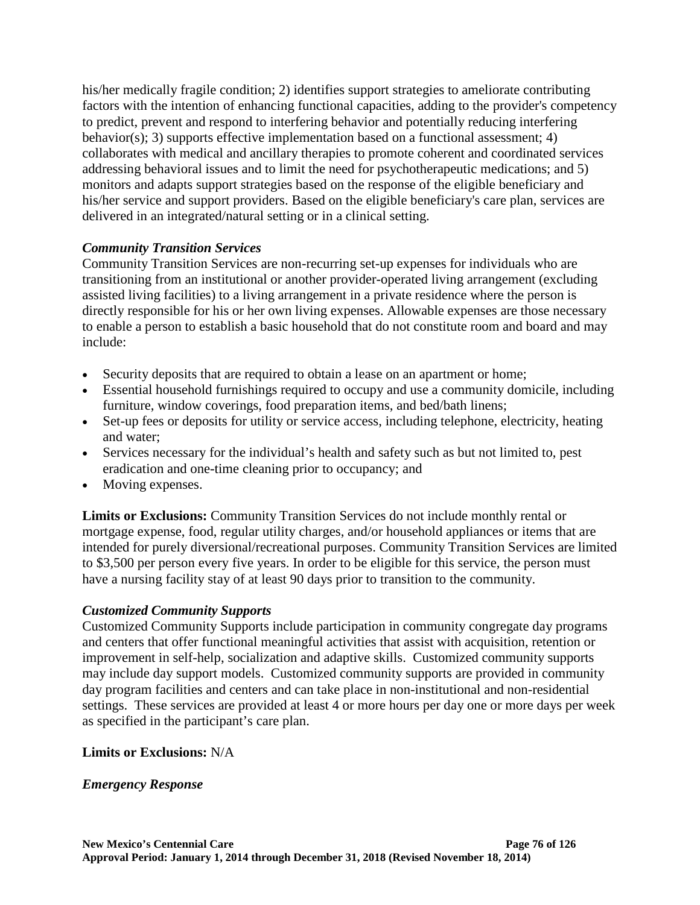his/her medically fragile condition; 2) identifies support strategies to ameliorate contributing factors with the intention of enhancing functional capacities, adding to the provider's competency to predict, prevent and respond to interfering behavior and potentially reducing interfering behavior(s); 3) supports effective implementation based on a functional assessment; 4) collaborates with medical and ancillary therapies to promote coherent and coordinated services addressing behavioral issues and to limit the need for psychotherapeutic medications; and 5) monitors and adapts support strategies based on the response of the eligible beneficiary and his/her service and support providers. Based on the eligible beneficiary's care plan, services are delivered in an integrated/natural setting or in a clinical setting.

***Community Transition Services***

Community Transition Services are non-recurring set-up expenses for individuals who are transitioning from an institutional or another provider-operated living arrangement (excluding assisted living facilities) to a living arrangement in a private residence where the person is directly responsible for his or her own living expenses. Allowable expenses are those necessary to enable a person to establish a basic household that do not constitute room and board and may include:

- Security deposits that are required to obtain a lease on an apartment or home;
- Essential household furnishings required to occupy and use a community domicile, including furniture, window coverings, food preparation items, and bed/bath linens;
- Set-up fees or deposits for utility or service access, including telephone, electricity, heating and water;
- Services necessary for the individual's health and safety such as but not limited to, pest eradication and one-time cleaning prior to occupancy; and
- Moving expenses.

**Limits or Exclusions:** Community Transition Services do not include monthly rental or mortgage expense, food, regular utility charges, and/or household appliances or items that are intended for purely diversional/recreational purposes. Community Transition Services are limited to $3,500 per person every five years. In order to be eligible for this service, the person must have a nursing facility stay of at least 90 days prior to transition to the community.

***Customized Community Supports***

Customized Community Supports include participation in community congregate day programs and centers that offer functional meaningful activities that assist with acquisition, retention or improvement in self-help, socialization and adaptive skills. Customized community supports may include day support models. Customized community supports are provided in community day program facilities and centers and can take place in non-institutional and non-residential settings. These services are provided at least 4 or more hours per day one or more days per week as specified in the participant's care plan.

**Limits or Exclusions:** N/A

***Emergency Response***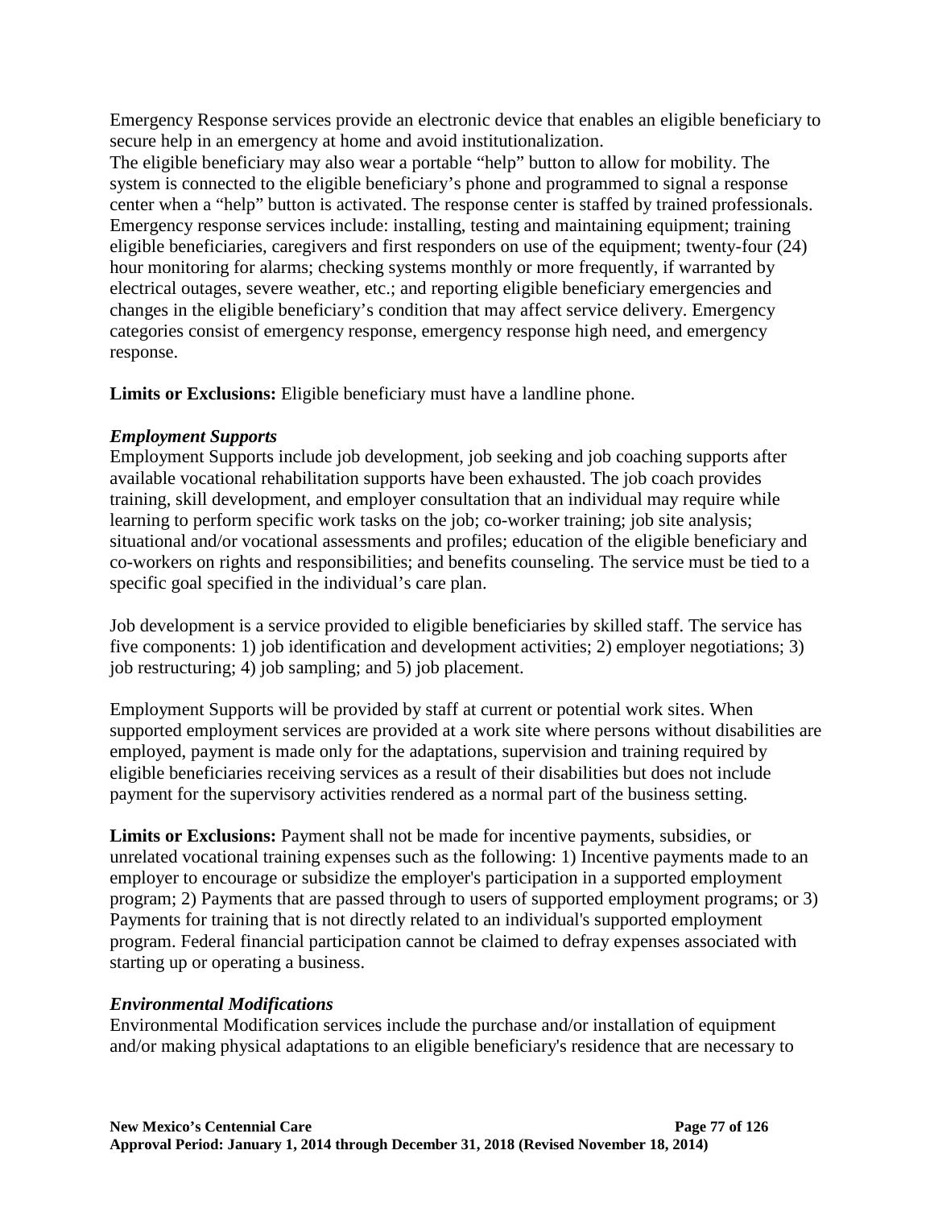Emergency Response services provide an electronic device that enables an eligible beneficiary to secure help in an emergency at home and avoid institutionalization.
The eligible beneficiary may also wear a portable "help" button to allow for mobility. The system is connected to the eligible beneficiary's phone and programmed to signal a response center when a "help" button is activated. The response center is staffed by trained professionals. Emergency response services include: installing, testing and maintaining equipment; training eligible beneficiaries, caregivers and first responders on use of the equipment; twenty-four (24) hour monitoring for alarms; checking systems monthly or more frequently, if warranted by electrical outages, severe weather, etc.; and reporting eligible beneficiary emergencies and changes in the eligible beneficiary's condition that may affect service delivery. Emergency categories consist of emergency response, emergency response high need, and emergency response.

**Limits or Exclusions:** Eligible beneficiary must have a landline phone.

***Employment Supports***
Employment Supports include job development, job seeking and job coaching supports after available vocational rehabilitation supports have been exhausted. The job coach provides training, skill development, and employer consultation that an individual may require while learning to perform specific work tasks on the job; co-worker training; job site analysis; situational and/or vocational assessments and profiles; education of the eligible beneficiary and co-workers on rights and responsibilities; and benefits counseling. The service must be tied to a specific goal specified in the individual's care plan.

Job development is a service provided to eligible beneficiaries by skilled staff. The service has five components: 1) job identification and development activities; 2) employer negotiations; 3) job restructuring; 4) job sampling; and 5) job placement.

Employment Supports will be provided by staff at current or potential work sites. When supported employment services are provided at a work site where persons without disabilities are employed, payment is made only for the adaptations, supervision and training required by eligible beneficiaries receiving services as a result of their disabilities but does not include payment for the supervisory activities rendered as a normal part of the business setting.

**Limits or Exclusions:** Payment shall not be made for incentive payments, subsidies, or unrelated vocational training expenses such as the following: 1) Incentive payments made to an employer to encourage or subsidize the employer's participation in a supported employment program; 2) Payments that are passed through to users of supported employment programs; or 3) Payments for training that is not directly related to an individual's supported employment program. Federal financial participation cannot be claimed to defray expenses associated with starting up or operating a business.

***Environmental Modifications***
Environmental Modification services include the purchase and/or installation of equipment and/or making physical adaptations to an eligible beneficiary's residence that are necessary to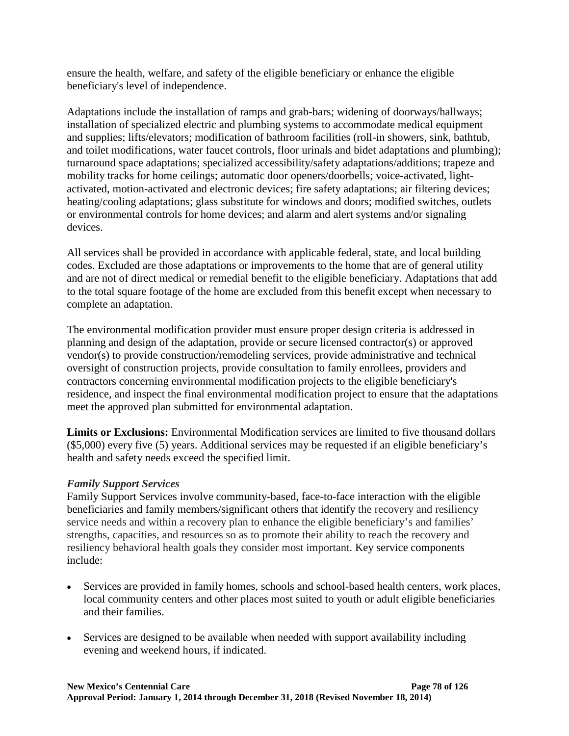ensure the health, welfare, and safety of the eligible beneficiary or enhance the eligible beneficiary's level of independence.

Adaptations include the installation of ramps and grab-bars; widening of doorways/hallways; installation of specialized electric and plumbing systems to accommodate medical equipment and supplies; lifts/elevators; modification of bathroom facilities (roll-in showers, sink, bathtub, and toilet modifications, water faucet controls, floor urinals and bidet adaptations and plumbing); turnaround space adaptations; specialized accessibility/safety adaptations/additions; trapeze and mobility tracks for home ceilings; automatic door openers/doorbells; voice-activated, light-activated, motion-activated and electronic devices; fire safety adaptations; air filtering devices; heating/cooling adaptations; glass substitute for windows and doors; modified switches, outlets or environmental controls for home devices; and alarm and alert systems and/or signaling devices.

All services shall be provided in accordance with applicable federal, state, and local building codes. Excluded are those adaptations or improvements to the home that are of general utility and are not of direct medical or remedial benefit to the eligible beneficiary. Adaptations that add to the total square footage of the home are excluded from this benefit except when necessary to complete an adaptation.

The environmental modification provider must ensure proper design criteria is addressed in planning and design of the adaptation, provide or secure licensed contractor(s) or approved vendor(s) to provide construction/remodeling services, provide administrative and technical oversight of construction projects, provide consultation to family enrollees, providers and contractors concerning environmental modification projects to the eligible beneficiary's residence, and inspect the final environmental modification project to ensure that the adaptations meet the approved plan submitted for environmental adaptation.

**Limits or Exclusions:** Environmental Modification services are limited to five thousand dollars ($5,000) every five (5) years. Additional services may be requested if an eligible beneficiary's health and safety needs exceed the specified limit.

***Family Support Services***

Family Support Services involve community-based, face-to-face interaction with the eligible beneficiaries and family members/significant others that identify the recovery and resiliency service needs and within a recovery plan to enhance the eligible beneficiary's and families' strengths, capacities, and resources so as to promote their ability to reach the recovery and resiliency behavioral health goals they consider most important. Key service components include:

- Services are provided in family homes, schools and school-based health centers, work places, local community centers and other places most suited to youth or adult eligible beneficiaries and their families.
- Services are designed to be available when needed with support availability including evening and weekend hours, if indicated.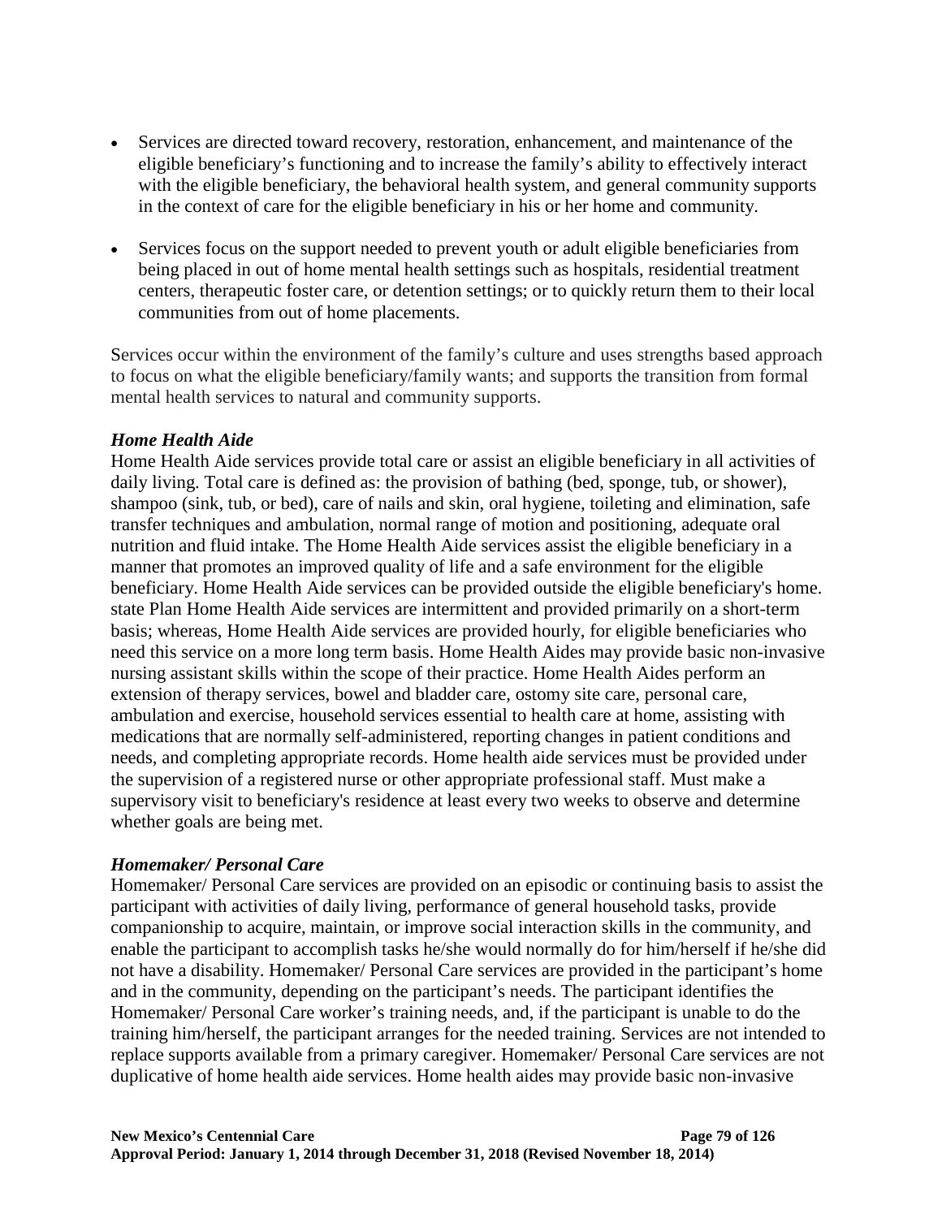- Services are directed toward recovery, restoration, enhancement, and maintenance of the eligible beneficiary's functioning and to increase the family's ability to effectively interact with the eligible beneficiary, the behavioral health system, and general community supports in the context of care for the eligible beneficiary in his or her home and community.

- Services focus on the support needed to prevent youth or adult eligible beneficiaries from being placed in out of home mental health settings such as hospitals, residential treatment centers, therapeutic foster care, or detention settings; or to quickly return them to their local communities from out of home placements.

Services occur within the environment of the family's culture and uses strengths based approach to focus on what the eligible beneficiary/family wants; and supports the transition from formal mental health services to natural and community supports.

***Home Health Aide***

Home Health Aide services provide total care or assist an eligible beneficiary in all activities of daily living. Total care is defined as: the provision of bathing (bed, sponge, tub, or shower), shampoo (sink, tub, or bed), care of nails and skin, oral hygiene, toileting and elimination, safe transfer techniques and ambulation, normal range of motion and positioning, adequate oral nutrition and fluid intake. The Home Health Aide services assist the eligible beneficiary in a manner that promotes an improved quality of life and a safe environment for the eligible beneficiary. Home Health Aide services can be provided outside the eligible beneficiary's home. state Plan Home Health Aide services are intermittent and provided primarily on a short-term basis; whereas, Home Health Aide services are provided hourly, for eligible beneficiaries who need this service on a more long term basis. Home Health Aides may provide basic non-invasive nursing assistant skills within the scope of their practice. Home Health Aides perform an extension of therapy services, bowel and bladder care, ostomy site care, personal care, ambulation and exercise, household services essential to health care at home, assisting with medications that are normally self-administered, reporting changes in patient conditions and needs, and completing appropriate records. Home health aide services must be provided under the supervision of a registered nurse or other appropriate professional staff. Must make a supervisory visit to beneficiary's residence at least every two weeks to observe and determine whether goals are being met.

***Homemaker/ Personal Care***

Homemaker/ Personal Care services are provided on an episodic or continuing basis to assist the participant with activities of daily living, performance of general household tasks, provide companionship to acquire, maintain, or improve social interaction skills in the community, and enable the participant to accomplish tasks he/she would normally do for him/herself if he/she did not have a disability. Homemaker/ Personal Care services are provided in the participant's home and in the community, depending on the participant's needs. The participant identifies the Homemaker/ Personal Care worker's training needs, and, if the participant is unable to do the training him/herself, the participant arranges for the needed training. Services are not intended to replace supports available from a primary caregiver. Homemaker/ Personal Care services are not duplicative of home health aide services. Home health aides may provide basic non-invasive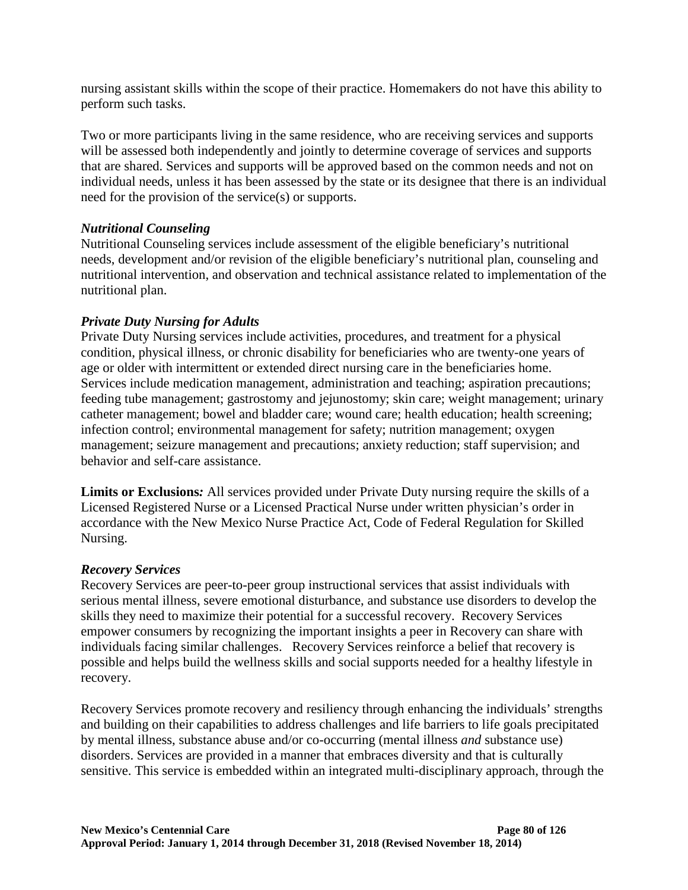nursing assistant skills within the scope of their practice. Homemakers do not have this ability to perform such tasks.

Two or more participants living in the same residence, who are receiving services and supports will be assessed both independently and jointly to determine coverage of services and supports that are shared. Services and supports will be approved based on the common needs and not on individual needs, unless it has been assessed by the state or its designee that there is an individual need for the provision of the service(s) or supports.

***Nutritional Counseling***

Nutritional Counseling services include assessment of the eligible beneficiary's nutritional needs, development and/or revision of the eligible beneficiary's nutritional plan, counseling and nutritional intervention, and observation and technical assistance related to implementation of the nutritional plan.

***Private Duty Nursing for Adults***

Private Duty Nursing services include activities, procedures, and treatment for a physical condition, physical illness, or chronic disability for beneficiaries who are twenty-one years of age or older with intermittent or extended direct nursing care in the beneficiaries home. Services include medication management, administration and teaching; aspiration precautions; feeding tube management; gastrostomy and jejunostomy; skin care; weight management; urinary catheter management; bowel and bladder care; wound care; health education; health screening; infection control; environmental management for safety; nutrition management; oxygen management; seizure management and precautions; anxiety reduction; staff supervision; and behavior and self-care assistance.

**Limits or Exclusions***:* All services provided under Private Duty nursing require the skills of a Licensed Registered Nurse or a Licensed Practical Nurse under written physician's order in accordance with the New Mexico Nurse Practice Act, Code of Federal Regulation for Skilled Nursing.

***Recovery Services***

Recovery Services are peer-to-peer group instructional services that assist individuals with serious mental illness, severe emotional disturbance, and substance use disorders to develop the skills they need to maximize their potential for a successful recovery. Recovery Services empower consumers by recognizing the important insights a peer in Recovery can share with individuals facing similar challenges. Recovery Services reinforce a belief that recovery is possible and helps build the wellness skills and social supports needed for a healthy lifestyle in recovery.

Recovery Services promote recovery and resiliency through enhancing the individuals' strengths and building on their capabilities to address challenges and life barriers to life goals precipitated by mental illness, substance abuse and/or co-occurring (mental illness *and* substance use) disorders. Services are provided in a manner that embraces diversity and that is culturally sensitive. This service is embedded within an integrated multi-disciplinary approach, through the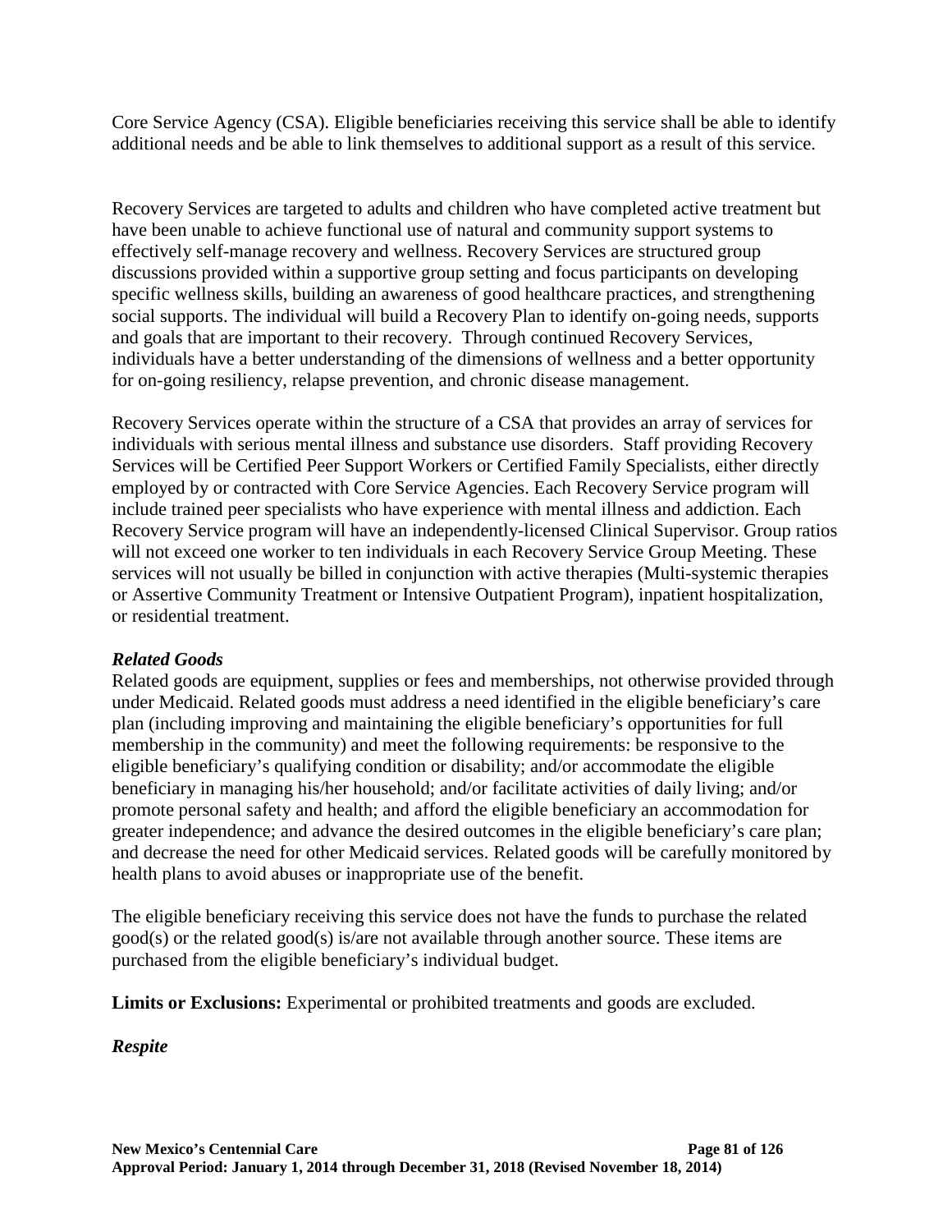Core Service Agency (CSA). Eligible beneficiaries receiving this service shall be able to identify additional needs and be able to link themselves to additional support as a result of this service.

Recovery Services are targeted to adults and children who have completed active treatment but have been unable to achieve functional use of natural and community support systems to effectively self-manage recovery and wellness. Recovery Services are structured group discussions provided within a supportive group setting and focus participants on developing specific wellness skills, building an awareness of good healthcare practices, and strengthening social supports. The individual will build a Recovery Plan to identify on-going needs, supports and goals that are important to their recovery. Through continued Recovery Services, individuals have a better understanding of the dimensions of wellness and a better opportunity for on-going resiliency, relapse prevention, and chronic disease management.

Recovery Services operate within the structure of a CSA that provides an array of services for individuals with serious mental illness and substance use disorders. Staff providing Recovery Services will be Certified Peer Support Workers or Certified Family Specialists, either directly employed by or contracted with Core Service Agencies. Each Recovery Service program will include trained peer specialists who have experience with mental illness and addiction. Each Recovery Service program will have an independently-licensed Clinical Supervisor. Group ratios will not exceed one worker to ten individuals in each Recovery Service Group Meeting. These services will not usually be billed in conjunction with active therapies (Multi-systemic therapies or Assertive Community Treatment or Intensive Outpatient Program), inpatient hospitalization, or residential treatment.

***Related Goods***

Related goods are equipment, supplies or fees and memberships, not otherwise provided through under Medicaid. Related goods must address a need identified in the eligible beneficiary's care plan (including improving and maintaining the eligible beneficiary's opportunities for full membership in the community) and meet the following requirements: be responsive to the eligible beneficiary's qualifying condition or disability; and/or accommodate the eligible beneficiary in managing his/her household; and/or facilitate activities of daily living; and/or promote personal safety and health; and afford the eligible beneficiary an accommodation for greater independence; and advance the desired outcomes in the eligible beneficiary's care plan; and decrease the need for other Medicaid services. Related goods will be carefully monitored by health plans to avoid abuses or inappropriate use of the benefit.

The eligible beneficiary receiving this service does not have the funds to purchase the related good(s) or the related good(s) is/are not available through another source. These items are purchased from the eligible beneficiary's individual budget.

**Limits or Exclusions:** Experimental or prohibited treatments and goods are excluded.

***Respite***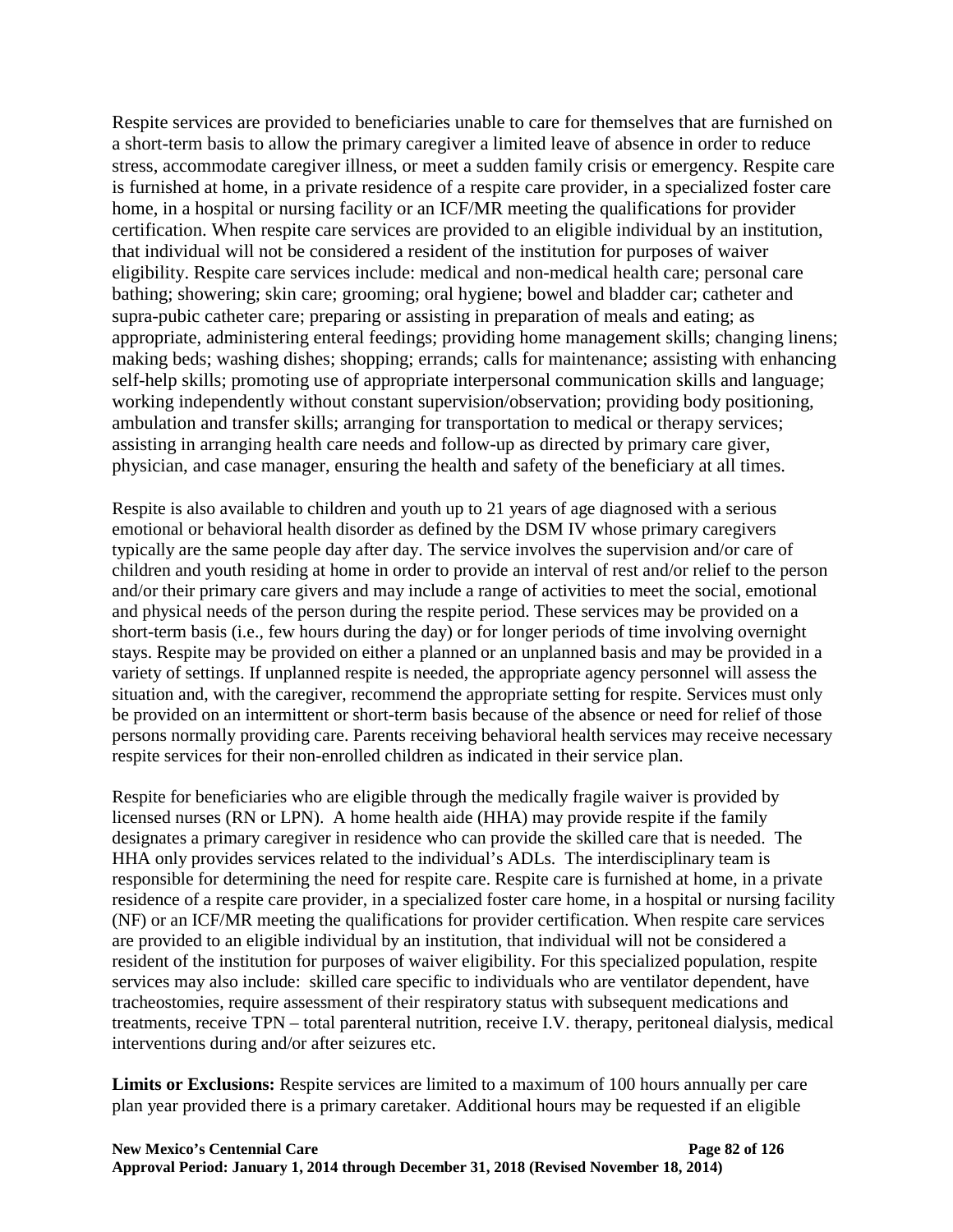Respite services are provided to beneficiaries unable to care for themselves that are furnished on a short-term basis to allow the primary caregiver a limited leave of absence in order to reduce stress, accommodate caregiver illness, or meet a sudden family crisis or emergency. Respite care is furnished at home, in a private residence of a respite care provider, in a specialized foster care home, in a hospital or nursing facility or an ICF/MR meeting the qualifications for provider certification. When respite care services are provided to an eligible individual by an institution, that individual will not be considered a resident of the institution for purposes of waiver eligibility. Respite care services include: medical and non-medical health care; personal care bathing; showering; skin care; grooming; oral hygiene; bowel and bladder car; catheter and supra-pubic catheter care; preparing or assisting in preparation of meals and eating; as appropriate, administering enteral feedings; providing home management skills; changing linens; making beds; washing dishes; shopping; errands; calls for maintenance; assisting with enhancing self-help skills; promoting use of appropriate interpersonal communication skills and language; working independently without constant supervision/observation; providing body positioning, ambulation and transfer skills; arranging for transportation to medical or therapy services; assisting in arranging health care needs and follow-up as directed by primary care giver, physician, and case manager, ensuring the health and safety of the beneficiary at all times.

Respite is also available to children and youth up to 21 years of age diagnosed with a serious emotional or behavioral health disorder as defined by the DSM IV whose primary caregivers typically are the same people day after day. The service involves the supervision and/or care of children and youth residing at home in order to provide an interval of rest and/or relief to the person and/or their primary care givers and may include a range of activities to meet the social, emotional and physical needs of the person during the respite period. These services may be provided on a short-term basis (i.e., few hours during the day) or for longer periods of time involving overnight stays. Respite may be provided on either a planned or an unplanned basis and may be provided in a variety of settings. If unplanned respite is needed, the appropriate agency personnel will assess the situation and, with the caregiver, recommend the appropriate setting for respite. Services must only be provided on an intermittent or short-term basis because of the absence or need for relief of those persons normally providing care. Parents receiving behavioral health services may receive necessary respite services for their non-enrolled children as indicated in their service plan.

Respite for beneficiaries who are eligible through the medically fragile waiver is provided by licensed nurses (RN or LPN). A home health aide (HHA) may provide respite if the family designates a primary caregiver in residence who can provide the skilled care that is needed. The HHA only provides services related to the individual's ADLs. The interdisciplinary team is responsible for determining the need for respite care. Respite care is furnished at home, in a private residence of a respite care provider, in a specialized foster care home, in a hospital or nursing facility (NF) or an ICF/MR meeting the qualifications for provider certification. When respite care services are provided to an eligible individual by an institution, that individual will not be considered a resident of the institution for purposes of waiver eligibility. For this specialized population, respite services may also include: skilled care specific to individuals who are ventilator dependent, have tracheostomies, require assessment of their respiratory status with subsequent medications and treatments, receive TPN – total parenteral nutrition, receive I.V. therapy, peritoneal dialysis, medical interventions during and/or after seizures etc.

**Limits or Exclusions:** Respite services are limited to a maximum of 100 hours annually per care plan year provided there is a primary caretaker. Additional hours may be requested if an eligible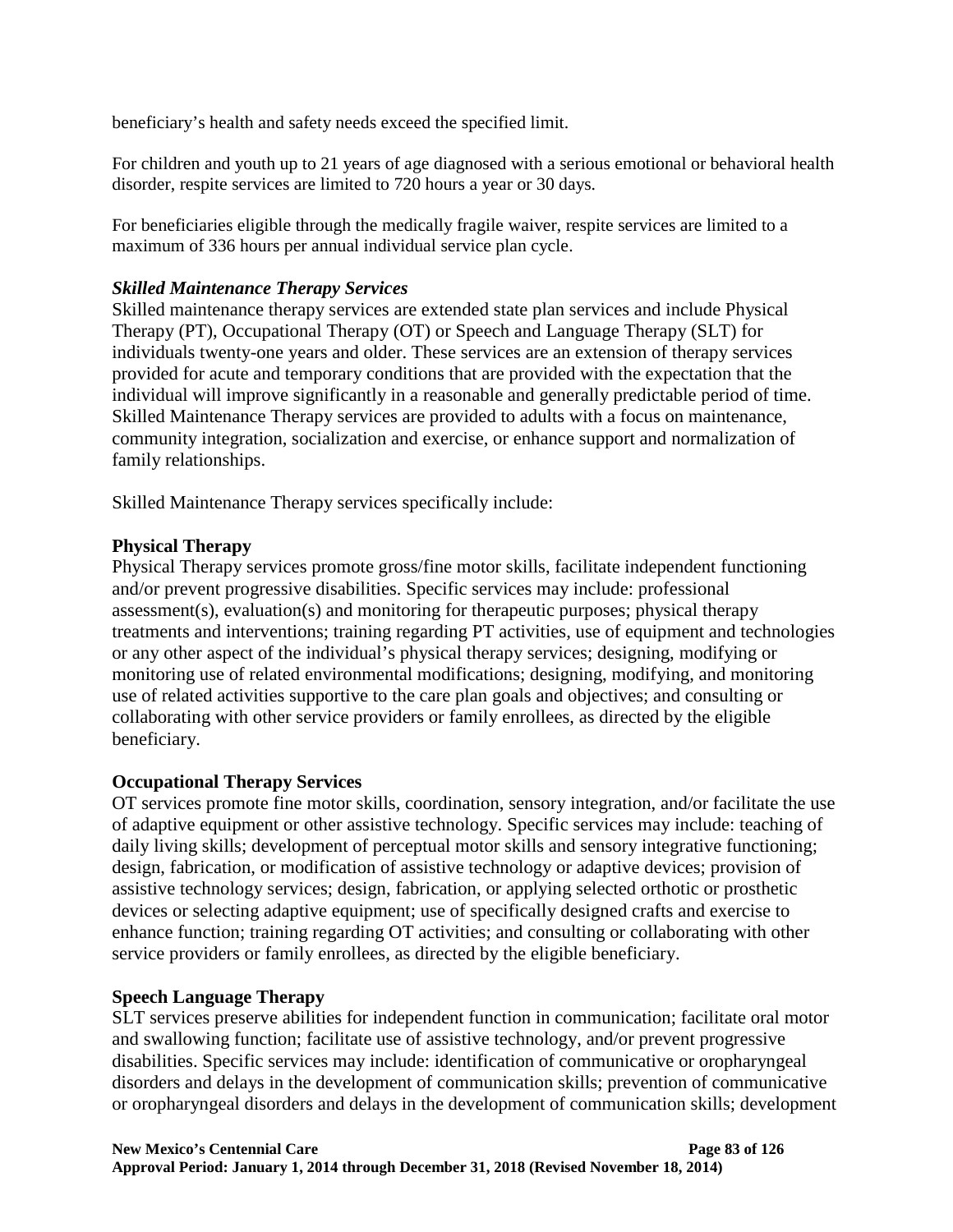beneficiary's health and safety needs exceed the specified limit.

For children and youth up to 21 years of age diagnosed with a serious emotional or behavioral health disorder, respite services are limited to 720 hours a year or 30 days.

For beneficiaries eligible through the medically fragile waiver, respite services are limited to a maximum of 336 hours per annual individual service plan cycle.

***Skilled Maintenance Therapy Services***

Skilled maintenance therapy services are extended state plan services and include Physical Therapy (PT), Occupational Therapy (OT) or Speech and Language Therapy (SLT) for individuals twenty-one years and older. These services are an extension of therapy services provided for acute and temporary conditions that are provided with the expectation that the individual will improve significantly in a reasonable and generally predictable period of time. Skilled Maintenance Therapy services are provided to adults with a focus on maintenance, community integration, socialization and exercise, or enhance support and normalization of family relationships.

Skilled Maintenance Therapy services specifically include:

**Physical Therapy**

Physical Therapy services promote gross/fine motor skills, facilitate independent functioning and/or prevent progressive disabilities. Specific services may include: professional assessment(s), evaluation(s) and monitoring for therapeutic purposes; physical therapy treatments and interventions; training regarding PT activities, use of equipment and technologies or any other aspect of the individual's physical therapy services; designing, modifying or monitoring use of related environmental modifications; designing, modifying, and monitoring use of related activities supportive to the care plan goals and objectives; and consulting or collaborating with other service providers or family enrollees, as directed by the eligible beneficiary.

**Occupational Therapy Services**

OT services promote fine motor skills, coordination, sensory integration, and/or facilitate the use of adaptive equipment or other assistive technology. Specific services may include: teaching of daily living skills; development of perceptual motor skills and sensory integrative functioning; design, fabrication, or modification of assistive technology or adaptive devices; provision of assistive technology services; design, fabrication, or applying selected orthotic or prosthetic devices or selecting adaptive equipment; use of specifically designed crafts and exercise to enhance function; training regarding OT activities; and consulting or collaborating with other service providers or family enrollees, as directed by the eligible beneficiary.

**Speech Language Therapy**

SLT services preserve abilities for independent function in communication; facilitate oral motor and swallowing function; facilitate use of assistive technology, and/or prevent progressive disabilities. Specific services may include: identification of communicative or oropharyngeal disorders and delays in the development of communication skills; prevention of communicative or oropharyngeal disorders and delays in the development of communication skills; development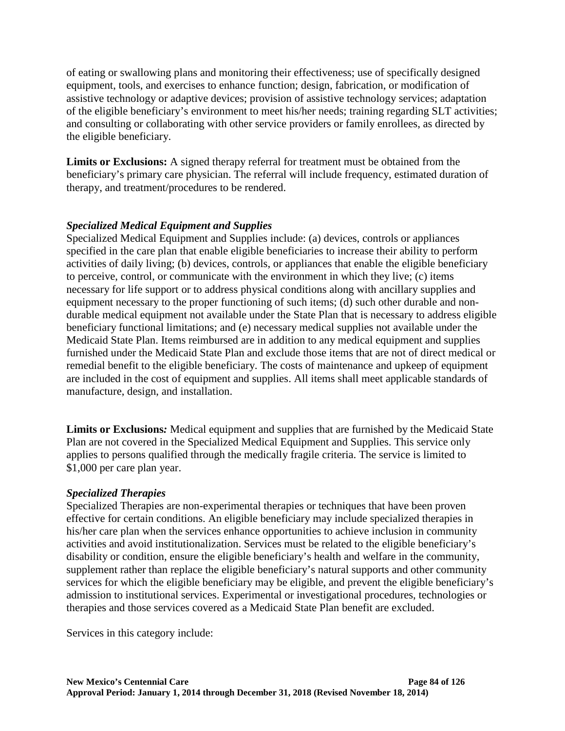of eating or swallowing plans and monitoring their effectiveness; use of specifically designed equipment, tools, and exercises to enhance function; design, fabrication, or modification of assistive technology or adaptive devices; provision of assistive technology services; adaptation of the eligible beneficiary's environment to meet his/her needs; training regarding SLT activities; and consulting or collaborating with other service providers or family enrollees, as directed by the eligible beneficiary.

**Limits or Exclusions:** A signed therapy referral for treatment must be obtained from the beneficiary's primary care physician. The referral will include frequency, estimated duration of therapy, and treatment/procedures to be rendered.

***Specialized Medical Equipment and Supplies***

Specialized Medical Equipment and Supplies include: (a) devices, controls or appliances specified in the care plan that enable eligible beneficiaries to increase their ability to perform activities of daily living; (b) devices, controls, or appliances that enable the eligible beneficiary to perceive, control, or communicate with the environment in which they live; (c) items necessary for life support or to address physical conditions along with ancillary supplies and equipment necessary to the proper functioning of such items; (d) such other durable and non-durable medical equipment not available under the State Plan that is necessary to address eligible beneficiary functional limitations; and (e) necessary medical supplies not available under the Medicaid State Plan. Items reimbursed are in addition to any medical equipment and supplies furnished under the Medicaid State Plan and exclude those items that are not of direct medical or remedial benefit to the eligible beneficiary. The costs of maintenance and upkeep of equipment are included in the cost of equipment and supplies. All items shall meet applicable standards of manufacture, design, and installation.

**Limits or Exclusions*:*** Medical equipment and supplies that are furnished by the Medicaid State Plan are not covered in the Specialized Medical Equipment and Supplies. This service only applies to persons qualified through the medically fragile criteria. The service is limited to $1,000 per care plan year.

***Specialized Therapies***

Specialized Therapies are non-experimental therapies or techniques that have been proven effective for certain conditions. An eligible beneficiary may include specialized therapies in his/her care plan when the services enhance opportunities to achieve inclusion in community activities and avoid institutionalization. Services must be related to the eligible beneficiary's disability or condition, ensure the eligible beneficiary's health and welfare in the community, supplement rather than replace the eligible beneficiary's natural supports and other community services for which the eligible beneficiary may be eligible, and prevent the eligible beneficiary's admission to institutional services. Experimental or investigational procedures, technologies or therapies and those services covered as a Medicaid State Plan benefit are excluded.

Services in this category include: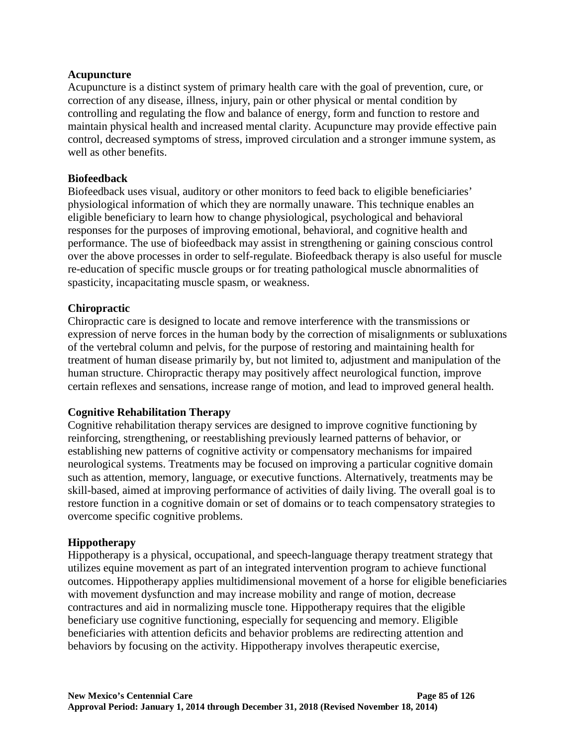**Acupuncture**

Acupuncture is a distinct system of primary health care with the goal of prevention, cure, or correction of any disease, illness, injury, pain or other physical or mental condition by controlling and regulating the flow and balance of energy, form and function to restore and maintain physical health and increased mental clarity. Acupuncture may provide effective pain control, decreased symptoms of stress, improved circulation and a stronger immune system, as well as other benefits.

**Biofeedback**

Biofeedback uses visual, auditory or other monitors to feed back to eligible beneficiaries' physiological information of which they are normally unaware. This technique enables an eligible beneficiary to learn how to change physiological, psychological and behavioral responses for the purposes of improving emotional, behavioral, and cognitive health and performance. The use of biofeedback may assist in strengthening or gaining conscious control over the above processes in order to self-regulate. Biofeedback therapy is also useful for muscle re-education of specific muscle groups or for treating pathological muscle abnormalities of spasticity, incapacitating muscle spasm, or weakness.

**Chiropractic**

Chiropractic care is designed to locate and remove interference with the transmissions or expression of nerve forces in the human body by the correction of misalignments or subluxations of the vertebral column and pelvis, for the purpose of restoring and maintaining health for treatment of human disease primarily by, but not limited to, adjustment and manipulation of the human structure. Chiropractic therapy may positively affect neurological function, improve certain reflexes and sensations, increase range of motion, and lead to improved general health.

**Cognitive Rehabilitation Therapy**

Cognitive rehabilitation therapy services are designed to improve cognitive functioning by reinforcing, strengthening, or reestablishing previously learned patterns of behavior, or establishing new patterns of cognitive activity or compensatory mechanisms for impaired neurological systems. Treatments may be focused on improving a particular cognitive domain such as attention, memory, language, or executive functions. Alternatively, treatments may be skill-based, aimed at improving performance of activities of daily living. The overall goal is to restore function in a cognitive domain or set of domains or to teach compensatory strategies to overcome specific cognitive problems.

**Hippotherapy**

Hippotherapy is a physical, occupational, and speech-language therapy treatment strategy that utilizes equine movement as part of an integrated intervention program to achieve functional outcomes. Hippotherapy applies multidimensional movement of a horse for eligible beneficiaries with movement dysfunction and may increase mobility and range of motion, decrease contractures and aid in normalizing muscle tone. Hippotherapy requires that the eligible beneficiary use cognitive functioning, especially for sequencing and memory. Eligible beneficiaries with attention deficits and behavior problems are redirecting attention and behaviors by focusing on the activity. Hippotherapy involves therapeutic exercise,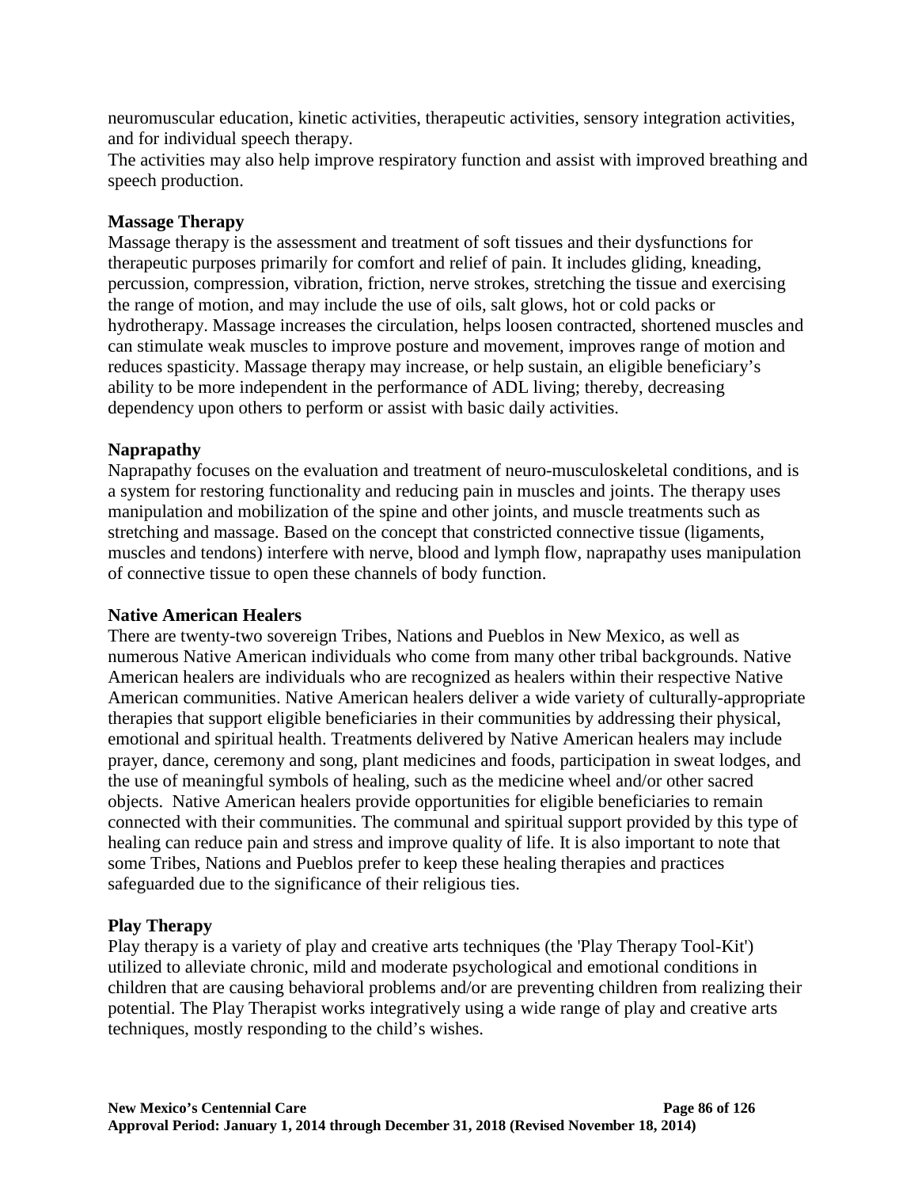neuromuscular education, kinetic activities, therapeutic activities, sensory integration activities, and for individual speech therapy.
The activities may also help improve respiratory function and assist with improved breathing and speech production.

**Massage Therapy**
Massage therapy is the assessment and treatment of soft tissues and their dysfunctions for therapeutic purposes primarily for comfort and relief of pain. It includes gliding, kneading, percussion, compression, vibration, friction, nerve strokes, stretching the tissue and exercising the range of motion, and may include the use of oils, salt glows, hot or cold packs or hydrotherapy. Massage increases the circulation, helps loosen contracted, shortened muscles and can stimulate weak muscles to improve posture and movement, improves range of motion and reduces spasticity. Massage therapy may increase, or help sustain, an eligible beneficiary's ability to be more independent in the performance of ADL living; thereby, decreasing dependency upon others to perform or assist with basic daily activities.

**Naprapathy**
Naprapathy focuses on the evaluation and treatment of neuro-musculoskeletal conditions, and is a system for restoring functionality and reducing pain in muscles and joints. The therapy uses manipulation and mobilization of the spine and other joints, and muscle treatments such as stretching and massage. Based on the concept that constricted connective tissue (ligaments, muscles and tendons) interfere with nerve, blood and lymph flow, naprapathy uses manipulation of connective tissue to open these channels of body function.

**Native American Healers**
There are twenty-two sovereign Tribes, Nations and Pueblos in New Mexico, as well as numerous Native American individuals who come from many other tribal backgrounds. Native American healers are individuals who are recognized as healers within their respective Native American communities. Native American healers deliver a wide variety of culturally-appropriate therapies that support eligible beneficiaries in their communities by addressing their physical, emotional and spiritual health. Treatments delivered by Native American healers may include prayer, dance, ceremony and song, plant medicines and foods, participation in sweat lodges, and the use of meaningful symbols of healing, such as the medicine wheel and/or other sacred objects. Native American healers provide opportunities for eligible beneficiaries to remain connected with their communities. The communal and spiritual support provided by this type of healing can reduce pain and stress and improve quality of life. It is also important to note that some Tribes, Nations and Pueblos prefer to keep these healing therapies and practices safeguarded due to the significance of their religious ties.

**Play Therapy**
Play therapy is a variety of play and creative arts techniques (the 'Play Therapy Tool-Kit') utilized to alleviate chronic, mild and moderate psychological and emotional conditions in children that are causing behavioral problems and/or are preventing children from realizing their potential. The Play Therapist works integratively using a wide range of play and creative arts techniques, mostly responding to the child's wishes.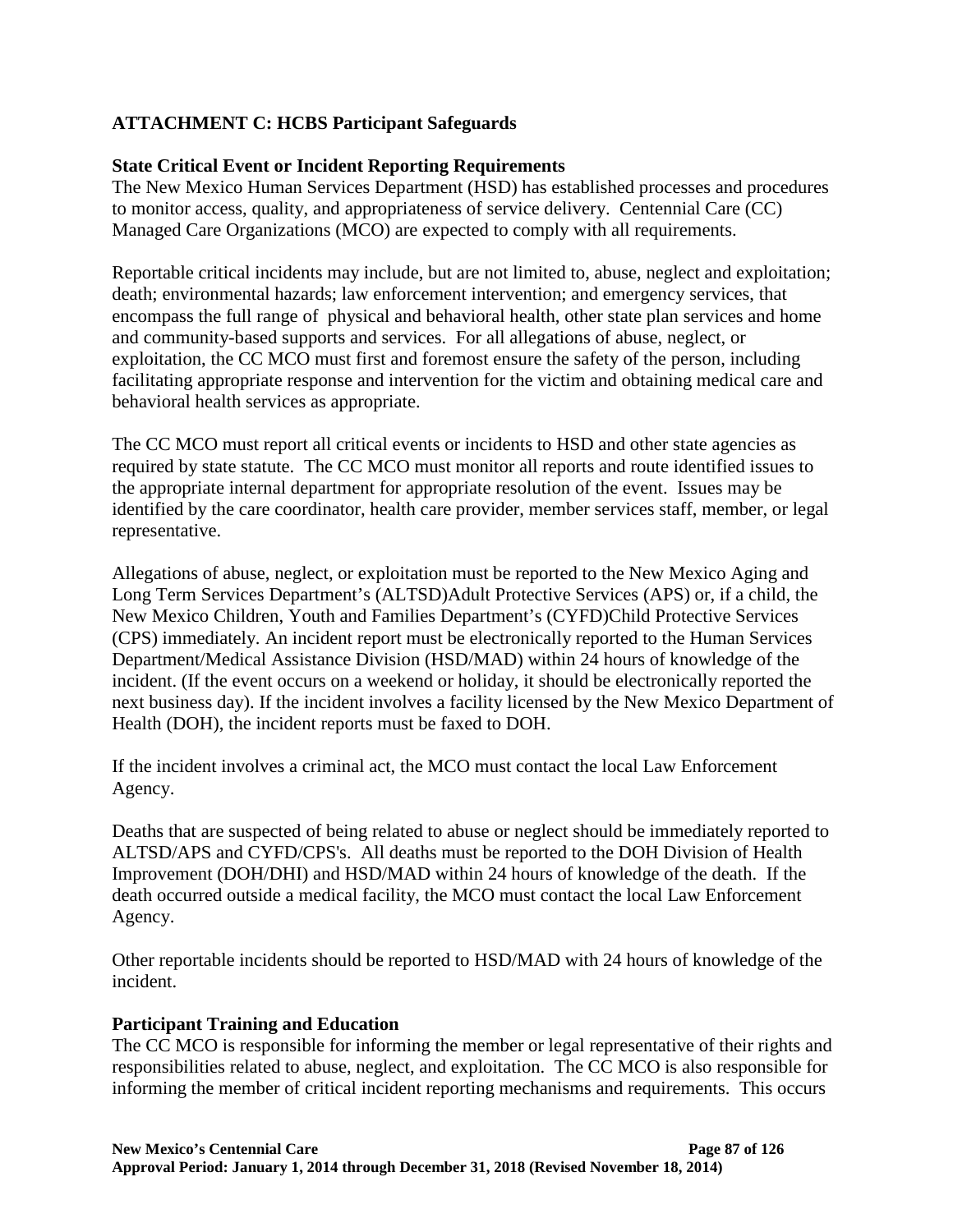## ATTACHMENT C: HCBS Participant Safeguards

### State Critical Event or Incident Reporting Requirements

The New Mexico Human Services Department (HSD) has established processes and procedures to monitor access, quality, and appropriateness of service delivery. Centennial Care (CC) Managed Care Organizations (MCO) are expected to comply with all requirements.

Reportable critical incidents may include, but are not limited to, abuse, neglect and exploitation; death; environmental hazards; law enforcement intervention; and emergency services, that encompass the full range of physical and behavioral health, other state plan services and home and community-based supports and services. For all allegations of abuse, neglect, or exploitation, the CC MCO must first and foremost ensure the safety of the person, including facilitating appropriate response and intervention for the victim and obtaining medical care and behavioral health services as appropriate.

The CC MCO must report all critical events or incidents to HSD and other state agencies as required by state statute. The CC MCO must monitor all reports and route identified issues to the appropriate internal department for appropriate resolution of the event. Issues may be identified by the care coordinator, health care provider, member services staff, member, or legal representative.

Allegations of abuse, neglect, or exploitation must be reported to the New Mexico Aging and Long Term Services Department's (ALTSD)Adult Protective Services (APS) or, if a child, the New Mexico Children, Youth and Families Department's (CYFD)Child Protective Services (CPS) immediately. An incident report must be electronically reported to the Human Services Department/Medical Assistance Division (HSD/MAD) within 24 hours of knowledge of the incident. (If the event occurs on a weekend or holiday, it should be electronically reported the next business day). If the incident involves a facility licensed by the New Mexico Department of Health (DOH), the incident reports must be faxed to DOH.

If the incident involves a criminal act, the MCO must contact the local Law Enforcement Agency.

Deaths that are suspected of being related to abuse or neglect should be immediately reported to ALTSD/APS and CYFD/CPS's. All deaths must be reported to the DOH Division of Health Improvement (DOH/DHI) and HSD/MAD within 24 hours of knowledge of the death. If the death occurred outside a medical facility, the MCO must contact the local Law Enforcement Agency.

Other reportable incidents should be reported to HSD/MAD with 24 hours of knowledge of the incident.

### Participant Training and Education

The CC MCO is responsible for informing the member or legal representative of their rights and responsibilities related to abuse, neglect, and exploitation. The CC MCO is also responsible for informing the member of critical incident reporting mechanisms and requirements. This occurs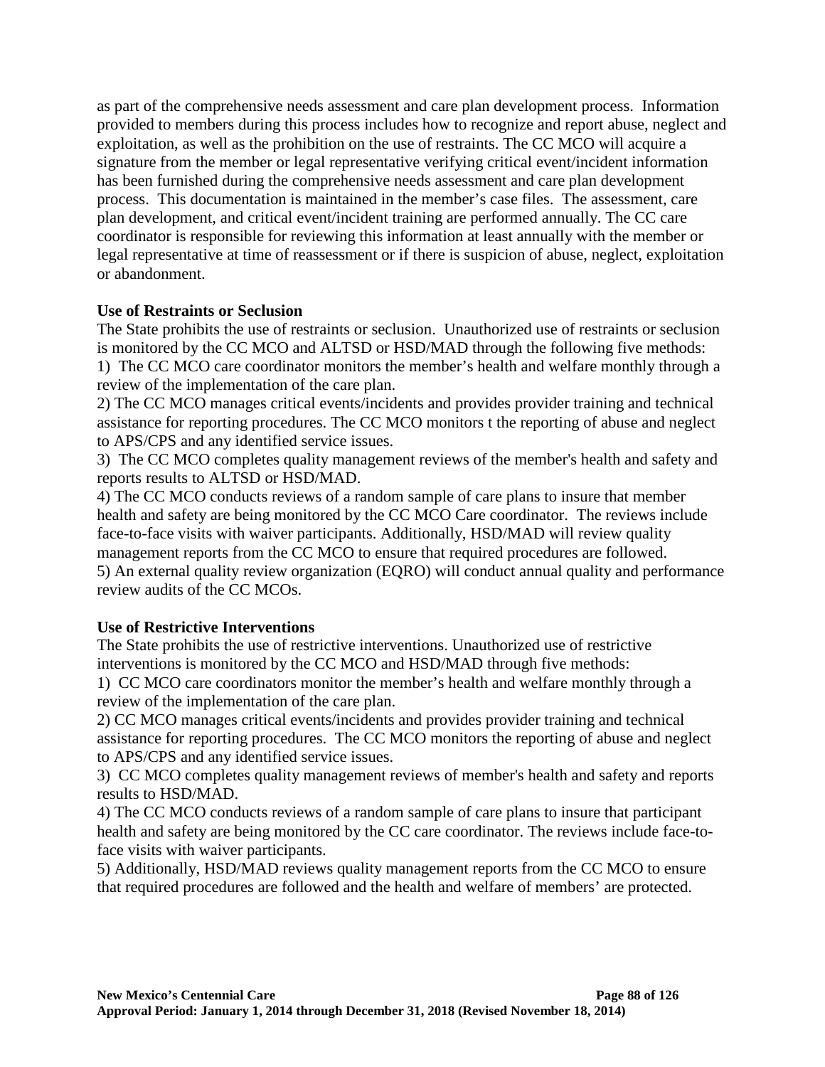as part of the comprehensive needs assessment and care plan development process. Information provided to members during this process includes how to recognize and report abuse, neglect and exploitation, as well as the prohibition on the use of restraints. The CC MCO will acquire a signature from the member or legal representative verifying critical event/incident information has been furnished during the comprehensive needs assessment and care plan development process. This documentation is maintained in the member's case files. The assessment, care plan development, and critical event/incident training are performed annually. The CC care coordinator is responsible for reviewing this information at least annually with the member or legal representative at time of reassessment or if there is suspicion of abuse, neglect, exploitation or abandonment.

**Use of Restraints or Seclusion**

The State prohibits the use of restraints or seclusion. Unauthorized use of restraints or seclusion is monitored by the CC MCO and ALTSD or HSD/MAD through the following five methods:

1) The CC MCO care coordinator monitors the member's health and welfare monthly through a review of the implementation of the care plan.
2) The CC MCO manages critical events/incidents and provides provider training and technical assistance for reporting procedures. The CC MCO monitors t the reporting of abuse and neglect to APS/CPS and any identified service issues.
3) The CC MCO completes quality management reviews of the member's health and safety and reports results to ALTSD or HSD/MAD.
4) The CC MCO conducts reviews of a random sample of care plans to insure that member health and safety are being monitored by the CC MCO Care coordinator. The reviews include face-to-face visits with waiver participants. Additionally, HSD/MAD will review quality management reports from the CC MCO to ensure that required procedures are followed.
5) An external quality review organization (EQRO) will conduct annual quality and performance review audits of the CC MCOs.

**Use of Restrictive Interventions**

The State prohibits the use of restrictive interventions. Unauthorized use of restrictive interventions is monitored by the CC MCO and HSD/MAD through five methods:

1) CC MCO care coordinators monitor the member's health and welfare monthly through a review of the implementation of the care plan.
2) CC MCO manages critical events/incidents and provides provider training and technical assistance for reporting procedures. The CC MCO monitors the reporting of abuse and neglect to APS/CPS and any identified service issues.
3) CC MCO completes quality management reviews of member's health and safety and reports results to HSD/MAD.
4) The CC MCO conducts reviews of a random sample of care plans to insure that participant health and safety are being monitored by the CC care coordinator. The reviews include face-to-face visits with waiver participants.
5) Additionally, HSD/MAD reviews quality management reports from the CC MCO to ensure that required procedures are followed and the health and welfare of members' are protected.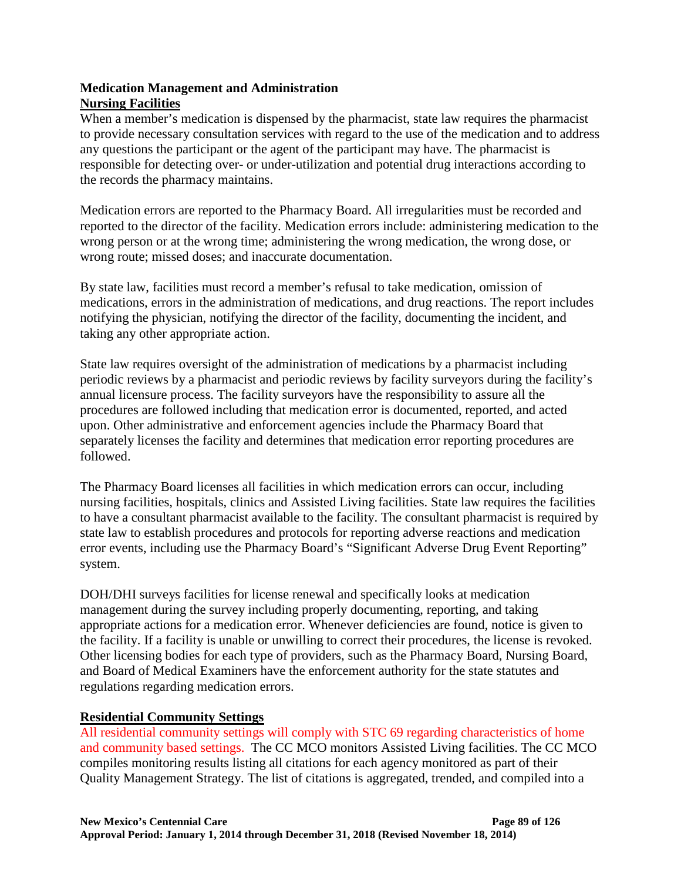**Medication Management and Administration**

**Nursing Facilities**

When a member's medication is dispensed by the pharmacist, state law requires the pharmacist to provide necessary consultation services with regard to the use of the medication and to address any questions the participant or the agent of the participant may have. The pharmacist is responsible for detecting over- or under-utilization and potential drug interactions according to the records the pharmacy maintains.

Medication errors are reported to the Pharmacy Board. All irregularities must be recorded and reported to the director of the facility. Medication errors include: administering medication to the wrong person or at the wrong time; administering the wrong medication, the wrong dose, or wrong route; missed doses; and inaccurate documentation.

By state law, facilities must record a member's refusal to take medication, omission of medications, errors in the administration of medications, and drug reactions. The report includes notifying the physician, notifying the director of the facility, documenting the incident, and taking any other appropriate action.

State law requires oversight of the administration of medications by a pharmacist including periodic reviews by a pharmacist and periodic reviews by facility surveyors during the facility's annual licensure process. The facility surveyors have the responsibility to assure all the procedures are followed including that medication error is documented, reported, and acted upon. Other administrative and enforcement agencies include the Pharmacy Board that separately licenses the facility and determines that medication error reporting procedures are followed.

The Pharmacy Board licenses all facilities in which medication errors can occur, including nursing facilities, hospitals, clinics and Assisted Living facilities. State law requires the facilities to have a consultant pharmacist available to the facility. The consultant pharmacist is required by state law to establish procedures and protocols for reporting adverse reactions and medication error events, including use the Pharmacy Board's "Significant Adverse Drug Event Reporting" system.

DOH/DHI surveys facilities for license renewal and specifically looks at medication management during the survey including properly documenting, reporting, and taking appropriate actions for a medication error. Whenever deficiencies are found, notice is given to the facility. If a facility is unable or unwilling to correct their procedures, the license is revoked. Other licensing bodies for each type of providers, such as the Pharmacy Board, Nursing Board, and Board of Medical Examiners have the enforcement authority for the state statutes and regulations regarding medication errors.

**Residential Community Settings**

All residential community settings will comply with STC 69 regarding characteristics of home and community based settings. The CC MCO monitors Assisted Living facilities. The CC MCO compiles monitoring results listing all citations for each agency monitored as part of their Quality Management Strategy. The list of citations is aggregated, trended, and compiled into a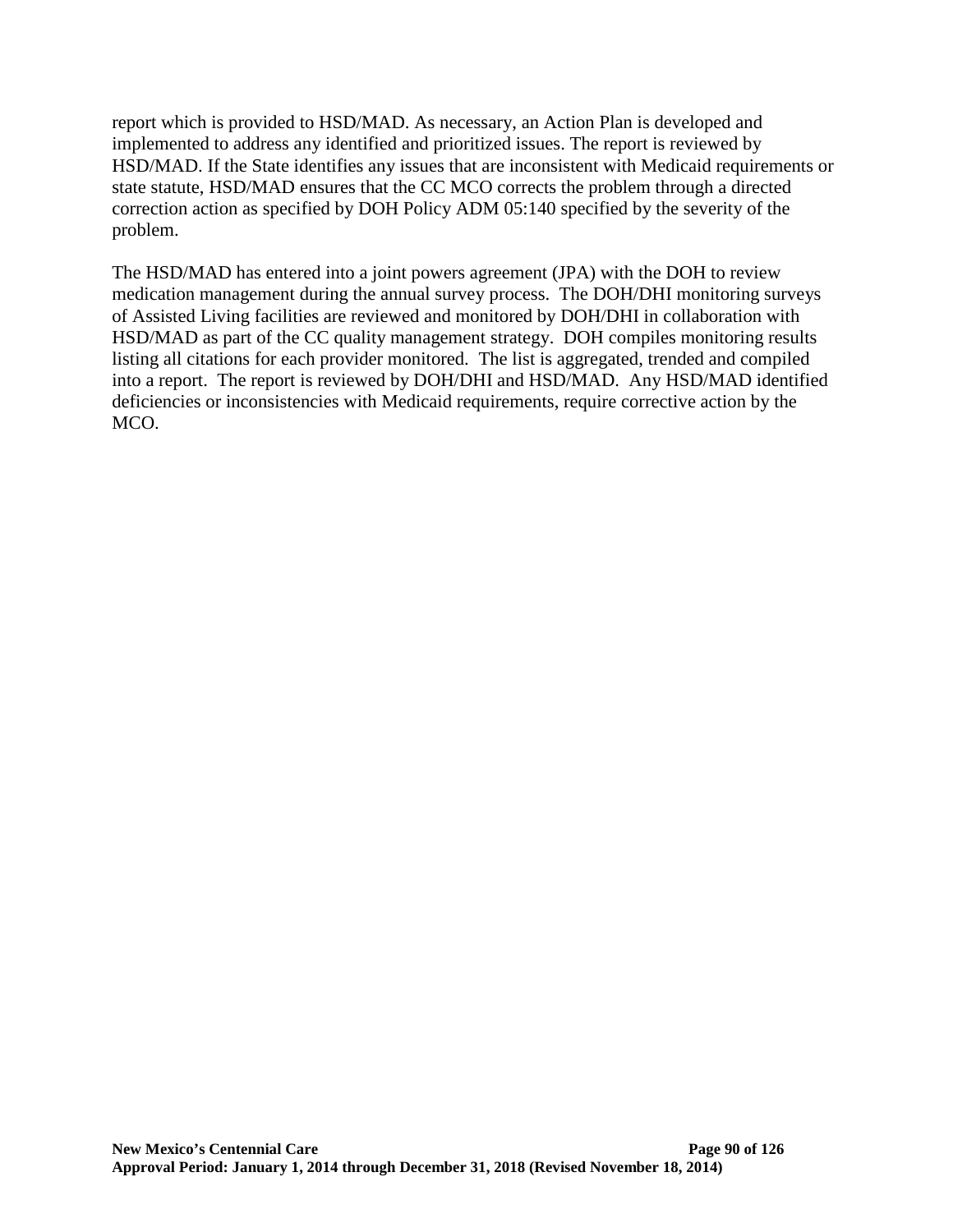report which is provided to HSD/MAD. As necessary, an Action Plan is developed and implemented to address any identified and prioritized issues. The report is reviewed by HSD/MAD. If the State identifies any issues that are inconsistent with Medicaid requirements or state statute, HSD/MAD ensures that the CC MCO corrects the problem through a directed correction action as specified by DOH Policy ADM 05:140 specified by the severity of the problem.

The HSD/MAD has entered into a joint powers agreement (JPA) with the DOH to review medication management during the annual survey process. The DOH/DHI monitoring surveys of Assisted Living facilities are reviewed and monitored by DOH/DHI in collaboration with HSD/MAD as part of the CC quality management strategy. DOH compiles monitoring results listing all citations for each provider monitored. The list is aggregated, trended and compiled into a report. The report is reviewed by DOH/DHI and HSD/MAD. Any HSD/MAD identified deficiencies or inconsistencies with Medicaid requirements, require corrective action by the MCO.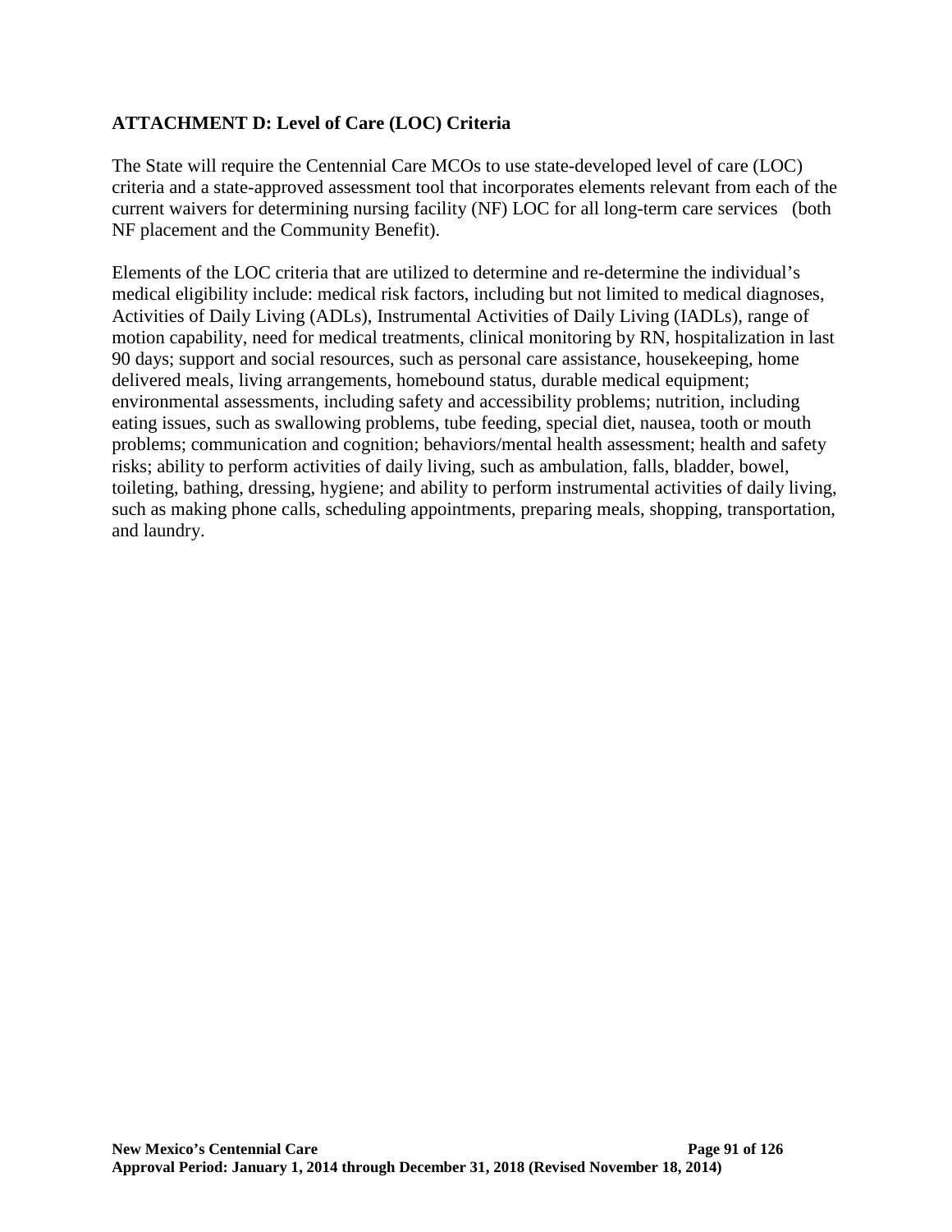## ATTACHMENT D: Level of Care (LOC) Criteria

The State will require the Centennial Care MCOs to use state-developed level of care (LOC) criteria and a state-approved assessment tool that incorporates elements relevant from each of the current waivers for determining nursing facility (NF) LOC for all long-term care services (both NF placement and the Community Benefit).

Elements of the LOC criteria that are utilized to determine and re-determine the individual's medical eligibility include: medical risk factors, including but not limited to medical diagnoses, Activities of Daily Living (ADLs), Instrumental Activities of Daily Living (IADLs), range of motion capability, need for medical treatments, clinical monitoring by RN, hospitalization in last 90 days; support and social resources, such as personal care assistance, housekeeping, home delivered meals, living arrangements, homebound status, durable medical equipment; environmental assessments, including safety and accessibility problems; nutrition, including eating issues, such as swallowing problems, tube feeding, special diet, nausea, tooth or mouth problems; communication and cognition; behaviors/mental health assessment; health and safety risks; ability to perform activities of daily living, such as ambulation, falls, bladder, bowel, toileting, bathing, dressing, hygiene; and ability to perform instrumental activities of daily living, such as making phone calls, scheduling appointments, preparing meals, shopping, transportation, and laundry.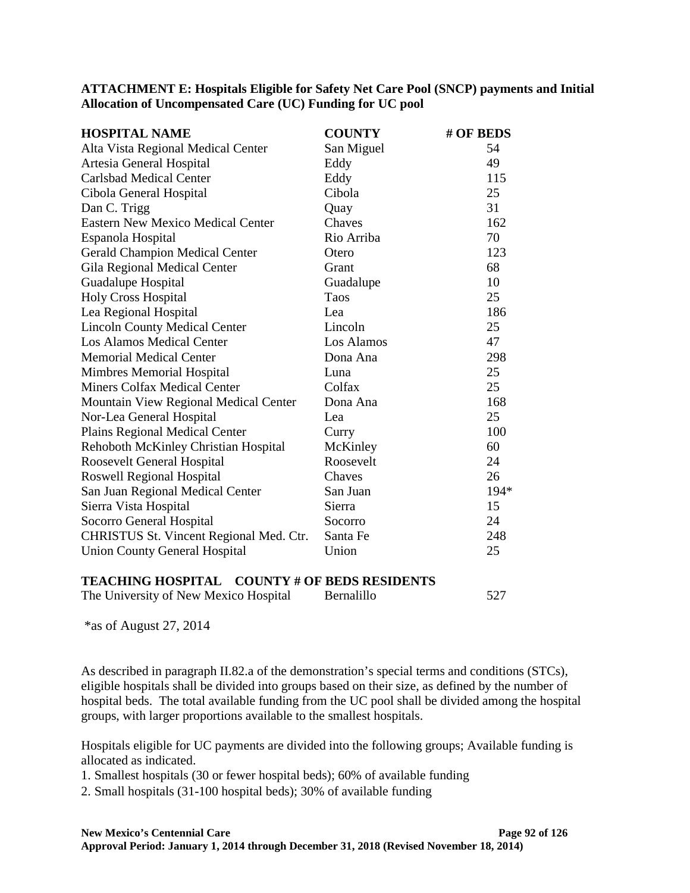**ATTACHMENT E: Hospitals Eligible for Safety Net Care Pool (SNCP) payments and Initial Allocation of Uncompensated Care (UC) Funding for UC pool**

| HOSPITAL NAME | COUNTY | # OF BEDS |
|---|---|---|
| Alta Vista Regional Medical Center | San Miguel | 54 |
| Artesia General Hospital | Eddy | 49 |
| Carlsbad Medical Center | Eddy | 115 |
| Cibola General Hospital | Cibola | 25 |
| Dan C. Trigg | Quay | 31 |
| Eastern New Mexico Medical Center | Chaves | 162 |
| Espanola Hospital | Rio Arriba | 70 |
| Gerald Champion Medical Center | Otero | 123 |
| Gila Regional Medical Center | Grant | 68 |
| Guadalupe Hospital | Guadalupe | 10 |
| Holy Cross Hospital | Taos | 25 |
| Lea Regional Hospital | Lea | 186 |
| Lincoln County Medical Center | Lincoln | 25 |
| Los Alamos Medical Center | Los Alamos | 47 |
| Memorial Medical Center | Dona Ana | 298 |
| Mimbres Memorial Hospital | Luna | 25 |
| Miners Colfax Medical Center | Colfax | 25 |
| Mountain View Regional Medical Center | Dona Ana | 168 |
| Nor-Lea General Hospital | Lea | 25 |
| Plains Regional Medical Center | Curry | 100 |
| Rehoboth McKinley Christian Hospital | McKinley | 60 |
| Roosevelt General Hospital | Roosevelt | 24 |
| Roswell Regional Hospital | Chaves | 26 |
| San Juan Regional Medical Center | San Juan | 194* |
| Sierra Vista Hospital | Sierra | 15 |
| Socorro General Hospital | Socorro | 24 |
| CHRISTUS St. Vincent Regional Med. Ctr. | Santa Fe | 248 |
| Union County General Hospital | Union | 25 |

| TEACHING HOSPITAL | COUNTY | # OF BEDS RESIDENTS |
|---|---|---|
| The University of New Mexico Hospital | Bernalillo | 527 |

*as of August 27, 2014

As described in paragraph II.82.a of the demonstration's special terms and conditions (STCs), eligible hospitals shall be divided into groups based on their size, as defined by the number of hospital beds. The total available funding from the UC pool shall be divided among the hospital groups, with larger proportions available to the smallest hospitals.

Hospitals eligible for UC payments are divided into the following groups; Available funding is allocated as indicated.

1. Smallest hospitals (30 or fewer hospital beds); 60% of available funding
2. Small hospitals (31-100 hospital beds); 30% of available funding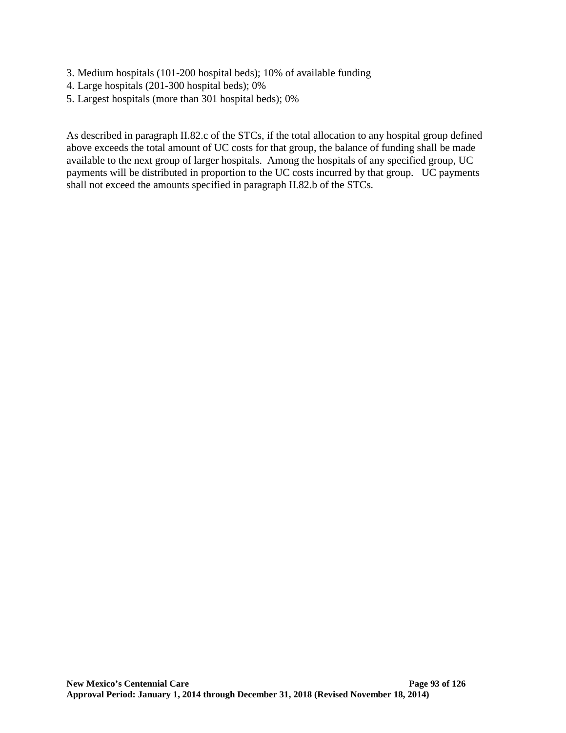3. Medium hospitals (101-200 hospital beds); 10% of available funding
4. Large hospitals (201-300 hospital beds); 0%
5. Largest hospitals (more than 301 hospital beds); 0%

As described in paragraph II.82.c of the STCs, if the total allocation to any hospital group defined above exceeds the total amount of UC costs for that group, the balance of funding shall be made available to the next group of larger hospitals. Among the hospitals of any specified group, UC payments will be distributed in proportion to the UC costs incurred by that group. UC payments shall not exceed the amounts specified in paragraph II.82.b of the STCs.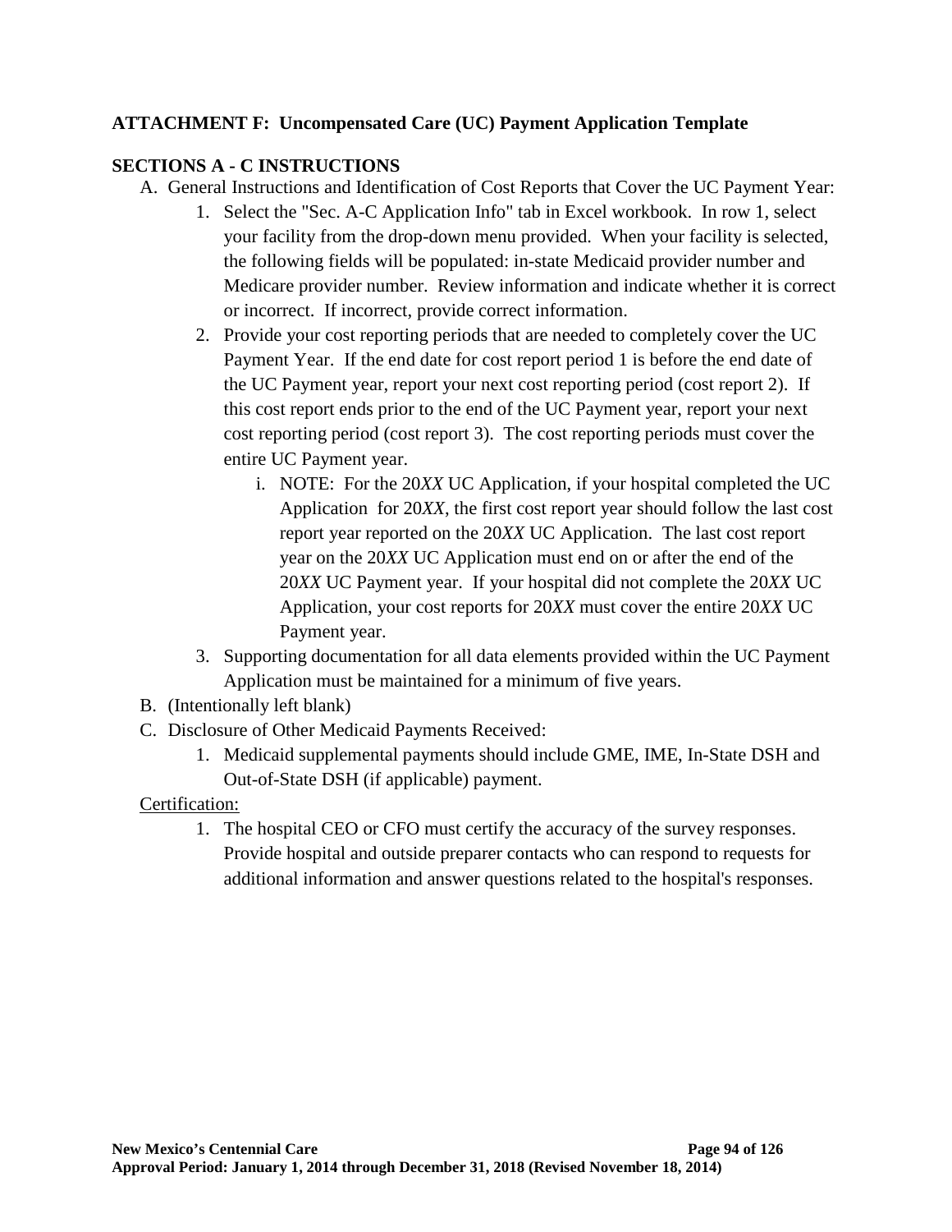**ATTACHMENT F: Uncompensated Care (UC) Payment Application Template**

**SECTIONS A - C INSTRUCTIONS**

A. General Instructions and Identification of Cost Reports that Cover the UC Payment Year:
   1. Select the "Sec. A-C Application Info" tab in Excel workbook. In row 1, select your facility from the drop-down menu provided. When your facility is selected, the following fields will be populated: in-state Medicaid provider number and Medicare provider number. Review information and indicate whether it is correct or incorrect. If incorrect, provide correct information.
   2. Provide your cost reporting periods that are needed to completely cover the UC Payment Year. If the end date for cost report period 1 is before the end date of the UC Payment year, report your next cost reporting period (cost report 2). If this cost report ends prior to the end of the UC Payment year, report your next cost reporting period (cost report 3). The cost reporting periods must cover the entire UC Payment year.
      i. NOTE: For the 20*XX* UC Application, if your hospital completed the UC Application for 20*XX*, the first cost report year should follow the last cost report year reported on the 20*XX* UC Application. The last cost report year on the 20*XX* UC Application must end on or after the end of the 20*XX* UC Payment year. If your hospital did not complete the 20*XX* UC Application, your cost reports for 20*XX* must cover the entire 20*XX* UC Payment year.
   3. Supporting documentation for all data elements provided within the UC Payment Application must be maintained for a minimum of five years.

B. (Intentionally left blank)

C. Disclosure of Other Medicaid Payments Received:
   1. Medicaid supplemental payments should include GME, IME, In-State DSH and Out-of-State DSH (if applicable) payment.

<u>Certification:</u>

   1. The hospital CEO or CFO must certify the accuracy of the survey responses. Provide hospital and outside preparer contacts who can respond to requests for additional information and answer questions related to the hospital's responses.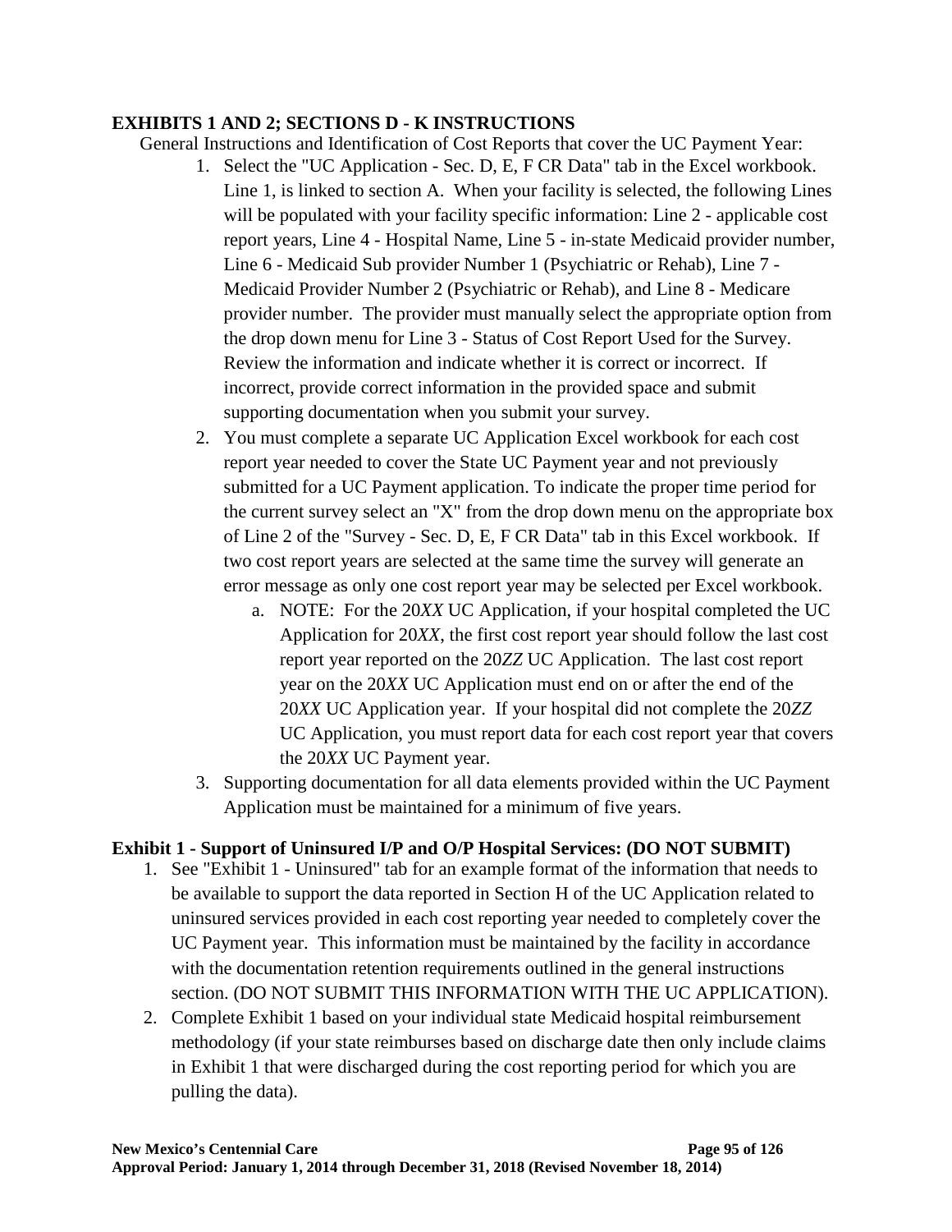**EXHIBITS 1 AND 2; SECTIONS D - K INSTRUCTIONS**

General Instructions and Identification of Cost Reports that cover the UC Payment Year:

1. Select the "UC Application - Sec. D, E, F CR Data" tab in the Excel workbook. Line 1, is linked to section A. When your facility is selected, the following Lines will be populated with your facility specific information: Line 2 - applicable cost report years, Line 4 - Hospital Name, Line 5 - in-state Medicaid provider number, Line 6 - Medicaid Sub provider Number 1 (Psychiatric or Rehab), Line 7 - Medicaid Provider Number 2 (Psychiatric or Rehab), and Line 8 - Medicare provider number. The provider must manually select the appropriate option from the drop down menu for Line 3 - Status of Cost Report Used for the Survey. Review the information and indicate whether it is correct or incorrect. If incorrect, provide correct information in the provided space and submit supporting documentation when you submit your survey.
2. You must complete a separate UC Application Excel workbook for each cost report year needed to cover the State UC Payment year and not previously submitted for a UC Payment application. To indicate the proper time period for the current survey select an "X" from the drop down menu on the appropriate box of Line 2 of the "Survey - Sec. D, E, F CR Data" tab in this Excel workbook. If two cost report years are selected at the same time the survey will generate an error message as only one cost report year may be selected per Excel workbook.
   a. NOTE: For the 20*XX* UC Application, if your hospital completed the UC Application for 20*XX*, the first cost report year should follow the last cost report year reported on the 20*ZZ* UC Application. The last cost report year on the 20*XX* UC Application must end on or after the end of the 20*XX* UC Application year. If your hospital did not complete the 20*ZZ* UC Application, you must report data for each cost report year that covers the 20*XX* UC Payment year.
3. Supporting documentation for all data elements provided within the UC Payment Application must be maintained for a minimum of five years.

**Exhibit 1 - Support of Uninsured I/P and O/P Hospital Services: (DO NOT SUBMIT)**

1. See "Exhibit 1 - Uninsured" tab for an example format of the information that needs to be available to support the data reported in Section H of the UC Application related to uninsured services provided in each cost reporting year needed to completely cover the UC Payment year. This information must be maintained by the facility in accordance with the documentation retention requirements outlined in the general instructions section. (DO NOT SUBMIT THIS INFORMATION WITH THE UC APPLICATION).
2. Complete Exhibit 1 based on your individual state Medicaid hospital reimbursement methodology (if your state reimburses based on discharge date then only include claims in Exhibit 1 that were discharged during the cost reporting period for which you are pulling the data).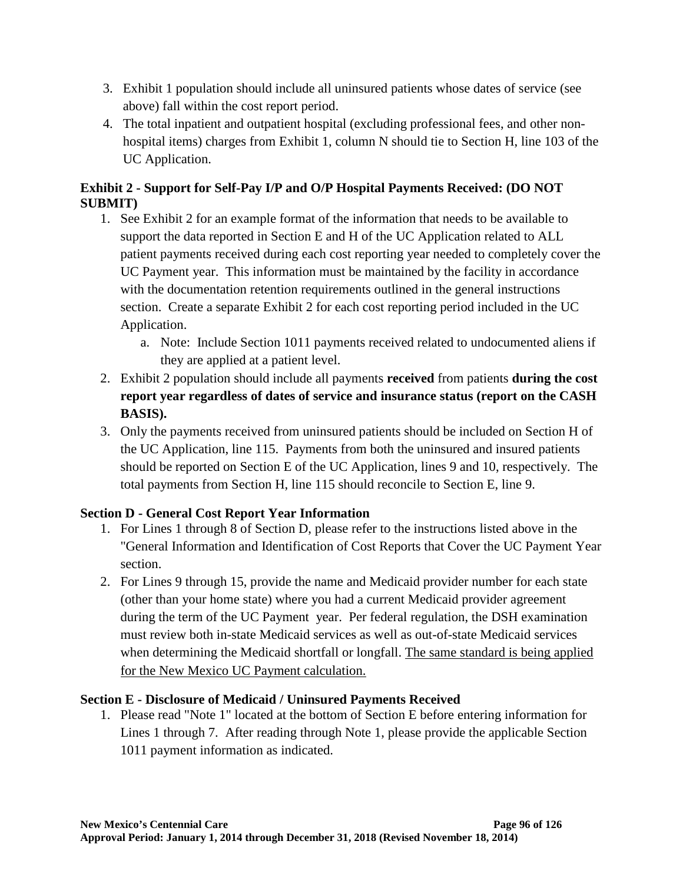3. Exhibit 1 population should include all uninsured patients whose dates of service (see above) fall within the cost report period.
4. The total inpatient and outpatient hospital (excluding professional fees, and other non-hospital items) charges from Exhibit 1, column N should tie to Section H, line 103 of the UC Application.

**Exhibit 2 - Support for Self-Pay I/P and O/P Hospital Payments Received: (DO NOT SUBMIT)**

1. See Exhibit 2 for an example format of the information that needs to be available to support the data reported in Section E and H of the UC Application related to ALL patient payments received during each cost reporting year needed to completely cover the UC Payment year. This information must be maintained by the facility in accordance with the documentation retention requirements outlined in the general instructions section. Create a separate Exhibit 2 for each cost reporting period included in the UC Application.
    a. Note: Include Section 1011 payments received related to undocumented aliens if they are applied at a patient level.
2. Exhibit 2 population should include all payments **received** from patients **during the cost report year regardless of dates of service and insurance status (report on the CASH BASIS).**
3. Only the payments received from uninsured patients should be included on Section H of the UC Application, line 115. Payments from both the uninsured and insured patients should be reported on Section E of the UC Application, lines 9 and 10, respectively. The total payments from Section H, line 115 should reconcile to Section E, line 9.

**Section D - General Cost Report Year Information**

1. For Lines 1 through 8 of Section D, please refer to the instructions listed above in the "General Information and Identification of Cost Reports that Cover the UC Payment Year section.
2. For Lines 9 through 15, provide the name and Medicaid provider number for each state (other than your home state) where you had a current Medicaid provider agreement during the term of the UC Payment year. Per federal regulation, the DSH examination must review both in-state Medicaid services as well as out-of-state Medicaid services when determining the Medicaid shortfall or longfall. The same standard is being applied for the New Mexico UC Payment calculation.

**Section E - Disclosure of Medicaid / Uninsured Payments Received**

1. Please read "Note 1" located at the bottom of Section E before entering information for Lines 1 through 7. After reading through Note 1, please provide the applicable Section 1011 payment information as indicated.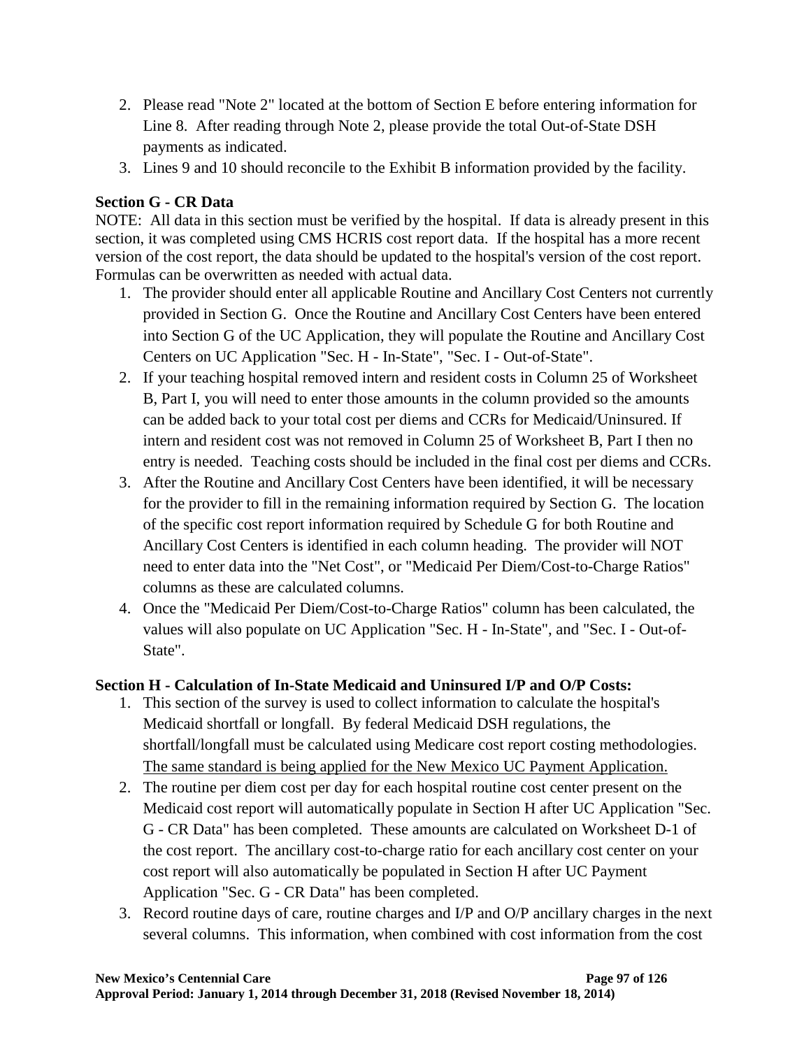2. Please read "Note 2" located at the bottom of Section E before entering information for Line 8. After reading through Note 2, please provide the total Out-of-State DSH payments as indicated.
3. Lines 9 and 10 should reconcile to the Exhibit B information provided by the facility.

**Section G - CR Data**

NOTE: All data in this section must be verified by the hospital. If data is already present in this section, it was completed using CMS HCRIS cost report data. If the hospital has a more recent version of the cost report, the data should be updated to the hospital's version of the cost report. Formulas can be overwritten as needed with actual data.

1. The provider should enter all applicable Routine and Ancillary Cost Centers not currently provided in Section G. Once the Routine and Ancillary Cost Centers have been entered into Section G of the UC Application, they will populate the Routine and Ancillary Cost Centers on UC Application "Sec. H - In-State", "Sec. I - Out-of-State".
2. If your teaching hospital removed intern and resident costs in Column 25 of Worksheet B, Part I, you will need to enter those amounts in the column provided so the amounts can be added back to your total cost per diems and CCRs for Medicaid/Uninsured. If intern and resident cost was not removed in Column 25 of Worksheet B, Part I then no entry is needed. Teaching costs should be included in the final cost per diems and CCRs.
3. After the Routine and Ancillary Cost Centers have been identified, it will be necessary for the provider to fill in the remaining information required by Section G. The location of the specific cost report information required by Schedule G for both Routine and Ancillary Cost Centers is identified in each column heading. The provider will NOT need to enter data into the "Net Cost", or "Medicaid Per Diem/Cost-to-Charge Ratios" columns as these are calculated columns.
4. Once the "Medicaid Per Diem/Cost-to-Charge Ratios" column has been calculated, the values will also populate on UC Application "Sec. H - In-State", and "Sec. I - Out-of-State".

**Section H - Calculation of In-State Medicaid and Uninsured I/P and O/P Costs:**

1. This section of the survey is used to collect information to calculate the hospital's Medicaid shortfall or longfall. By federal Medicaid DSH regulations, the shortfall/longfall must be calculated using Medicare cost report costing methodologies. The same standard is being applied for the New Mexico UC Payment Application.
2. The routine per diem cost per day for each hospital routine cost center present on the Medicaid cost report will automatically populate in Section H after UC Application "Sec. G - CR Data" has been completed. These amounts are calculated on Worksheet D-1 of the cost report. The ancillary cost-to-charge ratio for each ancillary cost center on your cost report will also automatically be populated in Section H after UC Payment Application "Sec. G - CR Data" has been completed.
3. Record routine days of care, routine charges and I/P and O/P ancillary charges in the next several columns. This information, when combined with cost information from the cost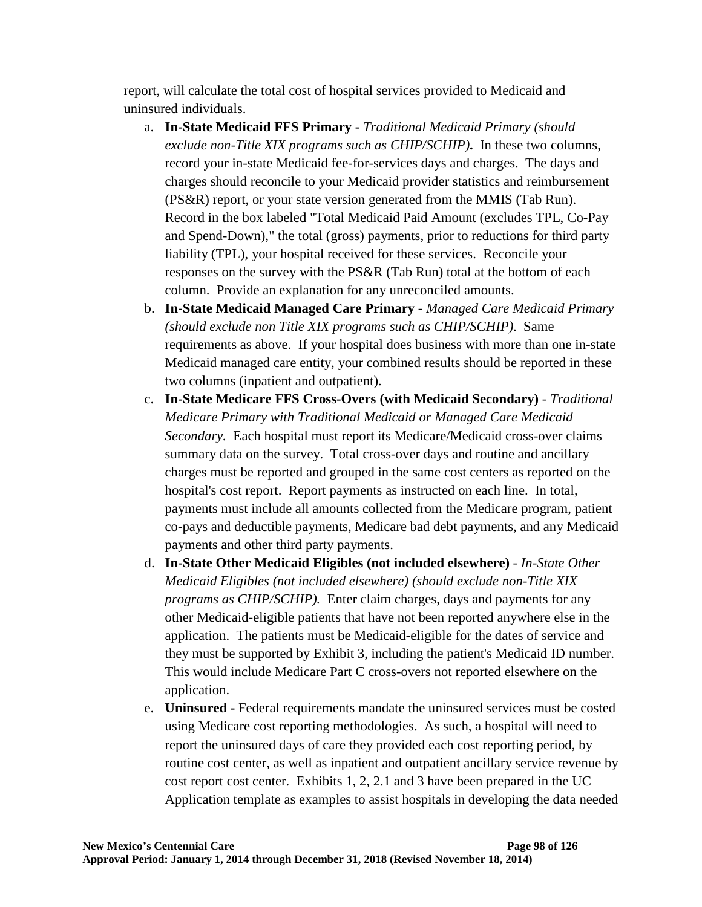report, will calculate the total cost of hospital services provided to Medicaid and uninsured individuals.

a. **In-State Medicaid FFS Primary** - *Traditional Medicaid Primary (should exclude non-Title XIX programs such as CHIP/SCHIP)***.** In these two columns, record your in-state Medicaid fee-for-services days and charges. The days and charges should reconcile to your Medicaid provider statistics and reimbursement (PS&R) report, or your state version generated from the MMIS (Tab Run). Record in the box labeled "Total Medicaid Paid Amount (excludes TPL, Co-Pay and Spend-Down)," the total (gross) payments, prior to reductions for third party liability (TPL), your hospital received for these services. Reconcile your responses on the survey with the PS&R (Tab Run) total at the bottom of each column. Provide an explanation for any unreconciled amounts.
b. **In-State Medicaid Managed Care Primary** - *Managed Care Medicaid Primary (should exclude non Title XIX programs such as CHIP/SCHIP).* Same requirements as above. If your hospital does business with more than one in-state Medicaid managed care entity, your combined results should be reported in these two columns (inpatient and outpatient).
c. **In-State Medicare FFS Cross-Overs (with Medicaid Secondary)** - *Traditional Medicare Primary with Traditional Medicaid or Managed Care Medicaid Secondary.* Each hospital must report its Medicare/Medicaid cross-over claims summary data on the survey. Total cross-over days and routine and ancillary charges must be reported and grouped in the same cost centers as reported on the hospital's cost report. Report payments as instructed on each line. In total, payments must include all amounts collected from the Medicare program, patient co-pays and deductible payments, Medicare bad debt payments, and any Medicaid payments and other third party payments.
d. **In-State Other Medicaid Eligibles (not included elsewhere)** - *In-State Other Medicaid Eligibles (not included elsewhere) (should exclude non-Title XIX programs as CHIP/SCHIP).* Enter claim charges, days and payments for any other Medicaid-eligible patients that have not been reported anywhere else in the application. The patients must be Medicaid-eligible for the dates of service and they must be supported by Exhibit 3, including the patient's Medicaid ID number. This would include Medicare Part C cross-overs not reported elsewhere on the application.
e. **Uninsured -** Federal requirements mandate the uninsured services must be costed using Medicare cost reporting methodologies. As such, a hospital will need to report the uninsured days of care they provided each cost reporting period, by routine cost center, as well as inpatient and outpatient ancillary service revenue by cost report cost center. Exhibits 1, 2, 2.1 and 3 have been prepared in the UC Application template as examples to assist hospitals in developing the data needed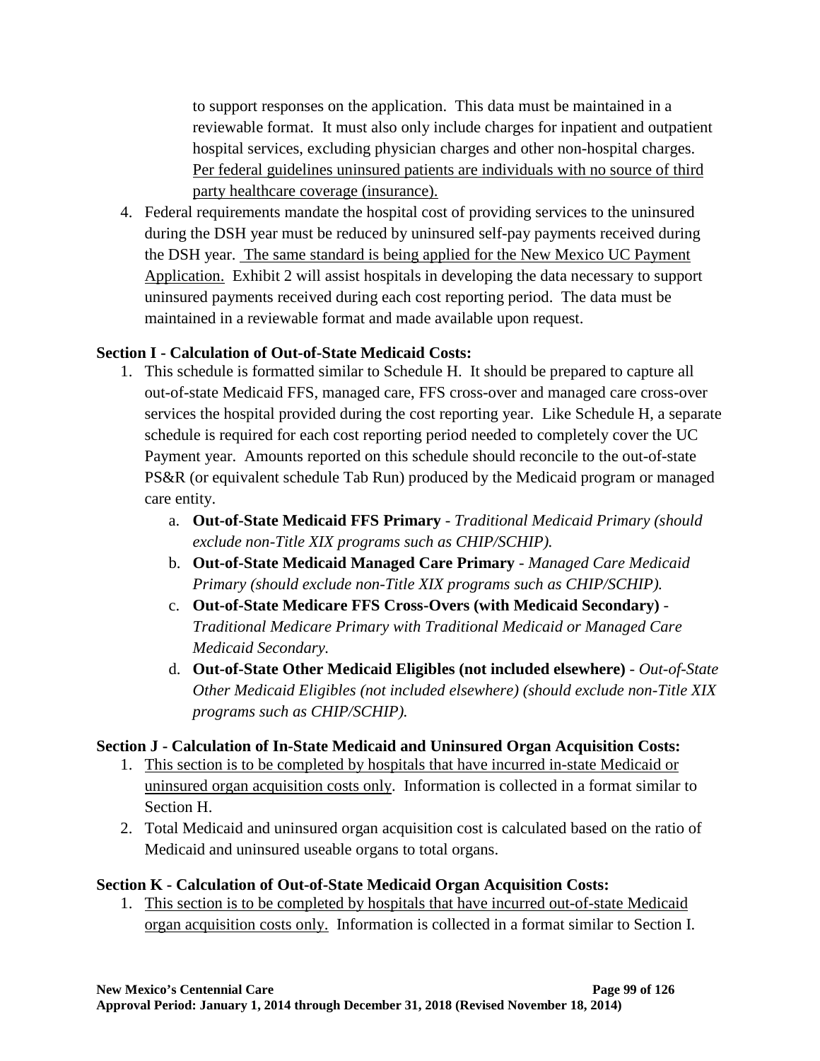to support responses on the application. This data must be maintained in a reviewable format. It must also only include charges for inpatient and outpatient hospital services, excluding physician charges and other non-hospital charges. Per federal guidelines uninsured patients are individuals with no source of third party healthcare coverage (insurance).

4. Federal requirements mandate the hospital cost of providing services to the uninsured during the DSH year must be reduced by uninsured self-pay payments received during the DSH year. The same standard is being applied for the New Mexico UC Payment Application. Exhibit 2 will assist hospitals in developing the data necessary to support uninsured payments received during each cost reporting period. The data must be maintained in a reviewable format and made available upon request.

**Section I - Calculation of Out-of-State Medicaid Costs:**

1. This schedule is formatted similar to Schedule H. It should be prepared to capture all out-of-state Medicaid FFS, managed care, FFS cross-over and managed care cross-over services the hospital provided during the cost reporting year. Like Schedule H, a separate schedule is required for each cost reporting period needed to completely cover the UC Payment year. Amounts reported on this schedule should reconcile to the out-of-state PS&R (or equivalent schedule Tab Run) produced by the Medicaid program or managed care entity.
   a. **Out-of-State Medicaid FFS Primary** - *Traditional Medicaid Primary (should exclude non-Title XIX programs such as CHIP/SCHIP).*
   b. **Out-of-State Medicaid Managed Care Primary** - *Managed Care Medicaid Primary (should exclude non-Title XIX programs such as CHIP/SCHIP).*
   c. **Out-of-State Medicare FFS Cross-Overs (with Medicaid Secondary)** - *Traditional Medicare Primary with Traditional Medicaid or Managed Care Medicaid Secondary.*
   d. **Out-of-State Other Medicaid Eligibles (not included elsewhere)** - *Out-of-State Other Medicaid Eligibles (not included elsewhere) (should exclude non-Title XIX programs such as CHIP/SCHIP).*

**Section J - Calculation of In-State Medicaid and Uninsured Organ Acquisition Costs:**

1. This section is to be completed by hospitals that have incurred in-state Medicaid or uninsured organ acquisition costs only. Information is collected in a format similar to Section H.
2. Total Medicaid and uninsured organ acquisition cost is calculated based on the ratio of Medicaid and uninsured useable organs to total organs.

**Section K - Calculation of Out-of-State Medicaid Organ Acquisition Costs:**

1. This section is to be completed by hospitals that have incurred out-of-state Medicaid organ acquisition costs only. Information is collected in a format similar to Section I.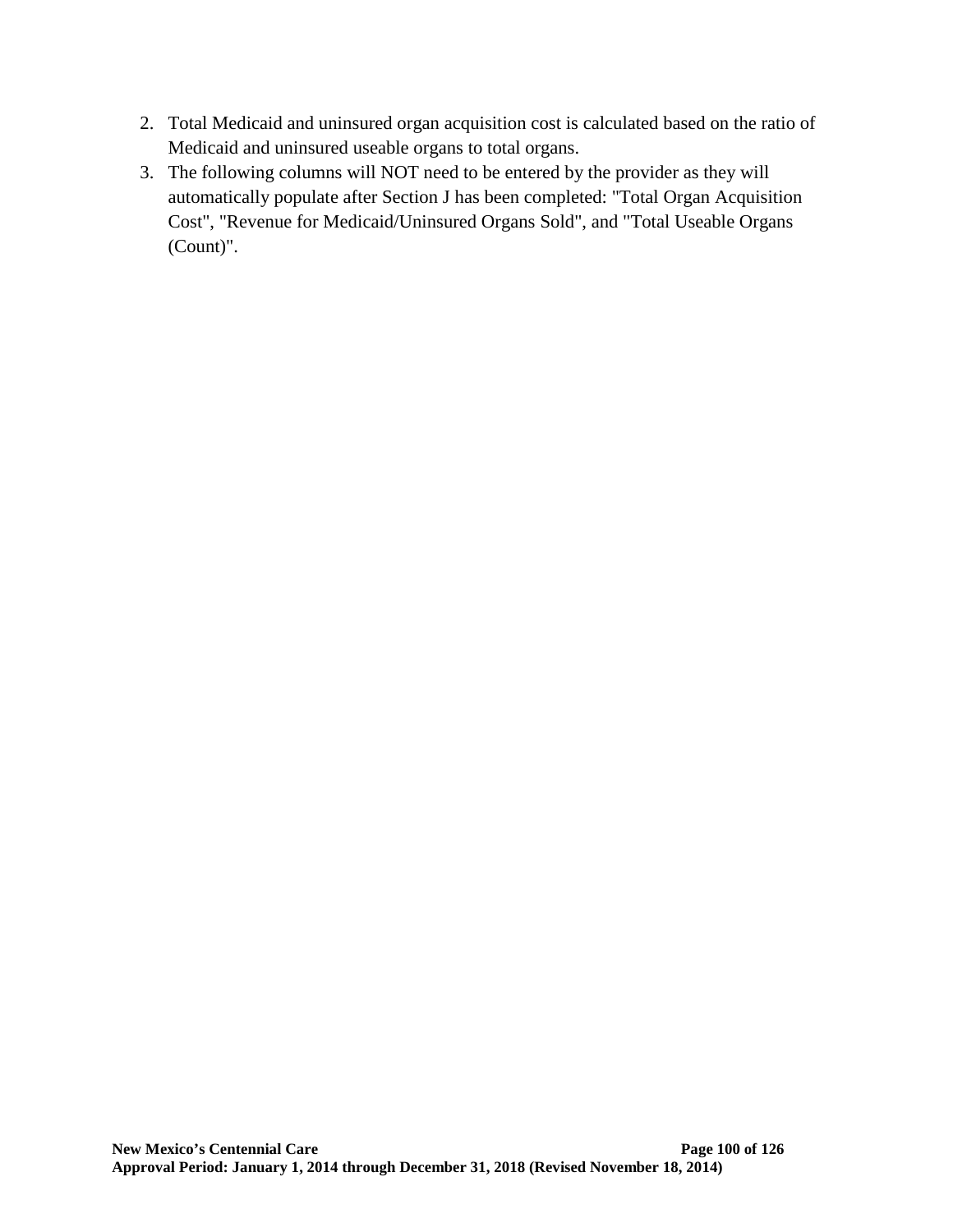2. Total Medicaid and uninsured organ acquisition cost is calculated based on the ratio of Medicaid and uninsured useable organs to total organs.
3. The following columns will NOT need to be entered by the provider as they will automatically populate after Section J has been completed: "Total Organ Acquisition Cost", "Revenue for Medicaid/Uninsured Organs Sold", and "Total Useable Organs (Count)".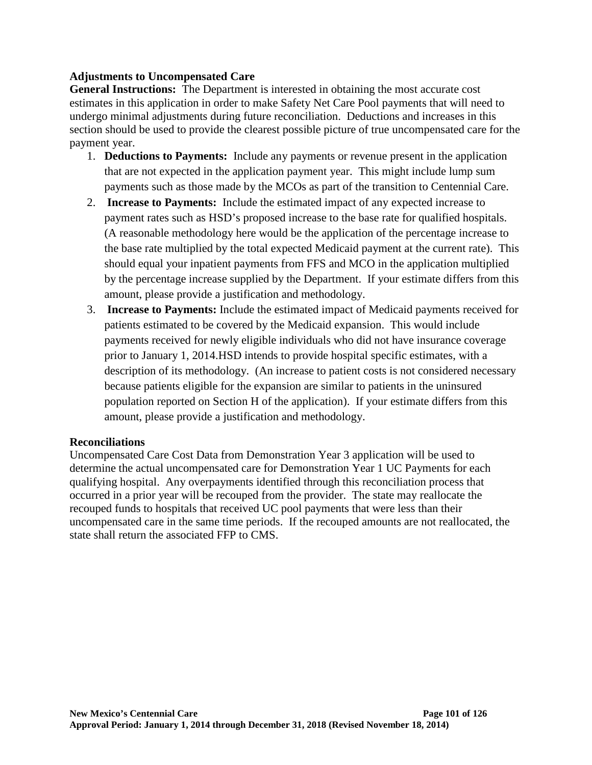**Adjustments to Uncompensated Care**

**General Instructions:** The Department is interested in obtaining the most accurate cost estimates in this application in order to make Safety Net Care Pool payments that will need to undergo minimal adjustments during future reconciliation. Deductions and increases in this section should be used to provide the clearest possible picture of true uncompensated care for the payment year.

1. **Deductions to Payments:** Include any payments or revenue present in the application that are not expected in the application payment year. This might include lump sum payments such as those made by the MCOs as part of the transition to Centennial Care.
2. **Increase to Payments:** Include the estimated impact of any expected increase to payment rates such as HSD's proposed increase to the base rate for qualified hospitals. (A reasonable methodology here would be the application of the percentage increase to the base rate multiplied by the total expected Medicaid payment at the current rate). This should equal your inpatient payments from FFS and MCO in the application multiplied by the percentage increase supplied by the Department. If your estimate differs from this amount, please provide a justification and methodology.
3. **Increase to Payments:** Include the estimated impact of Medicaid payments received for patients estimated to be covered by the Medicaid expansion. This would include payments received for newly eligible individuals who did not have insurance coverage prior to January 1, 2014.HSD intends to provide hospital specific estimates, with a description of its methodology. (An increase to patient costs is not considered necessary because patients eligible for the expansion are similar to patients in the uninsured population reported on Section H of the application). If your estimate differs from this amount, please provide a justification and methodology.

**Reconciliations**

Uncompensated Care Cost Data from Demonstration Year 3 application will be used to determine the actual uncompensated care for Demonstration Year 1 UC Payments for each qualifying hospital. Any overpayments identified through this reconciliation process that occurred in a prior year will be recouped from the provider. The state may reallocate the recouped funds to hospitals that received UC pool payments that were less than their uncompensated care in the same time periods. If the recouped amounts are not reallocated, the state shall return the associated FFP to CMS.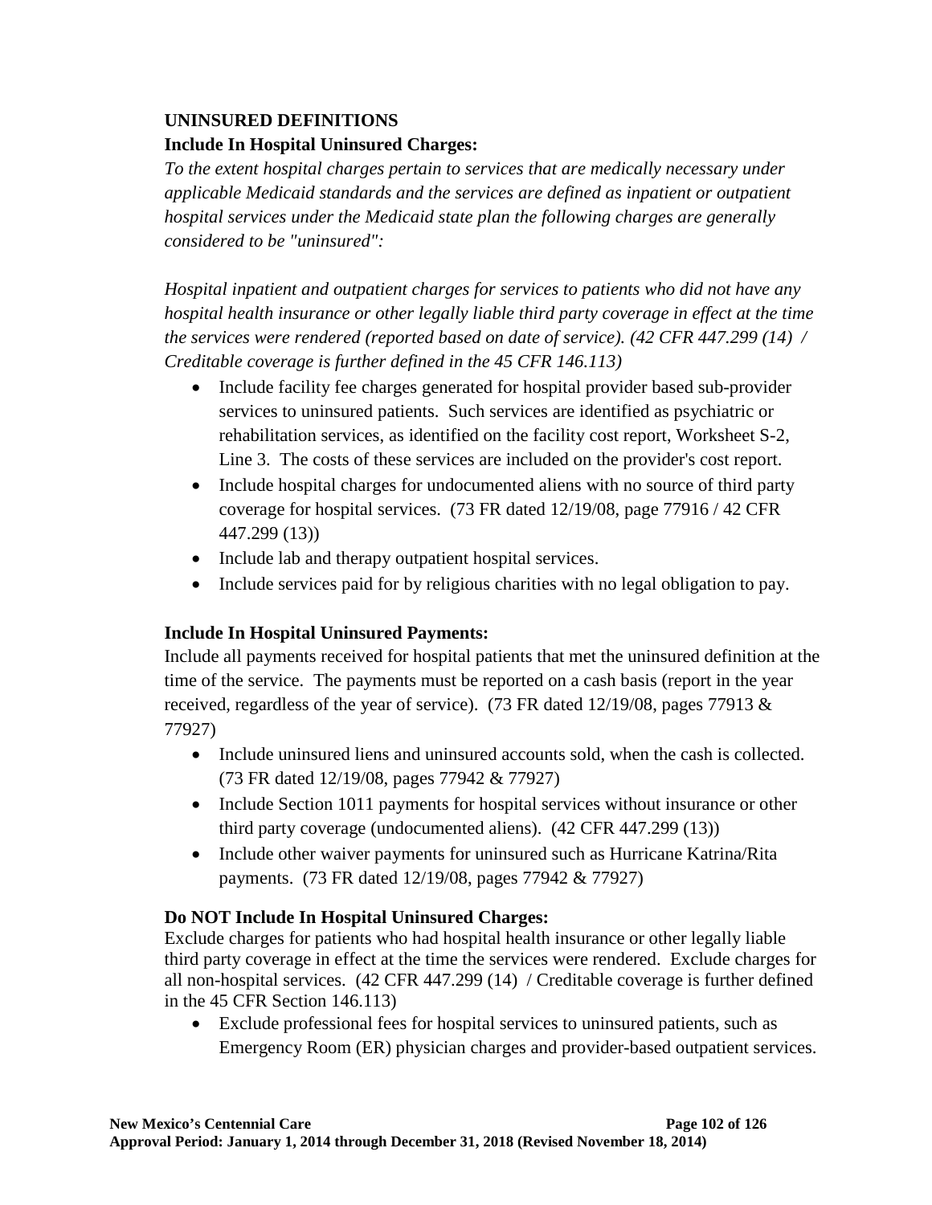**UNINSURED DEFINITIONS**

**Include In Hospital Uninsured Charges:**

*To the extent hospital charges pertain to services that are medically necessary under applicable Medicaid standards and the services are defined as inpatient or outpatient hospital services under the Medicaid state plan the following charges are generally considered to be "uninsured":*

*Hospital inpatient and outpatient charges for services to patients who did not have any hospital health insurance or other legally liable third party coverage in effect at the time the services were rendered (reported based on date of service). (42 CFR 447.299 (14) / Creditable coverage is further defined in the 45 CFR 146.113)*

- Include facility fee charges generated for hospital provider based sub-provider services to uninsured patients. Such services are identified as psychiatric or rehabilitation services, as identified on the facility cost report, Worksheet S-2, Line 3. The costs of these services are included on the provider's cost report.
- Include hospital charges for undocumented aliens with no source of third party coverage for hospital services. (73 FR dated 12/19/08, page 77916 / 42 CFR 447.299 (13))
- Include lab and therapy outpatient hospital services.
- Include services paid for by religious charities with no legal obligation to pay.

**Include In Hospital Uninsured Payments:**

Include all payments received for hospital patients that met the uninsured definition at the time of the service. The payments must be reported on a cash basis (report in the year received, regardless of the year of service). (73 FR dated 12/19/08, pages 77913 & 77927)

- Include uninsured liens and uninsured accounts sold, when the cash is collected. (73 FR dated 12/19/08, pages 77942 & 77927)
- Include Section 1011 payments for hospital services without insurance or other third party coverage (undocumented aliens). (42 CFR 447.299 (13))
- Include other waiver payments for uninsured such as Hurricane Katrina/Rita payments. (73 FR dated 12/19/08, pages 77942 & 77927)

**Do NOT Include In Hospital Uninsured Charges:**

Exclude charges for patients who had hospital health insurance or other legally liable third party coverage in effect at the time the services were rendered. Exclude charges for all non-hospital services. (42 CFR 447.299 (14) / Creditable coverage is further defined in the 45 CFR Section 146.113)

- Exclude professional fees for hospital services to uninsured patients, such as Emergency Room (ER) physician charges and provider-based outpatient services.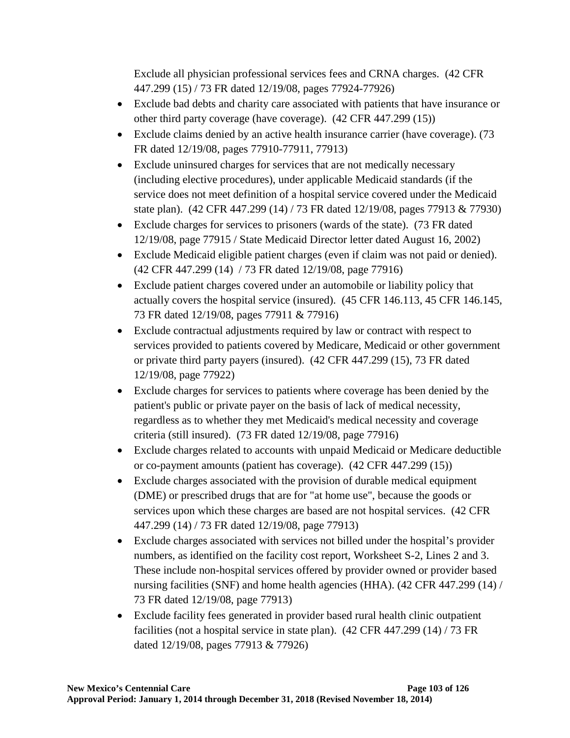Exclude all physician professional services fees and CRNA charges. (42 CFR 447.299 (15) / 73 FR dated 12/19/08, pages 77924-77926)

- Exclude bad debts and charity care associated with patients that have insurance or other third party coverage (have coverage). (42 CFR 447.299 (15))
- Exclude claims denied by an active health insurance carrier (have coverage). (73 FR dated 12/19/08, pages 77910-77911, 77913)
- Exclude uninsured charges for services that are not medically necessary (including elective procedures), under applicable Medicaid standards (if the service does not meet definition of a hospital service covered under the Medicaid state plan). (42 CFR 447.299 (14) / 73 FR dated 12/19/08, pages 77913 & 77930)
- Exclude charges for services to prisoners (wards of the state). (73 FR dated 12/19/08, page 77915 / State Medicaid Director letter dated August 16, 2002)
- Exclude Medicaid eligible patient charges (even if claim was not paid or denied). (42 CFR 447.299 (14) / 73 FR dated 12/19/08, page 77916)
- Exclude patient charges covered under an automobile or liability policy that actually covers the hospital service (insured). (45 CFR 146.113, 45 CFR 146.145, 73 FR dated 12/19/08, pages 77911 & 77916)
- Exclude contractual adjustments required by law or contract with respect to services provided to patients covered by Medicare, Medicaid or other government or private third party payers (insured). (42 CFR 447.299 (15), 73 FR dated 12/19/08, page 77922)
- Exclude charges for services to patients where coverage has been denied by the patient's public or private payer on the basis of lack of medical necessity, regardless as to whether they met Medicaid's medical necessity and coverage criteria (still insured). (73 FR dated 12/19/08, page 77916)
- Exclude charges related to accounts with unpaid Medicaid or Medicare deductible or co-payment amounts (patient has coverage). (42 CFR 447.299 (15))
- Exclude charges associated with the provision of durable medical equipment (DME) or prescribed drugs that are for "at home use", because the goods or services upon which these charges are based are not hospital services. (42 CFR 447.299 (14) / 73 FR dated 12/19/08, page 77913)
- Exclude charges associated with services not billed under the hospital's provider numbers, as identified on the facility cost report, Worksheet S-2, Lines 2 and 3. These include non-hospital services offered by provider owned or provider based nursing facilities (SNF) and home health agencies (HHA). (42 CFR 447.299 (14) / 73 FR dated 12/19/08, page 77913)
- Exclude facility fees generated in provider based rural health clinic outpatient facilities (not a hospital service in state plan). (42 CFR 447.299 (14) / 73 FR dated 12/19/08, pages 77913 & 77926)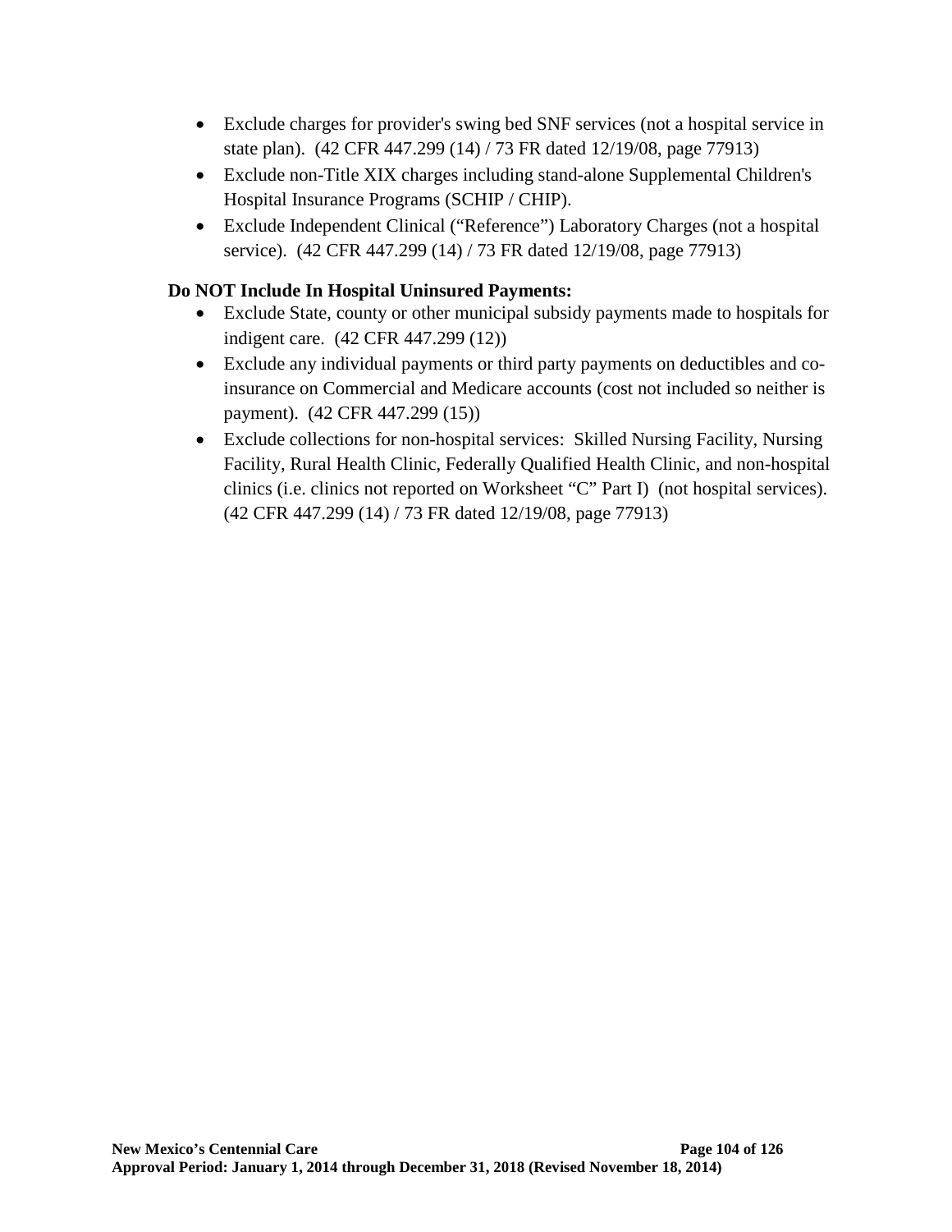- Exclude charges for provider's swing bed SNF services (not a hospital service in state plan). (42 CFR 447.299 (14) / 73 FR dated 12/19/08, page 77913)
- Exclude non-Title XIX charges including stand-alone Supplemental Children's Hospital Insurance Programs (SCHIP / CHIP).
- Exclude Independent Clinical ("Reference") Laboratory Charges (not a hospital service). (42 CFR 447.299 (14) / 73 FR dated 12/19/08, page 77913)

**Do NOT Include In Hospital Uninsured Payments:**

- Exclude State, county or other municipal subsidy payments made to hospitals for indigent care. (42 CFR 447.299 (12))
- Exclude any individual payments or third party payments on deductibles and co-insurance on Commercial and Medicare accounts (cost not included so neither is payment). (42 CFR 447.299 (15))
- Exclude collections for non-hospital services: Skilled Nursing Facility, Nursing Facility, Rural Health Clinic, Federally Qualified Health Clinic, and non-hospital clinics (i.e. clinics not reported on Worksheet "C" Part I) (not hospital services). (42 CFR 447.299 (14) / 73 FR dated 12/19/08, page 77913)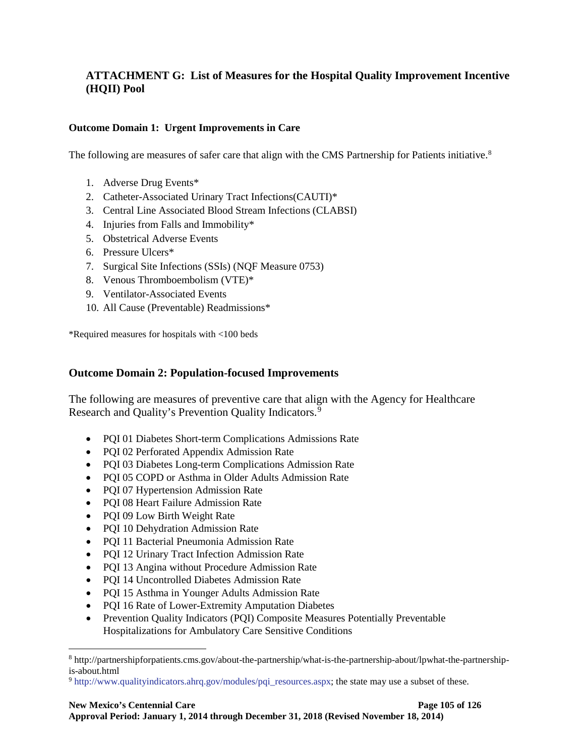## ATTACHMENT G: List of Measures for the Hospital Quality Improvement Incentive (HQII) Pool

### Outcome Domain 1: Urgent Improvements in Care

The following are measures of safer care that align with the CMS Partnership for Patients initiative.[8]

1. Adverse Drug Events*
2. Catheter-Associated Urinary Tract Infections(CAUTI)*
3. Central Line Associated Blood Stream Infections (CLABSI)
4. Injuries from Falls and Immobility*
5. Obstetrical Adverse Events
6. Pressure Ulcers*
7. Surgical Site Infections (SSIs) (NQF Measure 0753)
8. Venous Thromboembolism (VTE)*
9. Ventilator-Associated Events
10. All Cause (Preventable) Readmissions*

*Required measures for hospitals with <100 beds

### Outcome Domain 2: Population-focused Improvements

The following are measures of preventive care that align with the Agency for Healthcare Research and Quality's Prevention Quality Indicators.[9]

- PQI 01 Diabetes Short-term Complications Admissions Rate
- PQI 02 Perforated Appendix Admission Rate
- PQI 03 Diabetes Long-term Complications Admission Rate
- PQI 05 COPD or Asthma in Older Adults Admission Rate
- PQI 07 Hypertension Admission Rate
- PQI 08 Heart Failure Admission Rate
- PQI 09 Low Birth Weight Rate
- PQI 10 Dehydration Admission Rate
- PQI 11 Bacterial Pneumonia Admission Rate
- PQI 12 Urinary Tract Infection Admission Rate
- PQI 13 Angina without Procedure Admission Rate
- PQI 14 Uncontrolled Diabetes Admission Rate
- PQI 15 Asthma in Younger Adults Admission Rate
- PQI 16 Rate of Lower-Extremity Amputation Diabetes
- Prevention Quality Indicators (PQI) Composite Measures Potentially Preventable Hospitalizations for Ambulatory Care Sensitive Conditions

---

[8] http://partnershipforpatients.cms.gov/about-the-partnership/what-is-the-partnership-about/lpwhat-the-partnership-is-about.html

[9] http://www.qualityindicators.ahrq.gov/modules/pqi_resources.aspx; the state may use a subset of these.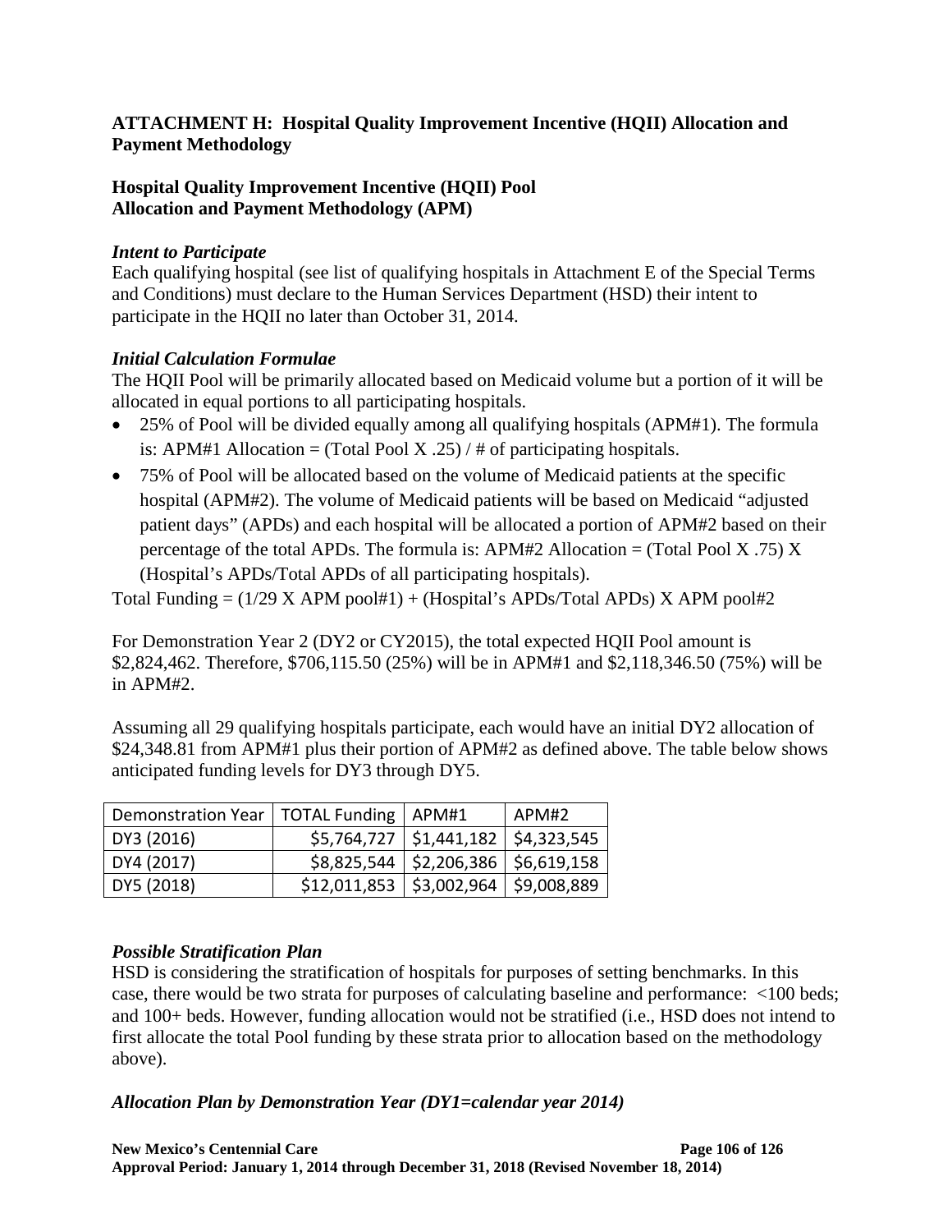## ATTACHMENT H: Hospital Quality Improvement Incentive (HQII) Allocation and Payment Methodology

### Hospital Quality Improvement Incentive (HQII) Pool Allocation and Payment Methodology (APM)

***Intent to Participate***

Each qualifying hospital (see list of qualifying hospitals in Attachment E of the Special Terms and Conditions) must declare to the Human Services Department (HSD) their intent to participate in the HQII no later than October 31, 2014.

***Initial Calculation Formulae***

The HQII Pool will be primarily allocated based on Medicaid volume but a portion of it will be allocated in equal portions to all participating hospitals.

- 25% of Pool will be divided equally among all qualifying hospitals (APM#1). The formula is: APM#1 Allocation = (Total Pool X .25) / # of participating hospitals.
- 75% of Pool will be allocated based on the volume of Medicaid patients at the specific hospital (APM#2). The volume of Medicaid patients will be based on Medicaid "adjusted patient days" (APDs) and each hospital will be allocated a portion of APM#2 based on their percentage of the total APDs. The formula is: APM#2 Allocation = (Total Pool X .75) X (Hospital's APDs/Total APDs of all participating hospitals).

Total Funding = (1/29 X APM pool#1) + (Hospital's APDs/Total APDs) X APM pool#2

For Demonstration Year 2 (DY2 or CY2015), the total expected HQII Pool amount is $2,824,462. Therefore, $706,115.50 (25%) will be in APM#1 and $2,118,346.50 (75%) will be in APM#2.

Assuming all 29 qualifying hospitals participate, each would have an initial DY2 allocation of $24,348.81 from APM#1 plus their portion of APM#2 as defined above. The table below shows anticipated funding levels for DY3 through DY5.

| Demonstration Year | TOTAL Funding | APM#1 | APM#2 |
|---|---|---|---|
| DY3 (2016) | $5,764,727 | $1,441,182 | $4,323,545 |
| DY4 (2017) | $8,825,544 | $2,206,386 | $6,619,158 |
| DY5 (2018) | $12,011,853 | $3,002,964 | $9,008,889 |

***Possible Stratification Plan***

HSD is considering the stratification of hospitals for purposes of setting benchmarks. In this case, there would be two strata for purposes of calculating baseline and performance: <100 beds; and 100+ beds. However, funding allocation would not be stratified (i.e., HSD does not intend to first allocate the total Pool funding by these strata prior to allocation based on the methodology above).

***Allocation Plan by Demonstration Year (DY1=calendar year 2014)***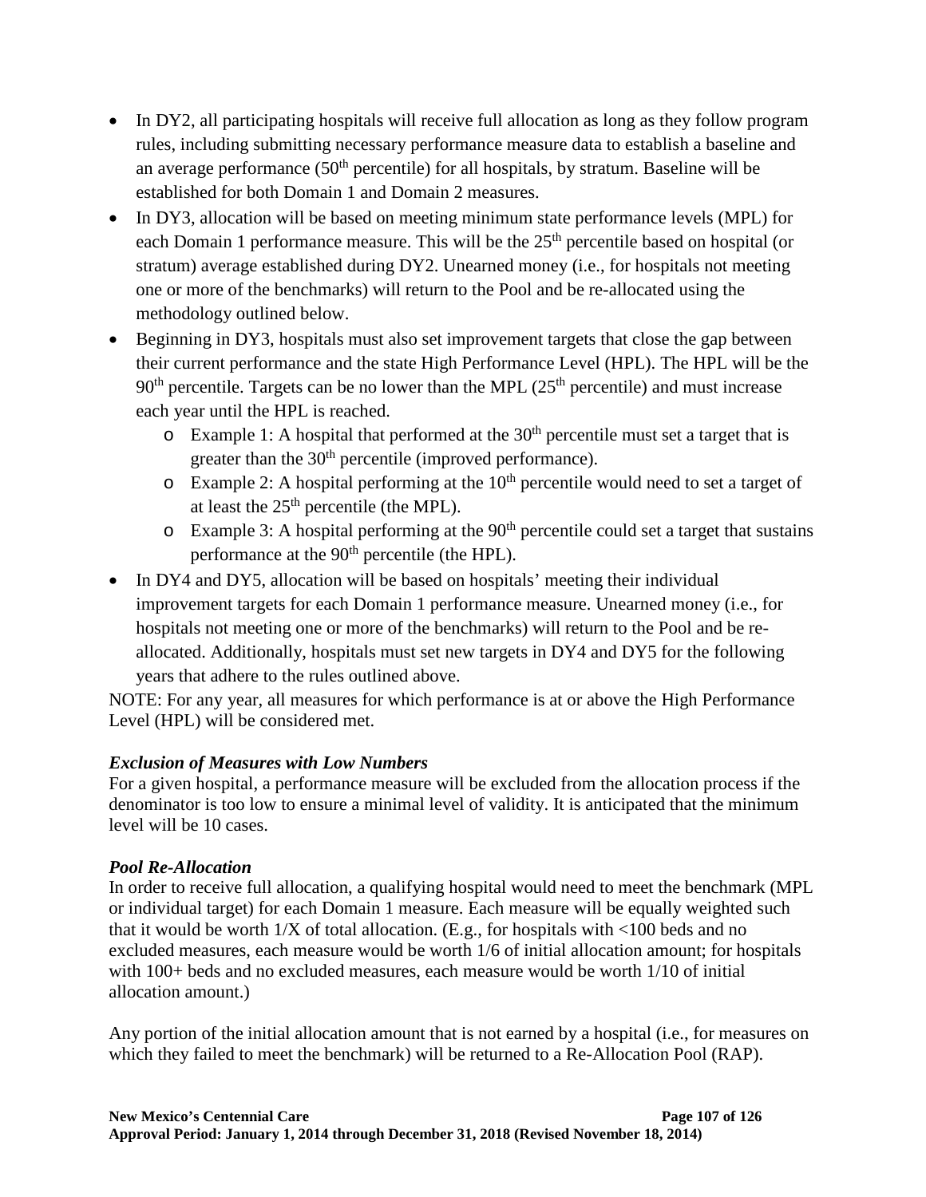- In DY2, all participating hospitals will receive full allocation as long as they follow program rules, including submitting necessary performance measure data to establish a baseline and an average performance (50th percentile) for all hospitals, by stratum. Baseline will be established for both Domain 1 and Domain 2 measures.
- In DY3, allocation will be based on meeting minimum state performance levels (MPL) for each Domain 1 performance measure. This will be the 25th percentile based on hospital (or stratum) average established during DY2. Unearned money (i.e., for hospitals not meeting one or more of the benchmarks) will return to the Pool and be re-allocated using the methodology outlined below.
- Beginning in DY3, hospitals must also set improvement targets that close the gap between their current performance and the state High Performance Level (HPL). The HPL will be the 90th percentile. Targets can be no lower than the MPL (25th percentile) and must increase each year until the HPL is reached.
  - Example 1: A hospital that performed at the 30th percentile must set a target that is greater than the 30th percentile (improved performance).
  - Example 2: A hospital performing at the 10th percentile would need to set a target of at least the 25th percentile (the MPL).
  - Example 3: A hospital performing at the 90th percentile could set a target that sustains performance at the 90th percentile (the HPL).
- In DY4 and DY5, allocation will be based on hospitals' meeting their individual improvement targets for each Domain 1 performance measure. Unearned money (i.e., for hospitals not meeting one or more of the benchmarks) will return to the Pool and be re-allocated. Additionally, hospitals must set new targets in DY4 and DY5 for the following years that adhere to the rules outlined above.

NOTE: For any year, all measures for which performance is at or above the High Performance Level (HPL) will be considered met.

***Exclusion of Measures with Low Numbers***

For a given hospital, a performance measure will be excluded from the allocation process if the denominator is too low to ensure a minimal level of validity. It is anticipated that the minimum level will be 10 cases.

***Pool Re-Allocation***

In order to receive full allocation, a qualifying hospital would need to meet the benchmark (MPL or individual target) for each Domain 1 measure. Each measure will be equally weighted such that it would be worth 1/X of total allocation. (E.g., for hospitals with <100 beds and no excluded measures, each measure would be worth 1/6 of initial allocation amount; for hospitals with 100+ beds and no excluded measures, each measure would be worth 1/10 of initial allocation amount.)

Any portion of the initial allocation amount that is not earned by a hospital (i.e., for measures on which they failed to meet the benchmark) will be returned to a Re-Allocation Pool (RAP).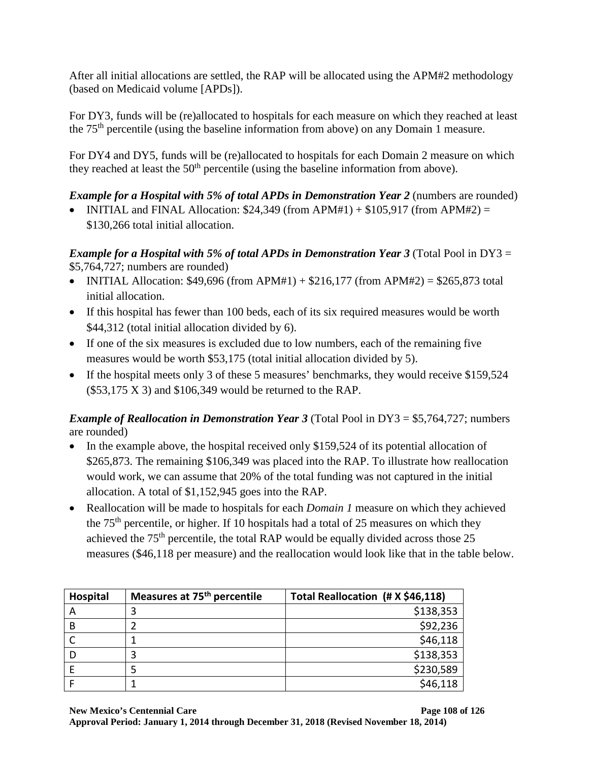After all initial allocations are settled, the RAP will be allocated using the APM#2 methodology (based on Medicaid volume [APDs]).

For DY3, funds will be (re)allocated to hospitals for each measure on which they reached at least the 75th percentile (using the baseline information from above) on any Domain 1 measure.

For DY4 and DY5, funds will be (re)allocated to hospitals for each Domain 2 measure on which they reached at least the 50th percentile (using the baseline information from above).

***Example for a Hospital with 5% of total APDs in Demonstration Year 2*** (numbers are rounded)

- INITIAL and FINAL Allocation: $24,349 (from APM#1) + $105,917 (from APM#2) = $130,266 total initial allocation.

***Example for a Hospital with 5% of total APDs in Demonstration Year 3*** (Total Pool in DY3 = $5,764,727; numbers are rounded)

- INITIAL Allocation: $49,696 (from APM#1) + $216,177 (from APM#2) = $265,873 total initial allocation.
- If this hospital has fewer than 100 beds, each of its six required measures would be worth $44,312 (total initial allocation divided by 6).
- If one of the six measures is excluded due to low numbers, each of the remaining five measures would be worth $53,175 (total initial allocation divided by 5).
- If the hospital meets only 3 of these 5 measures' benchmarks, they would receive $159,524 ($53,175 X 3) and $106,349 would be returned to the RAP.

***Example of Reallocation in Demonstration Year 3*** (Total Pool in DY3 = $5,764,727; numbers are rounded)

- In the example above, the hospital received only $159,524 of its potential allocation of $265,873. The remaining $106,349 was placed into the RAP. To illustrate how reallocation would work, we can assume that 20% of the total funding was not captured in the initial allocation. A total of $1,152,945 goes into the RAP.
- Reallocation will be made to hospitals for each *Domain 1* measure on which they achieved the 75th percentile, or higher. If 10 hospitals had a total of 25 measures on which they achieved the 75th percentile, the total RAP would be equally divided across those 25 measures ($46,118 per measure) and the reallocation would look like that in the table below.

| Hospital | Measures at 75th percentile | Total Reallocation (# X $46,118) |
|---|---|---:|
| A | 3 | $138,353 |
| B | 2 | $92,236 |
| C | 1 | $46,118 |
| D | 3 | $138,353 |
| E | 5 | $230,589 |
| F | 1 | $46,118 |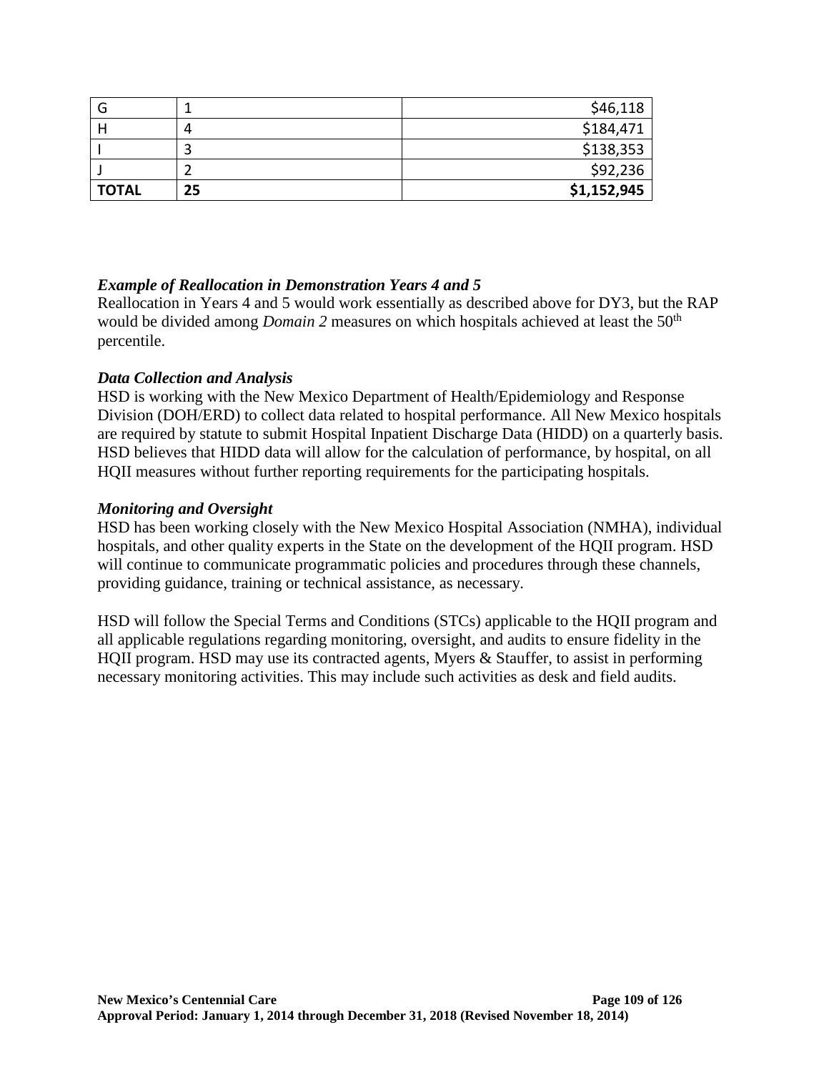| G | 1 | $46,118 |
|---|---|---|
| H | 4 | $184,471 |
| I | 3 | $138,353 |
| J | 2 | $92,236 |
| **TOTAL** | **25** | **$1,152,945** |

***Example of Reallocation in Demonstration Years 4 and 5***

Reallocation in Years 4 and 5 would work essentially as described above for DY3, but the RAP would be divided among *Domain 2* measures on which hospitals achieved at least the 50th percentile.

***Data Collection and Analysis***

HSD is working with the New Mexico Department of Health/Epidemiology and Response Division (DOH/ERD) to collect data related to hospital performance. All New Mexico hospitals are required by statute to submit Hospital Inpatient Discharge Data (HIDD) on a quarterly basis. HSD believes that HIDD data will allow for the calculation of performance, by hospital, on all HQII measures without further reporting requirements for the participating hospitals.

***Monitoring and Oversight***

HSD has been working closely with the New Mexico Hospital Association (NMHA), individual hospitals, and other quality experts in the State on the development of the HQII program. HSD will continue to communicate programmatic policies and procedures through these channels, providing guidance, training or technical assistance, as necessary.

HSD will follow the Special Terms and Conditions (STCs) applicable to the HQII program and all applicable regulations regarding monitoring, oversight, and audits to ensure fidelity in the HQII program. HSD may use its contracted agents, Myers & Stauffer, to assist in performing necessary monitoring activities. This may include such activities as desk and field audits.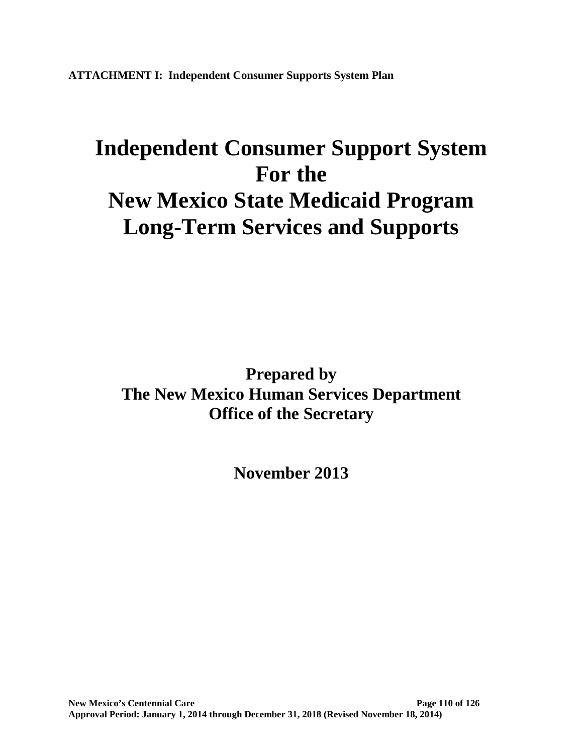**ATTACHMENT I: Independent Consumer Supports System Plan**

# Independent Consumer Support System For the New Mexico State Medicaid Program Long-Term Services and Supports

## Prepared by The New Mexico Human Services Department Office of the Secretary

## November 2013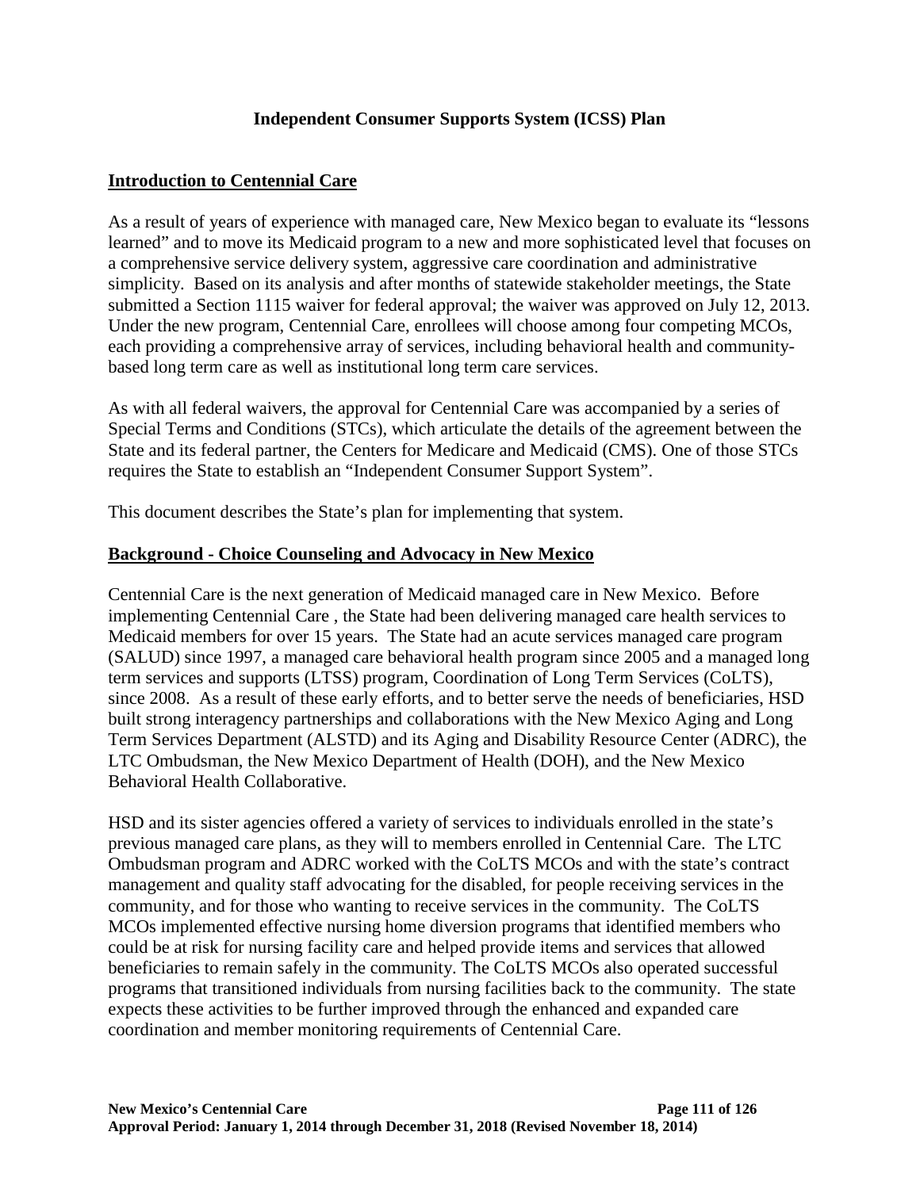## Independent Consumer Supports System (ICSS) Plan

### Introduction to Centennial Care

As a result of years of experience with managed care, New Mexico began to evaluate its "lessons learned" and to move its Medicaid program to a new and more sophisticated level that focuses on a comprehensive service delivery system, aggressive care coordination and administrative simplicity. Based on its analysis and after months of statewide stakeholder meetings, the State submitted a Section 1115 waiver for federal approval; the waiver was approved on July 12, 2013. Under the new program, Centennial Care, enrollees will choose among four competing MCOs, each providing a comprehensive array of services, including behavioral health and community-based long term care as well as institutional long term care services.

As with all federal waivers, the approval for Centennial Care was accompanied by a series of Special Terms and Conditions (STCs), which articulate the details of the agreement between the State and its federal partner, the Centers for Medicare and Medicaid (CMS). One of those STCs requires the State to establish an "Independent Consumer Support System".

This document describes the State's plan for implementing that system.

### Background - Choice Counseling and Advocacy in New Mexico

Centennial Care is the next generation of Medicaid managed care in New Mexico. Before implementing Centennial Care , the State had been delivering managed care health services to Medicaid members for over 15 years. The State had an acute services managed care program (SALUD) since 1997, a managed care behavioral health program since 2005 and a managed long term services and supports (LTSS) program, Coordination of Long Term Services (CoLTS), since 2008. As a result of these early efforts, and to better serve the needs of beneficiaries, HSD built strong interagency partnerships and collaborations with the New Mexico Aging and Long Term Services Department (ALSTD) and its Aging and Disability Resource Center (ADRC), the LTC Ombudsman, the New Mexico Department of Health (DOH), and the New Mexico Behavioral Health Collaborative.

HSD and its sister agencies offered a variety of services to individuals enrolled in the state's previous managed care plans, as they will to members enrolled in Centennial Care. The LTC Ombudsman program and ADRC worked with the CoLTS MCOs and with the state's contract management and quality staff advocating for the disabled, for people receiving services in the community, and for those who wanting to receive services in the community. The CoLTS MCOs implemented effective nursing home diversion programs that identified members who could be at risk for nursing facility care and helped provide items and services that allowed beneficiaries to remain safely in the community. The CoLTS MCOs also operated successful programs that transitioned individuals from nursing facilities back to the community. The state expects these activities to be further improved through the enhanced and expanded care coordination and member monitoring requirements of Centennial Care.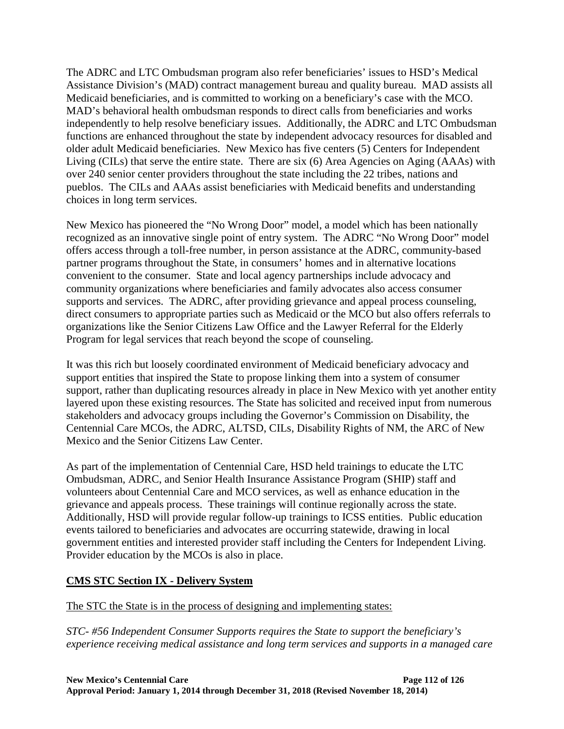The ADRC and LTC Ombudsman program also refer beneficiaries' issues to HSD's Medical Assistance Division's (MAD) contract management bureau and quality bureau. MAD assists all Medicaid beneficiaries, and is committed to working on a beneficiary's case with the MCO. MAD's behavioral health ombudsman responds to direct calls from beneficiaries and works independently to help resolve beneficiary issues. Additionally, the ADRC and LTC Ombudsman functions are enhanced throughout the state by independent advocacy resources for disabled and older adult Medicaid beneficiaries. New Mexico has five centers (5) Centers for Independent Living (CILs) that serve the entire state. There are six (6) Area Agencies on Aging (AAAs) with over 240 senior center providers throughout the state including the 22 tribes, nations and pueblos. The CILs and AAAs assist beneficiaries with Medicaid benefits and understanding choices in long term services.

New Mexico has pioneered the "No Wrong Door" model, a model which has been nationally recognized as an innovative single point of entry system. The ADRC "No Wrong Door" model offers access through a toll-free number, in person assistance at the ADRC, community-based partner programs throughout the State, in consumers' homes and in alternative locations convenient to the consumer. State and local agency partnerships include advocacy and community organizations where beneficiaries and family advocates also access consumer supports and services. The ADRC, after providing grievance and appeal process counseling, direct consumers to appropriate parties such as Medicaid or the MCO but also offers referrals to organizations like the Senior Citizens Law Office and the Lawyer Referral for the Elderly Program for legal services that reach beyond the scope of counseling.

It was this rich but loosely coordinated environment of Medicaid beneficiary advocacy and support entities that inspired the State to propose linking them into a system of consumer support, rather than duplicating resources already in place in New Mexico with yet another entity layered upon these existing resources. The State has solicited and received input from numerous stakeholders and advocacy groups including the Governor's Commission on Disability, the Centennial Care MCOs, the ADRC, ALTSD, CILs, Disability Rights of NM, the ARC of New Mexico and the Senior Citizens Law Center.

As part of the implementation of Centennial Care, HSD held trainings to educate the LTC Ombudsman, ADRC, and Senior Health Insurance Assistance Program (SHIP) staff and volunteers about Centennial Care and MCO services, as well as enhance education in the grievance and appeals process. These trainings will continue regionally across the state. Additionally, HSD will provide regular follow-up trainings to ICSS entities. Public education events tailored to beneficiaries and advocates are occurring statewide, drawing in local government entities and interested provider staff including the Centers for Independent Living. Provider education by the MCOs is also in place.

**CMS STC Section IX - Delivery System**

The STC the State is in the process of designing and implementing states:

*STC- #56 Independent Consumer Supports requires the State to support the beneficiary's experience receiving medical assistance and long term services and supports in a managed care*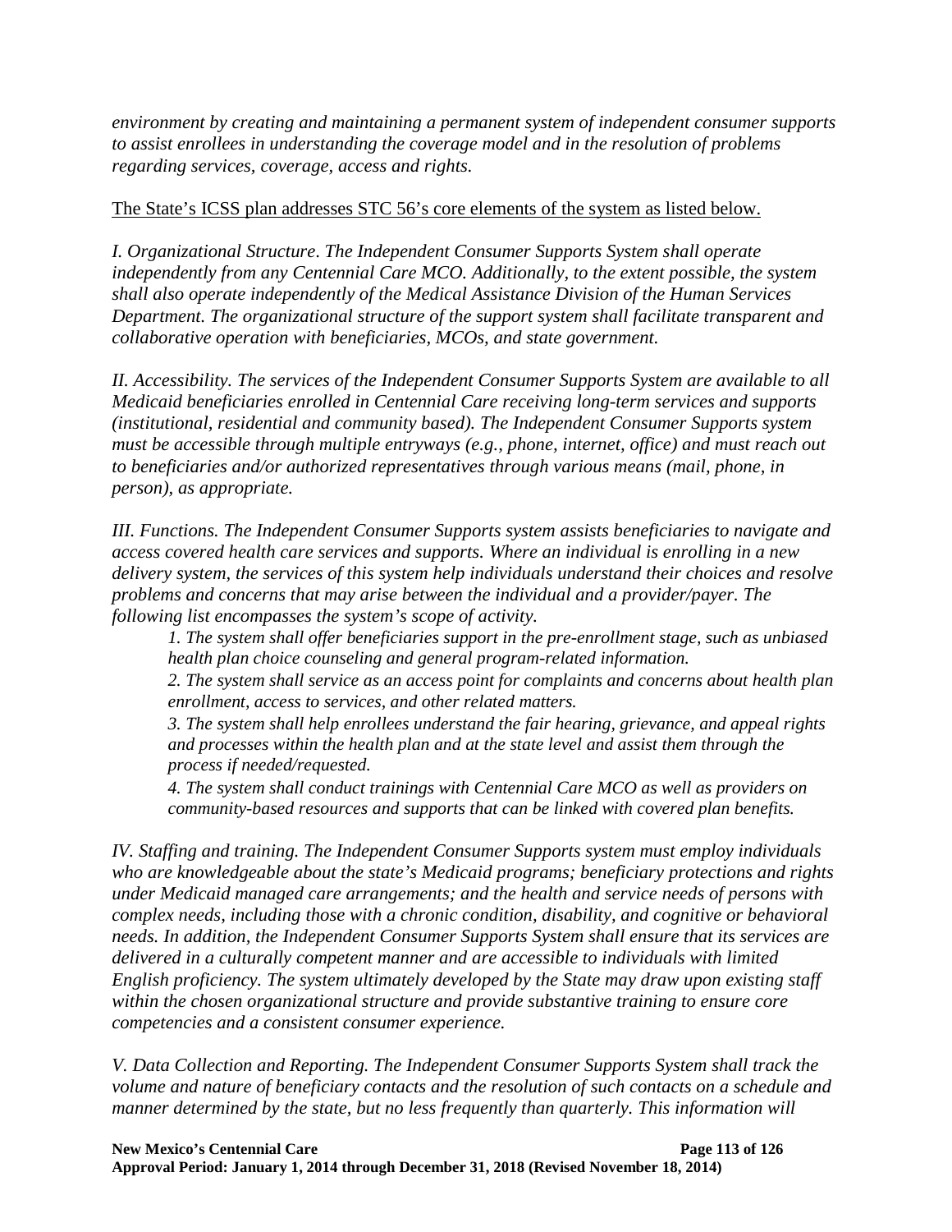*environment by creating and maintaining a permanent system of independent consumer supports to assist enrollees in understanding the coverage model and in the resolution of problems regarding services, coverage, access and rights.*

<u>The State's ICSS plan addresses STC 56's core elements of the system as listed below.</u>

*I. Organizational Structure. The Independent Consumer Supports System shall operate independently from any Centennial Care MCO. Additionally, to the extent possible, the system shall also operate independently of the Medical Assistance Division of the Human Services Department. The organizational structure of the support system shall facilitate transparent and collaborative operation with beneficiaries, MCOs, and state government.*

*II. Accessibility. The services of the Independent Consumer Supports System are available to all Medicaid beneficiaries enrolled in Centennial Care receiving long-term services and supports (institutional, residential and community based). The Independent Consumer Supports system must be accessible through multiple entryways (e.g., phone, internet, office) and must reach out to beneficiaries and/or authorized representatives through various means (mail, phone, in person), as appropriate.*

*III. Functions. The Independent Consumer Supports system assists beneficiaries to navigate and access covered health care services and supports. Where an individual is enrolling in a new delivery system, the services of this system help individuals understand their choices and resolve problems and concerns that may arise between the individual and a provider/payer. The following list encompasses the system's scope of activity.*

> *1. The system shall offer beneficiaries support in the pre-enrollment stage, such as unbiased health plan choice counseling and general program-related information.*
>
> *2. The system shall service as an access point for complaints and concerns about health plan enrollment, access to services, and other related matters.*
>
> *3. The system shall help enrollees understand the fair hearing, grievance, and appeal rights and processes within the health plan and at the state level and assist them through the process if needed/requested.*
>
> *4. The system shall conduct trainings with Centennial Care MCO as well as providers on community-based resources and supports that can be linked with covered plan benefits.*

*IV. Staffing and training. The Independent Consumer Supports system must employ individuals who are knowledgeable about the state's Medicaid programs; beneficiary protections and rights under Medicaid managed care arrangements; and the health and service needs of persons with complex needs, including those with a chronic condition, disability, and cognitive or behavioral needs. In addition, the Independent Consumer Supports System shall ensure that its services are delivered in a culturally competent manner and are accessible to individuals with limited English proficiency. The system ultimately developed by the State may draw upon existing staff within the chosen organizational structure and provide substantive training to ensure core competencies and a consistent consumer experience.*

*V. Data Collection and Reporting. The Independent Consumer Supports System shall track the volume and nature of beneficiary contacts and the resolution of such contacts on a schedule and manner determined by the state, but no less frequently than quarterly. This information will*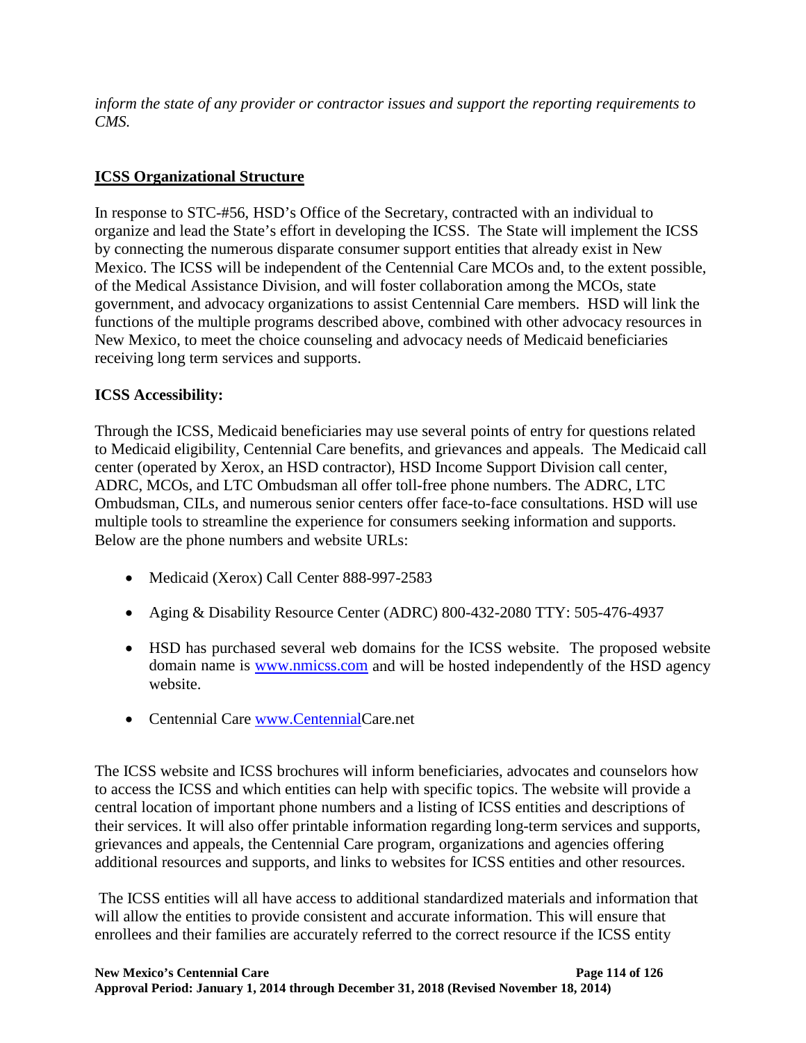*inform the state of any provider or contractor issues and support the reporting requirements to CMS.*

## ICSS Organizational Structure

In response to STC-#56, HSD's Office of the Secretary, contracted with an individual to organize and lead the State's effort in developing the ICSS. The State will implement the ICSS by connecting the numerous disparate consumer support entities that already exist in New Mexico. The ICSS will be independent of the Centennial Care MCOs and, to the extent possible, of the Medical Assistance Division, and will foster collaboration among the MCOs, state government, and advocacy organizations to assist Centennial Care members. HSD will link the functions of the multiple programs described above, combined with other advocacy resources in New Mexico, to meet the choice counseling and advocacy needs of Medicaid beneficiaries receiving long term services and supports.

### ICSS Accessibility:

Through the ICSS, Medicaid beneficiaries may use several points of entry for questions related to Medicaid eligibility, Centennial Care benefits, and grievances and appeals. The Medicaid call center (operated by Xerox, an HSD contractor), HSD Income Support Division call center, ADRC, MCOs, and LTC Ombudsman all offer toll-free phone numbers. The ADRC, LTC Ombudsman, CILs, and numerous senior centers offer face-to-face consultations. HSD will use multiple tools to streamline the experience for consumers seeking information and supports. Below are the phone numbers and website URLs:

- Medicaid (Xerox) Call Center 888-997-2583
- Aging & Disability Resource Center (ADRC) 800-432-2080 TTY: 505-476-4937
- HSD has purchased several web domains for the ICSS website. The proposed website domain name is www.nmicss.com and will be hosted independently of the HSD agency website.
- Centennial Care www.CentennialCare.net

The ICSS website and ICSS brochures will inform beneficiaries, advocates and counselors how to access the ICSS and which entities can help with specific topics. The website will provide a central location of important phone numbers and a listing of ICSS entities and descriptions of their services. It will also offer printable information regarding long-term services and supports, grievances and appeals, the Centennial Care program, organizations and agencies offering additional resources and supports, and links to websites for ICSS entities and other resources.

The ICSS entities will all have access to additional standardized materials and information that will allow the entities to provide consistent and accurate information. This will ensure that enrollees and their families are accurately referred to the correct resource if the ICSS entity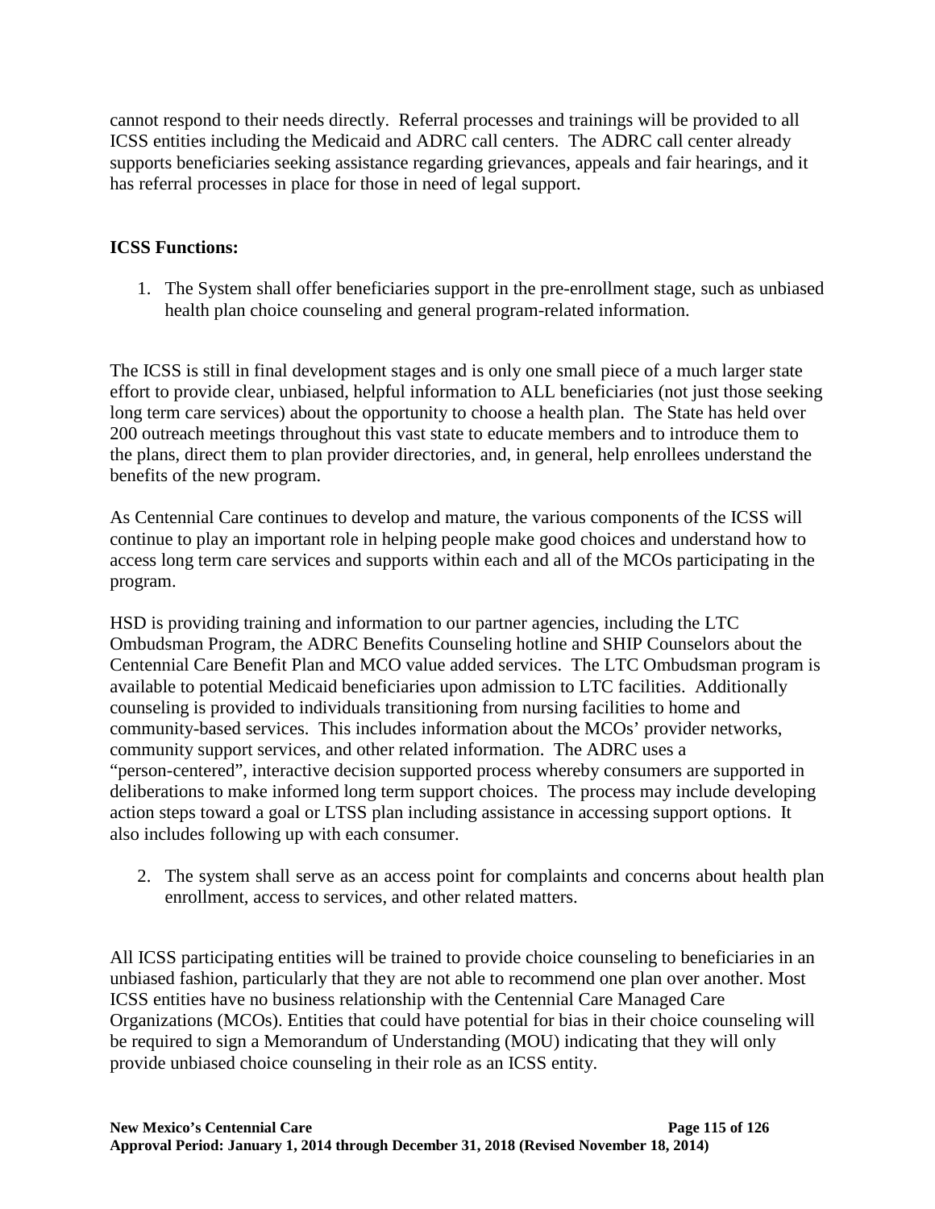cannot respond to their needs directly. Referral processes and trainings will be provided to all ICSS entities including the Medicaid and ADRC call centers. The ADRC call center already supports beneficiaries seeking assistance regarding grievances, appeals and fair hearings, and it has referral processes in place for those in need of legal support.

**ICSS Functions:**

1. The System shall offer beneficiaries support in the pre-enrollment stage, such as unbiased health plan choice counseling and general program-related information.

The ICSS is still in final development stages and is only one small piece of a much larger state effort to provide clear, unbiased, helpful information to ALL beneficiaries (not just those seeking long term care services) about the opportunity to choose a health plan. The State has held over 200 outreach meetings throughout this vast state to educate members and to introduce them to the plans, direct them to plan provider directories, and, in general, help enrollees understand the benefits of the new program.

As Centennial Care continues to develop and mature, the various components of the ICSS will continue to play an important role in helping people make good choices and understand how to access long term care services and supports within each and all of the MCOs participating in the program.

HSD is providing training and information to our partner agencies, including the LTC Ombudsman Program, the ADRC Benefits Counseling hotline and SHIP Counselors about the Centennial Care Benefit Plan and MCO value added services. The LTC Ombudsman program is available to potential Medicaid beneficiaries upon admission to LTC facilities. Additionally counseling is provided to individuals transitioning from nursing facilities to home and community-based services. This includes information about the MCOs' provider networks, community support services, and other related information. The ADRC uses a "person-centered", interactive decision supported process whereby consumers are supported in deliberations to make informed long term support choices. The process may include developing action steps toward a goal or LTSS plan including assistance in accessing support options. It also includes following up with each consumer.

2. The system shall serve as an access point for complaints and concerns about health plan enrollment, access to services, and other related matters.

All ICSS participating entities will be trained to provide choice counseling to beneficiaries in an unbiased fashion, particularly that they are not able to recommend one plan over another. Most ICSS entities have no business relationship with the Centennial Care Managed Care Organizations (MCOs). Entities that could have potential for bias in their choice counseling will be required to sign a Memorandum of Understanding (MOU) indicating that they will only provide unbiased choice counseling in their role as an ICSS entity.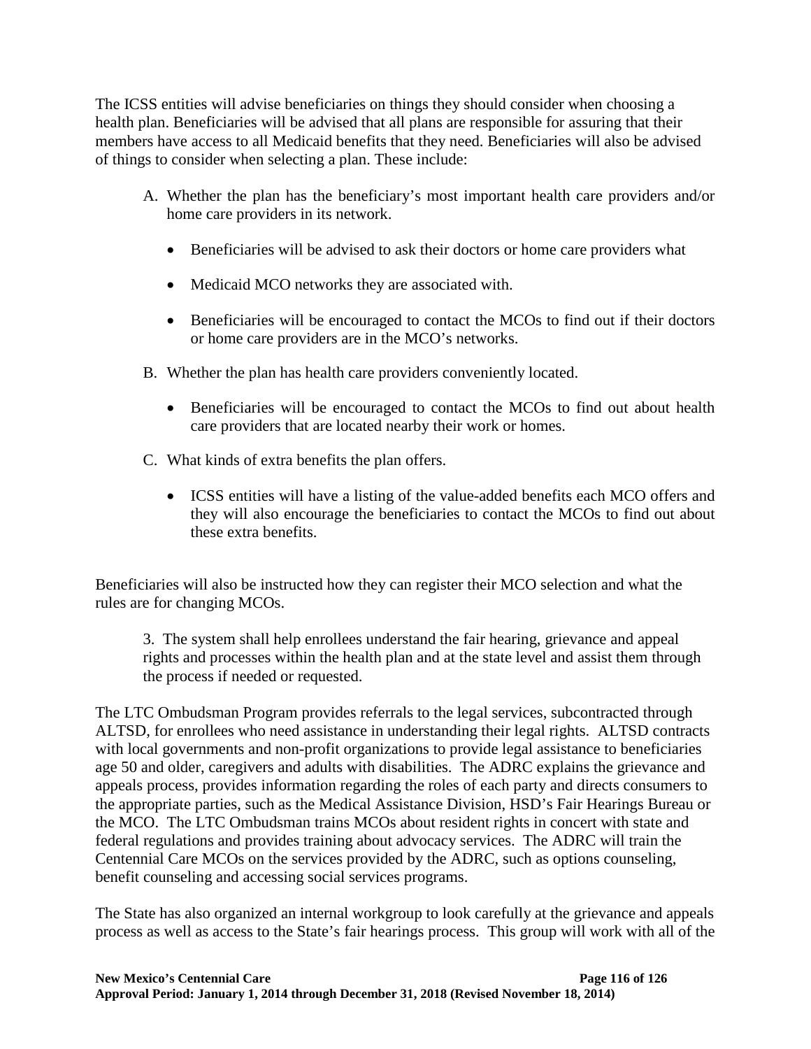The ICSS entities will advise beneficiaries on things they should consider when choosing a health plan. Beneficiaries will be advised that all plans are responsible for assuring that their members have access to all Medicaid benefits that they need. Beneficiaries will also be advised of things to consider when selecting a plan. These include:

A. Whether the plan has the beneficiary's most important health care providers and/or home care providers in its network.

    - Beneficiaries will be advised to ask their doctors or home care providers what
    - Medicaid MCO networks they are associated with.
    - Beneficiaries will be encouraged to contact the MCOs to find out if their doctors or home care providers are in the MCO's networks.

B. Whether the plan has health care providers conveniently located.

    - Beneficiaries will be encouraged to contact the MCOs to find out about health care providers that are located nearby their work or homes.

C. What kinds of extra benefits the plan offers.

    - ICSS entities will have a listing of the value-added benefits each MCO offers and they will also encourage the beneficiaries to contact the MCOs to find out about these extra benefits.

Beneficiaries will also be instructed how they can register their MCO selection and what the rules are for changing MCOs.

> 3. The system shall help enrollees understand the fair hearing, grievance and appeal rights and processes within the health plan and at the state level and assist them through the process if needed or requested.

The LTC Ombudsman Program provides referrals to the legal services, subcontracted through ALTSD, for enrollees who need assistance in understanding their legal rights. ALTSD contracts with local governments and non-profit organizations to provide legal assistance to beneficiaries age 50 and older, caregivers and adults with disabilities. The ADRC explains the grievance and appeals process, provides information regarding the roles of each party and directs consumers to the appropriate parties, such as the Medical Assistance Division, HSD's Fair Hearings Bureau or the MCO. The LTC Ombudsman trains MCOs about resident rights in concert with state and federal regulations and provides training about advocacy services. The ADRC will train the Centennial Care MCOs on the services provided by the ADRC, such as options counseling, benefit counseling and accessing social services programs.

The State has also organized an internal workgroup to look carefully at the grievance and appeals process as well as access to the State's fair hearings process. This group will work with all of the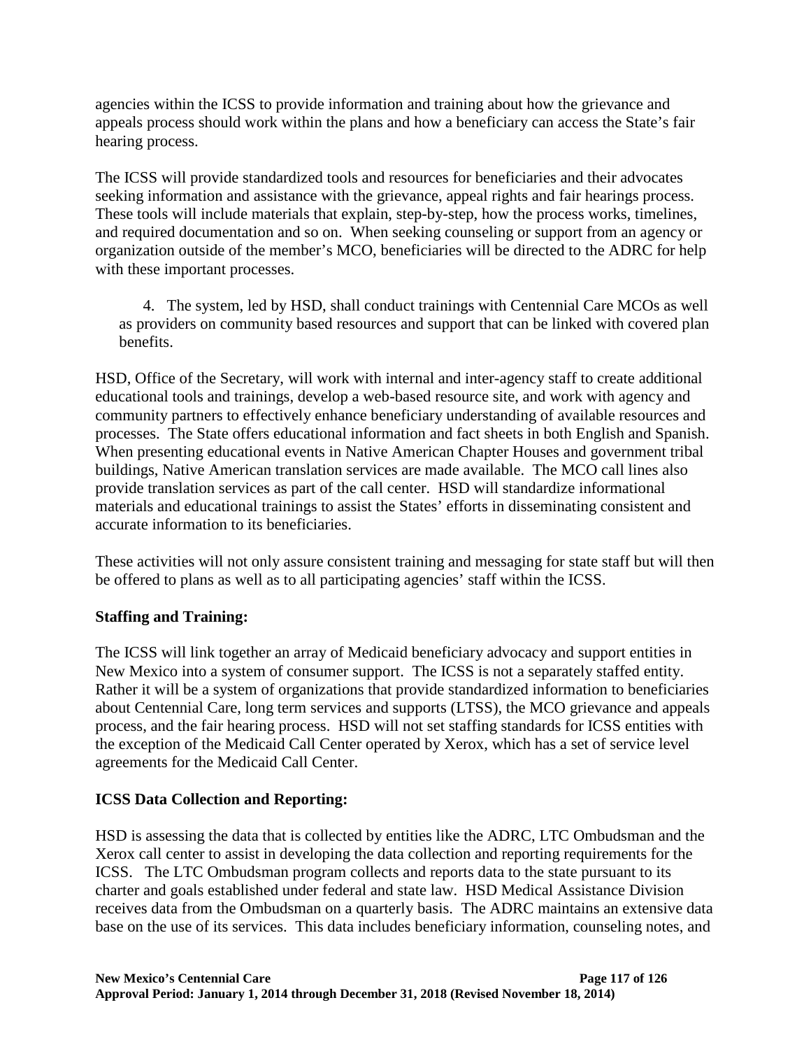agencies within the ICSS to provide information and training about how the grievance and appeals process should work within the plans and how a beneficiary can access the State's fair hearing process.

The ICSS will provide standardized tools and resources for beneficiaries and their advocates seeking information and assistance with the grievance, appeal rights and fair hearings process. These tools will include materials that explain, step-by-step, how the process works, timelines, and required documentation and so on. When seeking counseling or support from an agency or organization outside of the member's MCO, beneficiaries will be directed to the ADRC for help with these important processes.

4. The system, led by HSD, shall conduct trainings with Centennial Care MCOs as well as providers on community based resources and support that can be linked with covered plan benefits.

HSD, Office of the Secretary, will work with internal and inter-agency staff to create additional educational tools and trainings, develop a web-based resource site, and work with agency and community partners to effectively enhance beneficiary understanding of available resources and processes. The State offers educational information and fact sheets in both English and Spanish. When presenting educational events in Native American Chapter Houses and government tribal buildings, Native American translation services are made available. The MCO call lines also provide translation services as part of the call center. HSD will standardize informational materials and educational trainings to assist the States' efforts in disseminating consistent and accurate information to its beneficiaries.

These activities will not only assure consistent training and messaging for state staff but will then be offered to plans as well as to all participating agencies' staff within the ICSS.

**Staffing and Training:**

The ICSS will link together an array of Medicaid beneficiary advocacy and support entities in New Mexico into a system of consumer support. The ICSS is not a separately staffed entity. Rather it will be a system of organizations that provide standardized information to beneficiaries about Centennial Care, long term services and supports (LTSS), the MCO grievance and appeals process, and the fair hearing process. HSD will not set staffing standards for ICSS entities with the exception of the Medicaid Call Center operated by Xerox, which has a set of service level agreements for the Medicaid Call Center.

**ICSS Data Collection and Reporting:**

HSD is assessing the data that is collected by entities like the ADRC, LTC Ombudsman and the Xerox call center to assist in developing the data collection and reporting requirements for the ICSS. The LTC Ombudsman program collects and reports data to the state pursuant to its charter and goals established under federal and state law. HSD Medical Assistance Division receives data from the Ombudsman on a quarterly basis. The ADRC maintains an extensive data base on the use of its services. This data includes beneficiary information, counseling notes, and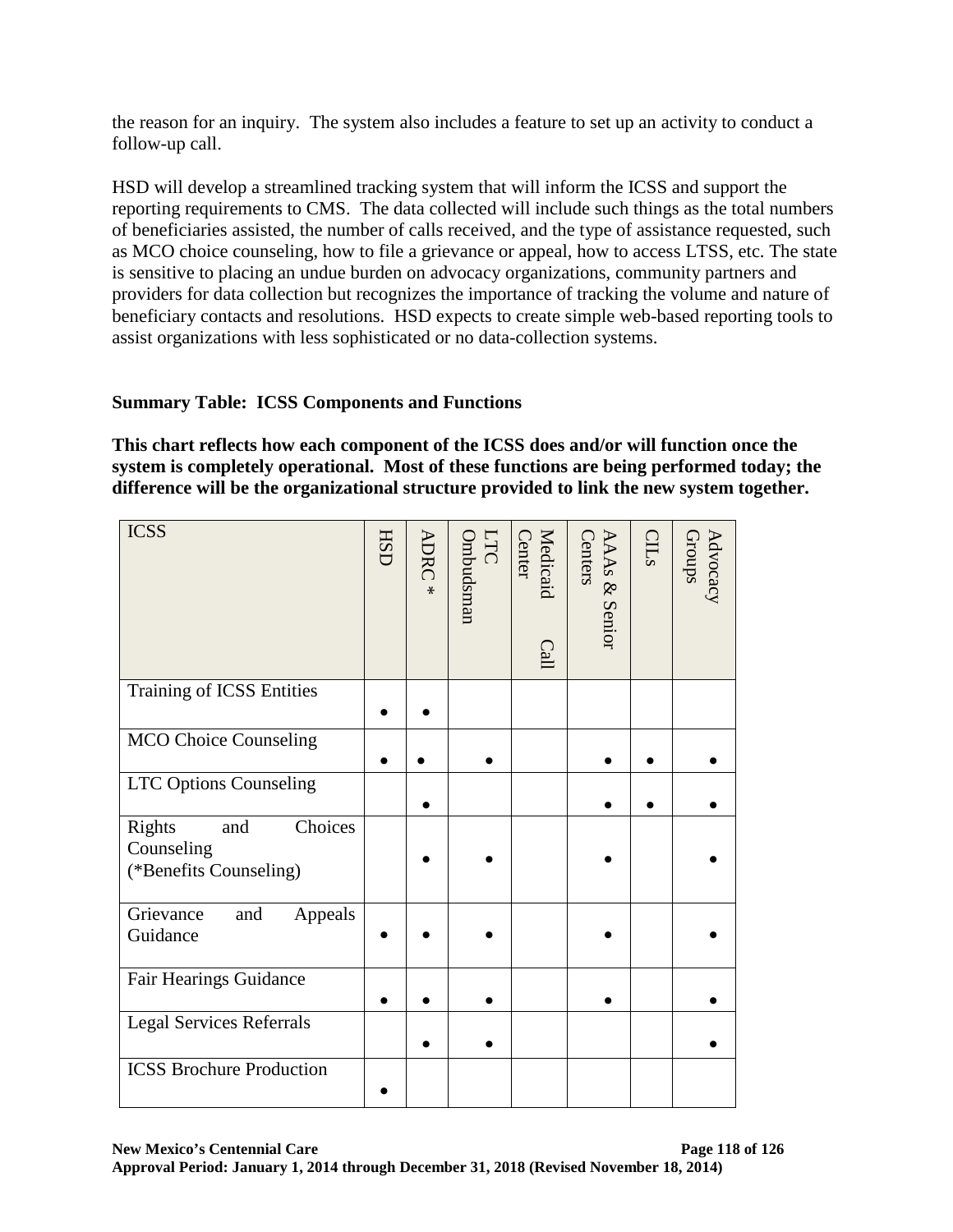the reason for an inquiry.  The system also includes a feature to set up an activity to conduct a follow-up call.

HSD will develop a streamlined tracking system that will inform the ICSS and support the reporting requirements to CMS.  The data collected will include such things as the total numbers of beneficiaries assisted, the number of calls received, and the type of assistance requested, such as MCO choice counseling, how to file a grievance or appeal, how to access LTSS, etc. The state is sensitive to placing an undue burden on advocacy organizations, community partners and providers for data collection but recognizes the importance of tracking the volume and nature of beneficiary contacts and resolutions.  HSD expects to create simple web-based reporting tools to assist organizations with less sophisticated or no data-collection systems.

**Summary Table:  ICSS Components and Functions**

**This chart reflects how each component of the ICSS does and/or will function once the system is completely operational.  Most of these functions are being performed today; the difference will be the organizational structure provided to link the new system together.**

| ICSS | HSD | ADRC * | LTC Ombudsman | Medicaid Call Center | AAAs & Senior Centers | CILs | Advocacy Groups |
|---|---|---|---|---|---|---|---|
| Training of ICSS Entities | ● | ● | | | | | |
| MCO Choice Counseling | ● | ● | ● | | ● | ● | ● |
| LTC Options Counseling | | ● | | | ● | ● | ● |
| Rights and Choices Counseling (*Benefits Counseling) | | ● | ● | | ● | | ● |
| Grievance and Appeals Guidance | ● | ● | ● | | ● | | ● |
| Fair Hearings Guidance | ● | ● | ● | | ● | | ● |
| Legal Services Referrals | | ● | ● | | | | ● |
| ICSS Brochure Production | ● | | | | | | |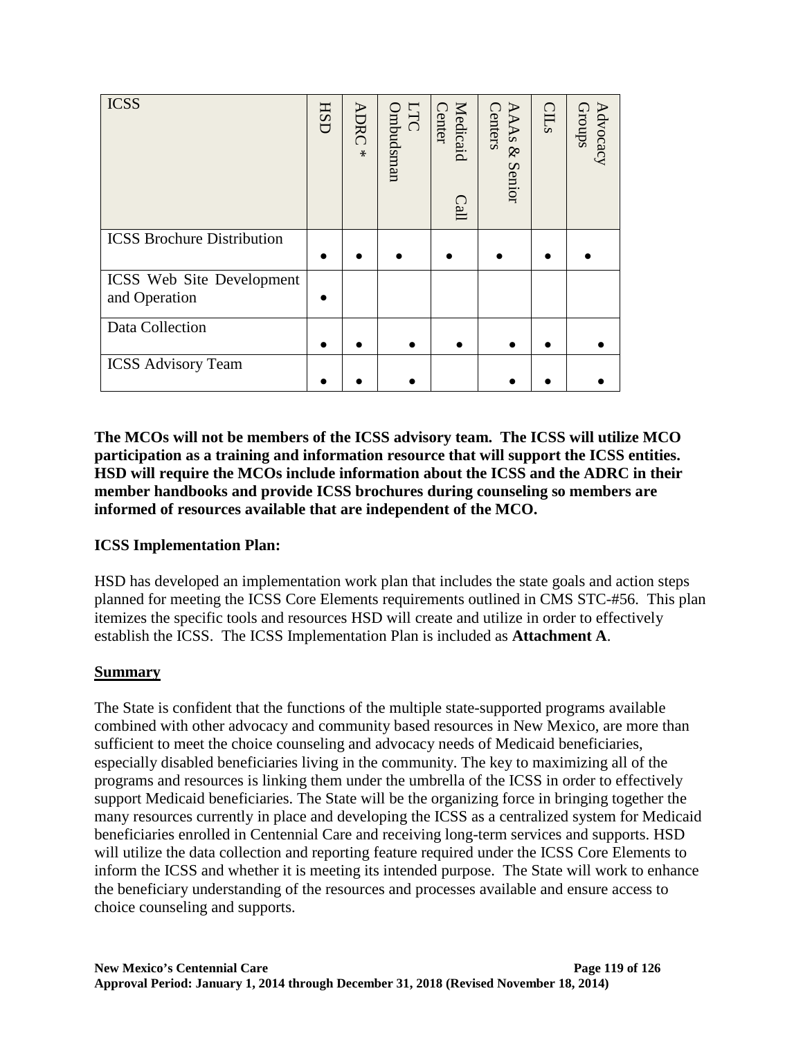| ICSS | HSD | ADRC * | LTC Ombudsman | Medicaid Call Center | AAAs & Senior Centers | CILs | Advocacy Groups |
|---|---|---|---|---|---|---|---|
| ICSS Brochure Distribution | ● | ● | ● | ● | ● | ● | ● |
| ICSS Web Site Development and Operation | ● | | | | | | |
| Data Collection | ● | ● | ● | ● | ● | ● | ● |
| ICSS Advisory Team | ● | ● | ● | | ● | ● | ● |

**The MCOs will not be members of the ICSS advisory team. The ICSS will utilize MCO participation as a training and information resource that will support the ICSS entities. HSD will require the MCOs include information about the ICSS and the ADRC in their member handbooks and provide ICSS brochures during counseling so members are informed of resources available that are independent of the MCO.**

**ICSS Implementation Plan:**

HSD has developed an implementation work plan that includes the state goals and action steps planned for meeting the ICSS Core Elements requirements outlined in CMS STC-#56. This plan itemizes the specific tools and resources HSD will create and utilize in order to effectively establish the ICSS. The ICSS Implementation Plan is included as **Attachment A**.

**Summary**

The State is confident that the functions of the multiple state-supported programs available combined with other advocacy and community based resources in New Mexico, are more than sufficient to meet the choice counseling and advocacy needs of Medicaid beneficiaries, especially disabled beneficiaries living in the community. The key to maximizing all of the programs and resources is linking them under the umbrella of the ICSS in order to effectively support Medicaid beneficiaries. The State will be the organizing force in bringing together the many resources currently in place and developing the ICSS as a centralized system for Medicaid beneficiaries enrolled in Centennial Care and receiving long-term services and supports. HSD will utilize the data collection and reporting feature required under the ICSS Core Elements to inform the ICSS and whether it is meeting its intended purpose. The State will work to enhance the beneficiary understanding of the resources and processes available and ensure access to choice counseling and supports.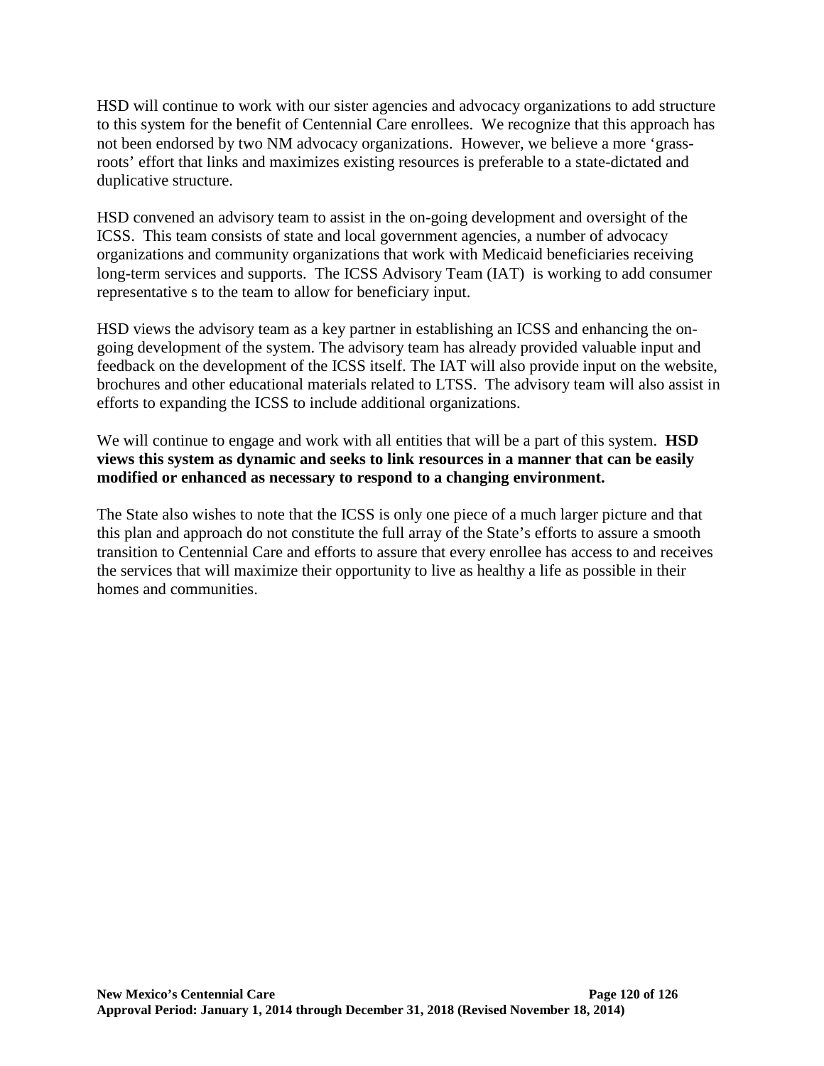HSD will continue to work with our sister agencies and advocacy organizations to add structure to this system for the benefit of Centennial Care enrollees. We recognize that this approach has not been endorsed by two NM advocacy organizations. However, we believe a more 'grass-roots' effort that links and maximizes existing resources is preferable to a state-dictated and duplicative structure.

HSD convened an advisory team to assist in the on-going development and oversight of the ICSS. This team consists of state and local government agencies, a number of advocacy organizations and community organizations that work with Medicaid beneficiaries receiving long-term services and supports. The ICSS Advisory Team (IAT) is working to add consumer representative s to the team to allow for beneficiary input.

HSD views the advisory team as a key partner in establishing an ICSS and enhancing the on-going development of the system. The advisory team has already provided valuable input and feedback on the development of the ICSS itself. The IAT will also provide input on the website, brochures and other educational materials related to LTSS. The advisory team will also assist in efforts to expanding the ICSS to include additional organizations.

We will continue to engage and work with all entities that will be a part of this system. **HSD views this system as dynamic and seeks to link resources in a manner that can be easily modified or enhanced as necessary to respond to a changing environment.**

The State also wishes to note that the ICSS is only one piece of a much larger picture and that this plan and approach do not constitute the full array of the State's efforts to assure a smooth transition to Centennial Care and efforts to assure that every enrollee has access to and receives the services that will maximize their opportunity to live as healthy a life as possible in their homes and communities.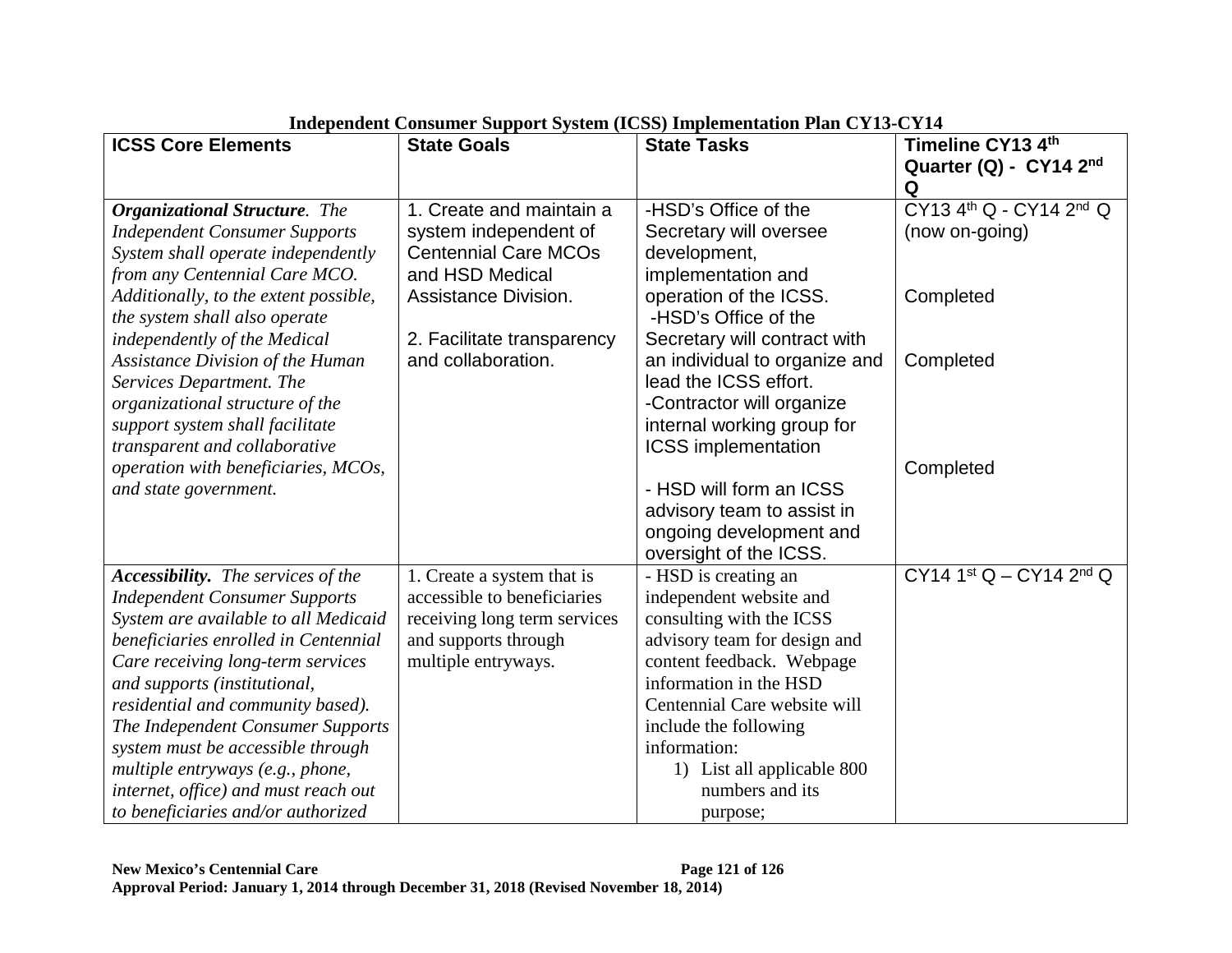**Independent Consumer Support System (ICSS) Implementation Plan CY13-CY14**

| ICSS Core Elements | State Goals | State Tasks | Timeline CY13 4th Quarter (Q) - CY14 2nd Q |
|---|---|---|---|
| ***Organizational Structure***. *The Independent Consumer Supports System shall operate independently from any Centennial Care MCO. Additionally, to the extent possible, the system shall also operate independently of the Medical Assistance Division of the Human Services Department. The organizational structure of the support system shall facilitate transparent and collaborative operation with beneficiaries, MCOs, and state government.* | 1. Create and maintain a system independent of Centennial Care MCOs and HSD Medical Assistance Division.<br><br>2. Facilitate transparency and collaboration. | -HSD's Office of the Secretary will oversee development, implementation and operation of the ICSS.<br>-HSD's Office of the Secretary will contract with an individual to organize and lead the ICSS effort.<br>-Contractor will organize internal working group for ICSS implementation<br><br>- HSD will form an ICSS advisory team to assist in ongoing development and oversight of the ICSS. | CY13 4th Q - CY14 2nd Q (now on-going)<br><br>Completed<br><br>Completed<br><br>Completed |
| ***Accessibility***. *The services of the Independent Consumer Supports System are available to all Medicaid beneficiaries enrolled in Centennial Care receiving long-term services and supports (institutional, residential and community based). The Independent Consumer Supports system must be accessible through multiple entryways (e.g., phone, internet, office) and must reach out to beneficiaries and/or authorized* | 1. Create a system that is accessible to beneficiaries receiving long term services and supports through multiple entryways. | - HSD is creating an independent website and consulting with the ICSS advisory team for design and content feedback. Webpage information in the HSD Centennial Care website will include the following information:<br>1) List all applicable 800 numbers and its purpose; | CY14 1st Q – CY14 2nd Q |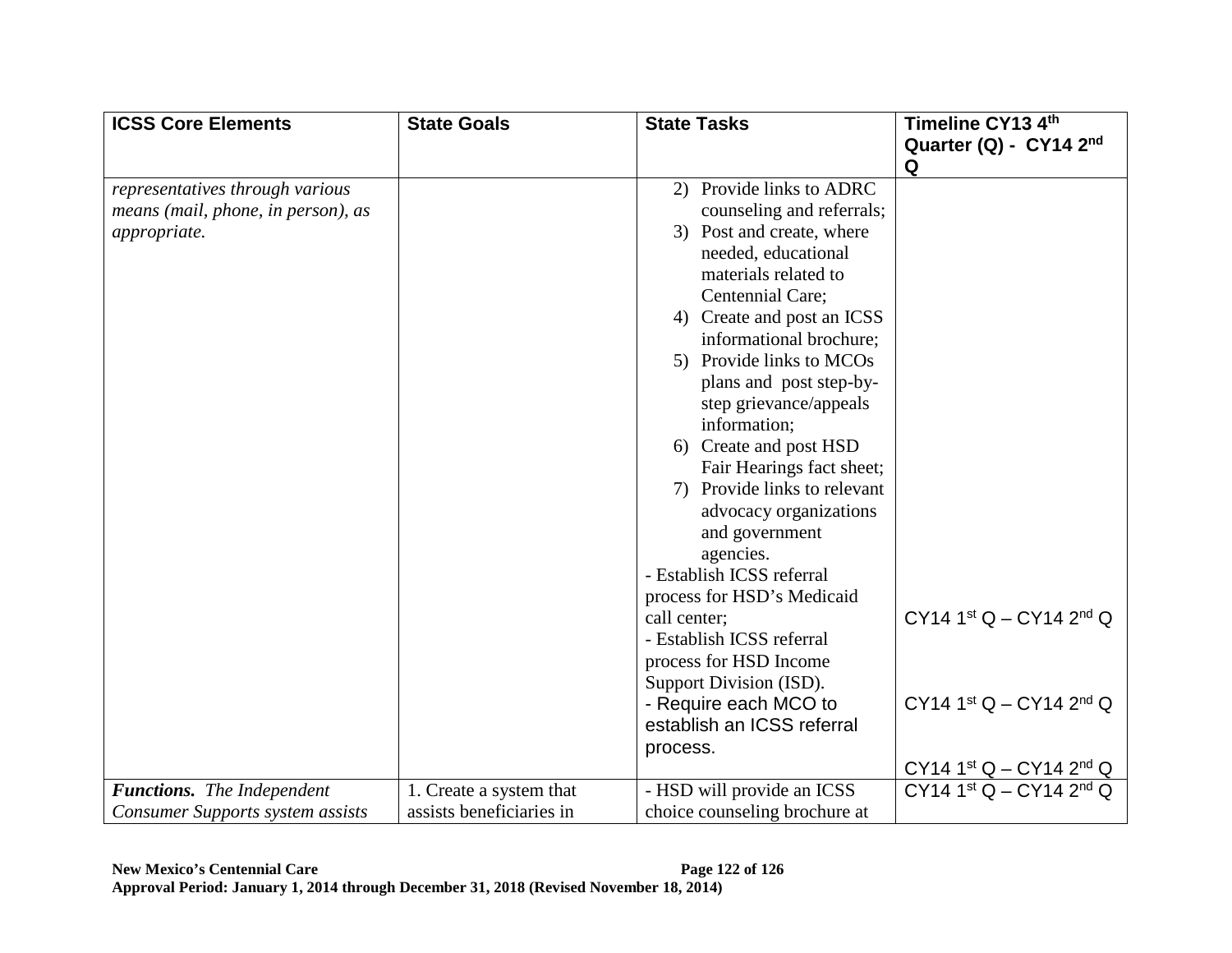| ICSS Core Elements | State Goals | State Tasks | Timeline CY13 4th Quarter (Q) - CY14 2nd Q |
|---|---|---|---|
| *representatives through various means (mail, phone, in person), as appropriate.* | | 2) Provide links to ADRC counseling and referrals;<br>3) Post and create, where needed, educational materials related to Centennial Care;<br>4) Create and post an ICSS informational brochure;<br>5) Provide links to MCOs plans and post step-by-step grievance/appeals information;<br>6) Create and post HSD Fair Hearings fact sheet;<br>7) Provide links to relevant advocacy organizations and government agencies.<br>- Establish ICSS referral process for HSD's Medicaid call center;<br>- Establish ICSS referral process for HSD Income Support Division (ISD).<br>- Require each MCO to establish an ICSS referral process. | CY14 1st Q – CY14 2nd Q<br><br>CY14 1st Q – CY14 2nd Q<br><br>CY14 1st Q – CY14 2nd Q |
| ***Functions.*** *The Independent Consumer Supports system assists* | 1. Create a system that assists beneficiaries in | - HSD will provide an ICSS choice counseling brochure at | CY14 1st Q – CY14 2nd Q |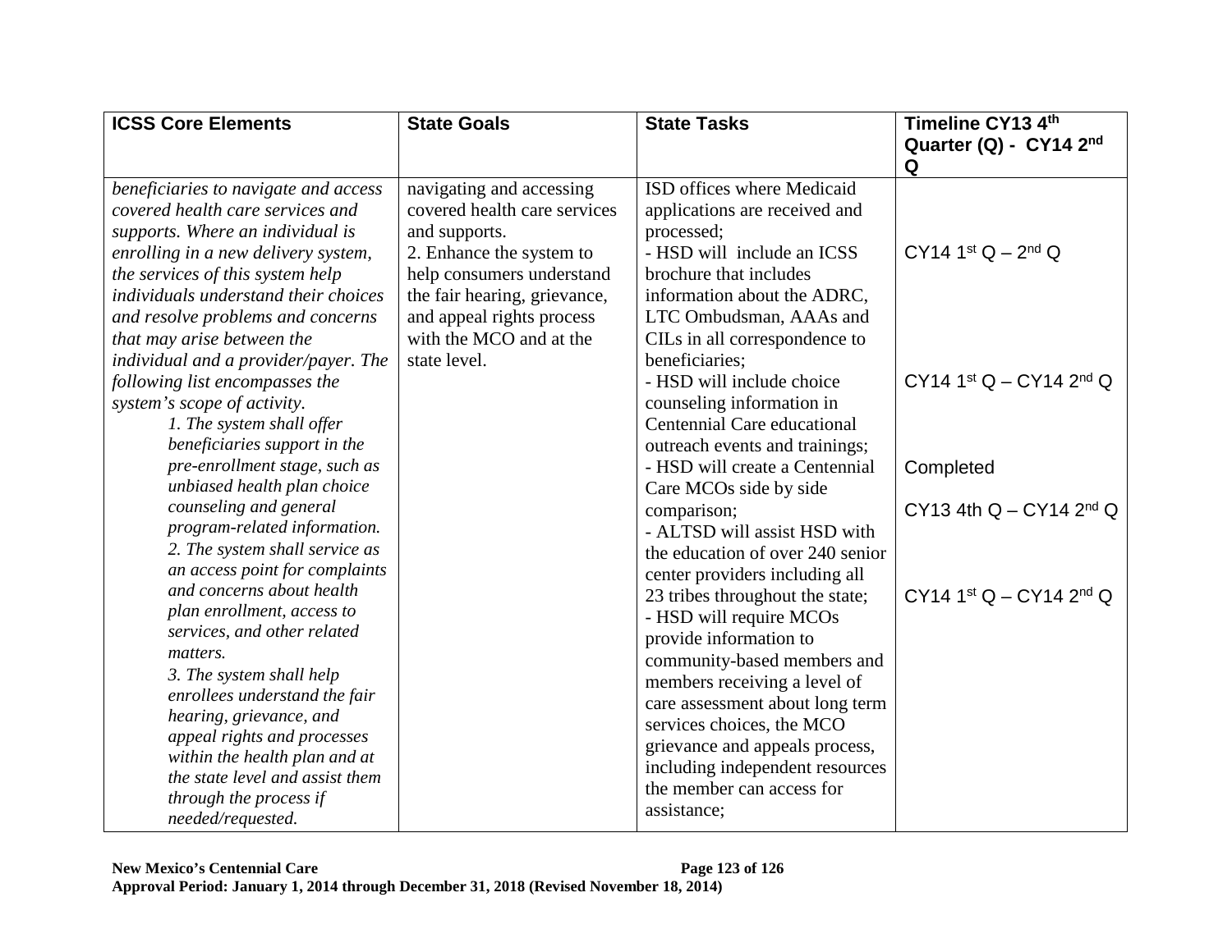| ICSS Core Elements | State Goals | State Tasks | Timeline CY13 4th Quarter (Q) - CY14 2nd Q |
|---|---|---|---|
| *beneficiaries to navigate and access covered health care services and supports. Where an individual is enrolling in a new delivery system, the services of this system help individuals understand their choices and resolve problems and concerns that may arise between the individual and a provider/payer. The following list encompasses the system's scope of activity.*<br>*1. The system shall offer beneficiaries support in the pre-enrollment stage, such as unbiased health plan choice counseling and general program-related information.*<br>*2. The system shall service as an access point for complaints and concerns about health plan enrollment, access to services, and other related matters.*<br>*3. The system shall help enrollees understand the fair hearing, grievance, and appeal rights and processes within the health plan and at the state level and assist them through the process if needed/requested.* | navigating and accessing covered health care services and supports.<br>2. Enhance the system to help consumers understand the fair hearing, grievance, and appeal rights process with the MCO and at the state level. | ISD offices where Medicaid applications are received and processed;<br>- HSD will include an ICSS brochure that includes information about the ADRC, LTC Ombudsman, AAAs and CILs in all correspondence to beneficiaries;<br>- HSD will include choice counseling information in Centennial Care educational outreach events and trainings;<br>- HSD will create a Centennial Care MCOs side by side comparison;<br>- ALTSD will assist HSD with the education of over 240 senior center providers including all 23 tribes throughout the state;<br>- HSD will require MCOs provide information to community-based members and members receiving a level of care assessment about long term services choices, the MCO grievance and appeals process, including independent resources the member can access for assistance; | CY14 1st Q – 2nd Q<br><br>CY14 1st Q – CY14 2nd Q<br><br>Completed<br><br>CY13 4th Q – CY14 2nd Q<br><br>CY14 1st Q – CY14 2nd Q |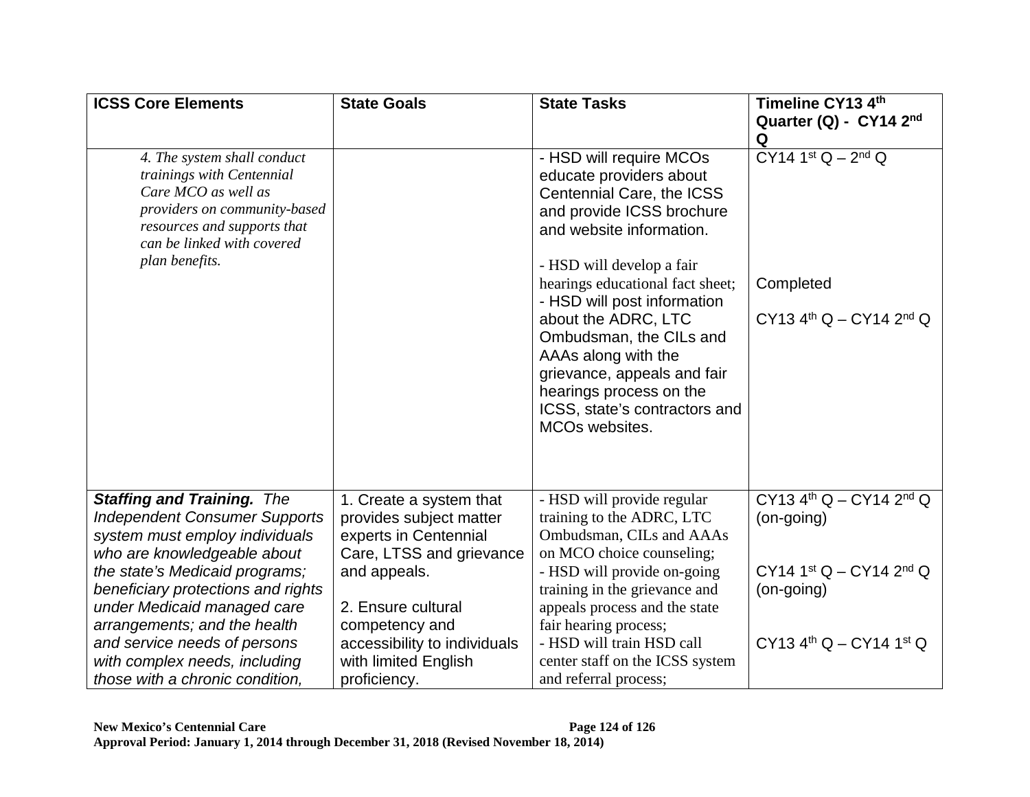| ICSS Core Elements | State Goals | State Tasks | Timeline CY13 4th Quarter (Q) - CY14 2nd Q |
|---|---|---|---|
| *4. The system shall conduct trainings with Centennial Care MCO as well as providers on community-based resources and supports that can be linked with covered plan benefits.* | | - HSD will require MCOs educate providers about Centennial Care, the ICSS and provide ICSS brochure and website information.<br><br>- HSD will develop a fair hearings educational fact sheet;<br>- HSD will post information about the ADRC, LTC Ombudsman, the CILs and AAAs along with the grievance, appeals and fair hearings process on the ICSS, state's contractors and MCOs websites. | CY14 1st Q – 2nd Q<br><br>Completed<br><br>CY13 4th Q – CY14 2nd Q |
| ***Staffing and Training.*** *The Independent Consumer Supports system must employ individuals who are knowledgeable about the state's Medicaid programs; beneficiary protections and rights under Medicaid managed care arrangements; and the health and service needs of persons with complex needs, including those with a chronic condition,* | 1. Create a system that provides subject matter experts in Centennial Care, LTSS and grievance and appeals.<br><br>2. Ensure cultural competency and accessibility to individuals with limited English proficiency. | - HSD will provide regular training to the ADRC, LTC Ombudsman, CILs and AAAs on MCO choice counseling;<br>- HSD will provide on-going training in the grievance and appeals process and the state fair hearing process;<br>- HSD will train HSD call center staff on the ICSS system and referral process; | CY13 4th Q – CY14 2nd Q (on-going)<br><br>CY14 1st Q – CY14 2nd Q (on-going)<br><br>CY13 4th Q – CY14 1st Q |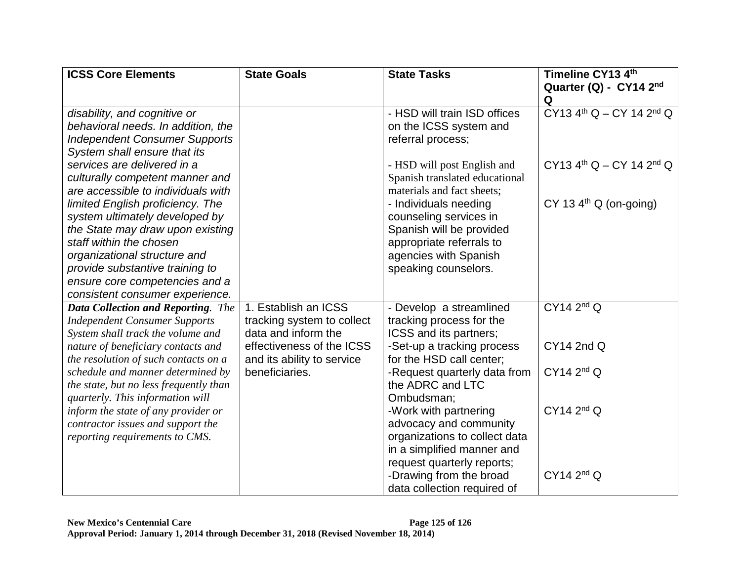| ICSS Core Elements | State Goals | State Tasks | Timeline CY13 4th Quarter (Q) - CY14 2nd Q |
|---|---|---|---|
| *disability, and cognitive or behavioral needs. In addition, the Independent Consumer Supports System shall ensure that its services are delivered in a culturally competent manner and are accessible to individuals with limited English proficiency. The system ultimately developed by the State may draw upon existing staff within the chosen organizational structure and provide substantive training to ensure core competencies and a consistent consumer experience.* | | - HSD will train ISD offices on the ICSS system and referral process;<br><br>- HSD will post English and Spanish translated educational materials and fact sheets;<br>- Individuals needing counseling services in Spanish will be provided appropriate referrals to agencies with Spanish speaking counselors. | CY13 4th Q – CY 14 2nd Q<br><br>CY13 4th Q – CY 14 2nd Q<br><br>CY 13 4th Q (on-going) |
| ***Data Collection and Reporting**. The Independent Consumer Supports System shall track the volume and nature of beneficiary contacts and the resolution of such contacts on a schedule and manner determined by the state, but no less frequently than quarterly. This information will inform the state of any provider or contractor issues and support the reporting requirements to CMS.* | 1. Establish an ICSS tracking system to collect data and inform the effectiveness of the ICSS and its ability to service beneficiaries. | - Develop a streamlined tracking process for the ICSS and its partners;<br>-Set-up a tracking process for the HSD call center;<br>-Request quarterly data from the ADRC and LTC Ombudsman;<br>-Work with partnering advocacy and community organizations to collect data in a simplified manner and request quarterly reports;<br>-Drawing from the broad data collection required of | CY14 2nd Q<br><br>CY14 2nd Q<br><br>CY14 2nd Q<br><br>CY14 2nd Q<br><br>CY14 2nd Q |

**New Mexico's Centennial Care**
**Approval Period: January 1, 2014 through December 31, 2018 (Revised November 18, 2014)**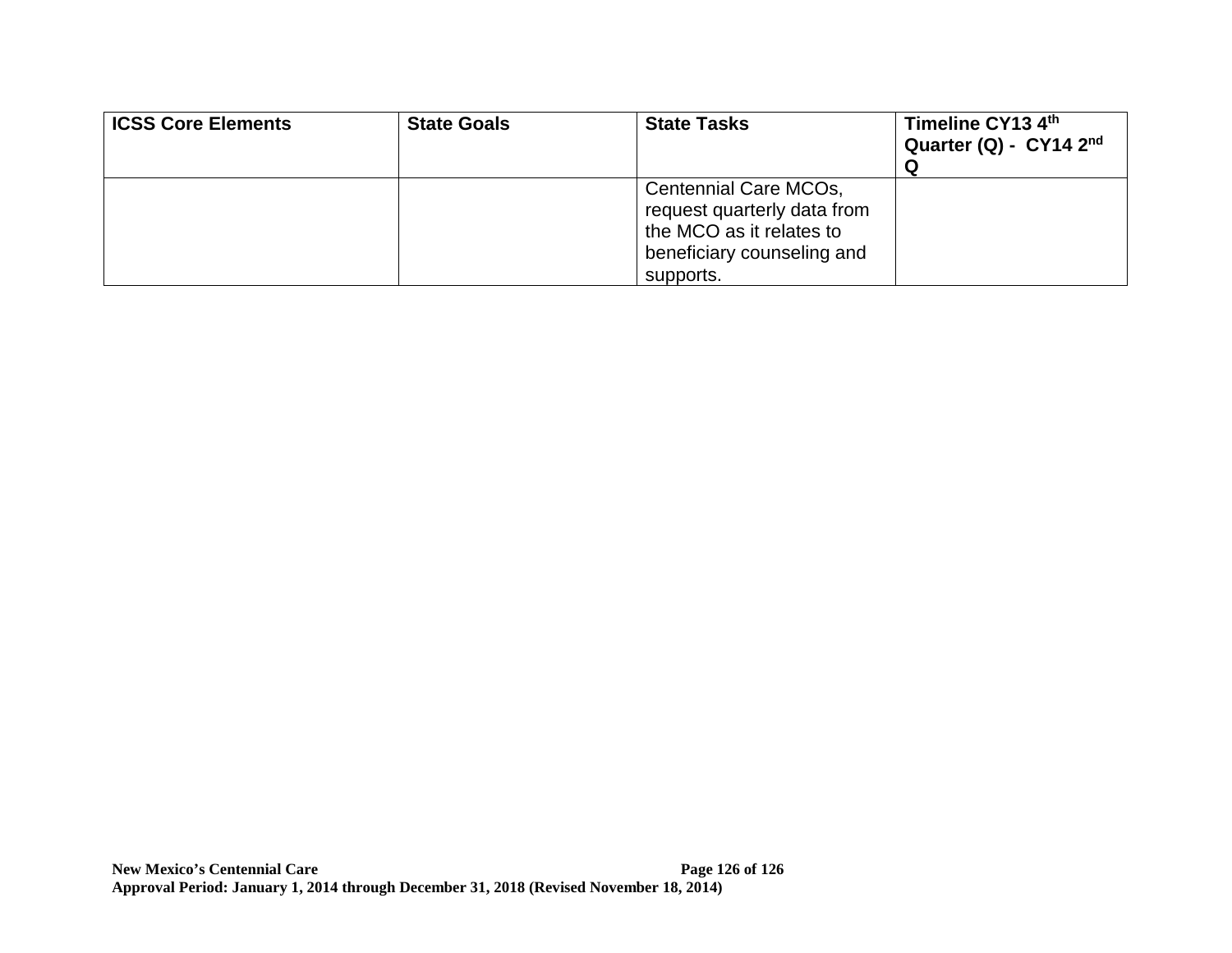| ICSS Core Elements | State Goals | State Tasks | Timeline CY13 4th Quarter (Q) - CY14 2nd Q |
|---|---|---|---|
| | | Centennial Care MCOs, request quarterly data from the MCO as it relates to beneficiary counseling and supports. | |